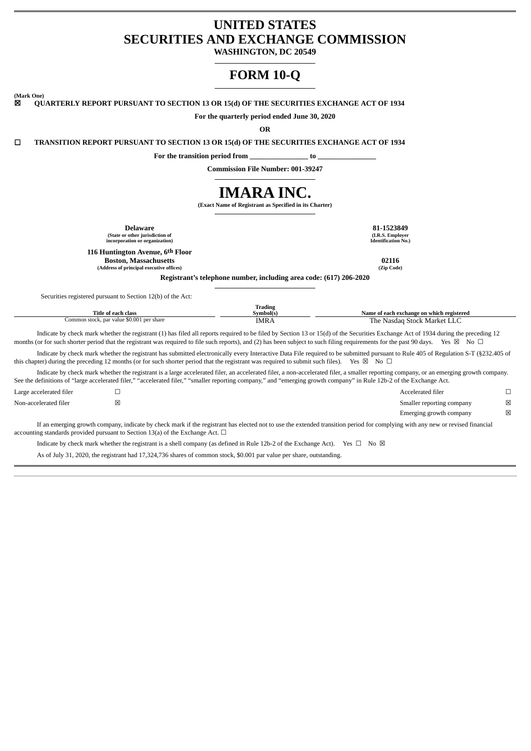# UNITED STATES SECURITIES AND EXCHANGE COMMISSION

**WASHINGTON, DC 20549**

# FORM 10-Q

**(Mark One)**

☒ **QUARTERLY REPORT PURSUANT TO SECTION 13 OR 15(d) OF THE SECURITIES EXCHANGE ACT OF 1934**

**For the quarterly period ended June 30, 2020**

**OR**

☐ **TRANSITION REPORT PURSUANT TO SECTION 13 OR 15(d) OF THE SECURITIES EXCHANGE ACT OF 1934**

**For the transition period from \_\_\_\_\_\_\_\_\_\_\_\_\_\_\_\_ to \_\_\_\_\_\_\_\_\_\_\_\_\_\_\_\_**

**Commission File Number: 001-39247**

# IMARA INC.

**(Exact Name of Registrant as Specified in its Charter)**

| **Delaware** | **81-1523849** |
|---|---|
| **(State or other jurisdiction of incorporation or organization)** | **(I.R.S. Employer Identification No.)** |
| **116 Huntington Avenue, 6th Floor Boston, Massachusetts** | **02116** |
| **(Address of principal executive offices)** | **(Zip Code)** |

**Registrant's telephone number, including area code: (617) 206-2020**

Securities registered pursuant to Section 12(b) of the Act:

| Title of each class | Trading Symbol(s) | Name of each exchange on which registered |
|---|---|---|
| Common stock, par value $0.001 per share | IMRA | The Nasdaq Stock Market LLC |

Indicate by check mark whether the registrant (1) has filed all reports required to be filed by Section 13 or 15(d) of the Securities Exchange Act of 1934 during the preceding 12 months (or for such shorter period that the registrant was required to file such reports), and (2) has been subject to such filing requirements for the past 90 days. Yes ☒ No ☐

Indicate by check mark whether the registrant has submitted electronically every Interactive Data File required to be submitted pursuant to Rule 405 of Regulation S-T (§232.405 of this chapter) during the preceding 12 months (or for such shorter period that the registrant was required to submit such files). Yes ☒ No ☐

Indicate by check mark whether the registrant is a large accelerated filer, an accelerated filer, a non-accelerated filer, a smaller reporting company, or an emerging growth company. See the definitions of "large accelerated filer," "accelerated filer," "smaller reporting company," and "emerging growth company" in Rule 12b-2 of the Exchange Act.

| | | | |
|---|---|---|---|
| Large accelerated filer | ☐ | Accelerated filer | ☐ |
| Non-accelerated filer | ☒ | Smaller reporting company | ☒ |
| | | Emerging growth company | ☒ |

If an emerging growth company, indicate by check mark if the registrant has elected not to use the extended transition period for complying with any new or revised financial accounting standards provided pursuant to Section 13(a) of the Exchange Act. ☐

Indicate by check mark whether the registrant is a shell company (as defined in Rule 12b-2 of the Exchange Act). Yes ☐ No ☒

As of July 31, 2020, the registrant had 17,324,736 shares of common stock, $0.001 par value per share, outstanding.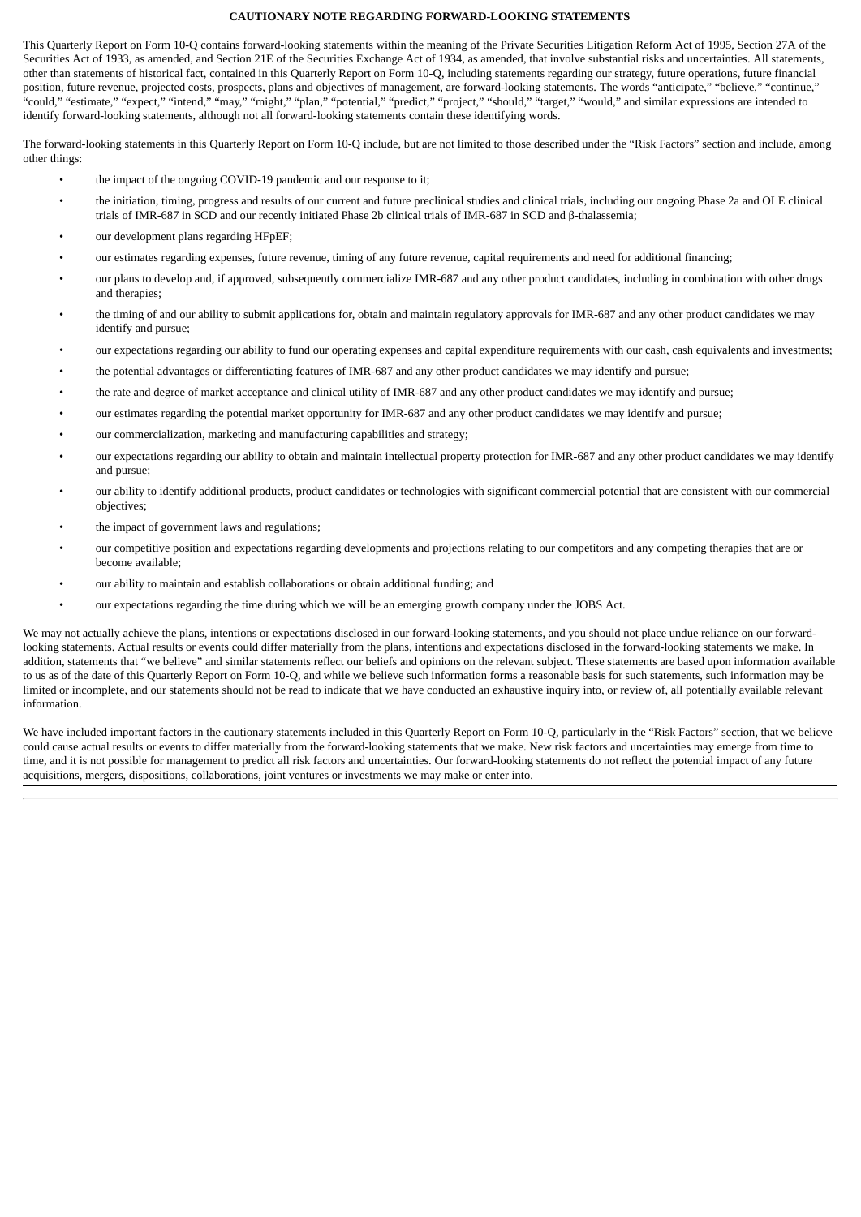## CAUTIONARY NOTE REGARDING FORWARD-LOOKING STATEMENTS

This Quarterly Report on Form 10-Q contains forward-looking statements within the meaning of the Private Securities Litigation Reform Act of 1995, Section 27A of the Securities Act of 1933, as amended, and Section 21E of the Securities Exchange Act of 1934, as amended, that involve substantial risks and uncertainties. All statements, other than statements of historical fact, contained in this Quarterly Report on Form 10-Q, including statements regarding our strategy, future operations, future financial position, future revenue, projected costs, prospects, plans and objectives of management, are forward-looking statements. The words "anticipate," "believe," "continue," "could," "estimate," "expect," "intend," "may," "might," "plan," "potential," "predict," "project," "should," "target," "would," and similar expressions are intended to identify forward-looking statements, although not all forward-looking statements contain these identifying words.

The forward-looking statements in this Quarterly Report on Form 10-Q include, but are not limited to those described under the "Risk Factors" section and include, among other things:

- the impact of the ongoing COVID-19 pandemic and our response to it;
- the initiation, timing, progress and results of our current and future preclinical studies and clinical trials, including our ongoing Phase 2a and OLE clinical trials of IMR-687 in SCD and our recently initiated Phase 2b clinical trials of IMR-687 in SCD and β-thalassemia;
- our development plans regarding HFpEF;
- our estimates regarding expenses, future revenue, timing of any future revenue, capital requirements and need for additional financing;
- our plans to develop and, if approved, subsequently commercialize IMR-687 and any other product candidates, including in combination with other drugs and therapies;
- the timing of and our ability to submit applications for, obtain and maintain regulatory approvals for IMR-687 and any other product candidates we may identify and pursue;
- our expectations regarding our ability to fund our operating expenses and capital expenditure requirements with our cash, cash equivalents and investments;
- the potential advantages or differentiating features of IMR-687 and any other product candidates we may identify and pursue;
- the rate and degree of market acceptance and clinical utility of IMR-687 and any other product candidates we may identify and pursue;
- our estimates regarding the potential market opportunity for IMR-687 and any other product candidates we may identify and pursue;
- our commercialization, marketing and manufacturing capabilities and strategy;
- our expectations regarding our ability to obtain and maintain intellectual property protection for IMR-687 and any other product candidates we may identify and pursue;
- our ability to identify additional products, product candidates or technologies with significant commercial potential that are consistent with our commercial objectives;
- the impact of government laws and regulations;
- our competitive position and expectations regarding developments and projections relating to our competitors and any competing therapies that are or become available;
- our ability to maintain and establish collaborations or obtain additional funding; and
- our expectations regarding the time during which we will be an emerging growth company under the JOBS Act.

We may not actually achieve the plans, intentions or expectations disclosed in our forward-looking statements, and you should not place undue reliance on our forward-looking statements. Actual results or events could differ materially from the plans, intentions and expectations disclosed in the forward-looking statements we make. In addition, statements that "we believe" and similar statements reflect our beliefs and opinions on the relevant subject. These statements are based upon information available to us as of the date of this Quarterly Report on Form 10-Q, and while we believe such information forms a reasonable basis for such statements, such information may be limited or incomplete, and our statements should not be read to indicate that we have conducted an exhaustive inquiry into, or review of, all potentially available relevant information.

We have included important factors in the cautionary statements included in this Quarterly Report on Form 10-Q, particularly in the "Risk Factors" section, that we believe could cause actual results or events to differ materially from the forward-looking statements that we make. New risk factors and uncertainties may emerge from time to time, and it is not possible for management to predict all risk factors and uncertainties. Our forward-looking statements do not reflect the potential impact of any future acquisitions, mergers, dispositions, collaborations, joint ventures or investments we may make or enter into.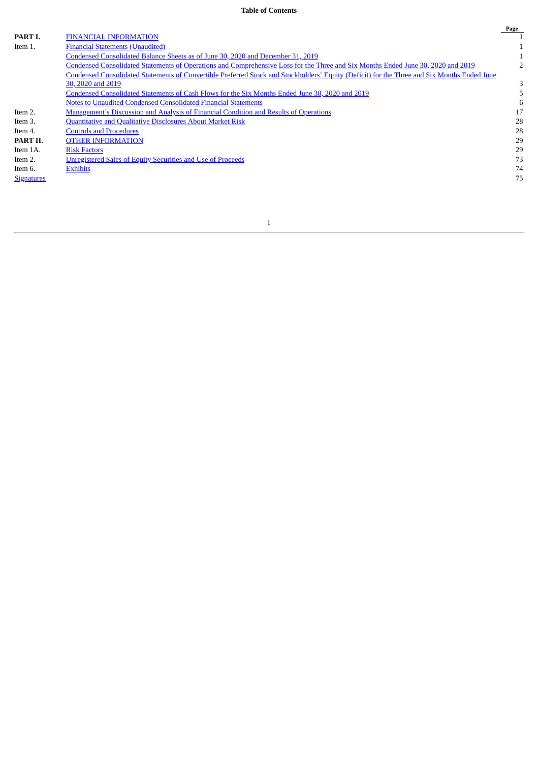# Table of Contents

| | | Page |
|---|---|---|
| **PART I.** | FINANCIAL INFORMATION | 1 |
| Item 1. | Financial Statements (Unaudited) | 1 |
| | Condensed Consolidated Balance Sheets as of June 30, 2020 and December 31, 2019 | 1 |
| | Condensed Consolidated Statements of Operations and Comprehensive Loss for the Three and Six Months Ended June 30, 2020 and 2019 | 2 |
| | Condensed Consolidated Statements of Convertible Preferred Stock and Stockholders' Equity (Deficit) for the Three and Six Months Ended June 30, 2020 and 2019 | 3 |
| | Condensed Consolidated Statements of Cash Flows for the Six Months Ended June 30, 2020 and 2019 | 5 |
| | Notes to Unaudited Condensed Consolidated Financial Statements | 6 |
| Item 2. | Management's Discussion and Analysis of Financial Condition and Results of Operations | 17 |
| Item 3. | Quantitative and Qualitative Disclosures About Market Risk | 28 |
| Item 4. | Controls and Procedures | 28 |
| **PART II.** | OTHER INFORMATION | 29 |
| Item 1A. | Risk Factors | 29 |
| Item 2. | Unregistered Sales of Equity Securities and Use of Proceeds | 73 |
| Item 6. | Exhibits | 74 |
| Signatures | | 75 |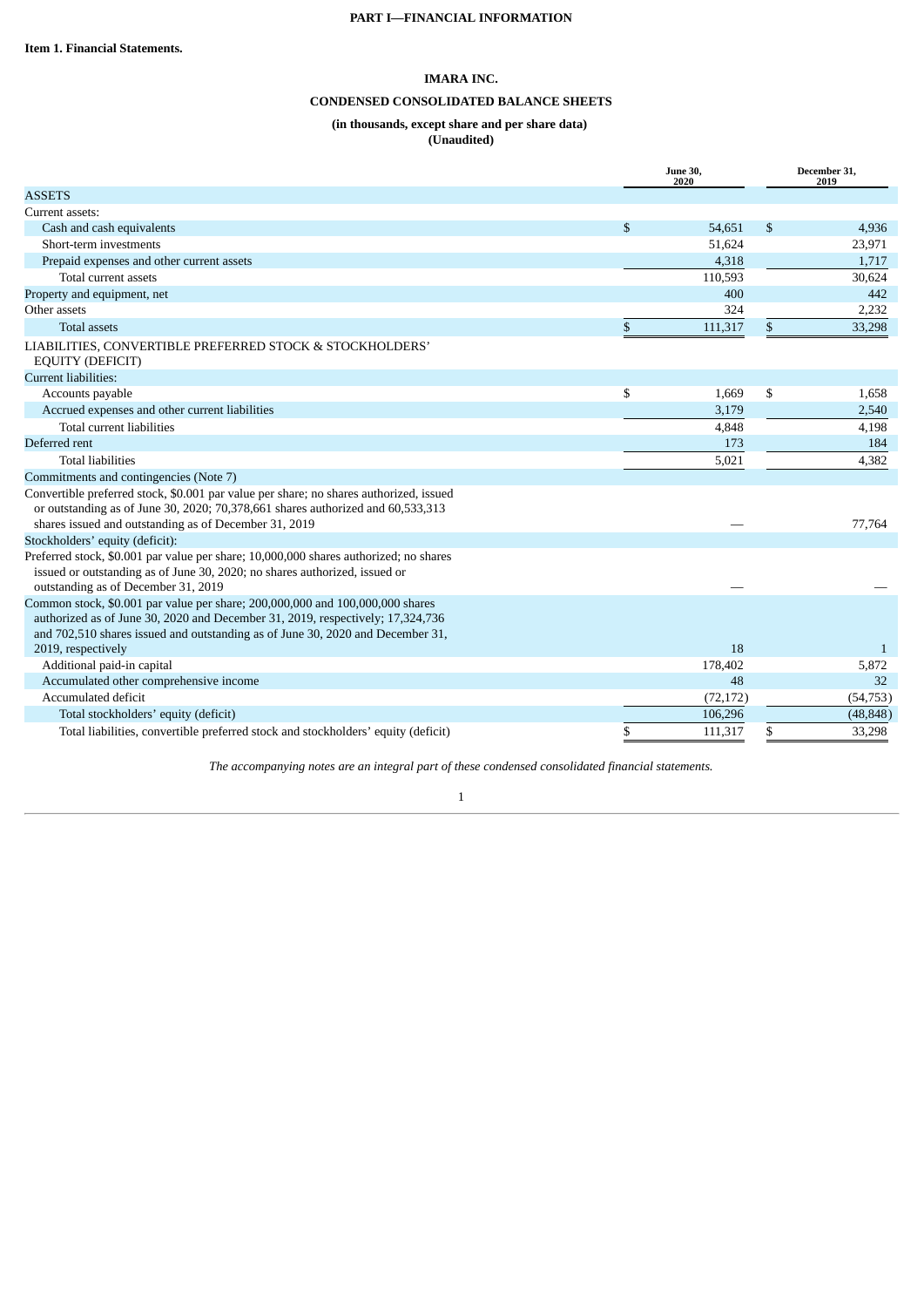# PART I—FINANCIAL INFORMATION

## Item 1. Financial Statements.

## IMARA INC.

## CONDENSED CONSOLIDATED BALANCE SHEETS

**(in thousands, except share and per share data)**
**(Unaudited)**

| | June 30, 2020 | December 31, 2019 |
|---|---|---|
| ASSETS | | |
| Current assets: | | |
| Cash and cash equivalents | $ 54,651 | $ 4,936 |
| Short-term investments | 51,624 | 23,971 |
| Prepaid expenses and other current assets | 4,318 | 1,717 |
| Total current assets | 110,593 | 30,624 |
| Property and equipment, net | 400 | 442 |
| Other assets | 324 | 2,232 |
| Total assets | $ 111,317 | $ 33,298 |
| LIABILITIES, CONVERTIBLE PREFERRED STOCK & STOCKHOLDERS' EQUITY (DEFICIT) | | |
| Current liabilities: | | |
| Accounts payable | $ 1,669 | $ 1,658 |
| Accrued expenses and other current liabilities | 3,179 | 2,540 |
| Total current liabilities | 4,848 | 4,198 |
| Deferred rent | 173 | 184 |
| Total liabilities | 5,021 | 4,382 |
| Commitments and contingencies (Note 7) | | |
| Convertible preferred stock, $0.001 par value per share; no shares authorized, issued or outstanding as of June 30, 2020; 70,378,661 shares authorized and 60,533,313 shares issued and outstanding as of December 31, 2019 | — | 77,764 |
| Stockholders' equity (deficit): | | |
| Preferred stock, $0.001 par value per share; 10,000,000 shares authorized; no shares issued or outstanding as of June 30, 2020; no shares authorized, issued or outstanding as of December 31, 2019 | — | — |
| Common stock, $0.001 par value per share; 200,000,000 and 100,000,000 shares authorized as of June 30, 2020 and December 31, 2019, respectively; 17,324,736 and 702,510 shares issued and outstanding as of June 30, 2020 and December 31, 2019, respectively | 18 | 1 |
| Additional paid-in capital | 178,402 | 5,872 |
| Accumulated other comprehensive income | 48 | 32 |
| Accumulated deficit | (72,172) | (54,753) |
| Total stockholders' equity (deficit) | 106,296 | (48,848) |
| Total liabilities, convertible preferred stock and stockholders' equity (deficit) | $ 111,317 | $ 33,298 |

*The accompanying notes are an integral part of these condensed consolidated financial statements.*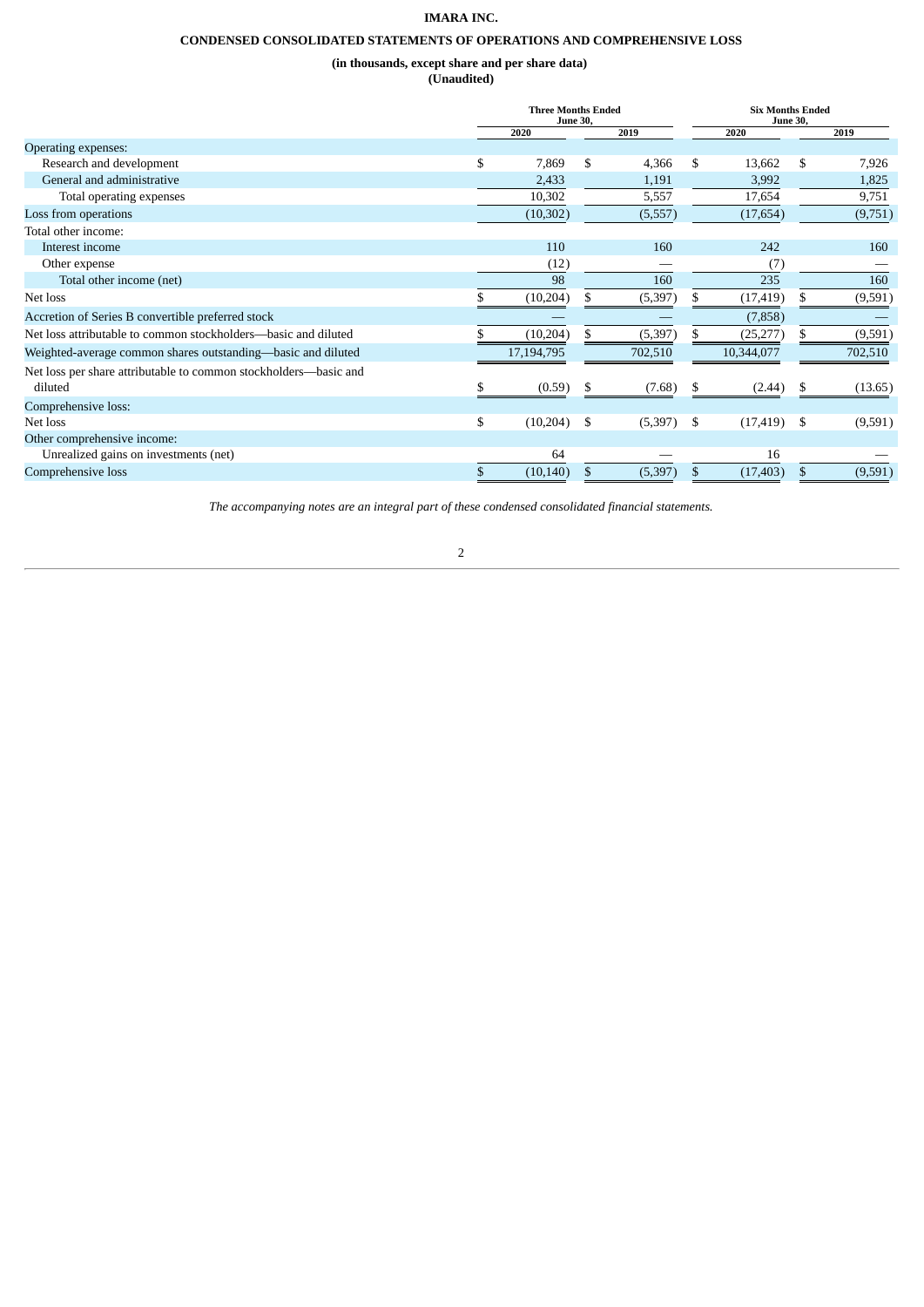**IMARA INC.**

**CONDENSED CONSOLIDATED STATEMENTS OF OPERATIONS AND COMPREHENSIVE LOSS**

**(in thousands, except share and per share data)**
**(Unaudited)**

| | Three Months Ended June 30, | | Six Months Ended June 30, | |
|---|---|---|---|---|
| | 2020 | 2019 | 2020 | 2019 |
| Operating expenses: | | | | |
| Research and development | $ 7,869 | $ 4,366 | $ 13,662 | $ 7,926 |
| General and administrative | 2,433 | 1,191 | 3,992 | 1,825 |
| Total operating expenses | 10,302 | 5,557 | 17,654 | 9,751 |
| Loss from operations | (10,302) | (5,557) | (17,654) | (9,751) |
| Total other income: | | | | |
| Interest income | 110 | 160 | 242 | 160 |
| Other expense | (12) | — | (7) | — |
| Total other income (net) | 98 | 160 | 235 | 160 |
| Net loss | $ (10,204) | $ (5,397) | $ (17,419) | $ (9,591) |
| Accretion of Series B convertible preferred stock | — | — | (7,858) | — |
| Net loss attributable to common stockholders—basic and diluted | $ (10,204) | $ (5,397) | $ (25,277) | $ (9,591) |
| Weighted-average common shares outstanding—basic and diluted | 17,194,795 | 702,510 | 10,344,077 | 702,510 |
| Net loss per share attributable to common stockholders—basic and diluted | $ (0.59) | $ (7.68) | $ (2.44) | $ (13.65) |
| Comprehensive loss: | | | | |
| Net loss | $ (10,204) | $ (5,397) | $ (17,419) | $ (9,591) |
| Other comprehensive income: | | | | |
| Unrealized gains on investments (net) | 64 | — | 16 | — |
| Comprehensive loss | $ (10,140) | $ (5,397) | $ (17,403) | $ (9,591) |

*The accompanying notes are an integral part of these condensed consolidated financial statements.*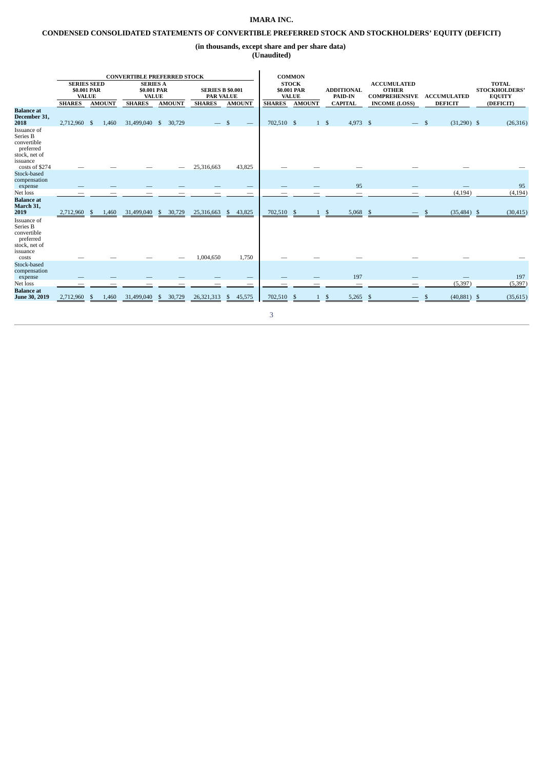# IMARA INC.

## CONDENSED CONSOLIDATED STATEMENTS OF CONVERTIBLE PREFERRED STOCK AND STOCKHOLDERS' EQUITY (DEFICIT)

**(in thousands, except share and per share data)**
**(Unaudited)**

| | CONVERTIBLE PREFERRED STOCK | | | | | | COMMON STOCK $0.001 PAR VALUE | | ADDITIONAL PAID-IN CAPITAL | ACCUMULATED OTHER COMPREHENSIVE INCOME (LOSS) | ACCUMULATED DEFICIT | TOTAL STOCKHOLDERS' EQUITY (DEFICIT) |
|---|---|---|---|---|---|---|---|---|---|---|---|---|
| | SERIES SEED $0.001 PAR VALUE | | SERIES A $0.001 PAR VALUE | | SERIES B $0.001 PAR VALUE | | | | | | | |
| | SHARES | AMOUNT | SHARES | AMOUNT | SHARES | AMOUNT | SHARES | AMOUNT | | | | |
| **Balance at December 31, 2018** | 2,712,960 | $ 1,460 | 31,499,040 | $ 30,729 | — | $ — | 702,510 | $ 1 | $ 4,973 | $ — | $ (31,290) | $ (26,316) |
| Issuance of Series B convertible preferred stock, net of issuance costs of $274 | — | — | — | — | 25,316,663 | 43,825 | — | — | — | — | — | — |
| Stock-based compensation expense | — | — | — | — | — | — | — | — | 95 | — | — | 95 |
| Net loss | — | — | — | — | — | — | — | — | — | — | (4,194) | (4,194) |
| **Balance at March 31, 2019** | 2,712,960 | $ 1,460 | 31,499,040 | $ 30,729 | 25,316,663 | $ 43,825 | 702,510 | $ 1 | $ 5,068 | $ — | $ (35,484) | $ (30,415) |
| Issuance of Series B convertible preferred stock, net of issuance costs | — | — | — | — | 1,004,650 | 1,750 | — | — | — | — | — | — |
| Stock-based compensation expense | — | — | — | — | — | — | — | — | 197 | — | — | 197 |
| Net loss | — | — | — | — | — | — | — | — | — | — | (5,397) | (5,397) |
| **Balance at June 30, 2019** | 2,712,960 | $ 1,460 | 31,499,040 | $ 30,729 | 26,321,313 | $ 45,575 | 702,510 | $ 1 | $ 5,265 | $ — | $ (40,881) | $ (35,615) |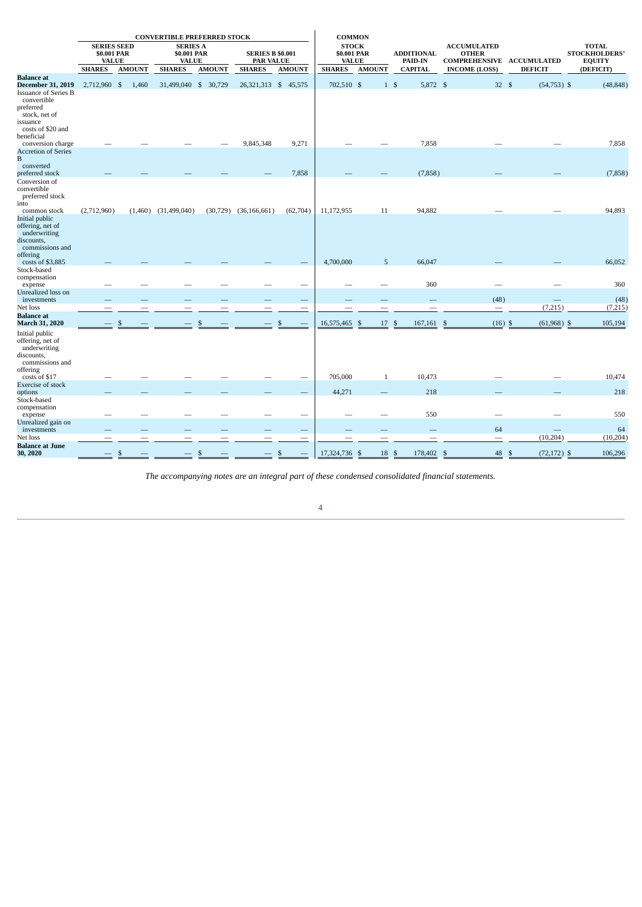| | CONVERTIBLE PREFERRED STOCK | | | | | | COMMON | | | | | | |
|---|---|---|---|---|---|---|---|---|---|---|---|---|---|
| | SERIES SEED $0.001 PAR VALUE | | SERIES A $0.001 PAR VALUE | | SERIES B $0.001 PAR VALUE | | STOCK $0.001 PAR VALUE | | ADDITIONAL PAID-IN | ACCUMULATED OTHER COMPREHENSIVE | ACCUMULATED | TOTAL STOCKHOLDERS' EQUITY |
| | SHARES | AMOUNT | SHARES | AMOUNT | SHARES | AMOUNT | SHARES | AMOUNT | CAPITAL | INCOME (LOSS) | DEFICIT | (DEFICIT) |
| **Balance at December 31, 2019** | 2,712,960 | $ 1,460 | 31,499,040 | $ 30,729 | 26,321,313 | $ 45,575 | 702,510 | $ 1 | $ 5,872 | $ 32 | $ (54,753) | $ (48,848) |
| Issuance of Series B convertible preferred stock, net of issuance costs of $20 and beneficial conversion charge | — | — | — | — | 9,845,348 | 9,271 | — | — | 7,858 | — | — | 7,858 |
| Accretion of Series B converted preferred stock | — | — | — | — | — | 7,858 | — | — | (7,858) | — | — | (7,858) |
| Conversion of convertible preferred stock into common stock | (2,712,960) | (1,460) | (31,499,040) | (30,729) | (36,166,661) | (62,704) | 11,172,955 | 11 | 94,882 | — | — | 94,893 |
| Initial public offering, net of underwriting discounts, commissions and offering costs of $3,885 | — | — | — | — | — | — | 4,700,000 | 5 | 66,047 | — | — | 66,052 |
| Stock-based compensation expense | — | — | — | — | — | — | — | — | 360 | — | — | 360 |
| Unrealized loss on investments | — | — | — | — | — | — | — | — | — | (48) | — | (48) |
| Net loss | — | — | — | — | — | — | — | — | — | — | (7,215) | (7,215) |
| **Balance at March 31, 2020** | — | $ — | — | $ — | — | $ — | 16,575,465 | $ 17 | $ 167,161 | $ (16) | $ (61,968) | $ 105,194 |
| Initial public offering, net of underwriting discounts, commissions and offering costs of $17 | — | — | — | — | — | — | 705,000 | 1 | 10,473 | — | — | 10,474 |
| Exercise of stock options | — | — | — | — | — | — | 44,271 | — | 218 | — | — | 218 |
| Stock-based compensation expense | — | — | — | — | — | — | — | — | 550 | — | — | 550 |
| Unrealized gain on investments | — | — | — | — | — | — | — | — | — | 64 | — | 64 |
| Net loss | — | — | — | — | — | — | — | — | — | — | (10,204) | (10,204) |
| **Balance at June 30, 2020** | — | $ — | — | $ — | — | $ — | 17,324,736 | $ 18 | $ 178,402 | $ 48 | $ (72,172) | $ 106,296 |

*The accompanying notes are an integral part of these condensed consolidated financial statements.*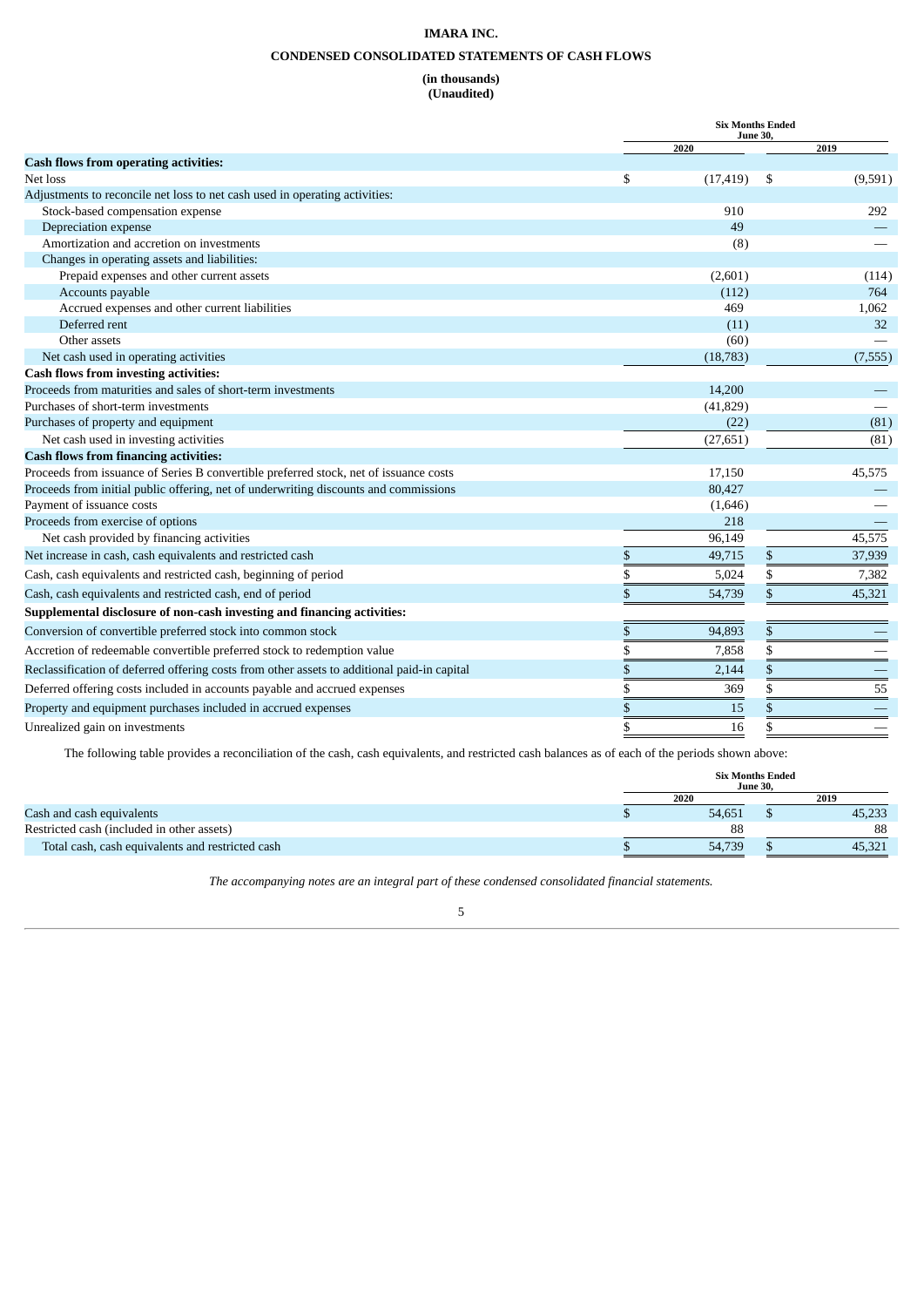**IMARA INC.**

**CONDENSED CONSOLIDATED STATEMENTS OF CASH FLOWS**

**(in thousands)**
**(Unaudited)**

| | Six Months Ended June 30, | |
|---|---|---|
| | 2020 | 2019 |
| **Cash flows from operating activities:** | | |
| Net loss | $ (17,419) | $ (9,591) |
| Adjustments to reconcile net loss to net cash used in operating activities: | | |
| Stock-based compensation expense | 910 | 292 |
| Depreciation expense | 49 | — |
| Amortization and accretion on investments | (8) | — |
| Changes in operating assets and liabilities: | | |
| Prepaid expenses and other current assets | (2,601) | (114) |
| Accounts payable | (112) | 764 |
| Accrued expenses and other current liabilities | 469 | 1,062 |
| Deferred rent | (11) | 32 |
| Other assets | (60) | — |
| Net cash used in operating activities | (18,783) | (7,555) |
| **Cash flows from investing activities:** | | |
| Proceeds from maturities and sales of short-term investments | 14,200 | — |
| Purchases of short-term investments | (41,829) | — |
| Purchases of property and equipment | (22) | (81) |
| Net cash used in investing activities | (27,651) | (81) |
| **Cash flows from financing activities:** | | |
| Proceeds from issuance of Series B convertible preferred stock, net of issuance costs | 17,150 | 45,575 |
| Proceeds from initial public offering, net of underwriting discounts and commissions | 80,427 | — |
| Payment of issuance costs | (1,646) | — |
| Proceeds from exercise of options | 218 | — |
| Net cash provided by financing activities | 96,149 | 45,575 |
| Net increase in cash, cash equivalents and restricted cash | $ 49,715 | $ 37,939 |
| Cash, cash equivalents and restricted cash, beginning of period | $ 5,024 | $ 7,382 |
| Cash, cash equivalents and restricted cash, end of period | $ 54,739 | $ 45,321 |
| **Supplemental disclosure of non-cash investing and financing activities:** | | |
| Conversion of convertible preferred stock into common stock | $ 94,893 | $ — |
| Accretion of redeemable convertible preferred stock to redemption value | $ 7,858 | $ — |
| Reclassification of deferred offering costs from other assets to additional paid-in capital | $ 2,144 | $ — |
| Deferred offering costs included in accounts payable and accrued expenses | $ 369 | $ 55 |
| Property and equipment purchases included in accrued expenses | $ 15 | $ — |
| Unrealized gain on investments | $ 16 | $ — |

The following table provides a reconciliation of the cash, cash equivalents, and restricted cash balances as of each of the periods shown above:

| | Six Months Ended June 30, | |
|---|---|---|
| | 2020 | 2019 |
| Cash and cash equivalents | $ 54,651 | $ 45,233 |
| Restricted cash (included in other assets) | 88 | 88 |
| Total cash, cash equivalents and restricted cash | $ 54,739 | $ 45,321 |

*The accompanying notes are an integral part of these condensed consolidated financial statements.*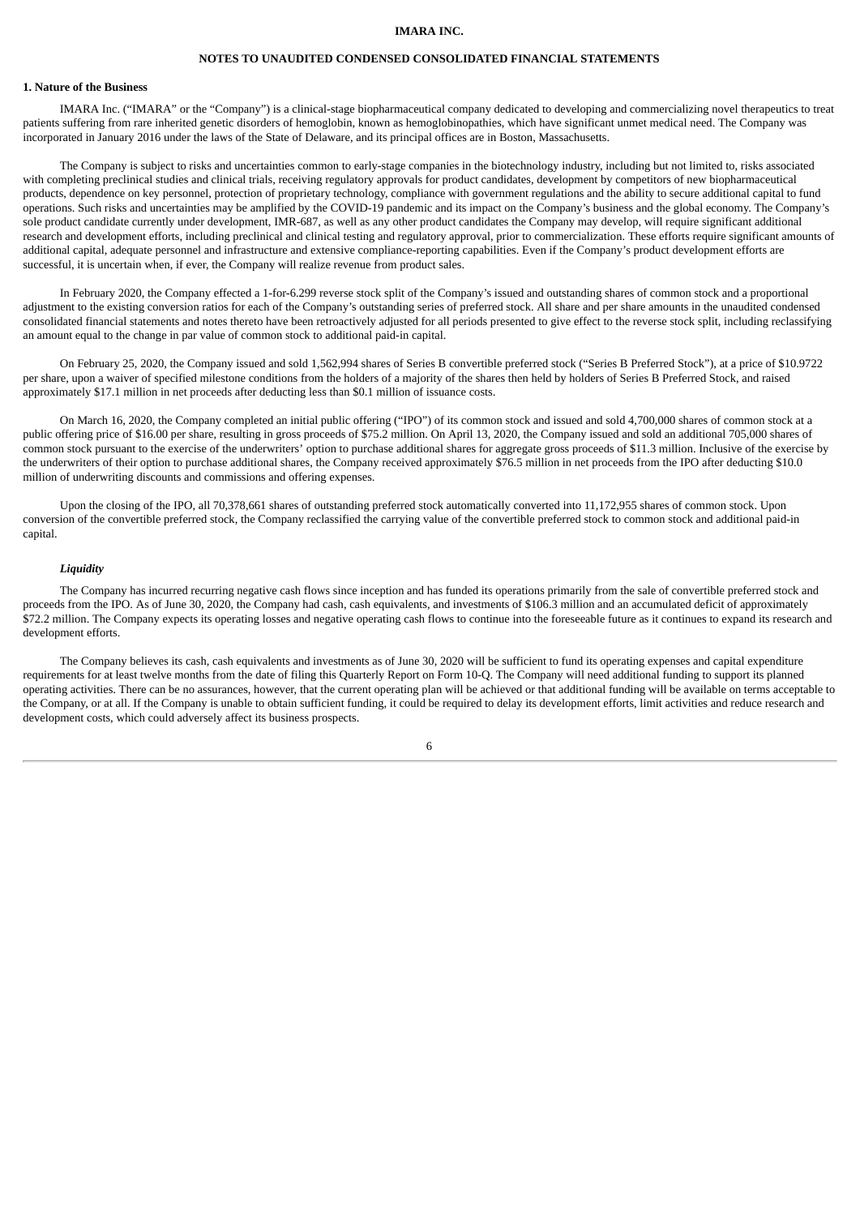**IMARA INC.**

**NOTES TO UNAUDITED CONDENSED CONSOLIDATED FINANCIAL STATEMENTS**

**1. Nature of the Business**

IMARA Inc. ("IMARA" or the "Company") is a clinical-stage biopharmaceutical company dedicated to developing and commercializing novel therapeutics to treat patients suffering from rare inherited genetic disorders of hemoglobin, known as hemoglobinopathies, which have significant unmet medical need. The Company was incorporated in January 2016 under the laws of the State of Delaware, and its principal offices are in Boston, Massachusetts.

The Company is subject to risks and uncertainties common to early-stage companies in the biotechnology industry, including but not limited to, risks associated with completing preclinical studies and clinical trials, receiving regulatory approvals for product candidates, development by competitors of new biopharmaceutical products, dependence on key personnel, protection of proprietary technology, compliance with government regulations and the ability to secure additional capital to fund operations. Such risks and uncertainties may be amplified by the COVID-19 pandemic and its impact on the Company's business and the global economy. The Company's sole product candidate currently under development, IMR-687, as well as any other product candidates the Company may develop, will require significant additional research and development efforts, including preclinical and clinical testing and regulatory approval, prior to commercialization. These efforts require significant amounts of additional capital, adequate personnel and infrastructure and extensive compliance-reporting capabilities. Even if the Company's product development efforts are successful, it is uncertain when, if ever, the Company will realize revenue from product sales.

In February 2020, the Company effected a 1-for-6.299 reverse stock split of the Company's issued and outstanding shares of common stock and a proportional adjustment to the existing conversion ratios for each of the Company's outstanding series of preferred stock. All share and per share amounts in the unaudited condensed consolidated financial statements and notes thereto have been retroactively adjusted for all periods presented to give effect to the reverse stock split, including reclassifying an amount equal to the change in par value of common stock to additional paid-in capital.

On February 25, 2020, the Company issued and sold 1,562,994 shares of Series B convertible preferred stock ("Series B Preferred Stock"), at a price of $10.9722 per share, upon a waiver of specified milestone conditions from the holders of a majority of the shares then held by holders of Series B Preferred Stock, and raised approximately $17.1 million in net proceeds after deducting less than $0.1 million of issuance costs.

On March 16, 2020, the Company completed an initial public offering ("IPO") of its common stock and issued and sold 4,700,000 shares of common stock at a public offering price of $16.00 per share, resulting in gross proceeds of $75.2 million. On April 13, 2020, the Company issued and sold an additional 705,000 shares of common stock pursuant to the exercise of the underwriters' option to purchase additional shares for aggregate gross proceeds of $11.3 million. Inclusive of the exercise by the underwriters of their option to purchase additional shares, the Company received approximately $76.5 million in net proceeds from the IPO after deducting $10.0 million of underwriting discounts and commissions and offering expenses.

Upon the closing of the IPO, all 70,378,661 shares of outstanding preferred stock automatically converted into 11,172,955 shares of common stock. Upon conversion of the convertible preferred stock, the Company reclassified the carrying value of the convertible preferred stock to common stock and additional paid-in capital.

***Liquidity***

The Company has incurred recurring negative cash flows since inception and has funded its operations primarily from the sale of convertible preferred stock and proceeds from the IPO. As of June 30, 2020, the Company had cash, cash equivalents, and investments of $106.3 million and an accumulated deficit of approximately $72.2 million. The Company expects its operating losses and negative operating cash flows to continue into the foreseeable future as it continues to expand its research and development efforts.

The Company believes its cash, cash equivalents and investments as of June 30, 2020 will be sufficient to fund its operating expenses and capital expenditure requirements for at least twelve months from the date of filing this Quarterly Report on Form 10-Q. The Company will need additional funding to support its planned operating activities. There can be no assurances, however, that the current operating plan will be achieved or that additional funding will be available on terms acceptable to the Company, or at all. If the Company is unable to obtain sufficient funding, it could be required to delay its development efforts, limit activities and reduce research and development costs, which could adversely affect its business prospects.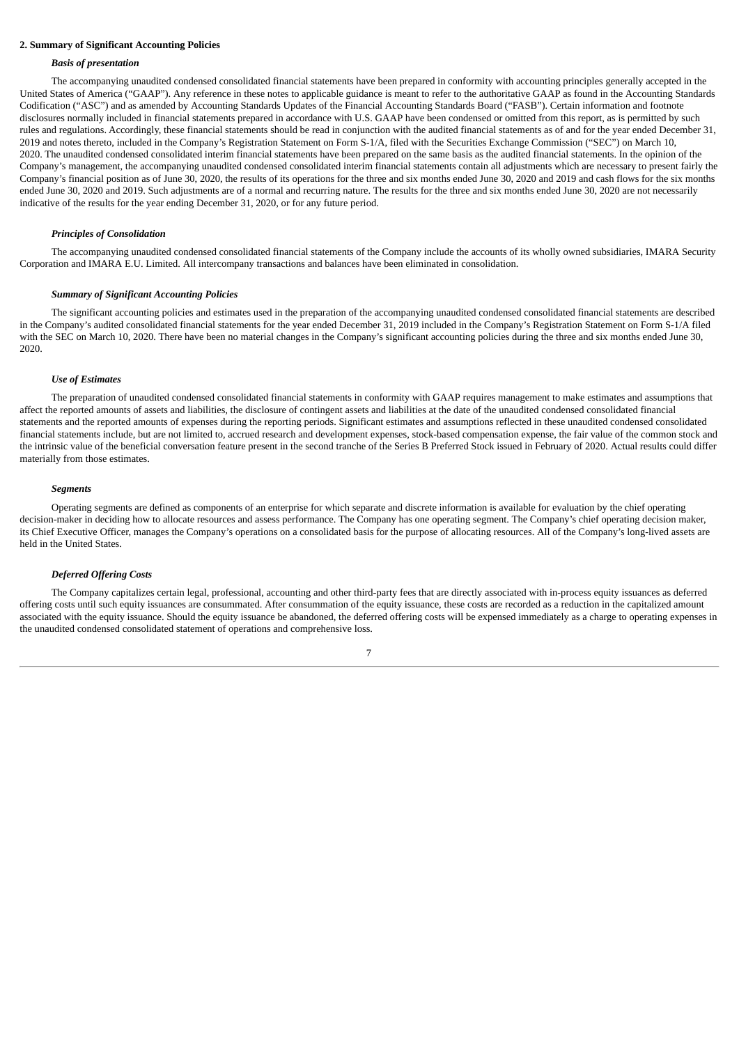**2. Summary of Significant Accounting Policies**

***Basis of presentation***

The accompanying unaudited condensed consolidated financial statements have been prepared in conformity with accounting principles generally accepted in the United States of America ("GAAP"). Any reference in these notes to applicable guidance is meant to refer to the authoritative GAAP as found in the Accounting Standards Codification ("ASC") and as amended by Accounting Standards Updates of the Financial Accounting Standards Board ("FASB"). Certain information and footnote disclosures normally included in financial statements prepared in accordance with U.S. GAAP have been condensed or omitted from this report, as is permitted by such rules and regulations. Accordingly, these financial statements should be read in conjunction with the audited financial statements as of and for the year ended December 31, 2019 and notes thereto, included in the Company's Registration Statement on Form S-1/A, filed with the Securities Exchange Commission ("SEC") on March 10, 2020. The unaudited condensed consolidated interim financial statements have been prepared on the same basis as the audited financial statements. In the opinion of the Company's management, the accompanying unaudited condensed consolidated interim financial statements contain all adjustments which are necessary to present fairly the Company's financial position as of June 30, 2020, the results of its operations for the three and six months ended June 30, 2020 and 2019 and cash flows for the six months ended June 30, 2020 and 2019. Such adjustments are of a normal and recurring nature. The results for the three and six months ended June 30, 2020 are not necessarily indicative of the results for the year ending December 31, 2020, or for any future period.

***Principles of Consolidation***

The accompanying unaudited condensed consolidated financial statements of the Company include the accounts of its wholly owned subsidiaries, IMARA Security Corporation and IMARA E.U. Limited. All intercompany transactions and balances have been eliminated in consolidation.

***Summary of Significant Accounting Policies***

The significant accounting policies and estimates used in the preparation of the accompanying unaudited condensed consolidated financial statements are described in the Company's audited consolidated financial statements for the year ended December 31, 2019 included in the Company's Registration Statement on Form S-1/A filed with the SEC on March 10, 2020. There have been no material changes in the Company's significant accounting policies during the three and six months ended June 30, 2020.

***Use of Estimates***

The preparation of unaudited condensed consolidated financial statements in conformity with GAAP requires management to make estimates and assumptions that affect the reported amounts of assets and liabilities, the disclosure of contingent assets and liabilities at the date of the unaudited condensed consolidated financial statements and the reported amounts of expenses during the reporting periods. Significant estimates and assumptions reflected in these unaudited condensed consolidated financial statements include, but are not limited to, accrued research and development expenses, stock-based compensation expense, the fair value of the common stock and the intrinsic value of the beneficial conversation feature present in the second tranche of the Series B Preferred Stock issued in February of 2020. Actual results could differ materially from those estimates.

***Segments***

Operating segments are defined as components of an enterprise for which separate and discrete information is available for evaluation by the chief operating decision-maker in deciding how to allocate resources and assess performance. The Company has one operating segment. The Company's chief operating decision maker, its Chief Executive Officer, manages the Company's operations on a consolidated basis for the purpose of allocating resources. All of the Company's long-lived assets are held in the United States.

***Deferred Offering Costs***

The Company capitalizes certain legal, professional, accounting and other third-party fees that are directly associated with in-process equity issuances as deferred offering costs until such equity issuances are consummated. After consummation of the equity issuance, these costs are recorded as a reduction in the capitalized amount associated with the equity issuance. Should the equity issuance be abandoned, the deferred offering costs will be expensed immediately as a charge to operating expenses in the unaudited condensed consolidated statement of operations and comprehensive loss.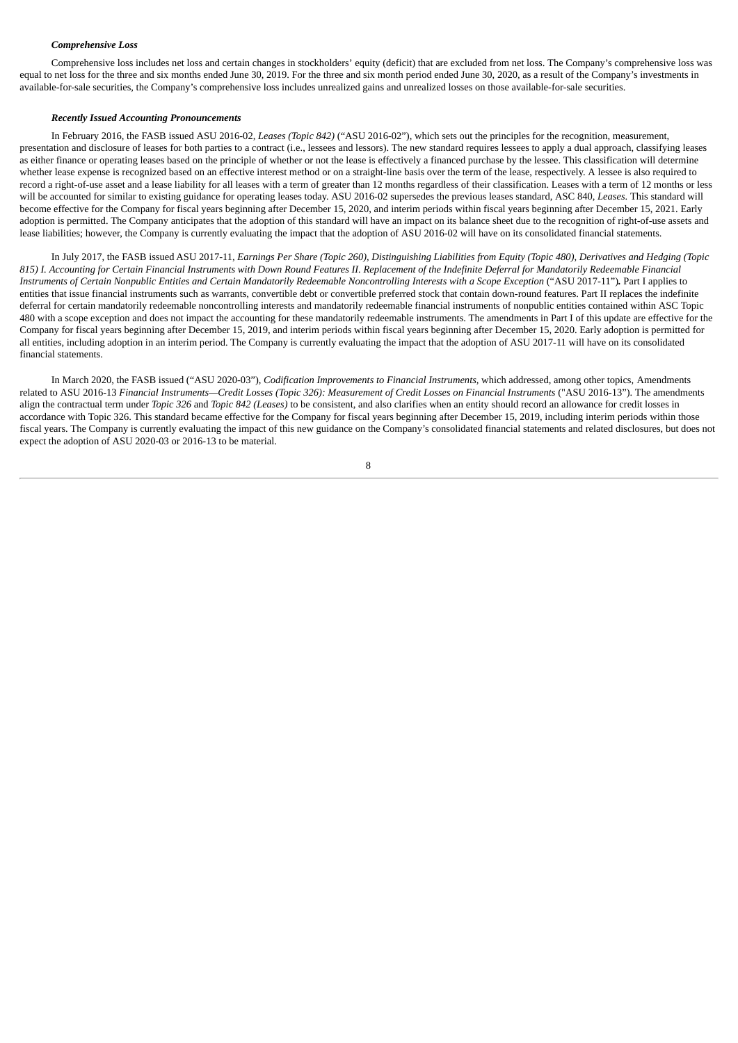***Comprehensive Loss***

Comprehensive loss includes net loss and certain changes in stockholders' equity (deficit) that are excluded from net loss. The Company's comprehensive loss was equal to net loss for the three and six months ended June 30, 2019. For the three and six month period ended June 30, 2020, as a result of the Company's investments in available-for-sale securities, the Company's comprehensive loss includes unrealized gains and unrealized losses on those available-for-sale securities.

***Recently Issued Accounting Pronouncements***

In February 2016, the FASB issued ASU 2016-02, *Leases (Topic 842)* ("ASU 2016-02"), which sets out the principles for the recognition, measurement, presentation and disclosure of leases for both parties to a contract (i.e., lessees and lessors). The new standard requires lessees to apply a dual approach, classifying leases as either finance or operating leases based on the principle of whether or not the lease is effectively a financed purchase by the lessee. This classification will determine whether lease expense is recognized based on an effective interest method or on a straight-line basis over the term of the lease, respectively. A lessee is also required to record a right-of-use asset and a lease liability for all leases with a term of greater than 12 months regardless of their classification. Leases with a term of 12 months or less will be accounted for similar to existing guidance for operating leases today. ASU 2016-02 supersedes the previous leases standard, ASC 840, *Leases.* This standard will become effective for the Company for fiscal years beginning after December 15, 2020, and interim periods within fiscal years beginning after December 15, 2021. Early adoption is permitted. The Company anticipates that the adoption of this standard will have an impact on its balance sheet due to the recognition of right-of-use assets and lease liabilities; however, the Company is currently evaluating the impact that the adoption of ASU 2016-02 will have on its consolidated financial statements.

In July 2017, the FASB issued ASU 2017-11, *Earnings Per Share (Topic 260), Distinguishing Liabilities from Equity (Topic 480), Derivatives and Hedging (Topic 815) I. Accounting for Certain Financial Instruments with Down Round Features II. Replacement of the Indefinite Deferral for Mandatorily Redeemable Financial Instruments of Certain Nonpublic Entities and Certain Mandatorily Redeemable Noncontrolling Interests with a Scope Exception* ("ASU 2017-11")**.** Part I applies to entities that issue financial instruments such as warrants, convertible debt or convertible preferred stock that contain down-round features. Part II replaces the indefinite deferral for certain mandatorily redeemable noncontrolling interests and mandatorily redeemable financial instruments of nonpublic entities contained within ASC Topic 480 with a scope exception and does not impact the accounting for these mandatorily redeemable instruments. The amendments in Part I of this update are effective for the Company for fiscal years beginning after December 15, 2019, and interim periods within fiscal years beginning after December 15, 2020. Early adoption is permitted for all entities, including adoption in an interim period. The Company is currently evaluating the impact that the adoption of ASU 2017-11 will have on its consolidated financial statements.

In March 2020, the FASB issued ("ASU 2020-03"), *Codification Improvements to Financial Instruments,* which addressed, among other topics, Amendments related to ASU 2016-13 *Financial Instruments—Credit Losses (Topic 326): Measurement of Credit Losses on Financial Instruments* ("ASU 2016-13"). The amendments align the contractual term under *Topic 326* and *Topic 842 (Leases)* to be consistent, and also clarifies when an entity should record an allowance for credit losses in accordance with Topic 326. This standard became effective for the Company for fiscal years beginning after December 15, 2019, including interim periods within those fiscal years. The Company is currently evaluating the impact of this new guidance on the Company's consolidated financial statements and related disclosures, but does not expect the adoption of ASU 2020-03 or 2016-13 to be material.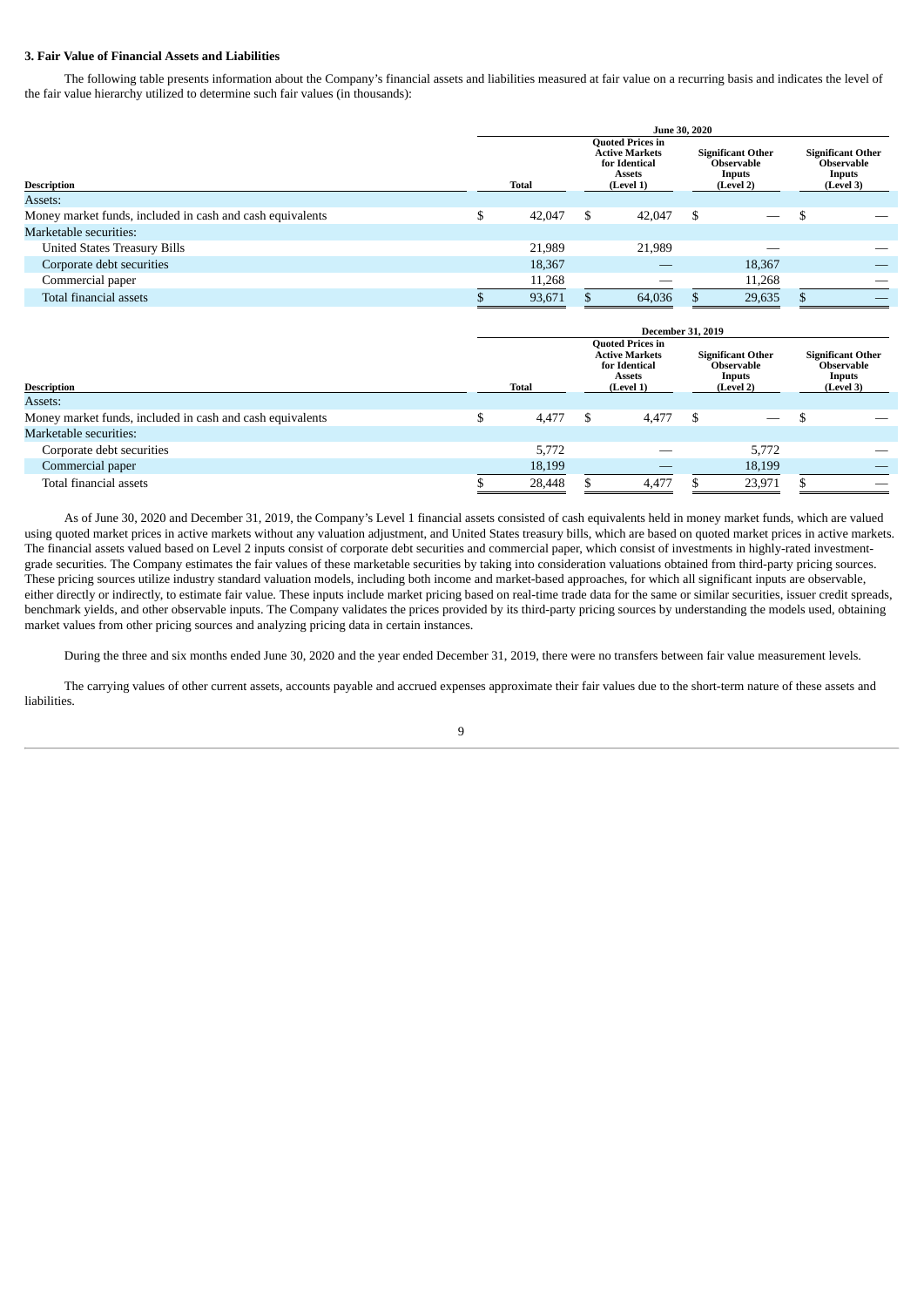### 3. Fair Value of Financial Assets and Liabilities

The following table presents information about the Company's financial assets and liabilities measured at fair value on a recurring basis and indicates the level of the fair value hierarchy utilized to determine such fair values (in thousands):

| | June 30, 2020 | | | |
|---|---|---|---|---|
| Description | Total | Quoted Prices in Active Markets for Identical Assets (Level 1) | Significant Other Observable Inputs (Level 2) | Significant Other Observable Inputs (Level 3) |
| Assets: | | | | |
| Money market funds, included in cash and cash equivalents | $ 42,047 | $ 42,047 | $ — | $ — |
| Marketable securities: | | | | |
| United States Treasury Bills | 21,989 | 21,989 | — | — |
| Corporate debt securities | 18,367 | — | 18,367 | — |
| Commercial paper | 11,268 | — | 11,268 | — |
| Total financial assets | $ 93,671 | $ 64,036 | $ 29,635 | $ — |

| | December 31, 2019 | | | |
|---|---|---|---|---|
| Description | Total | Quoted Prices in Active Markets for Identical Assets (Level 1) | Significant Other Observable Inputs (Level 2) | Significant Other Observable Inputs (Level 3) |
| Assets: | | | | |
| Money market funds, included in cash and cash equivalents | $ 4,477 | $ 4,477 | $ — | $ — |
| Marketable securities: | | | | |
| Corporate debt securities | 5,772 | — | 5,772 | — |
| Commercial paper | 18,199 | — | 18,199 | — |
| Total financial assets | $ 28,448 | $ 4,477 | $ 23,971 | $ — |

As of June 30, 2020 and December 31, 2019, the Company's Level 1 financial assets consisted of cash equivalents held in money market funds, which are valued using quoted market prices in active markets without any valuation adjustment, and United States treasury bills, which are based on quoted market prices in active markets. The financial assets valued based on Level 2 inputs consist of corporate debt securities and commercial paper, which consist of investments in highly-rated investment-grade securities. The Company estimates the fair values of these marketable securities by taking into consideration valuations obtained from third-party pricing sources. These pricing sources utilize industry standard valuation models, including both income and market-based approaches, for which all significant inputs are observable, either directly or indirectly, to estimate fair value. These inputs include market pricing based on real-time trade data for the same or similar securities, issuer credit spreads, benchmark yields, and other observable inputs. The Company validates the prices provided by its third-party pricing sources by understanding the models used, obtaining market values from other pricing sources and analyzing pricing data in certain instances.

During the three and six months ended June 30, 2020 and the year ended December 31, 2019, there were no transfers between fair value measurement levels.

The carrying values of other current assets, accounts payable and accrued expenses approximate their fair values due to the short-term nature of these assets and liabilities.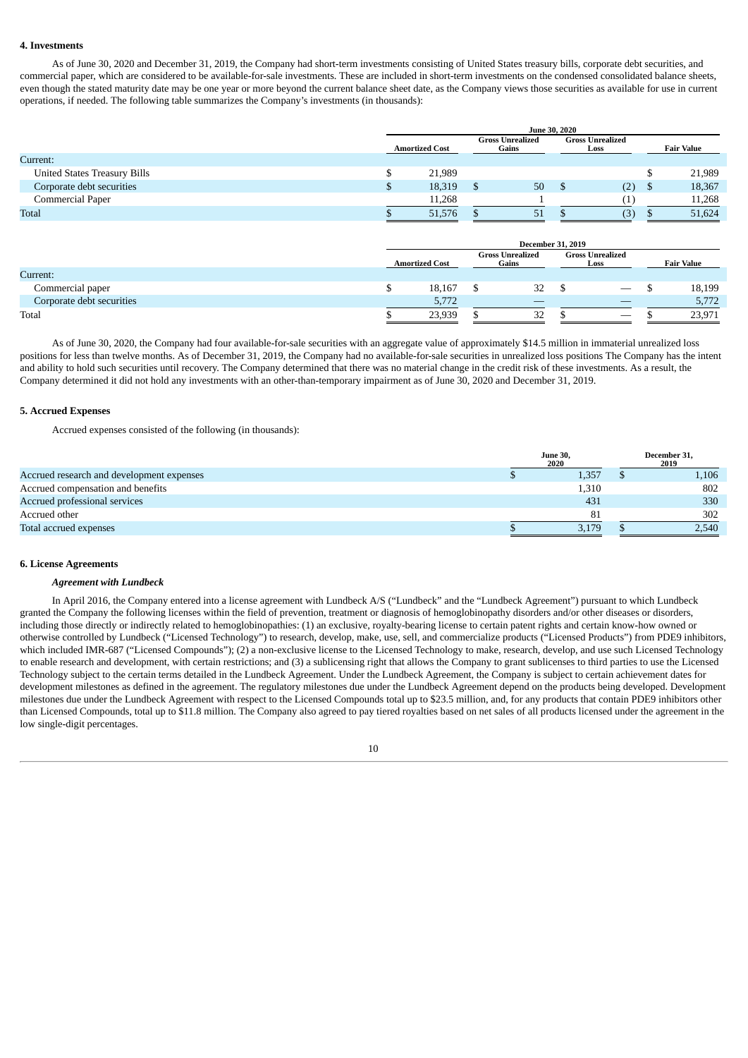**4. Investments**

As of June 30, 2020 and December 31, 2019, the Company had short-term investments consisting of United States treasury bills, corporate debt securities, and commercial paper, which are considered to be available-for-sale investments. These are included in short-term investments on the condensed consolidated balance sheets, even though the stated maturity date may be one year or more beyond the current balance sheet date, as the Company views those securities as available for use in current operations, if needed. The following table summarizes the Company's investments (in thousands):

| | June 30, 2020 | | | |
|---|---|---|---|---|
| | Amortized Cost | Gross Unrealized Gains | Gross Unrealized Loss | Fair Value |
| Current: | | | | |
| United States Treasury Bills | $ 21,989 | | | $ 21,989 |
| Corporate debt securities | $ 18,319 | $ 50 | $ (2) | $ 18,367 |
| Commercial Paper | 11,268 | 1 | (1) | 11,268 |
| Total | $ 51,576 | $ 51 | $ (3) | $ 51,624 |

| | December 31, 2019 | | | |
|---|---|---|---|---|
| | Amortized Cost | Gross Unrealized Gains | Gross Unrealized Loss | Fair Value |
| Current: | | | | |
| Commercial paper | $ 18,167 | $ 32 | $ — | $ 18,199 |
| Corporate debt securities | 5,772 | — | — | 5,772 |
| Total | $ 23,939 | $ 32 | $ — | $ 23,971 |

As of June 30, 2020, the Company had four available-for-sale securities with an aggregate value of approximately $14.5 million in immaterial unrealized loss positions for less than twelve months. As of December 31, 2019, the Company had no available-for-sale securities in unrealized loss positions The Company has the intent and ability to hold such securities until recovery. The Company determined that there was no material change in the credit risk of these investments. As a result, the Company determined it did not hold any investments with an other-than-temporary impairment as of June 30, 2020 and December 31, 2019.

**5. Accrued Expenses**

Accrued expenses consisted of the following (in thousands):

| | June 30, 2020 | December 31, 2019 |
|---|---|---|
| Accrued research and development expenses | $ 1,357 | $ 1,106 |
| Accrued compensation and benefits | 1,310 | 802 |
| Accrued professional services | 431 | 330 |
| Accrued other | 81 | 302 |
| Total accrued expenses | $ 3,179 | $ 2,540 |

**6. License Agreements**

***Agreement with Lundbeck***

In April 2016, the Company entered into a license agreement with Lundbeck A/S ("Lundbeck" and the "Lundbeck Agreement") pursuant to which Lundbeck granted the Company the following licenses within the field of prevention, treatment or diagnosis of hemoglobinopathy disorders and/or other diseases or disorders, including those directly or indirectly related to hemoglobinopathies: (1) an exclusive, royalty-bearing license to certain patent rights and certain know-how owned or otherwise controlled by Lundbeck ("Licensed Technology") to research, develop, make, use, sell, and commercialize products ("Licensed Products") from PDE9 inhibitors, which included IMR-687 ("Licensed Compounds"); (2) a non-exclusive license to the Licensed Technology to make, research, develop, and use such Licensed Technology to enable research and development, with certain restrictions; and (3) a sublicensing right that allows the Company to grant sublicenses to third parties to use the Licensed Technology subject to the certain terms detailed in the Lundbeck Agreement. Under the Lundbeck Agreement, the Company is subject to certain achievement dates for development milestones as defined in the agreement. The regulatory milestones due under the Lundbeck Agreement depend on the products being developed. Development milestones due under the Lundbeck Agreement with respect to the Licensed Compounds total up to $23.5 million, and, for any products that contain PDE9 inhibitors other than Licensed Compounds, total up to $11.8 million. The Company also agreed to pay tiered royalties based on net sales of all products licensed under the agreement in the low single-digit percentages.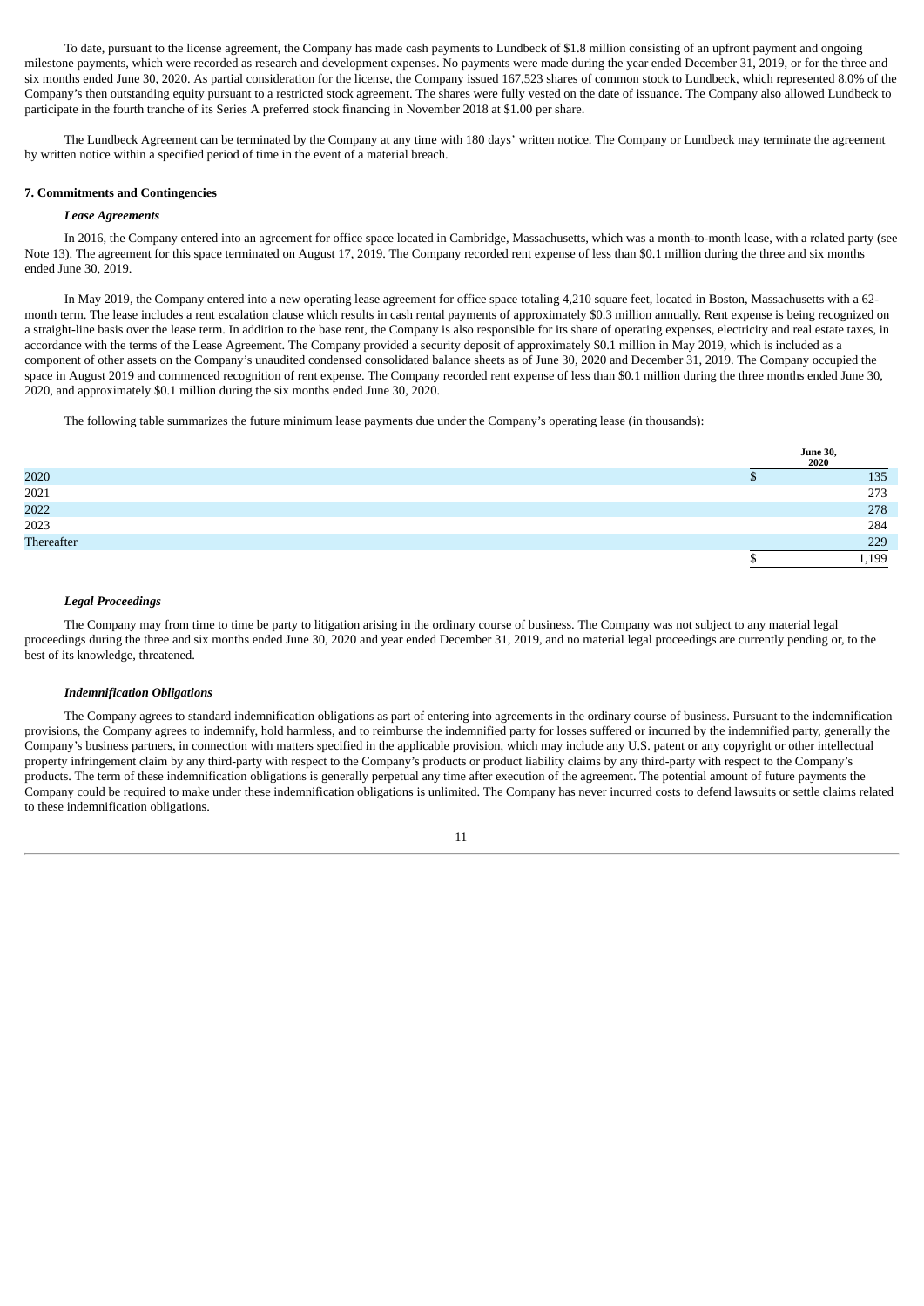To date, pursuant to the license agreement, the Company has made cash payments to Lundbeck of $1.8 million consisting of an upfront payment and ongoing milestone payments, which were recorded as research and development expenses. No payments were made during the year ended December 31, 2019, or for the three and six months ended June 30, 2020. As partial consideration for the license, the Company issued 167,523 shares of common stock to Lundbeck, which represented 8.0% of the Company's then outstanding equity pursuant to a restricted stock agreement. The shares were fully vested on the date of issuance. The Company also allowed Lundbeck to participate in the fourth tranche of its Series A preferred stock financing in November 2018 at $1.00 per share.

The Lundbeck Agreement can be terminated by the Company at any time with 180 days' written notice. The Company or Lundbeck may terminate the agreement by written notice within a specified period of time in the event of a material breach.

## 7. Commitments and Contingencies

### *Lease Agreements*

In 2016, the Company entered into an agreement for office space located in Cambridge, Massachusetts, which was a month-to-month lease, with a related party (see Note 13). The agreement for this space terminated on August 17, 2019. The Company recorded rent expense of less than $0.1 million during the three and six months ended June 30, 2019.

In May 2019, the Company entered into a new operating lease agreement for office space totaling 4,210 square feet, located in Boston, Massachusetts with a 62-month term. The lease includes a rent escalation clause which results in cash rental payments of approximately $0.3 million annually. Rent expense is being recognized on a straight-line basis over the lease term. In addition to the base rent, the Company is also responsible for its share of operating expenses, electricity and real estate taxes, in accordance with the terms of the Lease Agreement. The Company provided a security deposit of approximately $0.1 million in May 2019, which is included as a component of other assets on the Company's unaudited condensed consolidated balance sheets as of June 30, 2020 and December 31, 2019. The Company occupied the space in August 2019 and commenced recognition of rent expense. The Company recorded rent expense of less than $0.1 million during the three months ended June 30, 2020, and approximately $0.1 million during the six months ended June 30, 2020.

The following table summarizes the future minimum lease payments due under the Company's operating lease (in thousands):

| | June 30, 2020 |
|---|---|
| 2020 | $ 135 |
| 2021 | 273 |
| 2022 | 278 |
| 2023 | 284 |
| Thereafter | 229 |
| | $ 1,199 |

### *Legal Proceedings*

The Company may from time to time be party to litigation arising in the ordinary course of business. The Company was not subject to any material legal proceedings during the three and six months ended June 30, 2020 and year ended December 31, 2019, and no material legal proceedings are currently pending or, to the best of its knowledge, threatened.

### *Indemnification Obligations*

The Company agrees to standard indemnification obligations as part of entering into agreements in the ordinary course of business. Pursuant to the indemnification provisions, the Company agrees to indemnify, hold harmless, and to reimburse the indemnified party for losses suffered or incurred by the indemnified party, generally the Company's business partners, in connection with matters specified in the applicable provision, which may include any U.S. patent or any copyright or other intellectual property infringement claim by any third-party with respect to the Company's products or product liability claims by any third-party with respect to the Company's products. The term of these indemnification obligations is generally perpetual any time after execution of the agreement. The potential amount of future payments the Company could be required to make under these indemnification obligations is unlimited. The Company has never incurred costs to defend lawsuits or settle claims related to these indemnification obligations.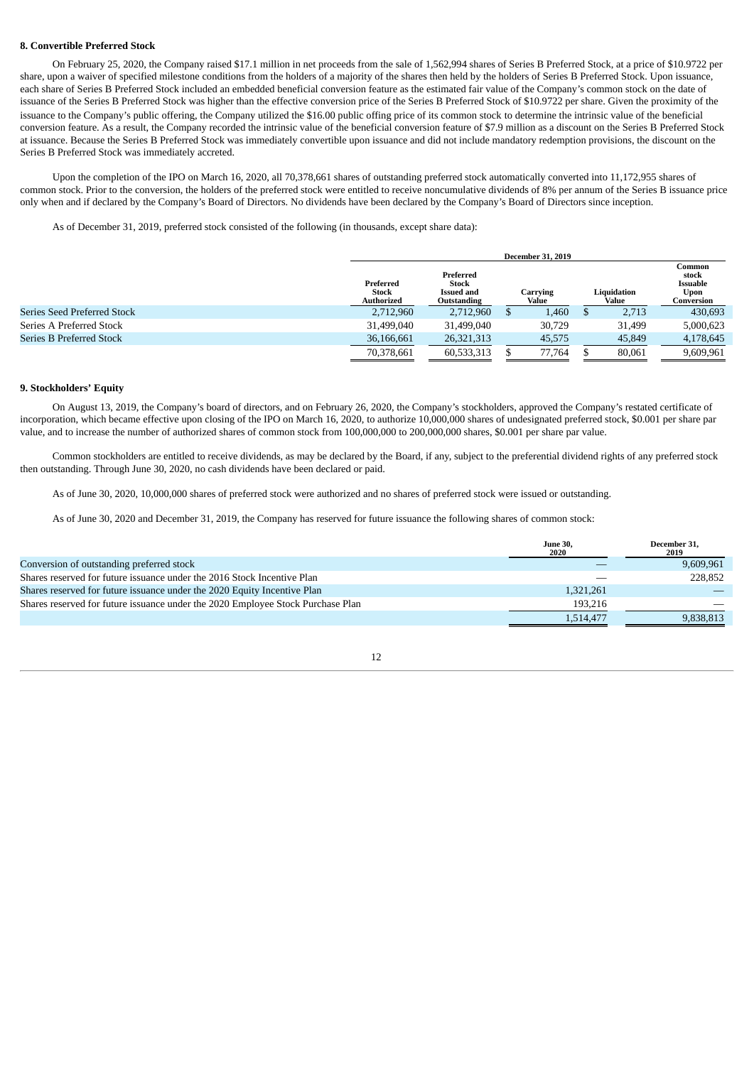**8. Convertible Preferred Stock**

On February 25, 2020, the Company raised $17.1 million in net proceeds from the sale of 1,562,994 shares of Series B Preferred Stock, at a price of $10.9722 per share, upon a waiver of specified milestone conditions from the holders of a majority of the shares then held by the holders of Series B Preferred Stock. Upon issuance, each share of Series B Preferred Stock included an embedded beneficial conversion feature as the estimated fair value of the Company's common stock on the date of issuance of the Series B Preferred Stock was higher than the effective conversion price of the Series B Preferred Stock of $10.9722 per share. Given the proximity of the issuance to the Company's public offering, the Company utilized the $16.00 public offing price of its common stock to determine the intrinsic value of the beneficial conversion feature. As a result, the Company recorded the intrinsic value of the beneficial conversion feature of $7.9 million as a discount on the Series B Preferred Stock at issuance. Because the Series B Preferred Stock was immediately convertible upon issuance and did not include mandatory redemption provisions, the discount on the Series B Preferred Stock was immediately accreted.

Upon the completion of the IPO on March 16, 2020, all 70,378,661 shares of outstanding preferred stock automatically converted into 11,172,955 shares of common stock. Prior to the conversion, the holders of the preferred stock were entitled to receive noncumulative dividends of 8% per annum of the Series B issuance price only when and if declared by the Company's Board of Directors. No dividends have been declared by the Company's Board of Directors since inception.

As of December 31, 2019, preferred stock consisted of the following (in thousands, except share data):

| | December 31, 2019 | | | | |
|---|---|---|---|---|---|
| | Preferred Stock Authorized | Preferred Stock Issued and Outstanding | Carrying Value | Liquidation Value | Common stock Issuable Upon Conversion |
| Series Seed Preferred Stock | 2,712,960 | 2,712,960 | $ 1,460 | $ 2,713 | 430,693 |
| Series A Preferred Stock | 31,499,040 | 31,499,040 | 30,729 | 31,499 | 5,000,623 |
| Series B Preferred Stock | 36,166,661 | 26,321,313 | 45,575 | 45,849 | 4,178,645 |
| | 70,378,661 | 60,533,313 | $ 77,764 | $ 80,061 | 9,609,961 |

**9. Stockholders' Equity**

On August 13, 2019, the Company's board of directors, and on February 26, 2020, the Company's stockholders, approved the Company's restated certificate of incorporation, which became effective upon closing of the IPO on March 16, 2020, to authorize 10,000,000 shares of undesignated preferred stock, $0.001 per share par value, and to increase the number of authorized shares of common stock from 100,000,000 to 200,000,000 shares, $0.001 per share par value.

Common stockholders are entitled to receive dividends, as may be declared by the Board, if any, subject to the preferential dividend rights of any preferred stock then outstanding. Through June 30, 2020, no cash dividends have been declared or paid.

As of June 30, 2020, 10,000,000 shares of preferred stock were authorized and no shares of preferred stock were issued or outstanding.

As of June 30, 2020 and December 31, 2019, the Company has reserved for future issuance the following shares of common stock:

| | June 30, 2020 | December 31, 2019 |
|---|---|---|
| Conversion of outstanding preferred stock | — | 9,609,961 |
| Shares reserved for future issuance under the 2016 Stock Incentive Plan | — | 228,852 |
| Shares reserved for future issuance under the 2020 Equity Incentive Plan | 1,321,261 | — |
| Shares reserved for future issuance under the 2020 Employee Stock Purchase Plan | 193,216 | — |
| | 1,514,477 | 9,838,813 |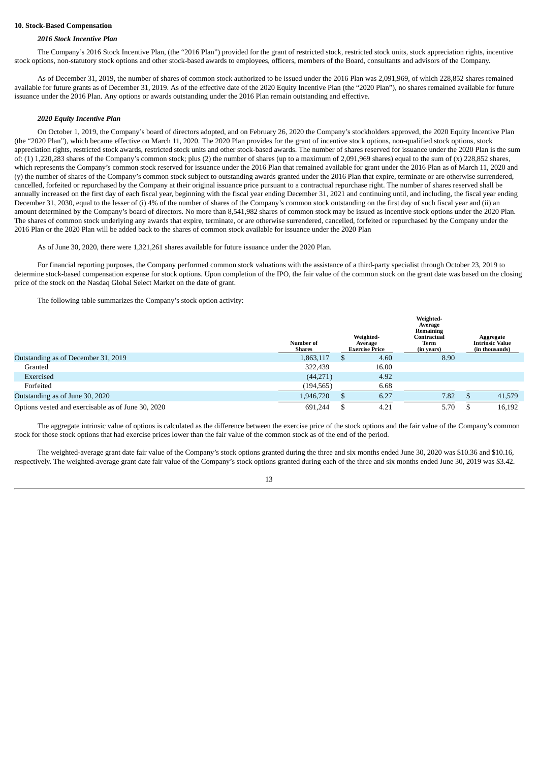**10. Stock-Based Compensation**

***2016 Stock Incentive Plan***

The Company's 2016 Stock Incentive Plan, (the "2016 Plan") provided for the grant of restricted stock, restricted stock units, stock appreciation rights, incentive stock options, non-statutory stock options and other stock-based awards to employees, officers, members of the Board, consultants and advisors of the Company.

As of December 31, 2019, the number of shares of common stock authorized to be issued under the 2016 Plan was 2,091,969, of which 228,852 shares remained available for future grants as of December 31, 2019. As of the effective date of the 2020 Equity Incentive Plan (the "2020 Plan"), no shares remained available for future issuance under the 2016 Plan. Any options or awards outstanding under the 2016 Plan remain outstanding and effective.

***2020 Equity Incentive Plan***

On October 1, 2019, the Company's board of directors adopted, and on February 26, 2020 the Company's stockholders approved, the 2020 Equity Incentive Plan (the "2020 Plan"), which became effective on March 11, 2020. The 2020 Plan provides for the grant of incentive stock options, non-qualified stock options, stock appreciation rights, restricted stock awards, restricted stock units and other stock-based awards. The number of shares reserved for issuance under the 2020 Plan is the sum of: (1) 1,220,283 shares of the Company's common stock; plus (2) the number of shares (up to a maximum of 2,091,969 shares) equal to the sum of (x) 228,852 shares, which represents the Company's common stock reserved for issuance under the 2016 Plan that remained available for grant under the 2016 Plan as of March 11, 2020 and (y) the number of shares of the Company's common stock subject to outstanding awards granted under the 2016 Plan that expire, terminate or are otherwise surrendered, cancelled, forfeited or repurchased by the Company at their original issuance price pursuant to a contractual repurchase right. The number of shares reserved shall be annually increased on the first day of each fiscal year, beginning with the fiscal year ending December 31, 2021 and continuing until, and including, the fiscal year ending December 31, 2030, equal to the lesser of (i) 4% of the number of shares of the Company's common stock outstanding on the first day of such fiscal year and (ii) an amount determined by the Company's board of directors. No more than 8,541,982 shares of common stock may be issued as incentive stock options under the 2020 Plan. The shares of common stock underlying any awards that expire, terminate, or are otherwise surrendered, cancelled, forfeited or repurchased by the Company under the 2016 Plan or the 2020 Plan will be added back to the shares of common stock available for issuance under the 2020 Plan

As of June 30, 2020, there were 1,321,261 shares available for future issuance under the 2020 Plan.

For financial reporting purposes, the Company performed common stock valuations with the assistance of a third-party specialist through October 23, 2019 to determine stock-based compensation expense for stock options. Upon completion of the IPO, the fair value of the common stock on the grant date was based on the closing price of the stock on the Nasdaq Global Select Market on the date of grant.

The following table summarizes the Company's stock option activity:

| | Number of Shares | Weighted-Average Exercise Price | Weighted-Average Remaining Contractual Term (in years) | Aggregate Intrinsic Value (in thousands) |
|---|---|---|---|---|
| Outstanding as of December 31, 2019 | 1,863,117 | $ 4.60 | 8.90 | |
| Granted | 322,439 | 16.00 | | |
| Exercised | (44,271) | 4.92 | | |
| Forfeited | (194,565) | 6.68 | | |
| Outstanding as of June 30, 2020 | 1,946,720 | $ 6.27 | 7.82 | $ 41,579 |
| Options vested and exercisable as of June 30, 2020 | 691,244 | $ 4.21 | 5.70 | $ 16,192 |

The aggregate intrinsic value of options is calculated as the difference between the exercise price of the stock options and the fair value of the Company's common stock for those stock options that had exercise prices lower than the fair value of the common stock as of the end of the period.

The weighted-average grant date fair value of the Company's stock options granted during the three and six months ended June 30, 2020 was $10.36 and $10.16, respectively. The weighted-average grant date fair value of the Company's stock options granted during each of the three and six months ended June 30, 2019 was $3.42.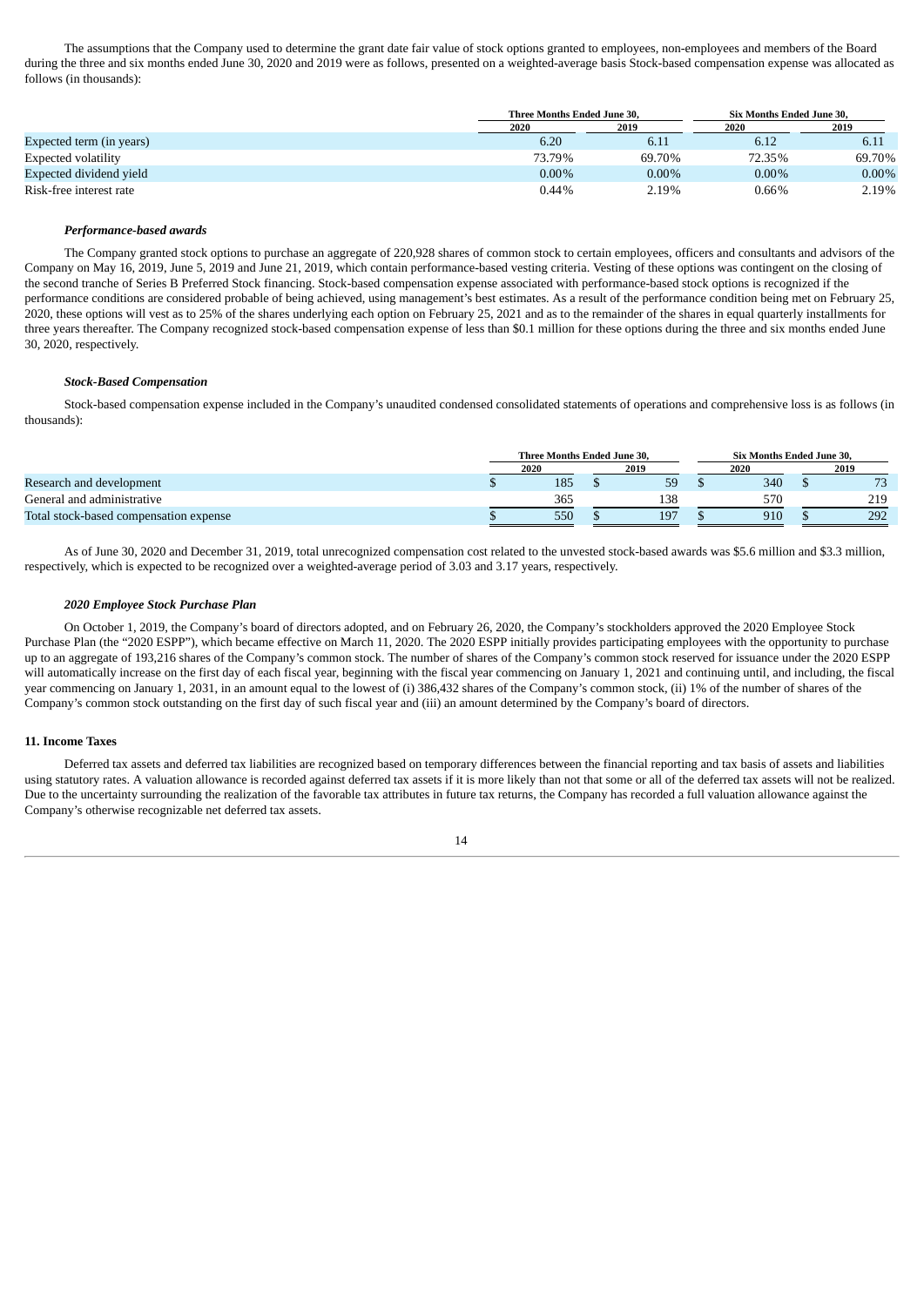The assumptions that the Company used to determine the grant date fair value of stock options granted to employees, non-employees and members of the Board during the three and six months ended June 30, 2020 and 2019 were as follows, presented on a weighted-average basis Stock-based compensation expense was allocated as follows (in thousands):

| | Three Months Ended June 30, | | Six Months Ended June 30, | |
|---|---|---|---|---|
| | 2020 | 2019 | 2020 | 2019 |
| Expected term (in years) | 6.20 | 6.11 | 6.12 | 6.11 |
| Expected volatility | 73.79% | 69.70% | 72.35% | 69.70% |
| Expected dividend yield | 0.00% | 0.00% | 0.00% | 0.00% |
| Risk-free interest rate | 0.44% | 2.19% | 0.66% | 2.19% |

***Performance-based awards***

The Company granted stock options to purchase an aggregate of 220,928 shares of common stock to certain employees, officers and consultants and advisors of the Company on May 16, 2019, June 5, 2019 and June 21, 2019, which contain performance-based vesting criteria. Vesting of these options was contingent on the closing of the second tranche of Series B Preferred Stock financing. Stock-based compensation expense associated with performance-based stock options is recognized if the performance conditions are considered probable of being achieved, using management's best estimates. As a result of the performance condition being met on February 25, 2020, these options will vest as to 25% of the shares underlying each option on February 25, 2021 and as to the remainder of the shares in equal quarterly installments for three years thereafter. The Company recognized stock-based compensation expense of less than $0.1 million for these options during the three and six months ended June 30, 2020, respectively.

***Stock-Based Compensation***

Stock-based compensation expense included in the Company's unaudited condensed consolidated statements of operations and comprehensive loss is as follows (in thousands):

| | Three Months Ended June 30, | | Six Months Ended June 30, | |
|---|---|---|---|---|
| | 2020 | 2019 | 2020 | 2019 |
| Research and development | $ 185 | $ 59 | $ 340 | $ 73 |
| General and administrative | 365 | 138 | 570 | 219 |
| Total stock-based compensation expense | $ 550 | $ 197 | $ 910 | $ 292 |

As of June 30, 2020 and December 31, 2019, total unrecognized compensation cost related to the unvested stock-based awards was $5.6 million and $3.3 million, respectively, which is expected to be recognized over a weighted-average period of 3.03 and 3.17 years, respectively.

***2020 Employee Stock Purchase Plan***

On October 1, 2019, the Company's board of directors adopted, and on February 26, 2020, the Company's stockholders approved the 2020 Employee Stock Purchase Plan (the "2020 ESPP"), which became effective on March 11, 2020. The 2020 ESPP initially provides participating employees with the opportunity to purchase up to an aggregate of 193,216 shares of the Company's common stock. The number of shares of the Company's common stock reserved for issuance under the 2020 ESPP will automatically increase on the first day of each fiscal year, beginning with the fiscal year commencing on January 1, 2021 and continuing until, and including, the fiscal year commencing on January 1, 2031, in an amount equal to the lowest of (i) 386,432 shares of the Company's common stock, (ii) 1% of the number of shares of the Company's common stock outstanding on the first day of such fiscal year and (iii) an amount determined by the Company's board of directors.

**11. Income Taxes**

Deferred tax assets and deferred tax liabilities are recognized based on temporary differences between the financial reporting and tax basis of assets and liabilities using statutory rates. A valuation allowance is recorded against deferred tax assets if it is more likely than not that some or all of the deferred tax assets will not be realized. Due to the uncertainty surrounding the realization of the favorable tax attributes in future tax returns, the Company has recorded a full valuation allowance against the Company's otherwise recognizable net deferred tax assets.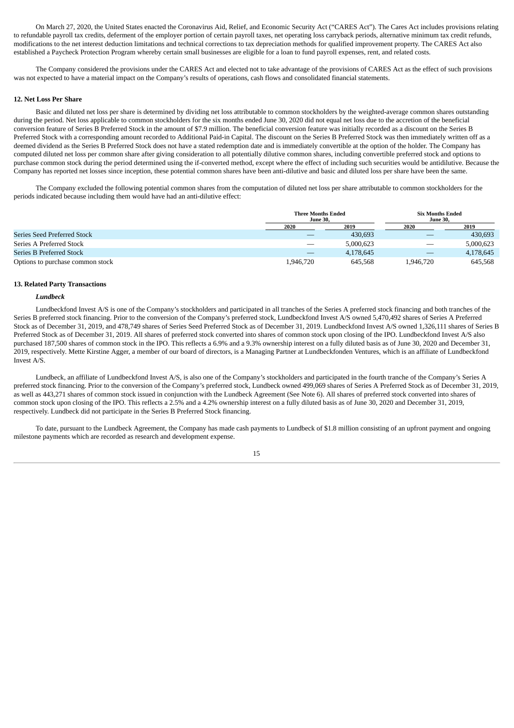On March 27, 2020, the United States enacted the Coronavirus Aid, Relief, and Economic Security Act ("CARES Act"). The Cares Act includes provisions relating to refundable payroll tax credits, deferment of the employer portion of certain payroll taxes, net operating loss carryback periods, alternative minimum tax credit refunds, modifications to the net interest deduction limitations and technical corrections to tax depreciation methods for qualified improvement property. The CARES Act also established a Paycheck Protection Program whereby certain small businesses are eligible for a loan to fund payroll expenses, rent, and related costs.

The Company considered the provisions under the CARES Act and elected not to take advantage of the provisions of CARES Act as the effect of such provisions was not expected to have a material impact on the Company's results of operations, cash flows and consolidated financial statements.

### 12. Net Loss Per Share

Basic and diluted net loss per share is determined by dividing net loss attributable to common stockholders by the weighted-average common shares outstanding during the period. Net loss applicable to common stockholders for the six months ended June 30, 2020 did not equal net loss due to the accretion of the beneficial conversion feature of Series B Preferred Stock in the amount of $7.9 million. The beneficial conversion feature was initially recorded as a discount on the Series B Preferred Stock with a corresponding amount recorded to Additional Paid-in Capital. The discount on the Series B Preferred Stock was then immediately written off as a deemed dividend as the Series B Preferred Stock does not have a stated redemption date and is immediately convertible at the option of the holder. The Company has computed diluted net loss per common share after giving consideration to all potentially dilutive common shares, including convertible preferred stock and options to purchase common stock during the period determined using the if-converted method, except where the effect of including such securities would be antidilutive. Because the Company has reported net losses since inception, these potential common shares have been anti-dilutive and basic and diluted loss per share have been the same.

The Company excluded the following potential common shares from the computation of diluted net loss per share attributable to common stockholders for the periods indicated because including them would have had an anti-dilutive effect:

| | Three Months Ended June 30, | | Six Months Ended June 30, | |
|---|---|---|---|---|
| | 2020 | 2019 | 2020 | 2019 |
| Series Seed Preferred Stock | — | 430,693 | — | 430,693 |
| Series A Preferred Stock | — | 5,000,623 | — | 5,000,623 |
| Series B Preferred Stock | — | 4,178,645 | — | 4,178,645 |
| Options to purchase common stock | 1,946,720 | 645,568 | 1,946,720 | 645,568 |

### 13. Related Party Transactions

***Lundbeck***

Lundbeckfond Invest A/S is one of the Company's stockholders and participated in all tranches of the Series A preferred stock financing and both tranches of the Series B preferred stock financing. Prior to the conversion of the Company's preferred stock, Lundbeckfond Invest A/S owned 5,470,492 shares of Series A Preferred Stock as of December 31, 2019, and 478,749 shares of Series Seed Preferred Stock as of December 31, 2019. Lundbeckfond Invest A/S owned 1,326,111 shares of Series B Preferred Stock as of December 31, 2019. All shares of preferred stock converted into shares of common stock upon closing of the IPO. Lundbeckfond Invest A/S also purchased 187,500 shares of common stock in the IPO. This reflects a 6.9% and a 9.3% ownership interest on a fully diluted basis as of June 30, 2020 and December 31, 2019, respectively. Mette Kirstine Agger, a member of our board of directors, is a Managing Partner at Lundbeckfonden Ventures, which is an affiliate of Lundbeckfond Invest A/S.

Lundbeck, an affiliate of Lundbeckfond Invest A/S, is also one of the Company's stockholders and participated in the fourth tranche of the Company's Series A preferred stock financing. Prior to the conversion of the Company's preferred stock, Lundbeck owned 499,069 shares of Series A Preferred Stock as of December 31, 2019, as well as 443,271 shares of common stock issued in conjunction with the Lundbeck Agreement (See Note 6). All shares of preferred stock converted into shares of common stock upon closing of the IPO. This reflects a 2.5% and a 4.2% ownership interest on a fully diluted basis as of June 30, 2020 and December 31, 2019, respectively. Lundbeck did not participate in the Series B Preferred Stock financing.

To date, pursuant to the Lundbeck Agreement, the Company has made cash payments to Lundbeck of $1.8 million consisting of an upfront payment and ongoing milestone payments which are recorded as research and development expense.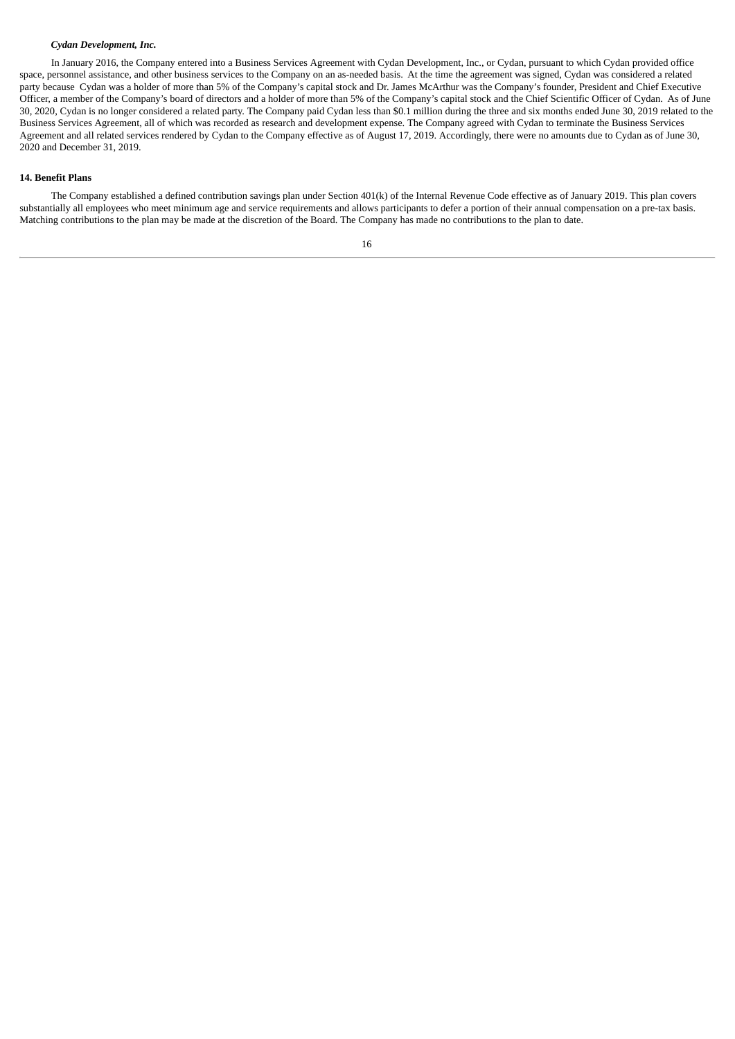***Cydan Development, Inc.***

In January 2016, the Company entered into a Business Services Agreement with Cydan Development, Inc., or Cydan, pursuant to which Cydan provided office space, personnel assistance, and other business services to the Company on an as-needed basis. At the time the agreement was signed, Cydan was considered a related party because Cydan was a holder of more than 5% of the Company's capital stock and Dr. James McArthur was the Company's founder, President and Chief Executive Officer, a member of the Company's board of directors and a holder of more than 5% of the Company's capital stock and the Chief Scientific Officer of Cydan. As of June 30, 2020, Cydan is no longer considered a related party. The Company paid Cydan less than $0.1 million during the three and six months ended June 30, 2019 related to the Business Services Agreement, all of which was recorded as research and development expense. The Company agreed with Cydan to terminate the Business Services Agreement and all related services rendered by Cydan to the Company effective as of August 17, 2019. Accordingly, there were no amounts due to Cydan as of June 30, 2020 and December 31, 2019.

**14. Benefit Plans**

The Company established a defined contribution savings plan under Section 401(k) of the Internal Revenue Code effective as of January 2019. This plan covers substantially all employees who meet minimum age and service requirements and allows participants to defer a portion of their annual compensation on a pre-tax basis. Matching contributions to the plan may be made at the discretion of the Board. The Company has made no contributions to the plan to date.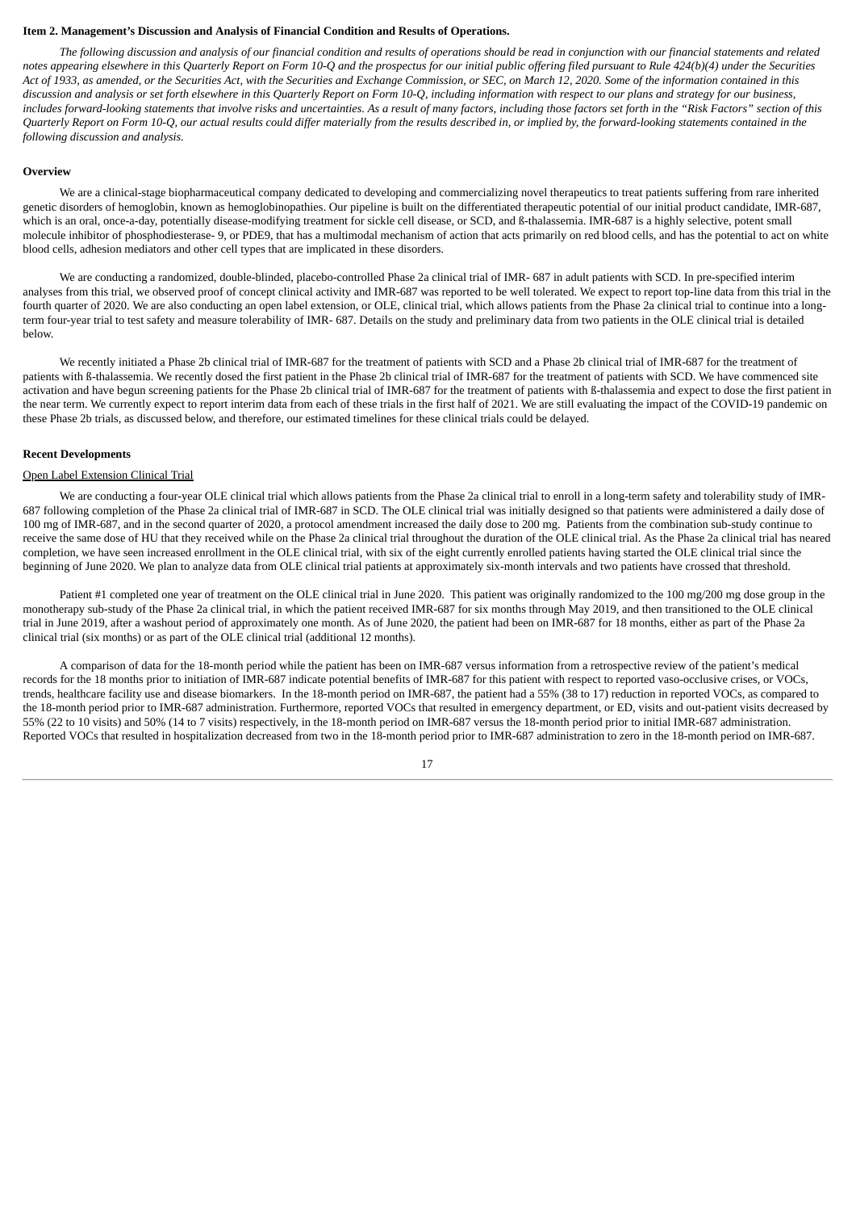**Item 2. Management's Discussion and Analysis of Financial Condition and Results of Operations.**

*The following discussion and analysis of our financial condition and results of operations should be read in conjunction with our financial statements and related notes appearing elsewhere in this Quarterly Report on Form 10-Q and the prospectus for our initial public offering filed pursuant to Rule 424(b)(4) under the Securities Act of 1933, as amended, or the Securities Act, with the Securities and Exchange Commission, or SEC, on March 12, 2020. Some of the information contained in this discussion and analysis or set forth elsewhere in this Quarterly Report on Form 10-Q, including information with respect to our plans and strategy for our business, includes forward-looking statements that involve risks and uncertainties. As a result of many factors, including those factors set forth in the "Risk Factors" section of this Quarterly Report on Form 10-Q, our actual results could differ materially from the results described in, or implied by, the forward-looking statements contained in the following discussion and analysis.*

**Overview**

We are a clinical-stage biopharmaceutical company dedicated to developing and commercializing novel therapeutics to treat patients suffering from rare inherited genetic disorders of hemoglobin, known as hemoglobinopathies. Our pipeline is built on the differentiated therapeutic potential of our initial product candidate, IMR-687, which is an oral, once-a-day, potentially disease-modifying treatment for sickle cell disease, or SCD, and ß-thalassemia. IMR-687 is a highly selective, potent small molecule inhibitor of phosphodiesterase- 9, or PDE9, that has a multimodal mechanism of action that acts primarily on red blood cells, and has the potential to act on white blood cells, adhesion mediators and other cell types that are implicated in these disorders.

We are conducting a randomized, double-blinded, placebo-controlled Phase 2a clinical trial of IMR- 687 in adult patients with SCD. In pre-specified interim analyses from this trial, we observed proof of concept clinical activity and IMR-687 was reported to be well tolerated. We expect to report top-line data from this trial in the fourth quarter of 2020. We are also conducting an open label extension, or OLE, clinical trial, which allows patients from the Phase 2a clinical trial to continue into a long-term four-year trial to test safety and measure tolerability of IMR- 687. Details on the study and preliminary data from two patients in the OLE clinical trial is detailed below.

We recently initiated a Phase 2b clinical trial of IMR-687 for the treatment of patients with SCD and a Phase 2b clinical trial of IMR-687 for the treatment of patients with ß-thalassemia. We recently dosed the first patient in the Phase 2b clinical trial of IMR-687 for the treatment of patients with SCD. We have commenced site activation and have begun screening patients for the Phase 2b clinical trial of IMR-687 for the treatment of patients with ß-thalassemia and expect to dose the first patient in the near term. We currently expect to report interim data from each of these trials in the first half of 2021. We are still evaluating the impact of the COVID-19 pandemic on these Phase 2b trials, as discussed below, and therefore, our estimated timelines for these clinical trials could be delayed.

**Recent Developments**

Open Label Extension Clinical Trial

We are conducting a four-year OLE clinical trial which allows patients from the Phase 2a clinical trial to enroll in a long-term safety and tolerability study of IMR-687 following completion of the Phase 2a clinical trial of IMR-687 in SCD. The OLE clinical trial was initially designed so that patients were administered a daily dose of 100 mg of IMR-687, and in the second quarter of 2020, a protocol amendment increased the daily dose to 200 mg. Patients from the combination sub-study continue to receive the same dose of HU that they received while on the Phase 2a clinical trial throughout the duration of the OLE clinical trial. As the Phase 2a clinical trial has neared completion, we have seen increased enrollment in the OLE clinical trial, with six of the eight currently enrolled patients having started the OLE clinical trial since the beginning of June 2020. We plan to analyze data from OLE clinical trial patients at approximately six-month intervals and two patients have crossed that threshold.

Patient #1 completed one year of treatment on the OLE clinical trial in June 2020. This patient was originally randomized to the 100 mg/200 mg dose group in the monotherapy sub-study of the Phase 2a clinical trial, in which the patient received IMR-687 for six months through May 2019, and then transitioned to the OLE clinical trial in June 2019, after a washout period of approximately one month. As of June 2020, the patient had been on IMR-687 for 18 months, either as part of the Phase 2a clinical trial (six months) or as part of the OLE clinical trial (additional 12 months).

A comparison of data for the 18-month period while the patient has been on IMR-687 versus information from a retrospective review of the patient's medical records for the 18 months prior to initiation of IMR-687 indicate potential benefits of IMR-687 for this patient with respect to reported vaso-occlusive crises, or VOCs, trends, healthcare facility use and disease biomarkers. In the 18-month period on IMR-687, the patient had a 55% (38 to 17) reduction in reported VOCs, as compared to the 18-month period prior to IMR-687 administration. Furthermore, reported VOCs that resulted in emergency department, or ED, visits and out-patient visits decreased by 55% (22 to 10 visits) and 50% (14 to 7 visits) respectively, in the 18-month period on IMR-687 versus the 18-month period prior to initial IMR-687 administration. Reported VOCs that resulted in hospitalization decreased from two in the 18-month period prior to IMR-687 administration to zero in the 18-month period on IMR-687.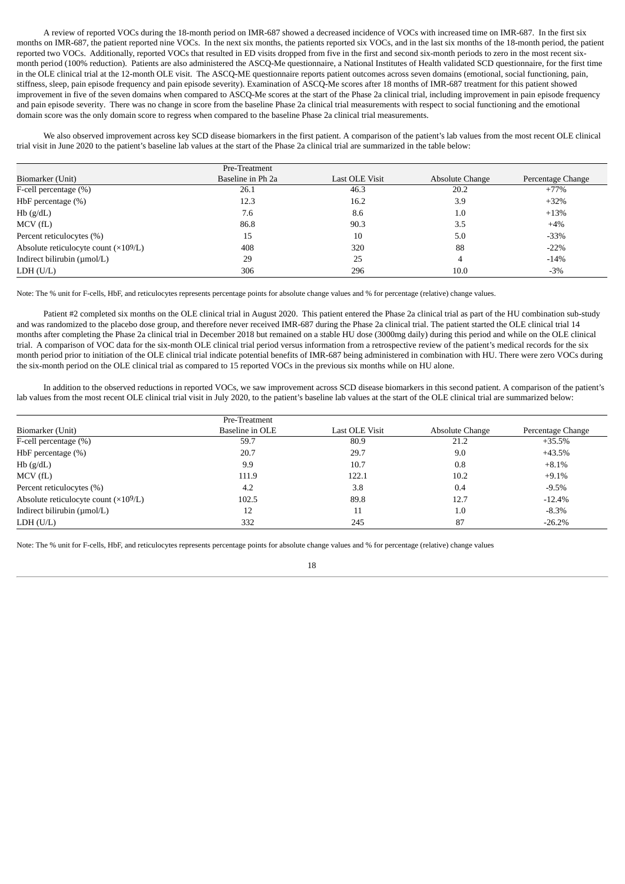A review of reported VOCs during the 18-month period on IMR-687 showed a decreased incidence of VOCs with increased time on IMR-687. In the first six months on IMR-687, the patient reported nine VOCs. In the next six months, the patients reported six VOCs, and in the last six months of the 18-month period, the patient reported two VOCs. Additionally, reported VOCs that resulted in ED visits dropped from five in the first and second six-month periods to zero in the most recent six-month period (100% reduction). Patients are also administered the ASCQ-Me questionnaire, a National Institutes of Health validated SCD questionnaire, for the first time in the OLE clinical trial at the 12-month OLE visit. The ASCQ-ME questionnaire reports patient outcomes across seven domains (emotional, social functioning, pain, stiffness, sleep, pain episode frequency and pain episode severity). Examination of ASCQ-Me scores after 18 months of IMR-687 treatment for this patient showed improvement in five of the seven domains when compared to ASCQ-Me scores at the start of the Phase 2a clinical trial, including improvement in pain episode frequency and pain episode severity. There was no change in score from the baseline Phase 2a clinical trial measurements with respect to social functioning and the emotional domain score was the only domain score to regress when compared to the baseline Phase 2a clinical trial measurements.

We also observed improvement across key SCD disease biomarkers in the first patient. A comparison of the patient's lab values from the most recent OLE clinical trial visit in June 2020 to the patient's baseline lab values at the start of the Phase 2a clinical trial are summarized in the table below:

| Biomarker (Unit) | Pre-Treatment Baseline in Ph 2a | Last OLE Visit | Absolute Change | Percentage Change |
|---|---|---|---|---|
| F-cell percentage (%) | 26.1 | 46.3 | 20.2 | +77% |
| HbF percentage (%) | 12.3 | 16.2 | 3.9 | +32% |
| Hb (g/dL) | 7.6 | 8.6 | 1.0 | +13% |
| MCV (fL) | 86.8 | 90.3 | 3.5 | +4% |
| Percent reticulocytes (%) | 15 | 10 | 5.0 | -33% |
| Absolute reticulocyte count ($\times 10^9$/L) | 408 | 320 | 88 | -22% |
| Indirect bilirubin (µmol/L) | 29 | 25 | 4 | -14% |
| LDH (U/L) | 306 | 296 | 10.0 | -3% |

Note: The % unit for F-cells, HbF, and reticulocytes represents percentage points for absolute change values and % for percentage (relative) change values.

Patient #2 completed six months on the OLE clinical trial in August 2020. This patient entered the Phase 2a clinical trial as part of the HU combination sub-study and was randomized to the placebo dose group, and therefore never received IMR-687 during the Phase 2a clinical trial. The patient started the OLE clinical trial 14 months after completing the Phase 2a clinical trial in December 2018 but remained on a stable HU dose (3000mg daily) during this period and while on the OLE clinical trial. A comparison of VOC data for the six-month OLE clinical trial period versus information from a retrospective review of the patient's medical records for the six month period prior to initiation of the OLE clinical trial indicate potential benefits of IMR-687 being administered in combination with HU. There were zero VOCs during the six-month period on the OLE clinical trial as compared to 15 reported VOCs in the previous six months while on HU alone.

In addition to the observed reductions in reported VOCs, we saw improvement across SCD disease biomarkers in this second patient. A comparison of the patient's lab values from the most recent OLE clinical trial visit in July 2020, to the patient's baseline lab values at the start of the OLE clinical trial are summarized below:

| Biomarker (Unit) | Pre-Treatment Baseline in OLE | Last OLE Visit | Absolute Change | Percentage Change |
|---|---|---|---|---|
| F-cell percentage (%) | 59.7 | 80.9 | 21.2 | +35.5% |
| HbF percentage (%) | 20.7 | 29.7 | 9.0 | +43.5% |
| Hb (g/dL) | 9.9 | 10.7 | 0.8 | +8.1% |
| MCV (fL) | 111.9 | 122.1 | 10.2 | +9.1% |
| Percent reticulocytes (%) | 4.2 | 3.8 | 0.4 | -9.5% |
| Absolute reticulocyte count ($\times 10^9$/L) | 102.5 | 89.8 | 12.7 | -12.4% |
| Indirect bilirubin (µmol/L) | 12 | 11 | 1.0 | -8.3% |
| LDH (U/L) | 332 | 245 | 87 | -26.2% |

Note: The % unit for F-cells, HbF, and reticulocytes represents percentage points for absolute change values and % for percentage (relative) change values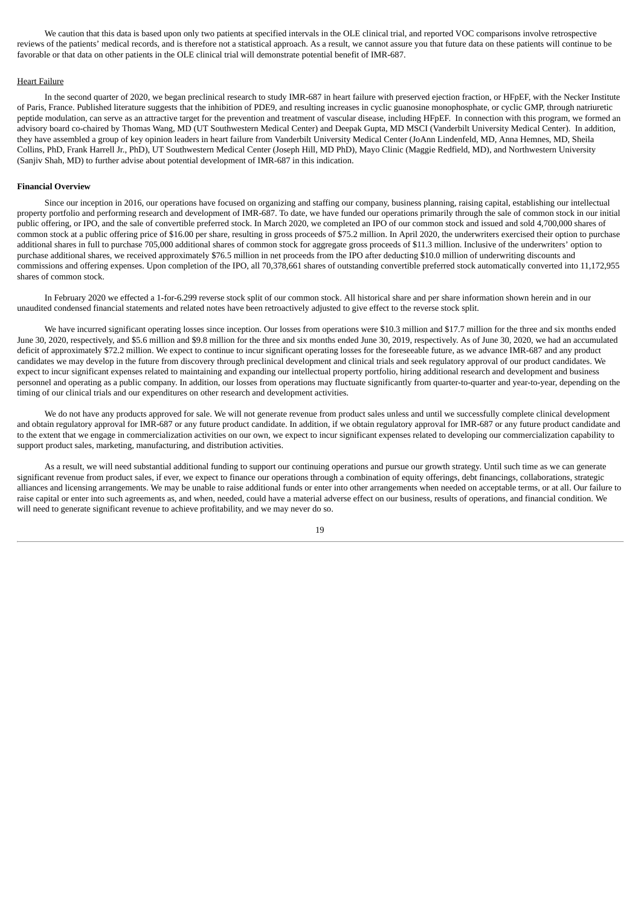We caution that this data is based upon only two patients at specified intervals in the OLE clinical trial, and reported VOC comparisons involve retrospective reviews of the patients' medical records, and is therefore not a statistical approach. As a result, we cannot assure you that future data on these patients will continue to be favorable or that data on other patients in the OLE clinical trial will demonstrate potential benefit of IMR-687.

Heart Failure

In the second quarter of 2020, we began preclinical research to study IMR-687 in heart failure with preserved ejection fraction, or HFpEF, with the Necker Institute of Paris, France. Published literature suggests that the inhibition of PDE9, and resulting increases in cyclic guanosine monophosphate, or cyclic GMP, through natriuretic peptide modulation, can serve as an attractive target for the prevention and treatment of vascular disease, including HFpEF. In connection with this program, we formed an advisory board co-chaired by Thomas Wang, MD (UT Southwestern Medical Center) and Deepak Gupta, MD MSCI (Vanderbilt University Medical Center). In addition, they have assembled a group of key opinion leaders in heart failure from Vanderbilt University Medical Center (JoAnn Lindenfeld, MD, Anna Hemnes, MD, Sheila Collins, PhD, Frank Harrell Jr., PhD), UT Southwestern Medical Center (Joseph Hill, MD PhD), Mayo Clinic (Maggie Redfield, MD), and Northwestern University (Sanjiv Shah, MD) to further advise about potential development of IMR-687 in this indication.

**Financial Overview**

Since our inception in 2016, our operations have focused on organizing and staffing our company, business planning, raising capital, establishing our intellectual property portfolio and performing research and development of IMR-687. To date, we have funded our operations primarily through the sale of common stock in our initial public offering, or IPO, and the sale of convertible preferred stock. In March 2020, we completed an IPO of our common stock and issued and sold 4,700,000 shares of common stock at a public offering price of $16.00 per share, resulting in gross proceeds of $75.2 million. In April 2020, the underwriters exercised their option to purchase additional shares in full to purchase 705,000 additional shares of common stock for aggregate gross proceeds of $11.3 million. Inclusive of the underwriters' option to purchase additional shares, we received approximately $76.5 million in net proceeds from the IPO after deducting $10.0 million of underwriting discounts and commissions and offering expenses. Upon completion of the IPO, all 70,378,661 shares of outstanding convertible preferred stock automatically converted into 11,172,955 shares of common stock.

In February 2020 we effected a 1-for-6.299 reverse stock split of our common stock. All historical share and per share information shown herein and in our unaudited condensed financial statements and related notes have been retroactively adjusted to give effect to the reverse stock split.

We have incurred significant operating losses since inception. Our losses from operations were $10.3 million and $17.7 million for the three and six months ended June 30, 2020, respectively, and $5.6 million and $9.8 million for the three and six months ended June 30, 2019, respectively. As of June 30, 2020, we had an accumulated deficit of approximately $72.2 million. We expect to continue to incur significant operating losses for the foreseeable future, as we advance IMR-687 and any product candidates we may develop in the future from discovery through preclinical development and clinical trials and seek regulatory approval of our product candidates. We expect to incur significant expenses related to maintaining and expanding our intellectual property portfolio, hiring additional research and development and business personnel and operating as a public company. In addition, our losses from operations may fluctuate significantly from quarter-to-quarter and year-to-year, depending on the timing of our clinical trials and our expenditures on other research and development activities.

We do not have any products approved for sale. We will not generate revenue from product sales unless and until we successfully complete clinical development and obtain regulatory approval for IMR-687 or any future product candidate. In addition, if we obtain regulatory approval for IMR-687 or any future product candidate and to the extent that we engage in commercialization activities on our own, we expect to incur significant expenses related to developing our commercialization capability to support product sales, marketing, manufacturing, and distribution activities.

As a result, we will need substantial additional funding to support our continuing operations and pursue our growth strategy. Until such time as we can generate significant revenue from product sales, if ever, we expect to finance our operations through a combination of equity offerings, debt financings, collaborations, strategic alliances and licensing arrangements. We may be unable to raise additional funds or enter into other arrangements when needed on acceptable terms, or at all. Our failure to raise capital or enter into such agreements as, and when, needed, could have a material adverse effect on our business, results of operations, and financial condition. We will need to generate significant revenue to achieve profitability, and we may never do so.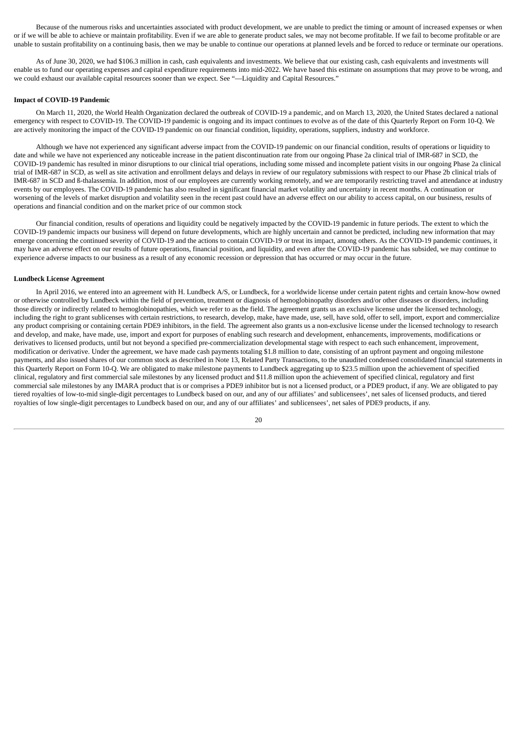Because of the numerous risks and uncertainties associated with product development, we are unable to predict the timing or amount of increased expenses or when or if we will be able to achieve or maintain profitability. Even if we are able to generate product sales, we may not become profitable. If we fail to become profitable or are unable to sustain profitability on a continuing basis, then we may be unable to continue our operations at planned levels and be forced to reduce or terminate our operations.

As of June 30, 2020, we had $106.3 million in cash, cash equivalents and investments. We believe that our existing cash, cash equivalents and investments will enable us to fund our operating expenses and capital expenditure requirements into mid-2022. We have based this estimate on assumptions that may prove to be wrong, and we could exhaust our available capital resources sooner than we expect. See "—Liquidity and Capital Resources."

**Impact of COVID-19 Pandemic**

On March 11, 2020, the World Health Organization declared the outbreak of COVID-19 a pandemic, and on March 13, 2020, the United States declared a national emergency with respect to COVID-19. The COVID-19 pandemic is ongoing and its impact continues to evolve as of the date of this Quarterly Report on Form 10-Q. We are actively monitoring the impact of the COVID-19 pandemic on our financial condition, liquidity, operations, suppliers, industry and workforce.

Although we have not experienced any significant adverse impact from the COVID-19 pandemic on our financial condition, results of operations or liquidity to date and while we have not experienced any noticeable increase in the patient discontinuation rate from our ongoing Phase 2a clinical trial of IMR-687 in SCD, the COVID-19 pandemic has resulted in minor disruptions to our clinical trial operations, including some missed and incomplete patient visits in our ongoing Phase 2a clinical trial of IMR-687 in SCD, as well as site activation and enrollment delays and delays in review of our regulatory submissions with respect to our Phase 2b clinical trials of IMR-687 in SCD and ß-thalassemia. In addition, most of our employees are currently working remotely, and we are temporarily restricting travel and attendance at industry events by our employees. The COVID-19 pandemic has also resulted in significant financial market volatility and uncertainty in recent months. A continuation or worsening of the levels of market disruption and volatility seen in the recent past could have an adverse effect on our ability to access capital, on our business, results of operations and financial condition and on the market price of our common stock

Our financial condition, results of operations and liquidity could be negatively impacted by the COVID-19 pandemic in future periods. The extent to which the COVID-19 pandemic impacts our business will depend on future developments, which are highly uncertain and cannot be predicted, including new information that may emerge concerning the continued severity of COVID-19 and the actions to contain COVID-19 or treat its impact, among others. As the COVID-19 pandemic continues, it may have an adverse effect on our results of future operations, financial position, and liquidity, and even after the COVID-19 pandemic has subsided, we may continue to experience adverse impacts to our business as a result of any economic recession or depression that has occurred or may occur in the future.

**Lundbeck License Agreement**

In April 2016, we entered into an agreement with H. Lundbeck A/S, or Lundbeck, for a worldwide license under certain patent rights and certain know-how owned or otherwise controlled by Lundbeck within the field of prevention, treatment or diagnosis of hemoglobinopathy disorders and/or other diseases or disorders, including those directly or indirectly related to hemoglobinopathies, which we refer to as the field. The agreement grants us an exclusive license under the licensed technology, including the right to grant sublicenses with certain restrictions, to research, develop, make, have made, use, sell, have sold, offer to sell, import, export and commercialize any product comprising or containing certain PDE9 inhibitors, in the field. The agreement also grants us a non-exclusive license under the licensed technology to research and develop, and make, have made, use, import and export for purposes of enabling such research and development, enhancements, improvements, modifications or derivatives to licensed products, until but not beyond a specified pre-commercialization developmental stage with respect to each such enhancement, improvement, modification or derivative. Under the agreement, we have made cash payments totaling $1.8 million to date, consisting of an upfront payment and ongoing milestone payments, and also issued shares of our common stock as described in Note 13, Related Party Transactions, to the unaudited condensed consolidated financial statements in this Quarterly Report on Form 10-Q. We are obligated to make milestone payments to Lundbeck aggregating up to $23.5 million upon the achievement of specified clinical, regulatory and first commercial sale milestones by any licensed product and $11.8 million upon the achievement of specified clinical, regulatory and first commercial sale milestones by any IMARA product that is or comprises a PDE9 inhibitor but is not a licensed product, or a PDE9 product, if any. We are obligated to pay tiered royalties of low-to-mid single-digit percentages to Lundbeck based on our, and any of our affiliates' and sublicensees', net sales of licensed products, and tiered royalties of low single-digit percentages to Lundbeck based on our, and any of our affiliates' and sublicensees', net sales of PDE9 products, if any.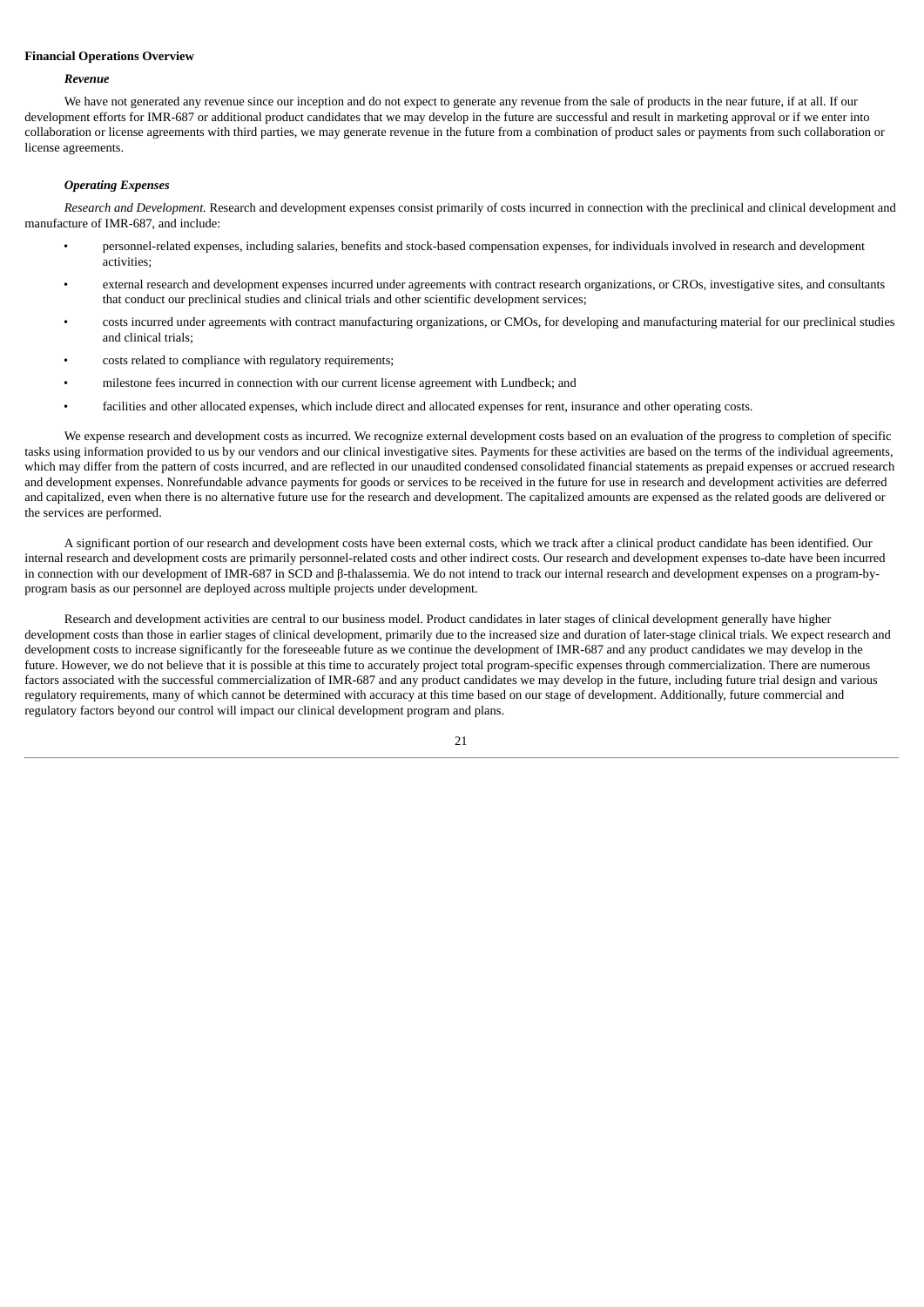**Financial Operations Overview**

***Revenue***

We have not generated any revenue since our inception and do not expect to generate any revenue from the sale of products in the near future, if at all. If our development efforts for IMR-687 or additional product candidates that we may develop in the future are successful and result in marketing approval or if we enter into collaboration or license agreements with third parties, we may generate revenue in the future from a combination of product sales or payments from such collaboration or license agreements.

***Operating Expenses***

*Research and Development.* Research and development expenses consist primarily of costs incurred in connection with the preclinical and clinical development and manufacture of IMR-687, and include:

- personnel-related expenses, including salaries, benefits and stock-based compensation expenses, for individuals involved in research and development activities;
- external research and development expenses incurred under agreements with contract research organizations, or CROs, investigative sites, and consultants that conduct our preclinical studies and clinical trials and other scientific development services;
- costs incurred under agreements with contract manufacturing organizations, or CMOs, for developing and manufacturing material for our preclinical studies and clinical trials;
- costs related to compliance with regulatory requirements;
- milestone fees incurred in connection with our current license agreement with Lundbeck; and
- facilities and other allocated expenses, which include direct and allocated expenses for rent, insurance and other operating costs.

We expense research and development costs as incurred. We recognize external development costs based on an evaluation of the progress to completion of specific tasks using information provided to us by our vendors and our clinical investigative sites. Payments for these activities are based on the terms of the individual agreements, which may differ from the pattern of costs incurred, and are reflected in our unaudited condensed consolidated financial statements as prepaid expenses or accrued research and development expenses. Nonrefundable advance payments for goods or services to be received in the future for use in research and development activities are deferred and capitalized, even when there is no alternative future use for the research and development. The capitalized amounts are expensed as the related goods are delivered or the services are performed.

A significant portion of our research and development costs have been external costs, which we track after a clinical product candidate has been identified. Our internal research and development costs are primarily personnel-related costs and other indirect costs. Our research and development expenses to-date have been incurred in connection with our development of IMR-687 in SCD and β-thalassemia. We do not intend to track our internal research and development expenses on a program-by-program basis as our personnel are deployed across multiple projects under development.

Research and development activities are central to our business model. Product candidates in later stages of clinical development generally have higher development costs than those in earlier stages of clinical development, primarily due to the increased size and duration of later-stage clinical trials. We expect research and development costs to increase significantly for the foreseeable future as we continue the development of IMR-687 and any product candidates we may develop in the future. However, we do not believe that it is possible at this time to accurately project total program-specific expenses through commercialization. There are numerous factors associated with the successful commercialization of IMR-687 and any product candidates we may develop in the future, including future trial design and various regulatory requirements, many of which cannot be determined with accuracy at this time based on our stage of development. Additionally, future commercial and regulatory factors beyond our control will impact our clinical development program and plans.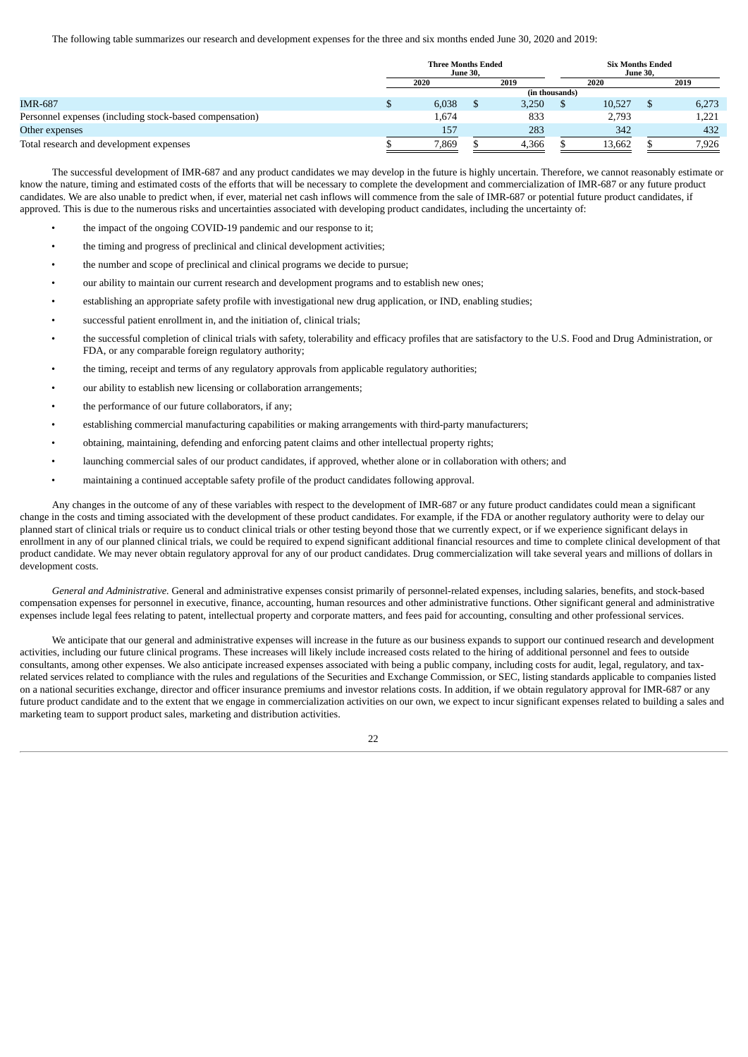The following table summarizes our research and development expenses for the three and six months ended June 30, 2020 and 2019:

| | Three Months Ended June 30, | | Six Months Ended June 30, | |
|---|---|---|---|---|
| | 2020 | 2019 | 2020 | 2019 |
| | (in thousands) | | | |
| IMR-687 | $ 6,038 | $ 3,250 | $ 10,527 | $ 6,273 |
| Personnel expenses (including stock-based compensation) | 1,674 | 833 | 2,793 | 1,221 |
| Other expenses | 157 | 283 | 342 | 432 |
| Total research and development expenses | $ 7,869 | $ 4,366 | $ 13,662 | $ 7,926 |

The successful development of IMR-687 and any product candidates we may develop in the future is highly uncertain. Therefore, we cannot reasonably estimate or know the nature, timing and estimated costs of the efforts that will be necessary to complete the development and commercialization of IMR-687 or any future product candidates. We are also unable to predict when, if ever, material net cash inflows will commence from the sale of IMR-687 or potential future product candidates, if approved. This is due to the numerous risks and uncertainties associated with developing product candidates, including the uncertainty of:

- the impact of the ongoing COVID-19 pandemic and our response to it;
- the timing and progress of preclinical and clinical development activities;
- the number and scope of preclinical and clinical programs we decide to pursue;
- our ability to maintain our current research and development programs and to establish new ones;
- establishing an appropriate safety profile with investigational new drug application, or IND, enabling studies;
- successful patient enrollment in, and the initiation of, clinical trials;
- the successful completion of clinical trials with safety, tolerability and efficacy profiles that are satisfactory to the U.S. Food and Drug Administration, or FDA, or any comparable foreign regulatory authority;
- the timing, receipt and terms of any regulatory approvals from applicable regulatory authorities;
- our ability to establish new licensing or collaboration arrangements;
- the performance of our future collaborators, if any;
- establishing commercial manufacturing capabilities or making arrangements with third-party manufacturers;
- obtaining, maintaining, defending and enforcing patent claims and other intellectual property rights;
- launching commercial sales of our product candidates, if approved, whether alone or in collaboration with others; and
- maintaining a continued acceptable safety profile of the product candidates following approval.

Any changes in the outcome of any of these variables with respect to the development of IMR-687 or any future product candidates could mean a significant change in the costs and timing associated with the development of these product candidates. For example, if the FDA or another regulatory authority were to delay our planned start of clinical trials or require us to conduct clinical trials or other testing beyond those that we currently expect, or if we experience significant delays in enrollment in any of our planned clinical trials, we could be required to expend significant additional financial resources and time to complete clinical development of that product candidate. We may never obtain regulatory approval for any of our product candidates. Drug commercialization will take several years and millions of dollars in development costs.

*General and Administrative.* General and administrative expenses consist primarily of personnel-related expenses, including salaries, benefits, and stock-based compensation expenses for personnel in executive, finance, accounting, human resources and other administrative functions. Other significant general and administrative expenses include legal fees relating to patent, intellectual property and corporate matters, and fees paid for accounting, consulting and other professional services.

We anticipate that our general and administrative expenses will increase in the future as our business expands to support our continued research and development activities, including our future clinical programs. These increases will likely include increased costs related to the hiring of additional personnel and fees to outside consultants, among other expenses. We also anticipate increased expenses associated with being a public company, including costs for audit, legal, regulatory, and tax-related services related to compliance with the rules and regulations of the Securities and Exchange Commission, or SEC, listing standards applicable to companies listed on a national securities exchange, director and officer insurance premiums and investor relations costs. In addition, if we obtain regulatory approval for IMR-687 or any future product candidate and to the extent that we engage in commercialization activities on our own, we expect to incur significant expenses related to building a sales and marketing team to support product sales, marketing and distribution activities.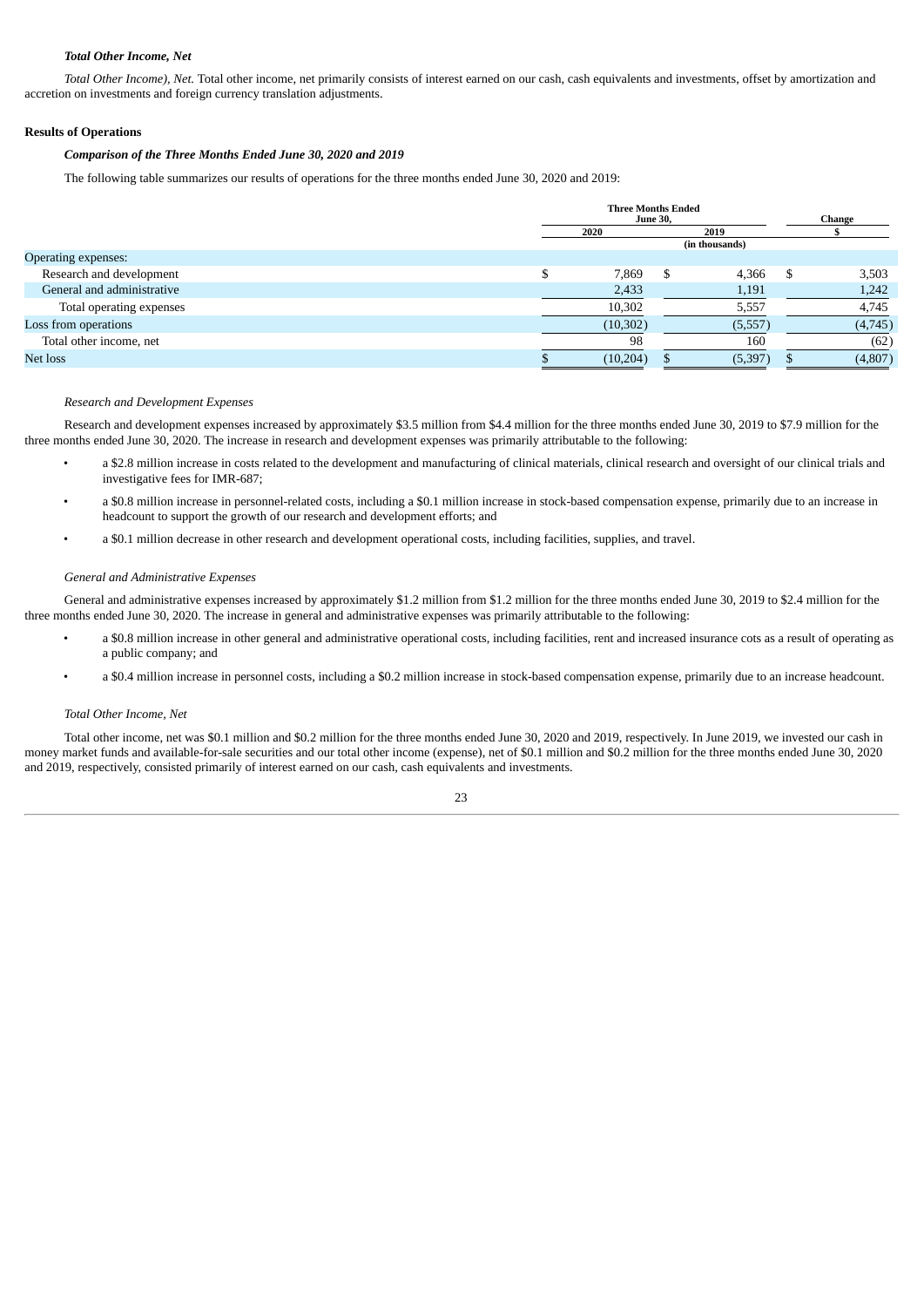***Total Other Income, Net***

*Total Other Income), Net.* Total other income, net primarily consists of interest earned on our cash, cash equivalents and investments, offset by amortization and accretion on investments and foreign currency translation adjustments.

**Results of Operations**

***Comparison of the Three Months Ended June 30, 2020 and 2019***

The following table summarizes our results of operations for the three months ended June 30, 2020 and 2019:

| | Three Months Ended June 30, | | Change |
|---|---|---|---|
| | 2020 | 2019 | $ |
| | (in thousands) | | |
| Operating expenses: | | | |
| Research and development | $ 7,869 | $ 4,366 | $ 3,503 |
| General and administrative | 2,433 | 1,191 | 1,242 |
| Total operating expenses | 10,302 | 5,557 | 4,745 |
| Loss from operations | (10,302) | (5,557) | (4,745) |
| Total other income, net | 98 | 160 | (62) |
| Net loss | $ (10,204) | $ (5,397) | $ (4,807) |

*Research and Development Expenses*

Research and development expenses increased by approximately $3.5 million from $4.4 million for the three months ended June 30, 2019 to $7.9 million for the three months ended June 30, 2020. The increase in research and development expenses was primarily attributable to the following:

- a $2.8 million increase in costs related to the development and manufacturing of clinical materials, clinical research and oversight of our clinical trials and investigative fees for IMR-687;
- a $0.8 million increase in personnel-related costs, including a $0.1 million increase in stock-based compensation expense, primarily due to an increase in headcount to support the growth of our research and development efforts; and
- a $0.1 million decrease in other research and development operational costs, including facilities, supplies, and travel.

*General and Administrative Expenses*

General and administrative expenses increased by approximately $1.2 million from $1.2 million for the three months ended June 30, 2019 to $2.4 million for the three months ended June 30, 2020. The increase in general and administrative expenses was primarily attributable to the following:

- a $0.8 million increase in other general and administrative operational costs, including facilities, rent and increased insurance cots as a result of operating as a public company; and
- a $0.4 million increase in personnel costs, including a $0.2 million increase in stock-based compensation expense, primarily due to an increase headcount.

*Total Other Income, Net*

Total other income, net was $0.1 million and $0.2 million for the three months ended June 30, 2020 and 2019, respectively. In June 2019, we invested our cash in money market funds and available-for-sale securities and our total other income (expense), net of $0.1 million and $0.2 million for the three months ended June 30, 2020 and 2019, respectively, consisted primarily of interest earned on our cash, cash equivalents and investments.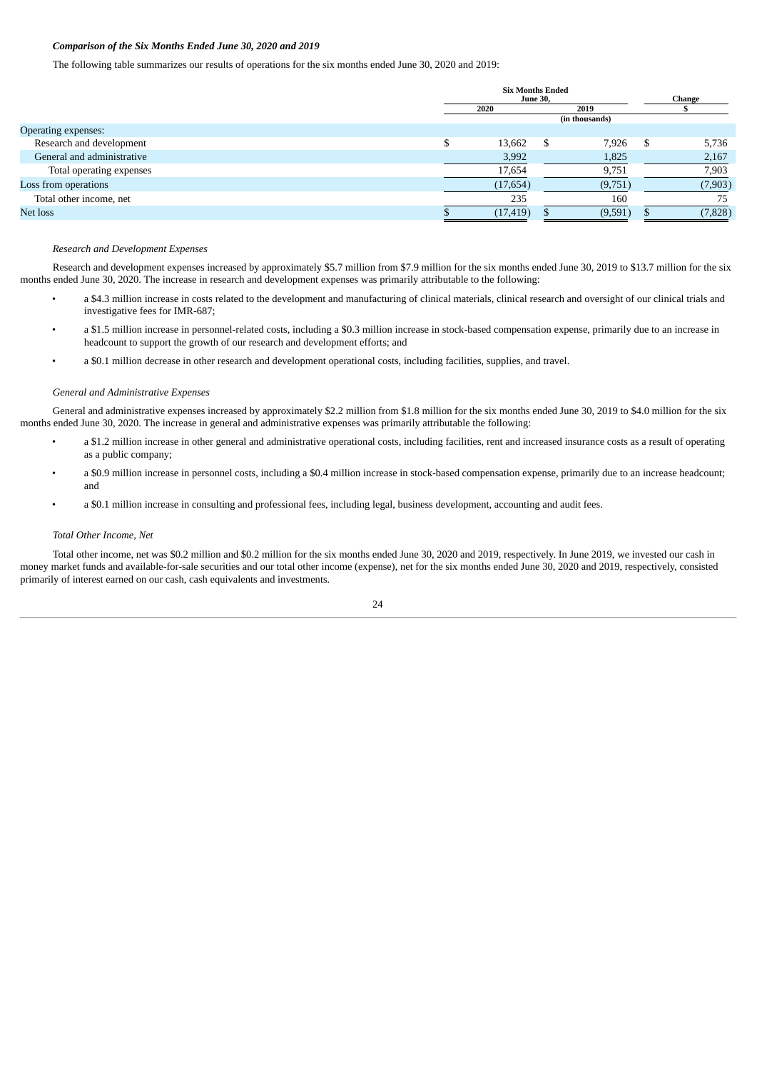***Comparison of the Six Months Ended June 30, 2020 and 2019***

The following table summarizes our results of operations for the six months ended June 30, 2020 and 2019:

| | Six Months Ended June 30, | | Change |
|---|---|---|---|
| | 2020 | 2019 | $ |
| | (in thousands) | | |
| Operating expenses: | | | |
| Research and development | $ 13,662 | $ 7,926 | $ 5,736 |
| General and administrative | 3,992 | 1,825 | 2,167 |
| Total operating expenses | 17,654 | 9,751 | 7,903 |
| Loss from operations | (17,654) | (9,751) | (7,903) |
| Total other income, net | 235 | 160 | 75 |
| Net loss | $ (17,419) | $ (9,591) | $ (7,828) |

*Research and Development Expenses*

Research and development expenses increased by approximately $5.7 million from $7.9 million for the six months ended June 30, 2019 to $13.7 million for the six months ended June 30, 2020. The increase in research and development expenses was primarily attributable to the following:

- a $4.3 million increase in costs related to the development and manufacturing of clinical materials, clinical research and oversight of our clinical trials and investigative fees for IMR-687;
- a $1.5 million increase in personnel-related costs, including a $0.3 million increase in stock-based compensation expense, primarily due to an increase in headcount to support the growth of our research and development efforts; and
- a $0.1 million decrease in other research and development operational costs, including facilities, supplies, and travel.

*General and Administrative Expenses*

General and administrative expenses increased by approximately $2.2 million from $1.8 million for the six months ended June 30, 2019 to $4.0 million for the six months ended June 30, 2020. The increase in general and administrative expenses was primarily attributable the following:

- a $1.2 million increase in other general and administrative operational costs, including facilities, rent and increased insurance costs as a result of operating as a public company;
- a $0.9 million increase in personnel costs, including a $0.4 million increase in stock-based compensation expense, primarily due to an increase headcount; and
- a $0.1 million increase in consulting and professional fees, including legal, business development, accounting and audit fees.

*Total Other Income, Net*

Total other income, net was $0.2 million and $0.2 million for the six months ended June 30, 2020 and 2019, respectively. In June 2019, we invested our cash in money market funds and available-for-sale securities and our total other income (expense), net for the six months ended June 30, 2020 and 2019, respectively, consisted primarily of interest earned on our cash, cash equivalents and investments.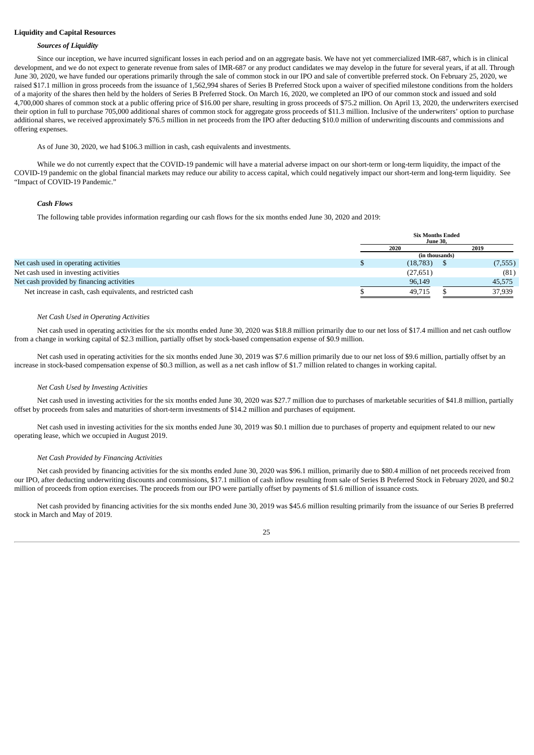**Liquidity and Capital Resources**

***Sources of Liquidity***

Since our inception, we have incurred significant losses in each period and on an aggregate basis. We have not yet commercialized IMR-687, which is in clinical development, and we do not expect to generate revenue from sales of IMR-687 or any product candidates we may develop in the future for several years, if at all. Through June 30, 2020, we have funded our operations primarily through the sale of common stock in our IPO and sale of convertible preferred stock. On February 25, 2020, we raised $17.1 million in gross proceeds from the issuance of 1,562,994 shares of Series B Preferred Stock upon a waiver of specified milestone conditions from the holders of a majority of the shares then held by the holders of Series B Preferred Stock. On March 16, 2020, we completed an IPO of our common stock and issued and sold 4,700,000 shares of common stock at a public offering price of $16.00 per share, resulting in gross proceeds of $75.2 million. On April 13, 2020, the underwriters exercised their option in full to purchase 705,000 additional shares of common stock for aggregate gross proceeds of $11.3 million. Inclusive of the underwriters' option to purchase additional shares, we received approximately $76.5 million in net proceeds from the IPO after deducting $10.0 million of underwriting discounts and commissions and offering expenses.

As of June 30, 2020, we had $106.3 million in cash, cash equivalents and investments.

While we do not currently expect that the COVID-19 pandemic will have a material adverse impact on our short-term or long-term liquidity, the impact of the COVID-19 pandemic on the global financial markets may reduce our ability to access capital, which could negatively impact our short-term and long-term liquidity. See "Impact of COVID-19 Pandemic."

***Cash Flows***

The following table provides information regarding our cash flows for the six months ended June 30, 2020 and 2019:

| | Six Months Ended June 30, | |
|---|---|---|
| | 2020 | 2019 |
| | (in thousands) | |
| Net cash used in operating activities | $ (18,783) | $ (7,555) |
| Net cash used in investing activities | (27,651) | (81) |
| Net cash provided by financing activities | 96,149 | 45,575 |
| Net increase in cash, cash equivalents, and restricted cash | $ 49,715 | $ 37,939 |

*Net Cash Used in Operating Activities*

Net cash used in operating activities for the six months ended June 30, 2020 was $18.8 million primarily due to our net loss of $17.4 million and net cash outflow from a change in working capital of $2.3 million, partially offset by stock-based compensation expense of $0.9 million.

Net cash used in operating activities for the six months ended June 30, 2019 was $7.6 million primarily due to our net loss of $9.6 million, partially offset by an increase in stock-based compensation expense of $0.3 million, as well as a net cash inflow of $1.7 million related to changes in working capital.

*Net Cash Used by Investing Activities*

Net cash used in investing activities for the six months ended June 30, 2020 was $27.7 million due to purchases of marketable securities of $41.8 million, partially offset by proceeds from sales and maturities of short-term investments of $14.2 million and purchases of equipment.

Net cash used in investing activities for the six months ended June 30, 2019 was $0.1 million due to purchases of property and equipment related to our new operating lease, which we occupied in August 2019.

*Net Cash Provided by Financing Activities*

Net cash provided by financing activities for the six months ended June 30, 2020 was $96.1 million, primarily due to $80.4 million of net proceeds received from our IPO, after deducting underwriting discounts and commissions, $17.1 million of cash inflow resulting from sale of Series B Preferred Stock in February 2020, and $0.2 million of proceeds from option exercises. The proceeds from our IPO were partially offset by payments of $1.6 million of issuance costs.

Net cash provided by financing activities for the six months ended June 30, 2019 was $45.6 million resulting primarily from the issuance of our Series B preferred stock in March and May of 2019.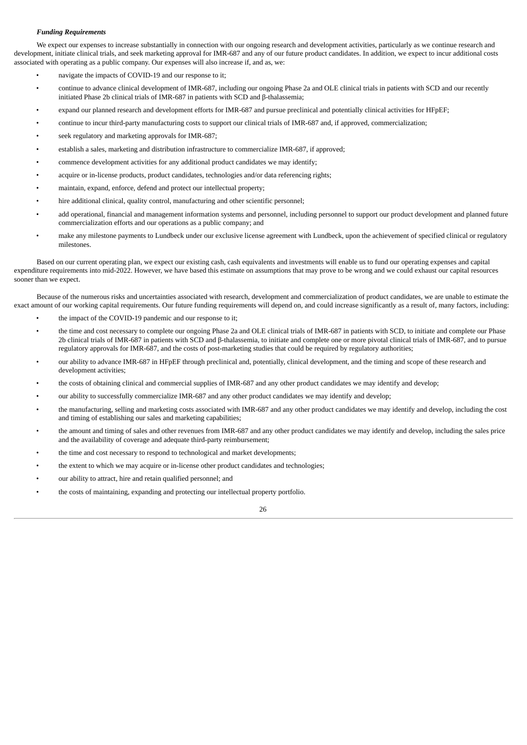***Funding Requirements***

We expect our expenses to increase substantially in connection with our ongoing research and development activities, particularly as we continue research and development, initiate clinical trials, and seek marketing approval for IMR-687 and any of our future product candidates. In addition, we expect to incur additional costs associated with operating as a public company. Our expenses will also increase if, and as, we:

- navigate the impacts of COVID-19 and our response to it;
- continue to advance clinical development of IMR-687, including our ongoing Phase 2a and OLE clinical trials in patients with SCD and our recently initiated Phase 2b clinical trials of IMR-687 in patients with SCD and β-thalassemia;
- expand our planned research and development efforts for IMR-687 and pursue preclinical and potentially clinical activities for HFpEF;
- continue to incur third-party manufacturing costs to support our clinical trials of IMR-687 and, if approved, commercialization;
- seek regulatory and marketing approvals for IMR-687;
- establish a sales, marketing and distribution infrastructure to commercialize IMR-687, if approved;
- commence development activities for any additional product candidates we may identify;
- acquire or in-license products, product candidates, technologies and/or data referencing rights;
- maintain, expand, enforce, defend and protect our intellectual property;
- hire additional clinical, quality control, manufacturing and other scientific personnel;
- add operational, financial and management information systems and personnel, including personnel to support our product development and planned future commercialization efforts and our operations as a public company; and
- make any milestone payments to Lundbeck under our exclusive license agreement with Lundbeck, upon the achievement of specified clinical or regulatory milestones.

Based on our current operating plan, we expect our existing cash, cash equivalents and investments will enable us to fund our operating expenses and capital expenditure requirements into mid-2022. However, we have based this estimate on assumptions that may prove to be wrong and we could exhaust our capital resources sooner than we expect.

Because of the numerous risks and uncertainties associated with research, development and commercialization of product candidates, we are unable to estimate the exact amount of our working capital requirements. Our future funding requirements will depend on, and could increase significantly as a result of, many factors, including:

- the impact of the COVID-19 pandemic and our response to it;
- the time and cost necessary to complete our ongoing Phase 2a and OLE clinical trials of IMR-687 in patients with SCD, to initiate and complete our Phase 2b clinical trials of IMR-687 in patients with SCD and β-thalassemia, to initiate and complete one or more pivotal clinical trials of IMR-687, and to pursue regulatory approvals for IMR-687, and the costs of post-marketing studies that could be required by regulatory authorities;
- our ability to advance IMR-687 in HFpEF through preclinical and, potentially, clinical development, and the timing and scope of these research and development activities;
- the costs of obtaining clinical and commercial supplies of IMR-687 and any other product candidates we may identify and develop;
- our ability to successfully commercialize IMR-687 and any other product candidates we may identify and develop;
- the manufacturing, selling and marketing costs associated with IMR-687 and any other product candidates we may identify and develop, including the cost and timing of establishing our sales and marketing capabilities;
- the amount and timing of sales and other revenues from IMR-687 and any other product candidates we may identify and develop, including the sales price and the availability of coverage and adequate third-party reimbursement;
- the time and cost necessary to respond to technological and market developments;
- the extent to which we may acquire or in-license other product candidates and technologies;
- our ability to attract, hire and retain qualified personnel; and
- the costs of maintaining, expanding and protecting our intellectual property portfolio.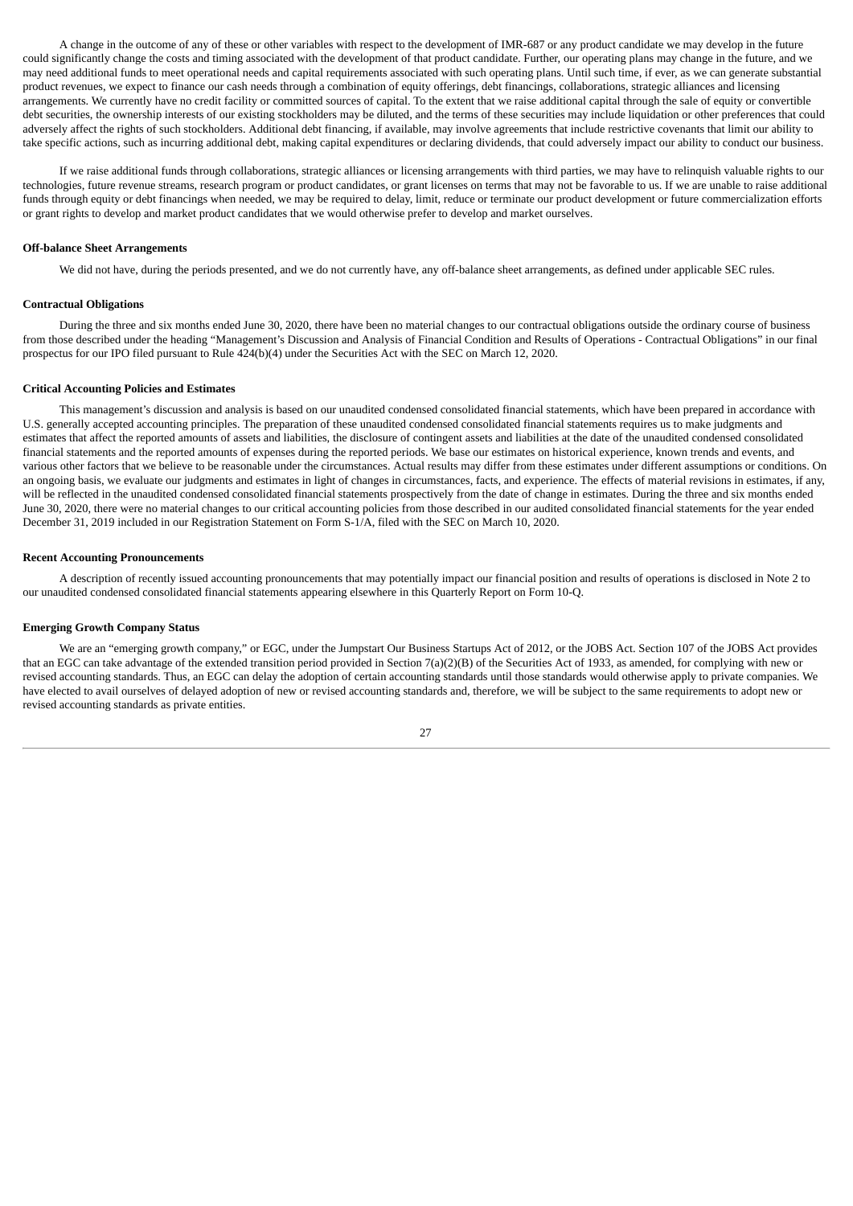A change in the outcome of any of these or other variables with respect to the development of IMR-687 or any product candidate we may develop in the future could significantly change the costs and timing associated with the development of that product candidate. Further, our operating plans may change in the future, and we may need additional funds to meet operational needs and capital requirements associated with such operating plans. Until such time, if ever, as we can generate substantial product revenues, we expect to finance our cash needs through a combination of equity offerings, debt financings, collaborations, strategic alliances and licensing arrangements. We currently have no credit facility or committed sources of capital. To the extent that we raise additional capital through the sale of equity or convertible debt securities, the ownership interests of our existing stockholders may be diluted, and the terms of these securities may include liquidation or other preferences that could adversely affect the rights of such stockholders. Additional debt financing, if available, may involve agreements that include restrictive covenants that limit our ability to take specific actions, such as incurring additional debt, making capital expenditures or declaring dividends, that could adversely impact our ability to conduct our business.

If we raise additional funds through collaborations, strategic alliances or licensing arrangements with third parties, we may have to relinquish valuable rights to our technologies, future revenue streams, research program or product candidates, or grant licenses on terms that may not be favorable to us. If we are unable to raise additional funds through equity or debt financings when needed, we may be required to delay, limit, reduce or terminate our product development or future commercialization efforts or grant rights to develop and market product candidates that we would otherwise prefer to develop and market ourselves.

**Off-balance Sheet Arrangements**

We did not have, during the periods presented, and we do not currently have, any off-balance sheet arrangements, as defined under applicable SEC rules.

**Contractual Obligations**

During the three and six months ended June 30, 2020, there have been no material changes to our contractual obligations outside the ordinary course of business from those described under the heading "Management's Discussion and Analysis of Financial Condition and Results of Operations - Contractual Obligations" in our final prospectus for our IPO filed pursuant to Rule 424(b)(4) under the Securities Act with the SEC on March 12, 2020.

**Critical Accounting Policies and Estimates**

This management's discussion and analysis is based on our unaudited condensed consolidated financial statements, which have been prepared in accordance with U.S. generally accepted accounting principles. The preparation of these unaudited condensed consolidated financial statements requires us to make judgments and estimates that affect the reported amounts of assets and liabilities, the disclosure of contingent assets and liabilities at the date of the unaudited condensed consolidated financial statements and the reported amounts of expenses during the reported periods. We base our estimates on historical experience, known trends and events, and various other factors that we believe to be reasonable under the circumstances. Actual results may differ from these estimates under different assumptions or conditions. On an ongoing basis, we evaluate our judgments and estimates in light of changes in circumstances, facts, and experience. The effects of material revisions in estimates, if any, will be reflected in the unaudited condensed consolidated financial statements prospectively from the date of change in estimates. During the three and six months ended June 30, 2020, there were no material changes to our critical accounting policies from those described in our audited consolidated financial statements for the year ended December 31, 2019 included in our Registration Statement on Form S-1/A, filed with the SEC on March 10, 2020.

**Recent Accounting Pronouncements**

A description of recently issued accounting pronouncements that may potentially impact our financial position and results of operations is disclosed in Note 2 to our unaudited condensed consolidated financial statements appearing elsewhere in this Quarterly Report on Form 10-Q.

**Emerging Growth Company Status**

We are an "emerging growth company," or EGC, under the Jumpstart Our Business Startups Act of 2012, or the JOBS Act. Section 107 of the JOBS Act provides that an EGC can take advantage of the extended transition period provided in Section 7(a)(2)(B) of the Securities Act of 1933, as amended, for complying with new or revised accounting standards. Thus, an EGC can delay the adoption of certain accounting standards until those standards would otherwise apply to private companies. We have elected to avail ourselves of delayed adoption of new or revised accounting standards and, therefore, we will be subject to the same requirements to adopt new or revised accounting standards as private entities.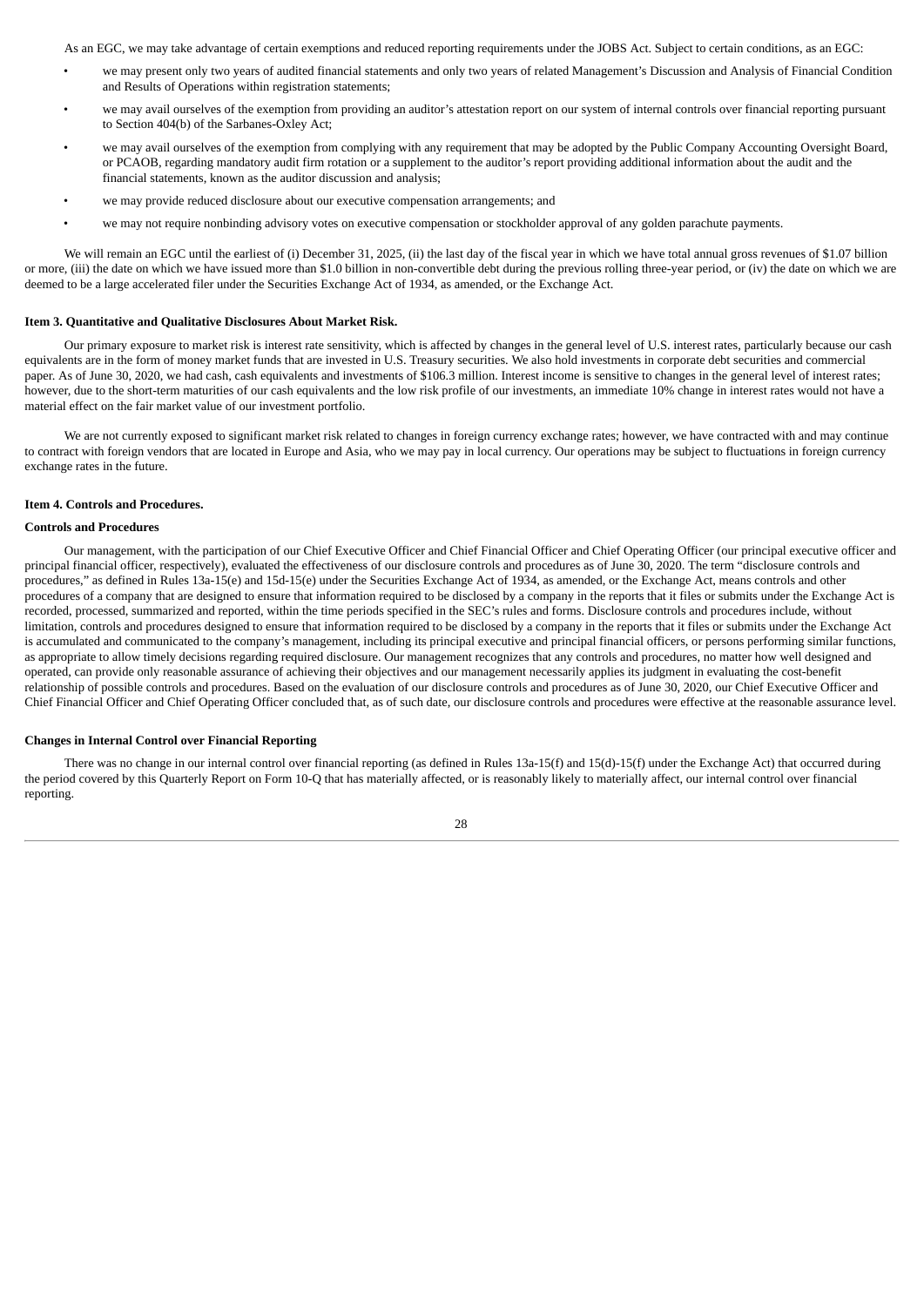As an EGC, we may take advantage of certain exemptions and reduced reporting requirements under the JOBS Act. Subject to certain conditions, as an EGC:

- we may present only two years of audited financial statements and only two years of related Management's Discussion and Analysis of Financial Condition and Results of Operations within registration statements;
- we may avail ourselves of the exemption from providing an auditor's attestation report on our system of internal controls over financial reporting pursuant to Section 404(b) of the Sarbanes-Oxley Act;
- we may avail ourselves of the exemption from complying with any requirement that may be adopted by the Public Company Accounting Oversight Board, or PCAOB, regarding mandatory audit firm rotation or a supplement to the auditor's report providing additional information about the audit and the financial statements, known as the auditor discussion and analysis;
- we may provide reduced disclosure about our executive compensation arrangements; and
- we may not require nonbinding advisory votes on executive compensation or stockholder approval of any golden parachute payments.

We will remain an EGC until the earliest of (i) December 31, 2025, (ii) the last day of the fiscal year in which we have total annual gross revenues of $1.07 billion or more, (iii) the date on which we have issued more than $1.0 billion in non-convertible debt during the previous rolling three-year period, or (iv) the date on which we are deemed to be a large accelerated filer under the Securities Exchange Act of 1934, as amended, or the Exchange Act.

### Item 3. Quantitative and Qualitative Disclosures About Market Risk.

Our primary exposure to market risk is interest rate sensitivity, which is affected by changes in the general level of U.S. interest rates, particularly because our cash equivalents are in the form of money market funds that are invested in U.S. Treasury securities. We also hold investments in corporate debt securities and commercial paper. As of June 30, 2020, we had cash, cash equivalents and investments of $106.3 million. Interest income is sensitive to changes in the general level of interest rates; however, due to the short-term maturities of our cash equivalents and the low risk profile of our investments, an immediate 10% change in interest rates would not have a material effect on the fair market value of our investment portfolio.

We are not currently exposed to significant market risk related to changes in foreign currency exchange rates; however, we have contracted with and may continue to contract with foreign vendors that are located in Europe and Asia, who we may pay in local currency. Our operations may be subject to fluctuations in foreign currency exchange rates in the future.

### Item 4. Controls and Procedures.

#### Controls and Procedures

Our management, with the participation of our Chief Executive Officer and Chief Financial Officer and Chief Operating Officer (our principal executive officer and principal financial officer, respectively), evaluated the effectiveness of our disclosure controls and procedures as of June 30, 2020. The term "disclosure controls and procedures," as defined in Rules 13a-15(e) and 15d-15(e) under the Securities Exchange Act of 1934, as amended, or the Exchange Act, means controls and other procedures of a company that are designed to ensure that information required to be disclosed by a company in the reports that it files or submits under the Exchange Act is recorded, processed, summarized and reported, within the time periods specified in the SEC's rules and forms. Disclosure controls and procedures include, without limitation, controls and procedures designed to ensure that information required to be disclosed by a company in the reports that it files or submits under the Exchange Act is accumulated and communicated to the company's management, including its principal executive and principal financial officers, or persons performing similar functions, as appropriate to allow timely decisions regarding required disclosure. Our management recognizes that any controls and procedures, no matter how well designed and operated, can provide only reasonable assurance of achieving their objectives and our management necessarily applies its judgment in evaluating the cost-benefit relationship of possible controls and procedures. Based on the evaluation of our disclosure controls and procedures as of June 30, 2020, our Chief Executive Officer and Chief Financial Officer and Chief Operating Officer concluded that, as of such date, our disclosure controls and procedures were effective at the reasonable assurance level.

#### Changes in Internal Control over Financial Reporting

There was no change in our internal control over financial reporting (as defined in Rules 13a-15(f) and 15(d)-15(f) under the Exchange Act) that occurred during the period covered by this Quarterly Report on Form 10-Q that has materially affected, or is reasonably likely to materially affect, our internal control over financial reporting.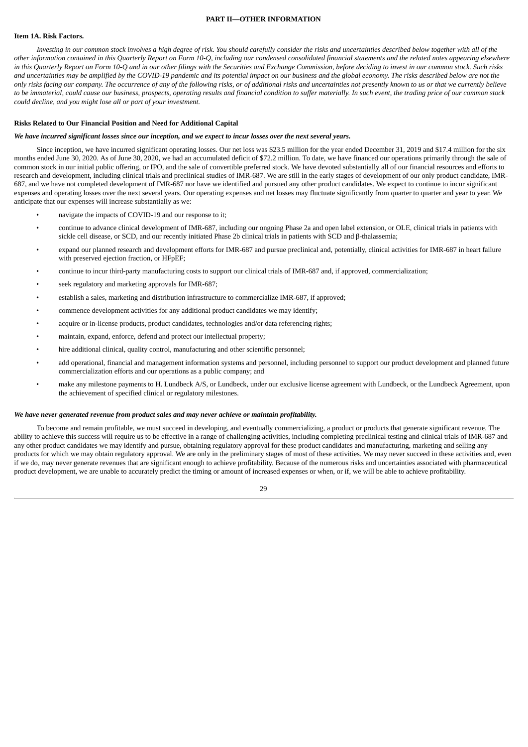## PART II—OTHER INFORMATION

### Item 1A. Risk Factors.

*Investing in our common stock involves a high degree of risk. You should carefully consider the risks and uncertainties described below together with all of the other information contained in this Quarterly Report on Form 10-Q, including our condensed consolidated financial statements and the related notes appearing elsewhere in this Quarterly Report on Form 10-Q and in our other filings with the Securities and Exchange Commission, before deciding to invest in our common stock. Such risks and uncertainties may be amplified by the COVID-19 pandemic and its potential impact on our business and the global economy. The risks described below are not the only risks facing our company. The occurrence of any of the following risks, or of additional risks and uncertainties not presently known to us or that we currently believe to be immaterial, could cause our business, prospects, operating results and financial condition to suffer materially. In such event, the trading price of our common stock could decline, and you might lose all or part of your investment.*

#### Risks Related to Our Financial Position and Need for Additional Capital

***We have incurred significant losses since our inception, and we expect to incur losses over the next several years.***

Since inception, we have incurred significant operating losses. Our net loss was $23.5 million for the year ended December 31, 2019 and $17.4 million for the six months ended June 30, 2020. As of June 30, 2020, we had an accumulated deficit of $72.2 million. To date, we have financed our operations primarily through the sale of common stock in our initial public offering, or IPO, and the sale of convertible preferred stock. We have devoted substantially all of our financial resources and efforts to research and development, including clinical trials and preclinical studies of IMR-687. We are still in the early stages of development of our only product candidate, IMR-687, and we have not completed development of IMR-687 nor have we identified and pursued any other product candidates. We expect to continue to incur significant expenses and operating losses over the next several years. Our operating expenses and net losses may fluctuate significantly from quarter to quarter and year to year. We anticipate that our expenses will increase substantially as we:

- navigate the impacts of COVID-19 and our response to it;
- continue to advance clinical development of IMR-687, including our ongoing Phase 2a and open label extension, or OLE, clinical trials in patients with sickle cell disease, or SCD, and our recently initiated Phase 2b clinical trials in patients with SCD and β-thalassemia;
- expand our planned research and development efforts for IMR-687 and pursue preclinical and, potentially, clinical activities for IMR-687 in heart failure with preserved ejection fraction, or HFpEF;
- continue to incur third-party manufacturing costs to support our clinical trials of IMR-687 and, if approved, commercialization;
- seek regulatory and marketing approvals for IMR-687;
- establish a sales, marketing and distribution infrastructure to commercialize IMR-687, if approved;
- commence development activities for any additional product candidates we may identify;
- acquire or in-license products, product candidates, technologies and/or data referencing rights;
- maintain, expand, enforce, defend and protect our intellectual property;
- hire additional clinical, quality control, manufacturing and other scientific personnel;
- add operational, financial and management information systems and personnel, including personnel to support our product development and planned future commercialization efforts and our operations as a public company; and
- make any milestone payments to H. Lundbeck A/S, or Lundbeck, under our exclusive license agreement with Lundbeck, or the Lundbeck Agreement, upon the achievement of specified clinical or regulatory milestones.

***We have never generated revenue from product sales and may never achieve or maintain profitability.***

To become and remain profitable, we must succeed in developing, and eventually commercializing, a product or products that generate significant revenue. The ability to achieve this success will require us to be effective in a range of challenging activities, including completing preclinical testing and clinical trials of IMR-687 and any other product candidates we may identify and pursue, obtaining regulatory approval for these product candidates and manufacturing, marketing and selling any products for which we may obtain regulatory approval. We are only in the preliminary stages of most of these activities. We may never succeed in these activities and, even if we do, may never generate revenues that are significant enough to achieve profitability. Because of the numerous risks and uncertainties associated with pharmaceutical product development, we are unable to accurately predict the timing or amount of increased expenses or when, or if, we will be able to achieve profitability.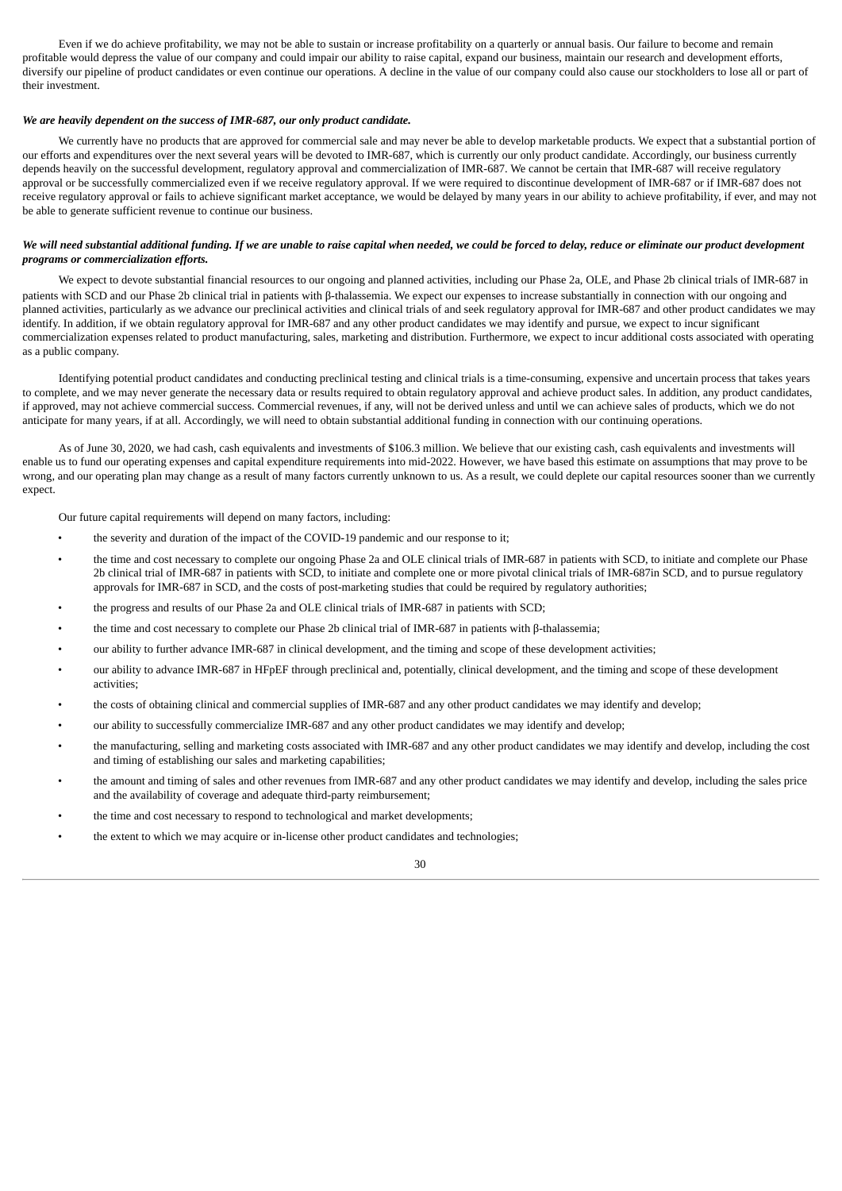Even if we do achieve profitability, we may not be able to sustain or increase profitability on a quarterly or annual basis. Our failure to become and remain profitable would depress the value of our company and could impair our ability to raise capital, expand our business, maintain our research and development efforts, diversify our pipeline of product candidates or even continue our operations. A decline in the value of our company could also cause our stockholders to lose all or part of their investment.

***We are heavily dependent on the success of IMR-687, our only product candidate.***

We currently have no products that are approved for commercial sale and may never be able to develop marketable products. We expect that a substantial portion of our efforts and expenditures over the next several years will be devoted to IMR-687, which is currently our only product candidate. Accordingly, our business currently depends heavily on the successful development, regulatory approval and commercialization of IMR-687. We cannot be certain that IMR-687 will receive regulatory approval or be successfully commercialized even if we receive regulatory approval. If we were required to discontinue development of IMR-687 or if IMR-687 does not receive regulatory approval or fails to achieve significant market acceptance, we would be delayed by many years in our ability to achieve profitability, if ever, and may not be able to generate sufficient revenue to continue our business.

***We will need substantial additional funding. If we are unable to raise capital when needed, we could be forced to delay, reduce or eliminate our product development programs or commercialization efforts.***

We expect to devote substantial financial resources to our ongoing and planned activities, including our Phase 2a, OLE, and Phase 2b clinical trials of IMR-687 in patients with SCD and our Phase 2b clinical trial in patients with β-thalassemia. We expect our expenses to increase substantially in connection with our ongoing and planned activities, particularly as we advance our preclinical activities and clinical trials of and seek regulatory approval for IMR-687 and other product candidates we may identify. In addition, if we obtain regulatory approval for IMR-687 and any other product candidates we may identify and pursue, we expect to incur significant commercialization expenses related to product manufacturing, sales, marketing and distribution. Furthermore, we expect to incur additional costs associated with operating as a public company.

Identifying potential product candidates and conducting preclinical testing and clinical trials is a time-consuming, expensive and uncertain process that takes years to complete, and we may never generate the necessary data or results required to obtain regulatory approval and achieve product sales. In addition, any product candidates, if approved, may not achieve commercial success. Commercial revenues, if any, will not be derived unless and until we can achieve sales of products, which we do not anticipate for many years, if at all. Accordingly, we will need to obtain substantial additional funding in connection with our continuing operations.

As of June 30, 2020, we had cash, cash equivalents and investments of $106.3 million. We believe that our existing cash, cash equivalents and investments will enable us to fund our operating expenses and capital expenditure requirements into mid-2022. However, we have based this estimate on assumptions that may prove to be wrong, and our operating plan may change as a result of many factors currently unknown to us. As a result, we could deplete our capital resources sooner than we currently expect.

Our future capital requirements will depend on many factors, including:

- the severity and duration of the impact of the COVID-19 pandemic and our response to it;
- the time and cost necessary to complete our ongoing Phase 2a and OLE clinical trials of IMR-687 in patients with SCD, to initiate and complete our Phase 2b clinical trial of IMR-687 in patients with SCD, to initiate and complete one or more pivotal clinical trials of IMR-687in SCD, and to pursue regulatory approvals for IMR-687 in SCD, and the costs of post-marketing studies that could be required by regulatory authorities;
- the progress and results of our Phase 2a and OLE clinical trials of IMR-687 in patients with SCD;
- the time and cost necessary to complete our Phase 2b clinical trial of IMR-687 in patients with β-thalassemia;
- our ability to further advance IMR-687 in clinical development, and the timing and scope of these development activities;
- our ability to advance IMR-687 in HFpEF through preclinical and, potentially, clinical development, and the timing and scope of these development activities;
- the costs of obtaining clinical and commercial supplies of IMR-687 and any other product candidates we may identify and develop;
- our ability to successfully commercialize IMR-687 and any other product candidates we may identify and develop;
- the manufacturing, selling and marketing costs associated with IMR-687 and any other product candidates we may identify and develop, including the cost and timing of establishing our sales and marketing capabilities;
- the amount and timing of sales and other revenues from IMR-687 and any other product candidates we may identify and develop, including the sales price and the availability of coverage and adequate third-party reimbursement;
- the time and cost necessary to respond to technological and market developments;
- the extent to which we may acquire or in-license other product candidates and technologies;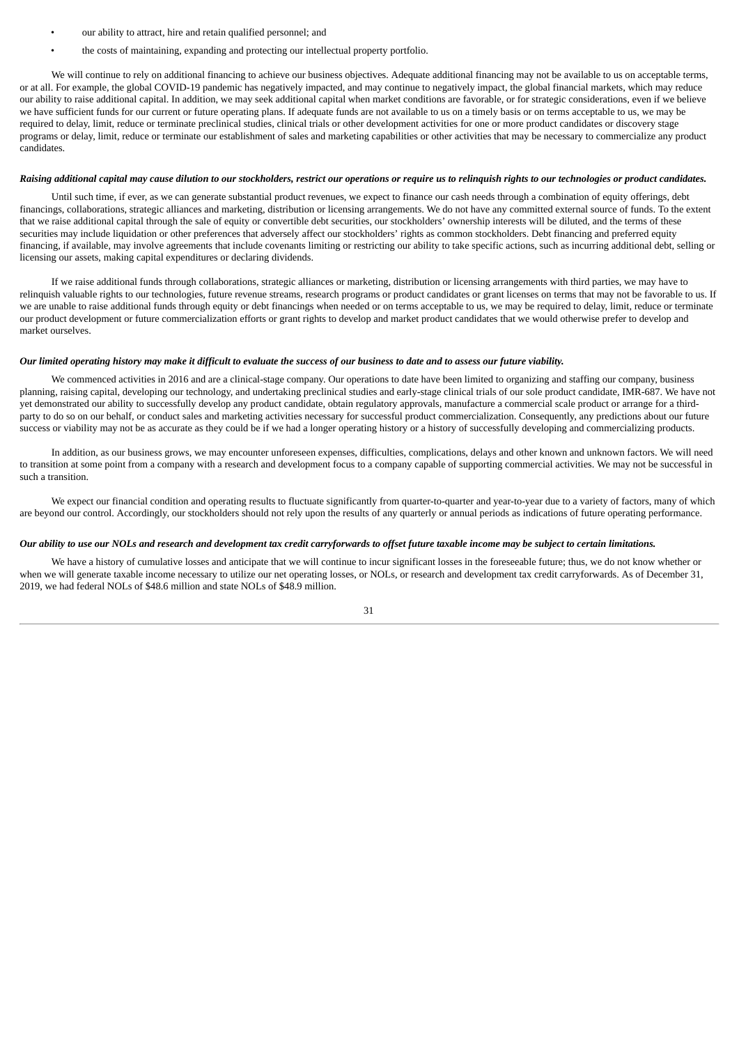- our ability to attract, hire and retain qualified personnel; and
- the costs of maintaining, expanding and protecting our intellectual property portfolio.

We will continue to rely on additional financing to achieve our business objectives. Adequate additional financing may not be available to us on acceptable terms, or at all. For example, the global COVID-19 pandemic has negatively impacted, and may continue to negatively impact, the global financial markets, which may reduce our ability to raise additional capital. In addition, we may seek additional capital when market conditions are favorable, or for strategic considerations, even if we believe we have sufficient funds for our current or future operating plans. If adequate funds are not available to us on a timely basis or on terms acceptable to us, we may be required to delay, limit, reduce or terminate preclinical studies, clinical trials or other development activities for one or more product candidates or discovery stage programs or delay, limit, reduce or terminate our establishment of sales and marketing capabilities or other activities that may be necessary to commercialize any product candidates.

***Raising additional capital may cause dilution to our stockholders, restrict our operations or require us to relinquish rights to our technologies or product candidates.***

Until such time, if ever, as we can generate substantial product revenues, we expect to finance our cash needs through a combination of equity offerings, debt financings, collaborations, strategic alliances and marketing, distribution or licensing arrangements. We do not have any committed external source of funds. To the extent that we raise additional capital through the sale of equity or convertible debt securities, our stockholders' ownership interests will be diluted, and the terms of these securities may include liquidation or other preferences that adversely affect our stockholders' rights as common stockholders. Debt financing and preferred equity financing, if available, may involve agreements that include covenants limiting or restricting our ability to take specific actions, such as incurring additional debt, selling or licensing our assets, making capital expenditures or declaring dividends.

If we raise additional funds through collaborations, strategic alliances or marketing, distribution or licensing arrangements with third parties, we may have to relinquish valuable rights to our technologies, future revenue streams, research programs or product candidates or grant licenses on terms that may not be favorable to us. If we are unable to raise additional funds through equity or debt financings when needed or on terms acceptable to us, we may be required to delay, limit, reduce or terminate our product development or future commercialization efforts or grant rights to develop and market product candidates that we would otherwise prefer to develop and market ourselves.

***Our limited operating history may make it difficult to evaluate the success of our business to date and to assess our future viability.***

We commenced activities in 2016 and are a clinical-stage company. Our operations to date have been limited to organizing and staffing our company, business planning, raising capital, developing our technology, and undertaking preclinical studies and early-stage clinical trials of our sole product candidate, IMR-687. We have not yet demonstrated our ability to successfully develop any product candidate, obtain regulatory approvals, manufacture a commercial scale product or arrange for a third-party to do so on our behalf, or conduct sales and marketing activities necessary for successful product commercialization. Consequently, any predictions about our future success or viability may not be as accurate as they could be if we had a longer operating history or a history of successfully developing and commercializing products.

In addition, as our business grows, we may encounter unforeseen expenses, difficulties, complications, delays and other known and unknown factors. We will need to transition at some point from a company with a research and development focus to a company capable of supporting commercial activities. We may not be successful in such a transition.

We expect our financial condition and operating results to fluctuate significantly from quarter-to-quarter and year-to-year due to a variety of factors, many of which are beyond our control. Accordingly, our stockholders should not rely upon the results of any quarterly or annual periods as indications of future operating performance.

***Our ability to use our NOLs and research and development tax credit carryforwards to offset future taxable income may be subject to certain limitations.***

We have a history of cumulative losses and anticipate that we will continue to incur significant losses in the foreseeable future; thus, we do not know whether or when we will generate taxable income necessary to utilize our net operating losses, or NOLs, or research and development tax credit carryforwards. As of December 31, 2019, we had federal NOLs of $48.6 million and state NOLs of $48.9 million.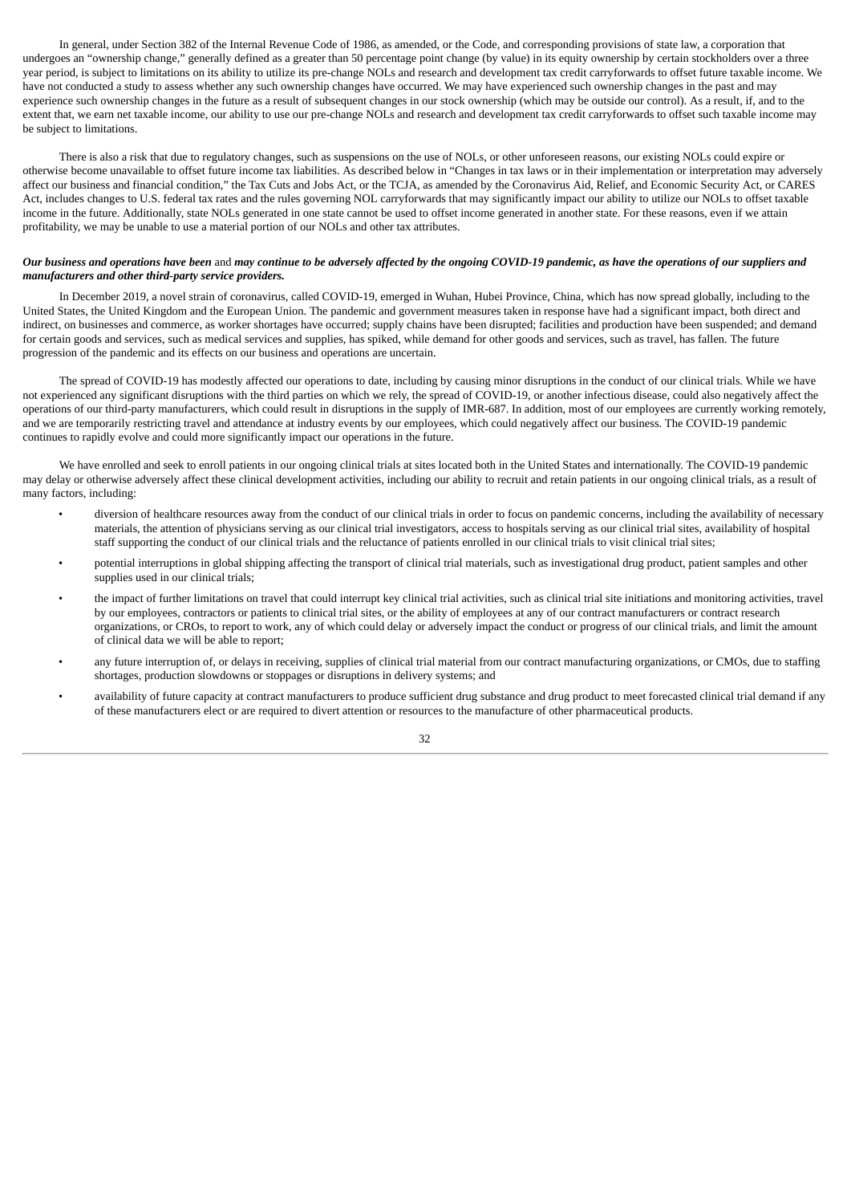In general, under Section 382 of the Internal Revenue Code of 1986, as amended, or the Code, and corresponding provisions of state law, a corporation that undergoes an "ownership change," generally defined as a greater than 50 percentage point change (by value) in its equity ownership by certain stockholders over a three year period, is subject to limitations on its ability to utilize its pre-change NOLs and research and development tax credit carryforwards to offset future taxable income. We have not conducted a study to assess whether any such ownership changes have occurred. We may have experienced such ownership changes in the past and may experience such ownership changes in the future as a result of subsequent changes in our stock ownership (which may be outside our control). As a result, if, and to the extent that, we earn net taxable income, our ability to use our pre-change NOLs and research and development tax credit carryforwards to offset such taxable income may be subject to limitations.

There is also a risk that due to regulatory changes, such as suspensions on the use of NOLs, or other unforeseen reasons, our existing NOLs could expire or otherwise become unavailable to offset future income tax liabilities. As described below in "Changes in tax laws or in their implementation or interpretation may adversely affect our business and financial condition," the Tax Cuts and Jobs Act, or the TCJA, as amended by the Coronavirus Aid, Relief, and Economic Security Act, or CARES Act, includes changes to U.S. federal tax rates and the rules governing NOL carryforwards that may significantly impact our ability to utilize our NOLs to offset taxable income in the future. Additionally, state NOLs generated in one state cannot be used to offset income generated in another state. For these reasons, even if we attain profitability, we may be unable to use a material portion of our NOLs and other tax attributes.

***Our business and operations have been*** and ***may continue to be adversely affected by the ongoing COVID-19 pandemic, as have the operations of our suppliers and manufacturers and other third-party service providers.***

In December 2019, a novel strain of coronavirus, called COVID-19, emerged in Wuhan, Hubei Province, China, which has now spread globally, including to the United States, the United Kingdom and the European Union. The pandemic and government measures taken in response have had a significant impact, both direct and indirect, on businesses and commerce, as worker shortages have occurred; supply chains have been disrupted; facilities and production have been suspended; and demand for certain goods and services, such as medical services and supplies, has spiked, while demand for other goods and services, such as travel, has fallen. The future progression of the pandemic and its effects on our business and operations are uncertain.

The spread of COVID-19 has modestly affected our operations to date, including by causing minor disruptions in the conduct of our clinical trials. While we have not experienced any significant disruptions with the third parties on which we rely, the spread of COVID-19, or another infectious disease, could also negatively affect the operations of our third-party manufacturers, which could result in disruptions in the supply of IMR-687. In addition, most of our employees are currently working remotely, and we are temporarily restricting travel and attendance at industry events by our employees, which could negatively affect our business. The COVID-19 pandemic continues to rapidly evolve and could more significantly impact our operations in the future.

We have enrolled and seek to enroll patients in our ongoing clinical trials at sites located both in the United States and internationally. The COVID-19 pandemic may delay or otherwise adversely affect these clinical development activities, including our ability to recruit and retain patients in our ongoing clinical trials, as a result of many factors, including:

- diversion of healthcare resources away from the conduct of our clinical trials in order to focus on pandemic concerns, including the availability of necessary materials, the attention of physicians serving as our clinical trial investigators, access to hospitals serving as our clinical trial sites, availability of hospital staff supporting the conduct of our clinical trials and the reluctance of patients enrolled in our clinical trials to visit clinical trial sites;
- potential interruptions in global shipping affecting the transport of clinical trial materials, such as investigational drug product, patient samples and other supplies used in our clinical trials;
- the impact of further limitations on travel that could interrupt key clinical trial activities, such as clinical trial site initiations and monitoring activities, travel by our employees, contractors or patients to clinical trial sites, or the ability of employees at any of our contract manufacturers or contract research organizations, or CROs, to report to work, any of which could delay or adversely impact the conduct or progress of our clinical trials, and limit the amount of clinical data we will be able to report;
- any future interruption of, or delays in receiving, supplies of clinical trial material from our contract manufacturing organizations, or CMOs, due to staffing shortages, production slowdowns or stoppages or disruptions in delivery systems; and
- availability of future capacity at contract manufacturers to produce sufficient drug substance and drug product to meet forecasted clinical trial demand if any of these manufacturers elect or are required to divert attention or resources to the manufacture of other pharmaceutical products.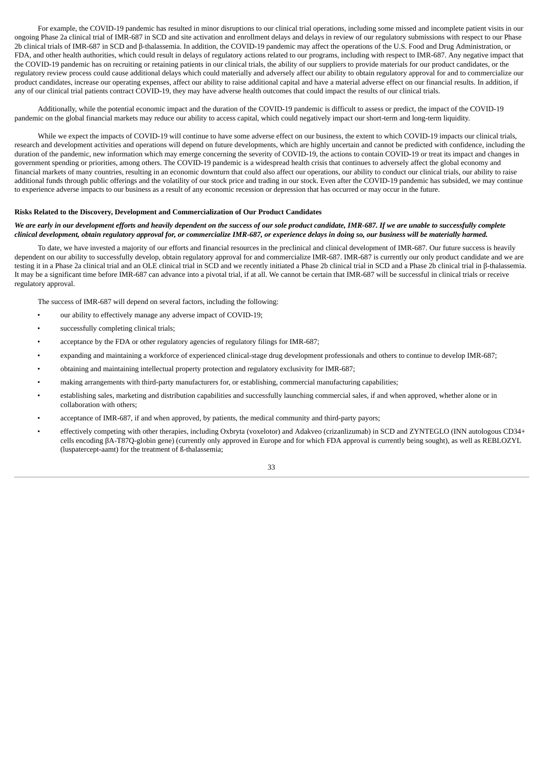For example, the COVID-19 pandemic has resulted in minor disruptions to our clinical trial operations, including some missed and incomplete patient visits in our ongoing Phase 2a clinical trial of IMR-687 in SCD and site activation and enrollment delays and delays in review of our regulatory submissions with respect to our Phase 2b clinical trials of IMR-687 in SCD and β-thalassemia. In addition, the COVID-19 pandemic may affect the operations of the U.S. Food and Drug Administration, or FDA, and other health authorities, which could result in delays of regulatory actions related to our programs, including with respect to IMR-687. Any negative impact that the COVID-19 pandemic has on recruiting or retaining patients in our clinical trials, the ability of our suppliers to provide materials for our product candidates, or the regulatory review process could cause additional delays which could materially and adversely affect our ability to obtain regulatory approval for and to commercialize our product candidates, increase our operating expenses, affect our ability to raise additional capital and have a material adverse effect on our financial results. In addition, if any of our clinical trial patients contract COVID-19, they may have adverse health outcomes that could impact the results of our clinical trials.

Additionally, while the potential economic impact and the duration of the COVID-19 pandemic is difficult to assess or predict, the impact of the COVID-19 pandemic on the global financial markets may reduce our ability to access capital, which could negatively impact our short-term and long-term liquidity.

While we expect the impacts of COVID-19 will continue to have some adverse effect on our business, the extent to which COVID-19 impacts our clinical trials, research and development activities and operations will depend on future developments, which are highly uncertain and cannot be predicted with confidence, including the duration of the pandemic, new information which may emerge concerning the severity of COVID-19, the actions to contain COVID-19 or treat its impact and changes in government spending or priorities, among others. The COVID-19 pandemic is a widespread health crisis that continues to adversely affect the global economy and financial markets of many countries, resulting in an economic downturn that could also affect our operations, our ability to conduct our clinical trials, our ability to raise additional funds through public offerings and the volatility of our stock price and trading in our stock. Even after the COVID-19 pandemic has subsided, we may continue to experience adverse impacts to our business as a result of any economic recession or depression that has occurred or may occur in the future.

**Risks Related to the Discovery, Development and Commercialization of Our Product Candidates**

***We are early in our development efforts and heavily dependent on the success of our sole product candidate, IMR-687. If we are unable to successfully complete clinical development, obtain regulatory approval for, or commercialize IMR-687, or experience delays in doing so, our business will be materially harmed.***

To date, we have invested a majority of our efforts and financial resources in the preclinical and clinical development of IMR-687. Our future success is heavily dependent on our ability to successfully develop, obtain regulatory approval for and commercialize IMR-687. IMR-687 is currently our only product candidate and we are testing it in a Phase 2a clinical trial and an OLE clinical trial in SCD and we recently initiated a Phase 2b clinical trial in SCD and a Phase 2b clinical trial in β-thalassemia. It may be a significant time before IMR-687 can advance into a pivotal trial, if at all. We cannot be certain that IMR-687 will be successful in clinical trials or receive regulatory approval.

The success of IMR-687 will depend on several factors, including the following:

- our ability to effectively manage any adverse impact of COVID-19;
- successfully completing clinical trials;
- acceptance by the FDA or other regulatory agencies of regulatory filings for IMR-687;
- expanding and maintaining a workforce of experienced clinical-stage drug development professionals and others to continue to develop IMR-687;
- obtaining and maintaining intellectual property protection and regulatory exclusivity for IMR-687;
- making arrangements with third-party manufacturers for, or establishing, commercial manufacturing capabilities;
- establishing sales, marketing and distribution capabilities and successfully launching commercial sales, if and when approved, whether alone or in collaboration with others;
- acceptance of IMR-687, if and when approved, by patients, the medical community and third-party payors;
- effectively competing with other therapies, including Oxbryta (voxelotor) and Adakveo (crizanlizumab) in SCD and ZYNTEGLO (INN autologous CD34+ cells encoding βA-T87Q-globin gene) (currently only approved in Europe and for which FDA approval is currently being sought), as well as REBLOZYL (luspatercept-aamt) for the treatment of ß-thalassemia;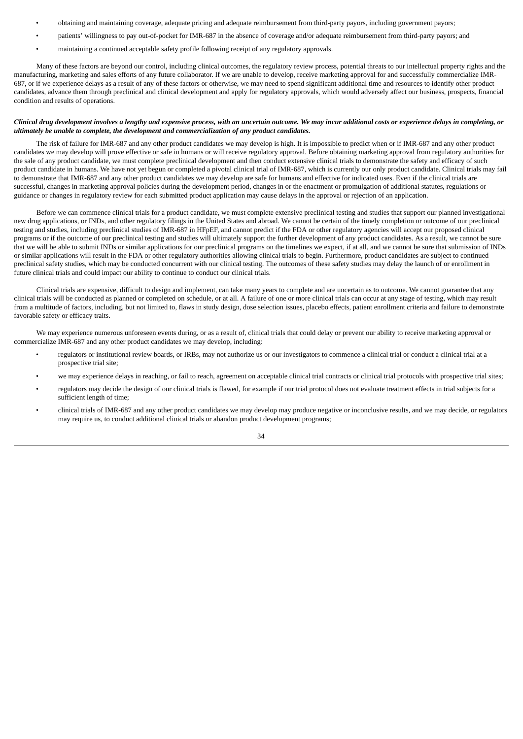- obtaining and maintaining coverage, adequate pricing and adequate reimbursement from third-party payors, including government payors;
- patients' willingness to pay out-of-pocket for IMR-687 in the absence of coverage and/or adequate reimbursement from third-party payors; and
- maintaining a continued acceptable safety profile following receipt of any regulatory approvals.

Many of these factors are beyond our control, including clinical outcomes, the regulatory review process, potential threats to our intellectual property rights and the manufacturing, marketing and sales efforts of any future collaborator. If we are unable to develop, receive marketing approval for and successfully commercialize IMR-687, or if we experience delays as a result of any of these factors or otherwise, we may need to spend significant additional time and resources to identify other product candidates, advance them through preclinical and clinical development and apply for regulatory approvals, which would adversely affect our business, prospects, financial condition and results of operations.

***Clinical drug development involves a lengthy and expensive process, with an uncertain outcome. We may incur additional costs or experience delays in completing, or ultimately be unable to complete, the development and commercialization of any product candidates.***

The risk of failure for IMR-687 and any other product candidates we may develop is high. It is impossible to predict when or if IMR-687 and any other product candidates we may develop will prove effective or safe in humans or will receive regulatory approval. Before obtaining marketing approval from regulatory authorities for the sale of any product candidate, we must complete preclinical development and then conduct extensive clinical trials to demonstrate the safety and efficacy of such product candidate in humans. We have not yet begun or completed a pivotal clinical trial of IMR-687, which is currently our only product candidate. Clinical trials may fail to demonstrate that IMR-687 and any other product candidates we may develop are safe for humans and effective for indicated uses. Even if the clinical trials are successful, changes in marketing approval policies during the development period, changes in or the enactment or promulgation of additional statutes, regulations or guidance or changes in regulatory review for each submitted product application may cause delays in the approval or rejection of an application.

Before we can commence clinical trials for a product candidate, we must complete extensive preclinical testing and studies that support our planned investigational new drug applications, or INDs, and other regulatory filings in the United States and abroad. We cannot be certain of the timely completion or outcome of our preclinical testing and studies, including preclinical studies of IMR-687 in HFpEF, and cannot predict if the FDA or other regulatory agencies will accept our proposed clinical programs or if the outcome of our preclinical testing and studies will ultimately support the further development of any product candidates. As a result, we cannot be sure that we will be able to submit INDs or similar applications for our preclinical programs on the timelines we expect, if at all, and we cannot be sure that submission of INDs or similar applications will result in the FDA or other regulatory authorities allowing clinical trials to begin. Furthermore, product candidates are subject to continued preclinical safety studies, which may be conducted concurrent with our clinical testing. The outcomes of these safety studies may delay the launch of or enrollment in future clinical trials and could impact our ability to continue to conduct our clinical trials.

Clinical trials are expensive, difficult to design and implement, can take many years to complete and are uncertain as to outcome. We cannot guarantee that any clinical trials will be conducted as planned or completed on schedule, or at all. A failure of one or more clinical trials can occur at any stage of testing, which may result from a multitude of factors, including, but not limited to, flaws in study design, dose selection issues, placebo effects, patient enrollment criteria and failure to demonstrate favorable safety or efficacy traits.

We may experience numerous unforeseen events during, or as a result of, clinical trials that could delay or prevent our ability to receive marketing approval or commercialize IMR-687 and any other product candidates we may develop, including:

- regulators or institutional review boards, or IRBs, may not authorize us or our investigators to commence a clinical trial or conduct a clinical trial at a prospective trial site;
- we may experience delays in reaching, or fail to reach, agreement on acceptable clinical trial contracts or clinical trial protocols with prospective trial sites;
- regulators may decide the design of our clinical trials is flawed, for example if our trial protocol does not evaluate treatment effects in trial subjects for a sufficient length of time;
- clinical trials of IMR-687 and any other product candidates we may develop may produce negative or inconclusive results, and we may decide, or regulators may require us, to conduct additional clinical trials or abandon product development programs;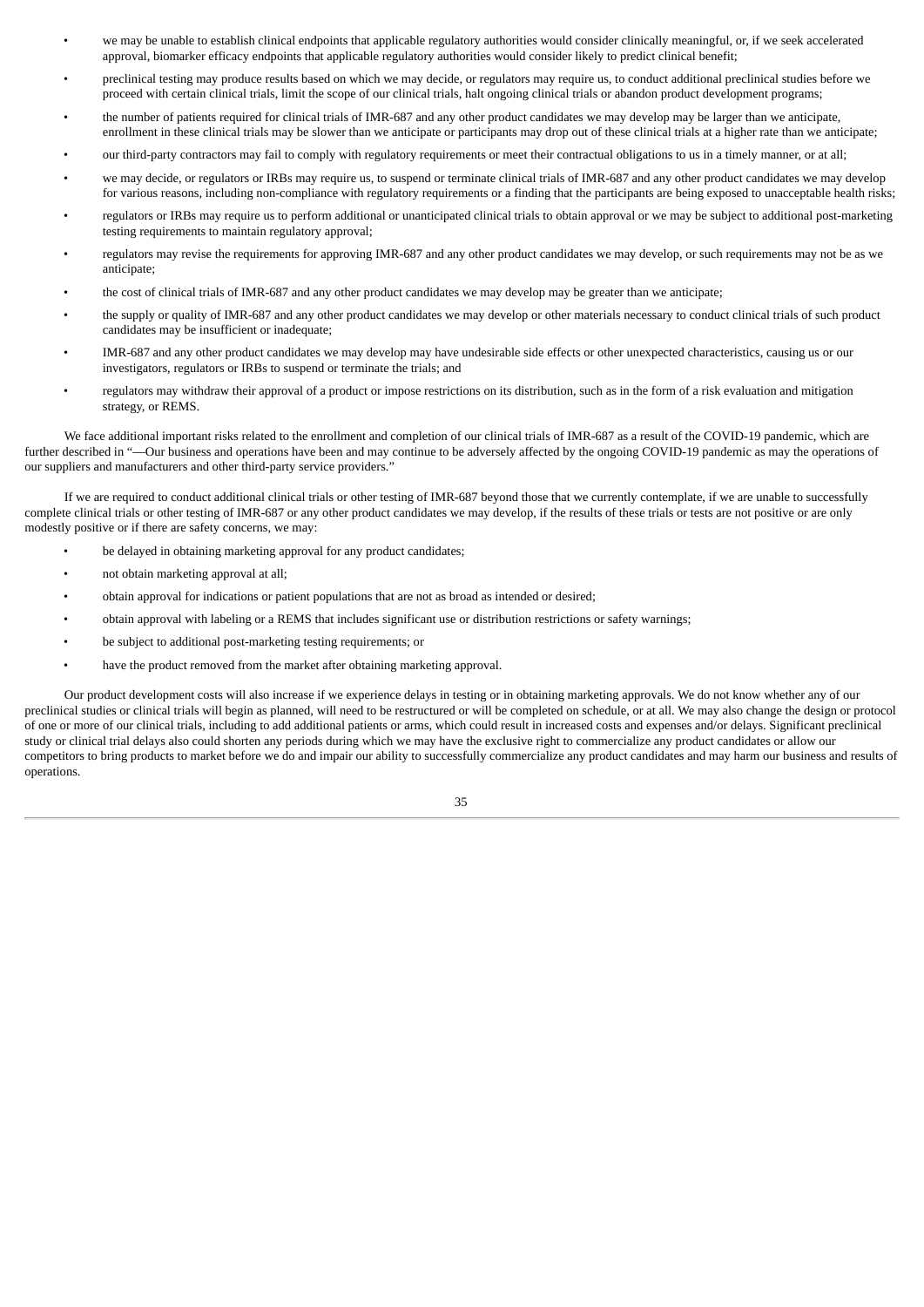- we may be unable to establish clinical endpoints that applicable regulatory authorities would consider clinically meaningful, or, if we seek accelerated approval, biomarker efficacy endpoints that applicable regulatory authorities would consider likely to predict clinical benefit;
- preclinical testing may produce results based on which we may decide, or regulators may require us, to conduct additional preclinical studies before we proceed with certain clinical trials, limit the scope of our clinical trials, halt ongoing clinical trials or abandon product development programs;
- the number of patients required for clinical trials of IMR-687 and any other product candidates we may develop may be larger than we anticipate, enrollment in these clinical trials may be slower than we anticipate or participants may drop out of these clinical trials at a higher rate than we anticipate;
- our third-party contractors may fail to comply with regulatory requirements or meet their contractual obligations to us in a timely manner, or at all;
- we may decide, or regulators or IRBs may require us, to suspend or terminate clinical trials of IMR-687 and any other product candidates we may develop for various reasons, including non-compliance with regulatory requirements or a finding that the participants are being exposed to unacceptable health risks;
- regulators or IRBs may require us to perform additional or unanticipated clinical trials to obtain approval or we may be subject to additional post-marketing testing requirements to maintain regulatory approval;
- regulators may revise the requirements for approving IMR-687 and any other product candidates we may develop, or such requirements may not be as we anticipate;
- the cost of clinical trials of IMR-687 and any other product candidates we may develop may be greater than we anticipate;
- the supply or quality of IMR-687 and any other product candidates we may develop or other materials necessary to conduct clinical trials of such product candidates may be insufficient or inadequate;
- IMR-687 and any other product candidates we may develop may have undesirable side effects or other unexpected characteristics, causing us or our investigators, regulators or IRBs to suspend or terminate the trials; and
- regulators may withdraw their approval of a product or impose restrictions on its distribution, such as in the form of a risk evaluation and mitigation strategy, or REMS.

We face additional important risks related to the enrollment and completion of our clinical trials of IMR-687 as a result of the COVID-19 pandemic, which are further described in "—Our business and operations have been and may continue to be adversely affected by the ongoing COVID-19 pandemic as may the operations of our suppliers and manufacturers and other third-party service providers."

If we are required to conduct additional clinical trials or other testing of IMR-687 beyond those that we currently contemplate, if we are unable to successfully complete clinical trials or other testing of IMR-687 or any other product candidates we may develop, if the results of these trials or tests are not positive or are only modestly positive or if there are safety concerns, we may:

- be delayed in obtaining marketing approval for any product candidates;
- not obtain marketing approval at all;
- obtain approval for indications or patient populations that are not as broad as intended or desired;
- obtain approval with labeling or a REMS that includes significant use or distribution restrictions or safety warnings;
- be subject to additional post-marketing testing requirements; or
- have the product removed from the market after obtaining marketing approval.

Our product development costs will also increase if we experience delays in testing or in obtaining marketing approvals. We do not know whether any of our preclinical studies or clinical trials will begin as planned, will need to be restructured or will be completed on schedule, or at all. We may also change the design or protocol of one or more of our clinical trials, including to add additional patients or arms, which could result in increased costs and expenses and/or delays. Significant preclinical study or clinical trial delays also could shorten any periods during which we may have the exclusive right to commercialize any product candidates or allow our competitors to bring products to market before we do and impair our ability to successfully commercialize any product candidates and may harm our business and results of operations.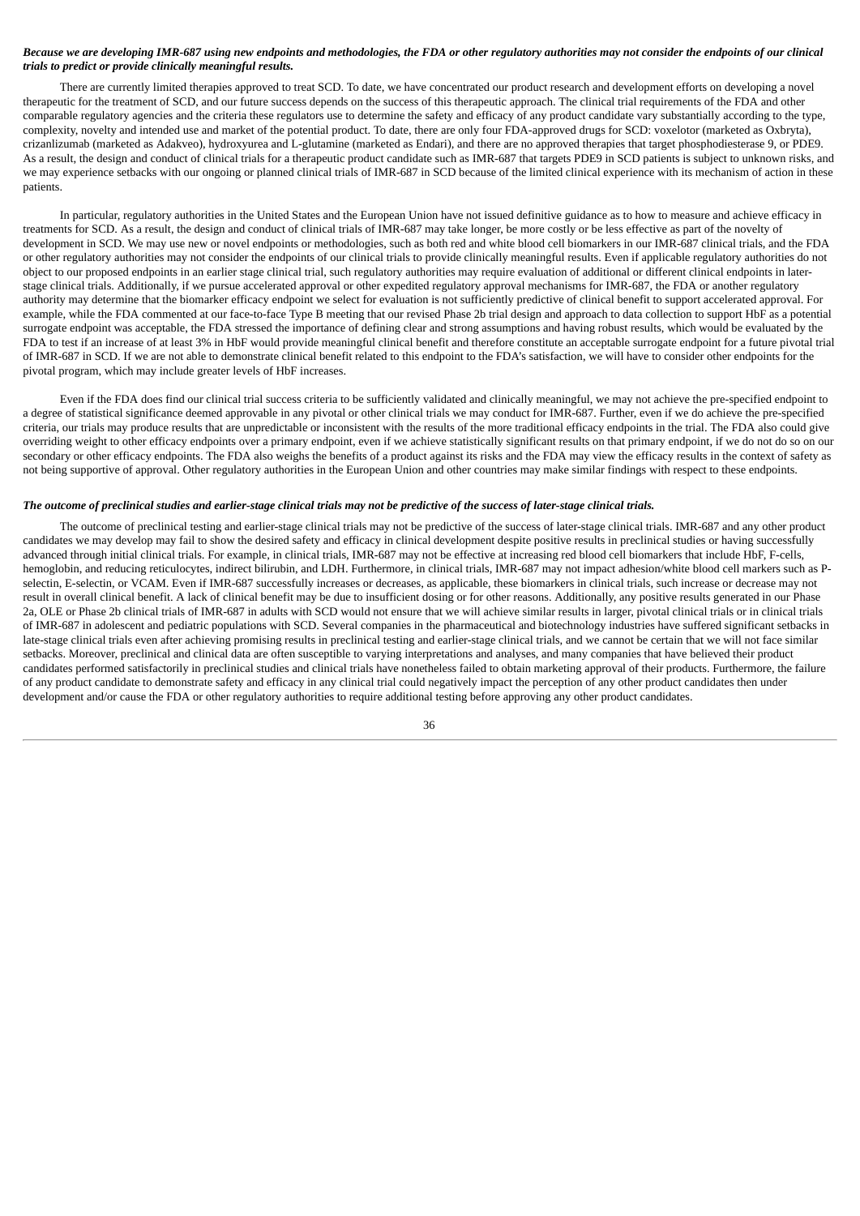***Because we are developing IMR-687 using new endpoints and methodologies, the FDA or other regulatory authorities may not consider the endpoints of our clinical trials to predict or provide clinically meaningful results.***

There are currently limited therapies approved to treat SCD. To date, we have concentrated our product research and development efforts on developing a novel therapeutic for the treatment of SCD, and our future success depends on the success of this therapeutic approach. The clinical trial requirements of the FDA and other comparable regulatory agencies and the criteria these regulators use to determine the safety and efficacy of any product candidate vary substantially according to the type, complexity, novelty and intended use and market of the potential product. To date, there are only four FDA-approved drugs for SCD: voxelotor (marketed as Oxbryta), crizanlizumab (marketed as Adakveo), hydroxyurea and L-glutamine (marketed as Endari), and there are no approved therapies that target phosphodiesterase 9, or PDE9. As a result, the design and conduct of clinical trials for a therapeutic product candidate such as IMR-687 that targets PDE9 in SCD patients is subject to unknown risks, and we may experience setbacks with our ongoing or planned clinical trials of IMR-687 in SCD because of the limited clinical experience with its mechanism of action in these patients.

In particular, regulatory authorities in the United States and the European Union have not issued definitive guidance as to how to measure and achieve efficacy in treatments for SCD. As a result, the design and conduct of clinical trials of IMR-687 may take longer, be more costly or be less effective as part of the novelty of development in SCD. We may use new or novel endpoints or methodologies, such as both red and white blood cell biomarkers in our IMR-687 clinical trials, and the FDA or other regulatory authorities may not consider the endpoints of our clinical trials to provide clinically meaningful results. Even if applicable regulatory authorities do not object to our proposed endpoints in an earlier stage clinical trial, such regulatory authorities may require evaluation of additional or different clinical endpoints in later-stage clinical trials. Additionally, if we pursue accelerated approval or other expedited regulatory approval mechanisms for IMR-687, the FDA or another regulatory authority may determine that the biomarker efficacy endpoint we select for evaluation is not sufficiently predictive of clinical benefit to support accelerated approval. For example, while the FDA commented at our face-to-face Type B meeting that our revised Phase 2b trial design and approach to data collection to support HbF as a potential surrogate endpoint was acceptable, the FDA stressed the importance of defining clear and strong assumptions and having robust results, which would be evaluated by the FDA to test if an increase of at least 3% in HbF would provide meaningful clinical benefit and therefore constitute an acceptable surrogate endpoint for a future pivotal trial of IMR-687 in SCD. If we are not able to demonstrate clinical benefit related to this endpoint to the FDA's satisfaction, we will have to consider other endpoints for the pivotal program, which may include greater levels of HbF increases.

Even if the FDA does find our clinical trial success criteria to be sufficiently validated and clinically meaningful, we may not achieve the pre-specified endpoint to a degree of statistical significance deemed approvable in any pivotal or other clinical trials we may conduct for IMR-687. Further, even if we do achieve the pre-specified criteria, our trials may produce results that are unpredictable or inconsistent with the results of the more traditional efficacy endpoints in the trial. The FDA also could give overriding weight to other efficacy endpoints over a primary endpoint, even if we achieve statistically significant results on that primary endpoint, if we do not do so on our secondary or other efficacy endpoints. The FDA also weighs the benefits of a product against its risks and the FDA may view the efficacy results in the context of safety as not being supportive of approval. Other regulatory authorities in the European Union and other countries may make similar findings with respect to these endpoints.

***The outcome of preclinical studies and earlier-stage clinical trials may not be predictive of the success of later-stage clinical trials.***

The outcome of preclinical testing and earlier-stage clinical trials may not be predictive of the success of later-stage clinical trials. IMR-687 and any other product candidates we may develop may fail to show the desired safety and efficacy in clinical development despite positive results in preclinical studies or having successfully advanced through initial clinical trials. For example, in clinical trials, IMR-687 may not be effective at increasing red blood cell biomarkers that include HbF, F-cells, hemoglobin, and reducing reticulocytes, indirect bilirubin, and LDH. Furthermore, in clinical trials, IMR-687 may not impact adhesion/white blood cell markers such as P-selectin, E-selectin, or VCAM. Even if IMR-687 successfully increases or decreases, as applicable, these biomarkers in clinical trials, such increase or decrease may not result in overall clinical benefit. A lack of clinical benefit may be due to insufficient dosing or for other reasons. Additionally, any positive results generated in our Phase 2a, OLE or Phase 2b clinical trials of IMR-687 in adults with SCD would not ensure that we will achieve similar results in larger, pivotal clinical trials or in clinical trials of IMR-687 in adolescent and pediatric populations with SCD. Several companies in the pharmaceutical and biotechnology industries have suffered significant setbacks in late-stage clinical trials even after achieving promising results in preclinical testing and earlier-stage clinical trials, and we cannot be certain that we will not face similar setbacks. Moreover, preclinical and clinical data are often susceptible to varying interpretations and analyses, and many companies that have believed their product candidates performed satisfactorily in preclinical studies and clinical trials have nonetheless failed to obtain marketing approval of their products. Furthermore, the failure of any product candidate to demonstrate safety and efficacy in any clinical trial could negatively impact the perception of any other product candidates then under development and/or cause the FDA or other regulatory authorities to require additional testing before approving any other product candidates.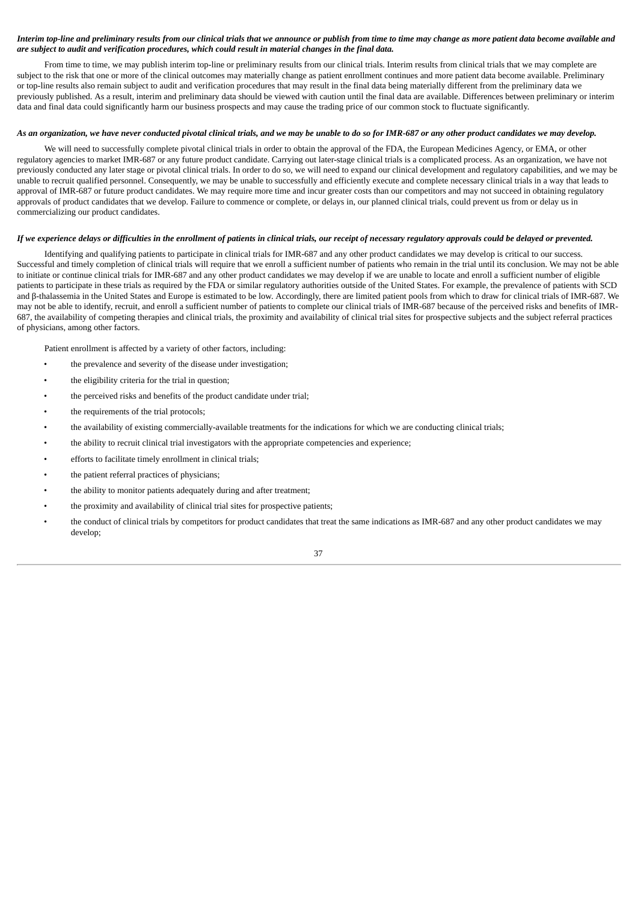***Interim top-line and preliminary results from our clinical trials that we announce or publish from time to time may change as more patient data become available and are subject to audit and verification procedures, which could result in material changes in the final data.***

From time to time, we may publish interim top-line or preliminary results from our clinical trials. Interim results from clinical trials that we may complete are subject to the risk that one or more of the clinical outcomes may materially change as patient enrollment continues and more patient data become available. Preliminary or top-line results also remain subject to audit and verification procedures that may result in the final data being materially different from the preliminary data we previously published. As a result, interim and preliminary data should be viewed with caution until the final data are available. Differences between preliminary or interim data and final data could significantly harm our business prospects and may cause the trading price of our common stock to fluctuate significantly.

***As an organization, we have never conducted pivotal clinical trials, and we may be unable to do so for IMR-687 or any other product candidates we may develop.***

We will need to successfully complete pivotal clinical trials in order to obtain the approval of the FDA, the European Medicines Agency, or EMA, or other regulatory agencies to market IMR-687 or any future product candidate. Carrying out later-stage clinical trials is a complicated process. As an organization, we have not previously conducted any later stage or pivotal clinical trials. In order to do so, we will need to expand our clinical development and regulatory capabilities, and we may be unable to recruit qualified personnel. Consequently, we may be unable to successfully and efficiently execute and complete necessary clinical trials in a way that leads to approval of IMR-687 or future product candidates. We may require more time and incur greater costs than our competitors and may not succeed in obtaining regulatory approvals of product candidates that we develop. Failure to commence or complete, or delays in, our planned clinical trials, could prevent us from or delay us in commercializing our product candidates.

***If we experience delays or difficulties in the enrollment of patients in clinical trials, our receipt of necessary regulatory approvals could be delayed or prevented.***

Identifying and qualifying patients to participate in clinical trials for IMR-687 and any other product candidates we may develop is critical to our success. Successful and timely completion of clinical trials will require that we enroll a sufficient number of patients who remain in the trial until its conclusion. We may not be able to initiate or continue clinical trials for IMR-687 and any other product candidates we may develop if we are unable to locate and enroll a sufficient number of eligible patients to participate in these trials as required by the FDA or similar regulatory authorities outside of the United States. For example, the prevalence of patients with SCD and β-thalassemia in the United States and Europe is estimated to be low. Accordingly, there are limited patient pools from which to draw for clinical trials of IMR-687. We may not be able to identify, recruit, and enroll a sufficient number of patients to complete our clinical trials of IMR-687 because of the perceived risks and benefits of IMR-687, the availability of competing therapies and clinical trials, the proximity and availability of clinical trial sites for prospective subjects and the subject referral practices of physicians, among other factors.

Patient enrollment is affected by a variety of other factors, including:

- the prevalence and severity of the disease under investigation;
- the eligibility criteria for the trial in question;
- the perceived risks and benefits of the product candidate under trial;
- the requirements of the trial protocols;
- the availability of existing commercially-available treatments for the indications for which we are conducting clinical trials;
- the ability to recruit clinical trial investigators with the appropriate competencies and experience;
- efforts to facilitate timely enrollment in clinical trials;
- the patient referral practices of physicians;
- the ability to monitor patients adequately during and after treatment;
- the proximity and availability of clinical trial sites for prospective patients;
- the conduct of clinical trials by competitors for product candidates that treat the same indications as IMR-687 and any other product candidates we may develop;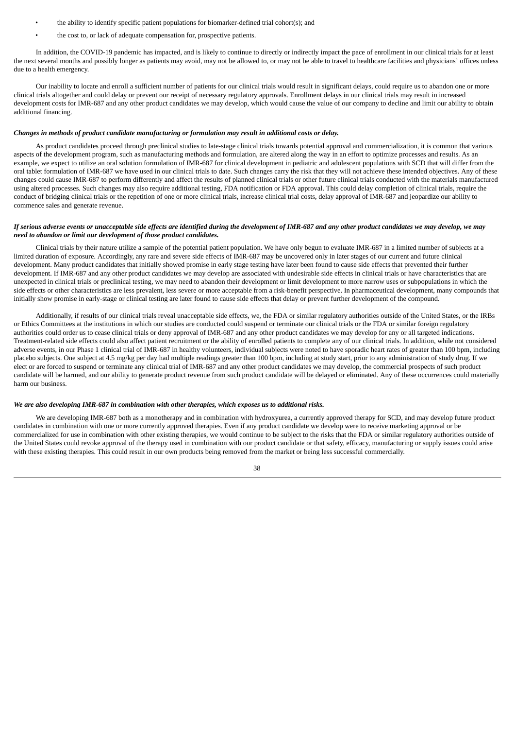- the ability to identify specific patient populations for biomarker-defined trial cohort(s); and
- the cost to, or lack of adequate compensation for, prospective patients.

In addition, the COVID-19 pandemic has impacted, and is likely to continue to directly or indirectly impact the pace of enrollment in our clinical trials for at least the next several months and possibly longer as patients may avoid, may not be allowed to, or may not be able to travel to healthcare facilities and physicians' offices unless due to a health emergency.

Our inability to locate and enroll a sufficient number of patients for our clinical trials would result in significant delays, could require us to abandon one or more clinical trials altogether and could delay or prevent our receipt of necessary regulatory approvals. Enrollment delays in our clinical trials may result in increased development costs for IMR-687 and any other product candidates we may develop, which would cause the value of our company to decline and limit our ability to obtain additional financing.

***Changes in methods of product candidate manufacturing or formulation may result in additional costs or delay.***

As product candidates proceed through preclinical studies to late-stage clinical trials towards potential approval and commercialization, it is common that various aspects of the development program, such as manufacturing methods and formulation, are altered along the way in an effort to optimize processes and results. As an example, we expect to utilize an oral solution formulation of IMR-687 for clinical development in pediatric and adolescent populations with SCD that will differ from the oral tablet formulation of IMR-687 we have used in our clinical trials to date. Such changes carry the risk that they will not achieve these intended objectives. Any of these changes could cause IMR-687 to perform differently and affect the results of planned clinical trials or other future clinical trials conducted with the materials manufactured using altered processes. Such changes may also require additional testing, FDA notification or FDA approval. This could delay completion of clinical trials, require the conduct of bridging clinical trials or the repetition of one or more clinical trials, increase clinical trial costs, delay approval of IMR-687 and jeopardize our ability to commence sales and generate revenue.

***If serious adverse events or unacceptable side effects are identified during the development of IMR-687 and any other product candidates we may develop, we may need to abandon or limit our development of those product candidates.***

Clinical trials by their nature utilize a sample of the potential patient population. We have only begun to evaluate IMR-687 in a limited number of subjects at a limited duration of exposure. Accordingly, any rare and severe side effects of IMR-687 may be uncovered only in later stages of our current and future clinical development. Many product candidates that initially showed promise in early stage testing have later been found to cause side effects that prevented their further development. If IMR-687 and any other product candidates we may develop are associated with undesirable side effects in clinical trials or have characteristics that are unexpected in clinical trials or preclinical testing, we may need to abandon their development or limit development to more narrow uses or subpopulations in which the side effects or other characteristics are less prevalent, less severe or more acceptable from a risk-benefit perspective. In pharmaceutical development, many compounds that initially show promise in early-stage or clinical testing are later found to cause side effects that delay or prevent further development of the compound.

Additionally, if results of our clinical trials reveal unacceptable side effects, we, the FDA or similar regulatory authorities outside of the United States, or the IRBs or Ethics Committees at the institutions in which our studies are conducted could suspend or terminate our clinical trials or the FDA or similar foreign regulatory authorities could order us to cease clinical trials or deny approval of IMR-687 and any other product candidates we may develop for any or all targeted indications. Treatment-related side effects could also affect patient recruitment or the ability of enrolled patients to complete any of our clinical trials. In addition, while not considered adverse events, in our Phase 1 clinical trial of IMR-687 in healthy volunteers, individual subjects were noted to have sporadic heart rates of greater than 100 bpm, including placebo subjects. One subject at 4.5 mg/kg per day had multiple readings greater than 100 bpm, including at study start, prior to any administration of study drug. If we elect or are forced to suspend or terminate any clinical trial of IMR-687 and any other product candidates we may develop, the commercial prospects of such product candidate will be harmed, and our ability to generate product revenue from such product candidate will be delayed or eliminated. Any of these occurrences could materially harm our business.

***We are also developing IMR-687 in combination with other therapies, which exposes us to additional risks.***

We are developing IMR-687 both as a monotherapy and in combination with hydroxyurea, a currently approved therapy for SCD, and may develop future product candidates in combination with one or more currently approved therapies. Even if any product candidate we develop were to receive marketing approval or be commercialized for use in combination with other existing therapies, we would continue to be subject to the risks that the FDA or similar regulatory authorities outside of the United States could revoke approval of the therapy used in combination with our product candidate or that safety, efficacy, manufacturing or supply issues could arise with these existing therapies. This could result in our own products being removed from the market or being less successful commercially.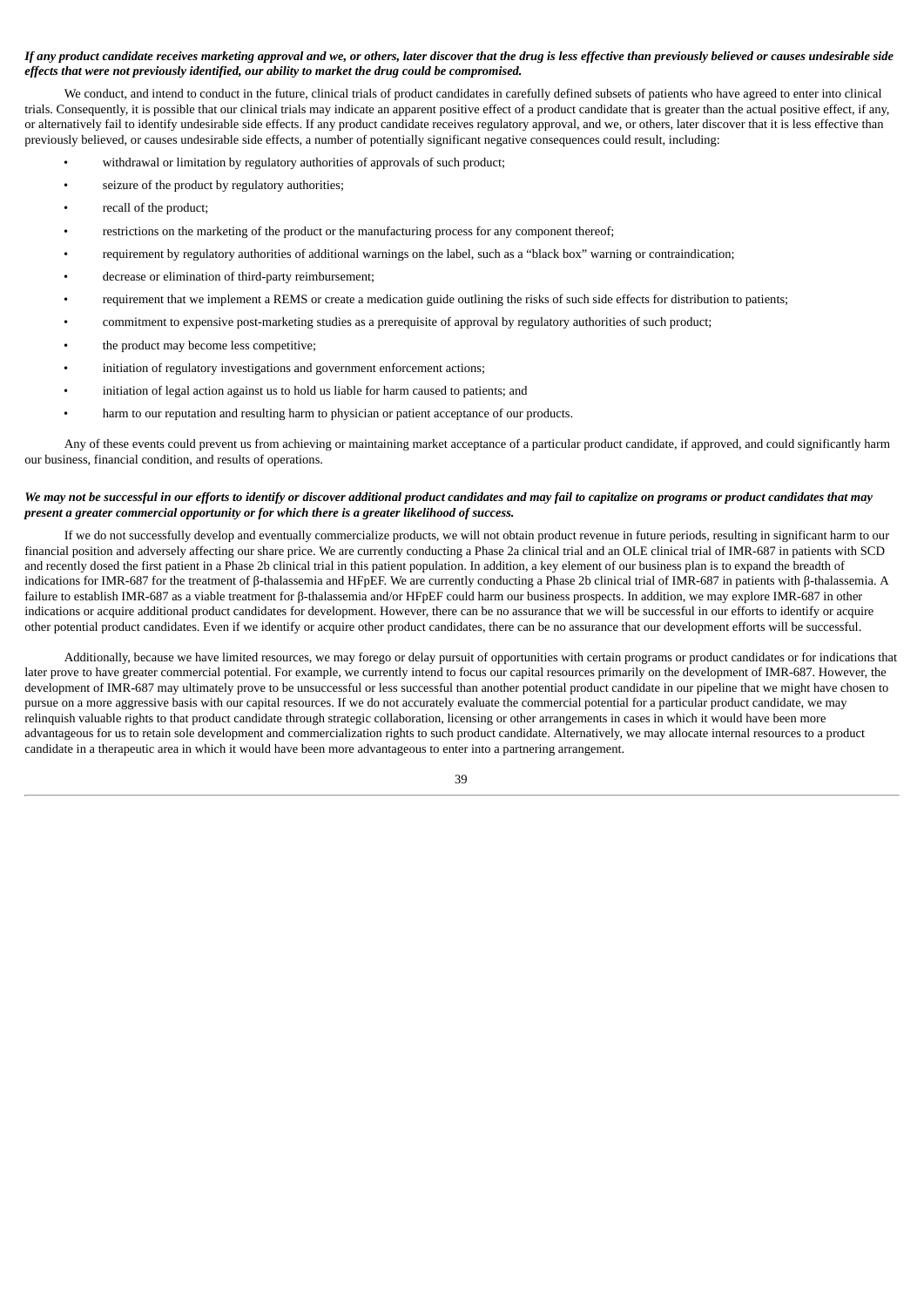*If any product candidate receives marketing approval and we, or others, later discover that the drug is less effective than previously believed or causes undesirable side effects that were not previously identified, our ability to market the drug could be compromised.*

We conduct, and intend to conduct in the future, clinical trials of product candidates in carefully defined subsets of patients who have agreed to enter into clinical trials. Consequently, it is possible that our clinical trials may indicate an apparent positive effect of a product candidate that is greater than the actual positive effect, if any, or alternatively fail to identify undesirable side effects. If any product candidate receives regulatory approval, and we, or others, later discover that it is less effective than previously believed, or causes undesirable side effects, a number of potentially significant negative consequences could result, including:

- withdrawal or limitation by regulatory authorities of approvals of such product;
- seizure of the product by regulatory authorities;
- recall of the product;
- restrictions on the marketing of the product or the manufacturing process for any component thereof;
- requirement by regulatory authorities of additional warnings on the label, such as a "black box" warning or contraindication;
- decrease or elimination of third-party reimbursement;
- requirement that we implement a REMS or create a medication guide outlining the risks of such side effects for distribution to patients;
- commitment to expensive post-marketing studies as a prerequisite of approval by regulatory authorities of such product;
- the product may become less competitive;
- initiation of regulatory investigations and government enforcement actions;
- initiation of legal action against us to hold us liable for harm caused to patients; and
- harm to our reputation and resulting harm to physician or patient acceptance of our products.

Any of these events could prevent us from achieving or maintaining market acceptance of a particular product candidate, if approved, and could significantly harm our business, financial condition, and results of operations.

*We may not be successful in our efforts to identify or discover additional product candidates and may fail to capitalize on programs or product candidates that may present a greater commercial opportunity or for which there is a greater likelihood of success.*

If we do not successfully develop and eventually commercialize products, we will not obtain product revenue in future periods, resulting in significant harm to our financial position and adversely affecting our share price. We are currently conducting a Phase 2a clinical trial and an OLE clinical trial of IMR-687 in patients with SCD and recently dosed the first patient in a Phase 2b clinical trial in this patient population. In addition, a key element of our business plan is to expand the breadth of indications for IMR-687 for the treatment of β-thalassemia and HFpEF. We are currently conducting a Phase 2b clinical trial of IMR-687 in patients with β-thalassemia. A failure to establish IMR-687 as a viable treatment for β-thalassemia and/or HFpEF could harm our business prospects. In addition, we may explore IMR-687 in other indications or acquire additional product candidates for development. However, there can be no assurance that we will be successful in our efforts to identify or acquire other potential product candidates. Even if we identify or acquire other product candidates, there can be no assurance that our development efforts will be successful.

Additionally, because we have limited resources, we may forego or delay pursuit of opportunities with certain programs or product candidates or for indications that later prove to have greater commercial potential. For example, we currently intend to focus our capital resources primarily on the development of IMR-687. However, the development of IMR-687 may ultimately prove to be unsuccessful or less successful than another potential product candidate in our pipeline that we might have chosen to pursue on a more aggressive basis with our capital resources. If we do not accurately evaluate the commercial potential for a particular product candidate, we may relinquish valuable rights to that product candidate through strategic collaboration, licensing or other arrangements in cases in which it would have been more advantageous for us to retain sole development and commercialization rights to such product candidate. Alternatively, we may allocate internal resources to a product candidate in a therapeutic area in which it would have been more advantageous to enter into a partnering arrangement.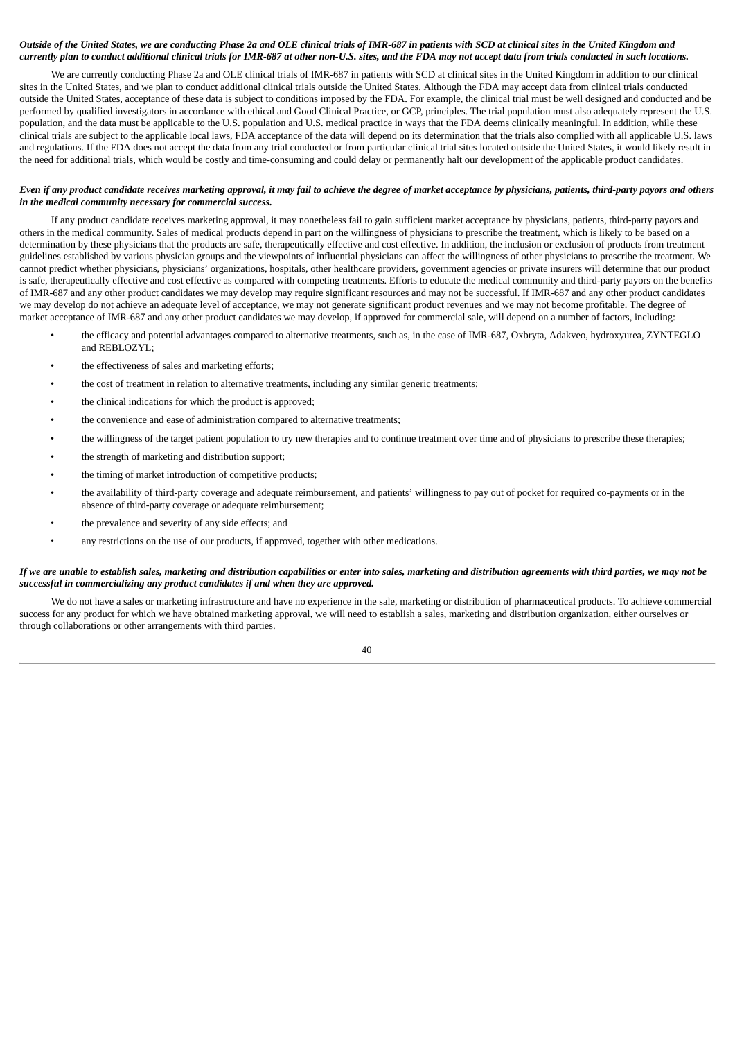***Outside of the United States, we are conducting Phase 2a and OLE clinical trials of IMR-687 in patients with SCD at clinical sites in the United Kingdom and currently plan to conduct additional clinical trials for IMR-687 at other non-U.S. sites, and the FDA may not accept data from trials conducted in such locations.***

We are currently conducting Phase 2a and OLE clinical trials of IMR-687 in patients with SCD at clinical sites in the United Kingdom in addition to our clinical sites in the United States, and we plan to conduct additional clinical trials outside the United States. Although the FDA may accept data from clinical trials conducted outside the United States, acceptance of these data is subject to conditions imposed by the FDA. For example, the clinical trial must be well designed and conducted and be performed by qualified investigators in accordance with ethical and Good Clinical Practice, or GCP, principles. The trial population must also adequately represent the U.S. population, and the data must be applicable to the U.S. population and U.S. medical practice in ways that the FDA deems clinically meaningful. In addition, while these clinical trials are subject to the applicable local laws, FDA acceptance of the data will depend on its determination that the trials also complied with all applicable U.S. laws and regulations. If the FDA does not accept the data from any trial conducted or from particular clinical trial sites located outside the United States, it would likely result in the need for additional trials, which would be costly and time-consuming and could delay or permanently halt our development of the applicable product candidates.

***Even if any product candidate receives marketing approval, it may fail to achieve the degree of market acceptance by physicians, patients, third-party payors and others in the medical community necessary for commercial success.***

If any product candidate receives marketing approval, it may nonetheless fail to gain sufficient market acceptance by physicians, patients, third-party payors and others in the medical community. Sales of medical products depend in part on the willingness of physicians to prescribe the treatment, which is likely to be based on a determination by these physicians that the products are safe, therapeutically effective and cost effective. In addition, the inclusion or exclusion of products from treatment guidelines established by various physician groups and the viewpoints of influential physicians can affect the willingness of other physicians to prescribe the treatment. We cannot predict whether physicians, physicians' organizations, hospitals, other healthcare providers, government agencies or private insurers will determine that our product is safe, therapeutically effective and cost effective as compared with competing treatments. Efforts to educate the medical community and third-party payors on the benefits of IMR-687 and any other product candidates we may develop may require significant resources and may not be successful. If IMR-687 and any other product candidates we may develop do not achieve an adequate level of acceptance, we may not generate significant product revenues and we may not become profitable. The degree of market acceptance of IMR-687 and any other product candidates we may develop, if approved for commercial sale, will depend on a number of factors, including:

- the efficacy and potential advantages compared to alternative treatments, such as, in the case of IMR-687, Oxbryta, Adakveo, hydroxyurea, ZYNTEGLO and REBLOZYL;
- the effectiveness of sales and marketing efforts;
- the cost of treatment in relation to alternative treatments, including any similar generic treatments;
- the clinical indications for which the product is approved;
- the convenience and ease of administration compared to alternative treatments;
- the willingness of the target patient population to try new therapies and to continue treatment over time and of physicians to prescribe these therapies;
- the strength of marketing and distribution support;
- the timing of market introduction of competitive products;
- the availability of third-party coverage and adequate reimbursement, and patients' willingness to pay out of pocket for required co-payments or in the absence of third-party coverage or adequate reimbursement;
- the prevalence and severity of any side effects; and
- any restrictions on the use of our products, if approved, together with other medications.

***If we are unable to establish sales, marketing and distribution capabilities or enter into sales, marketing and distribution agreements with third parties, we may not be successful in commercializing any product candidates if and when they are approved.***

We do not have a sales or marketing infrastructure and have no experience in the sale, marketing or distribution of pharmaceutical products. To achieve commercial success for any product for which we have obtained marketing approval, we will need to establish a sales, marketing and distribution organization, either ourselves or through collaborations or other arrangements with third parties.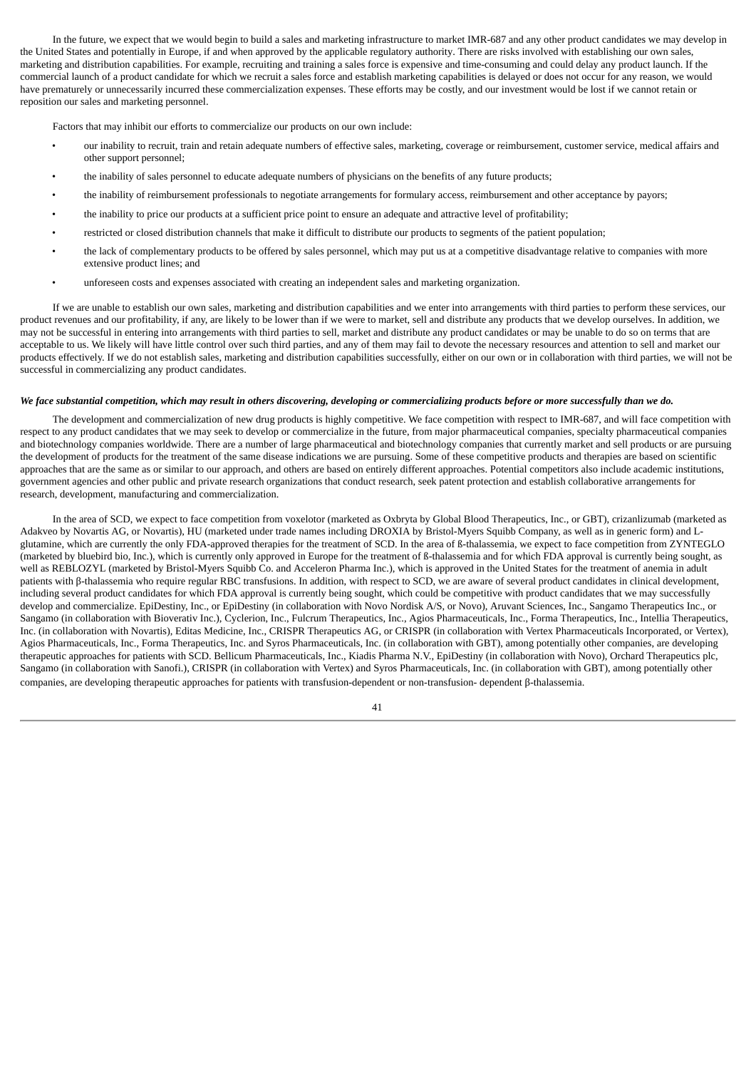In the future, we expect that we would begin to build a sales and marketing infrastructure to market IMR-687 and any other product candidates we may develop in the United States and potentially in Europe, if and when approved by the applicable regulatory authority. There are risks involved with establishing our own sales, marketing and distribution capabilities. For example, recruiting and training a sales force is expensive and time-consuming and could delay any product launch. If the commercial launch of a product candidate for which we recruit a sales force and establish marketing capabilities is delayed or does not occur for any reason, we would have prematurely or unnecessarily incurred these commercialization expenses. These efforts may be costly, and our investment would be lost if we cannot retain or reposition our sales and marketing personnel.

Factors that may inhibit our efforts to commercialize our products on our own include:

- our inability to recruit, train and retain adequate numbers of effective sales, marketing, coverage or reimbursement, customer service, medical affairs and other support personnel;
- the inability of sales personnel to educate adequate numbers of physicians on the benefits of any future products;
- the inability of reimbursement professionals to negotiate arrangements for formulary access, reimbursement and other acceptance by payors;
- the inability to price our products at a sufficient price point to ensure an adequate and attractive level of profitability;
- restricted or closed distribution channels that make it difficult to distribute our products to segments of the patient population;
- the lack of complementary products to be offered by sales personnel, which may put us at a competitive disadvantage relative to companies with more extensive product lines; and
- unforeseen costs and expenses associated with creating an independent sales and marketing organization.

If we are unable to establish our own sales, marketing and distribution capabilities and we enter into arrangements with third parties to perform these services, our product revenues and our profitability, if any, are likely to be lower than if we were to market, sell and distribute any products that we develop ourselves. In addition, we may not be successful in entering into arrangements with third parties to sell, market and distribute any product candidates or may be unable to do so on terms that are acceptable to us. We likely will have little control over such third parties, and any of them may fail to devote the necessary resources and attention to sell and market our products effectively. If we do not establish sales, marketing and distribution capabilities successfully, either on our own or in collaboration with third parties, we will not be successful in commercializing any product candidates.

***We face substantial competition, which may result in others discovering, developing or commercializing products before or more successfully than we do.***

The development and commercialization of new drug products is highly competitive. We face competition with respect to IMR-687, and will face competition with respect to any product candidates that we may seek to develop or commercialize in the future, from major pharmaceutical companies, specialty pharmaceutical companies and biotechnology companies worldwide. There are a number of large pharmaceutical and biotechnology companies that currently market and sell products or are pursuing the development of products for the treatment of the same disease indications we are pursuing. Some of these competitive products and therapies are based on scientific approaches that are the same as or similar to our approach, and others are based on entirely different approaches. Potential competitors also include academic institutions, government agencies and other public and private research organizations that conduct research, seek patent protection and establish collaborative arrangements for research, development, manufacturing and commercialization.

In the area of SCD, we expect to face competition from voxelotor (marketed as Oxbryta by Global Blood Therapeutics, Inc., or GBT), crizanlizumab (marketed as Adakveo by Novartis AG, or Novartis), HU (marketed under trade names including DROXIA by Bristol-Myers Squibb Company, as well as in generic form) and L-glutamine, which are currently the only FDA-approved therapies for the treatment of SCD. In the area of ß-thalassemia, we expect to face competition from ZYNTEGLO (marketed by bluebird bio, Inc.), which is currently only approved in Europe for the treatment of ß-thalassemia and for which FDA approval is currently being sought, as well as REBLOZYL (marketed by Bristol-Myers Squibb Co. and Acceleron Pharma Inc.), which is approved in the United States for the treatment of anemia in adult patients with β-thalassemia who require regular RBC transfusions. In addition, with respect to SCD, we are aware of several product candidates in clinical development, including several product candidates for which FDA approval is currently being sought, which could be competitive with product candidates that we may successfully develop and commercialize. EpiDestiny, Inc., or EpiDestiny (in collaboration with Novo Nordisk A/S, or Novo), Aruvant Sciences, Inc., Sangamo Therapeutics Inc., or Sangamo (in collaboration with Bioverativ Inc.), Cyclerion, Inc., Fulcrum Therapeutics, Inc., Agios Pharmaceuticals, Inc., Forma Therapeutics, Inc., Intellia Therapeutics, Inc. (in collaboration with Novartis), Editas Medicine, Inc., CRISPR Therapeutics AG, or CRISPR (in collaboration with Vertex Pharmaceuticals Incorporated, or Vertex), Agios Pharmaceuticals, Inc., Forma Therapeutics, Inc. and Syros Pharmaceuticals, Inc. (in collaboration with GBT), among potentially other companies, are developing therapeutic approaches for patients with SCD. Bellicum Pharmaceuticals, Inc., Kiadis Pharma N.V., EpiDestiny (in collaboration with Novo), Orchard Therapeutics plc, Sangamo (in collaboration with Sanofi.), CRISPR (in collaboration with Vertex) and Syros Pharmaceuticals, Inc. (in collaboration with GBT), among potentially other companies, are developing therapeutic approaches for patients with transfusion-dependent or non-transfusion- dependent β-thalassemia.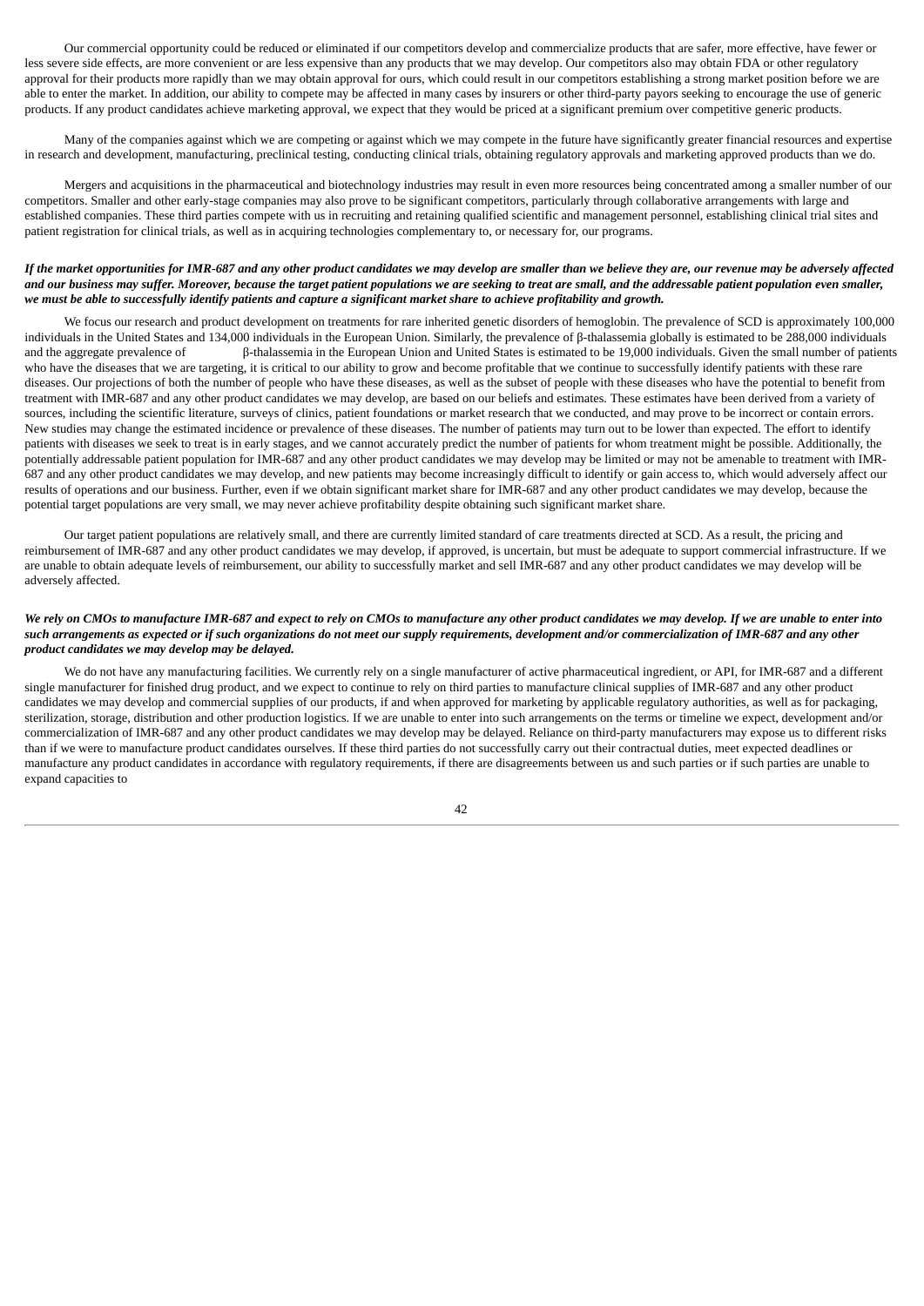Our commercial opportunity could be reduced or eliminated if our competitors develop and commercialize products that are safer, more effective, have fewer or less severe side effects, are more convenient or are less expensive than any products that we may develop. Our competitors also may obtain FDA or other regulatory approval for their products more rapidly than we may obtain approval for ours, which could result in our competitors establishing a strong market position before we are able to enter the market. In addition, our ability to compete may be affected in many cases by insurers or other third-party payors seeking to encourage the use of generic products. If any product candidates achieve marketing approval, we expect that they would be priced at a significant premium over competitive generic products.

Many of the companies against which we are competing or against which we may compete in the future have significantly greater financial resources and expertise in research and development, manufacturing, preclinical testing, conducting clinical trials, obtaining regulatory approvals and marketing approved products than we do.

Mergers and acquisitions in the pharmaceutical and biotechnology industries may result in even more resources being concentrated among a smaller number of our competitors. Smaller and other early-stage companies may also prove to be significant competitors, particularly through collaborative arrangements with large and established companies. These third parties compete with us in recruiting and retaining qualified scientific and management personnel, establishing clinical trial sites and patient registration for clinical trials, as well as in acquiring technologies complementary to, or necessary for, our programs.

***If the market opportunities for IMR-687 and any other product candidates we may develop are smaller than we believe they are, our revenue may be adversely affected and our business may suffer. Moreover, because the target patient populations we are seeking to treat are small, and the addressable patient population even smaller, we must be able to successfully identify patients and capture a significant market share to achieve profitability and growth.***

We focus our research and product development on treatments for rare inherited genetic disorders of hemoglobin. The prevalence of SCD is approximately 100,000 individuals in the United States and 134,000 individuals in the European Union. Similarly, the prevalence of β-thalassemia globally is estimated to be 288,000 individuals and the aggregate prevalence of β-thalassemia in the European Union and United States is estimated to be 19,000 individuals. Given the small number of patients who have the diseases that we are targeting, it is critical to our ability to grow and become profitable that we continue to successfully identify patients with these rare diseases. Our projections of both the number of people who have these diseases, as well as the subset of people with these diseases who have the potential to benefit from treatment with IMR-687 and any other product candidates we may develop, are based on our beliefs and estimates. These estimates have been derived from a variety of sources, including the scientific literature, surveys of clinics, patient foundations or market research that we conducted, and may prove to be incorrect or contain errors. New studies may change the estimated incidence or prevalence of these diseases. The number of patients may turn out to be lower than expected. The effort to identify patients with diseases we seek to treat is in early stages, and we cannot accurately predict the number of patients for whom treatment might be possible. Additionally, the potentially addressable patient population for IMR-687 and any other product candidates we may develop may be limited or may not be amenable to treatment with IMR-687 and any other product candidates we may develop, and new patients may become increasingly difficult to identify or gain access to, which would adversely affect our results of operations and our business. Further, even if we obtain significant market share for IMR-687 and any other product candidates we may develop, because the potential target populations are very small, we may never achieve profitability despite obtaining such significant market share.

Our target patient populations are relatively small, and there are currently limited standard of care treatments directed at SCD. As a result, the pricing and reimbursement of IMR-687 and any other product candidates we may develop, if approved, is uncertain, but must be adequate to support commercial infrastructure. If we are unable to obtain adequate levels of reimbursement, our ability to successfully market and sell IMR-687 and any other product candidates we may develop will be adversely affected.

***We rely on CMOs to manufacture IMR-687 and expect to rely on CMOs to manufacture any other product candidates we may develop. If we are unable to enter into such arrangements as expected or if such organizations do not meet our supply requirements, development and/or commercialization of IMR-687 and any other product candidates we may develop may be delayed.***

We do not have any manufacturing facilities. We currently rely on a single manufacturer of active pharmaceutical ingredient, or API, for IMR-687 and a different single manufacturer for finished drug product, and we expect to continue to rely on third parties to manufacture clinical supplies of IMR-687 and any other product candidates we may develop and commercial supplies of our products, if and when approved for marketing by applicable regulatory authorities, as well as for packaging, sterilization, storage, distribution and other production logistics. If we are unable to enter into such arrangements on the terms or timeline we expect, development and/or commercialization of IMR-687 and any other product candidates we may develop may be delayed. Reliance on third-party manufacturers may expose us to different risks than if we were to manufacture product candidates ourselves. If these third parties do not successfully carry out their contractual duties, meet expected deadlines or manufacture any product candidates in accordance with regulatory requirements, if there are disagreements between us and such parties or if such parties are unable to expand capacities to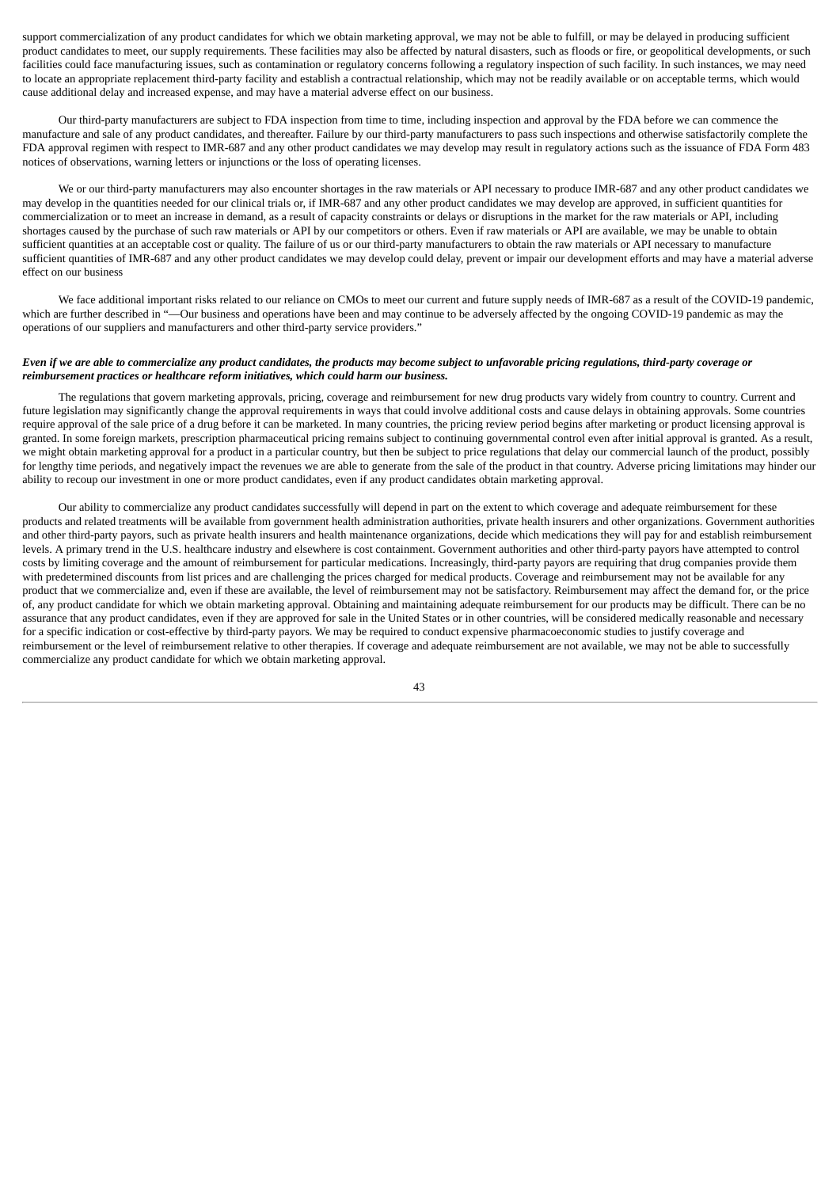support commercialization of any product candidates for which we obtain marketing approval, we may not be able to fulfill, or may be delayed in producing sufficient product candidates to meet, our supply requirements. These facilities may also be affected by natural disasters, such as floods or fire, or geopolitical developments, or such facilities could face manufacturing issues, such as contamination or regulatory concerns following a regulatory inspection of such facility. In such instances, we may need to locate an appropriate replacement third-party facility and establish a contractual relationship, which may not be readily available or on acceptable terms, which would cause additional delay and increased expense, and may have a material adverse effect on our business.

Our third-party manufacturers are subject to FDA inspection from time to time, including inspection and approval by the FDA before we can commence the manufacture and sale of any product candidates, and thereafter. Failure by our third-party manufacturers to pass such inspections and otherwise satisfactorily complete the FDA approval regimen with respect to IMR-687 and any other product candidates we may develop may result in regulatory actions such as the issuance of FDA Form 483 notices of observations, warning letters or injunctions or the loss of operating licenses.

We or our third-party manufacturers may also encounter shortages in the raw materials or API necessary to produce IMR-687 and any other product candidates we may develop in the quantities needed for our clinical trials or, if IMR-687 and any other product candidates we may develop are approved, in sufficient quantities for commercialization or to meet an increase in demand, as a result of capacity constraints or delays or disruptions in the market for the raw materials or API, including shortages caused by the purchase of such raw materials or API by our competitors or others. Even if raw materials or API are available, we may be unable to obtain sufficient quantities at an acceptable cost or quality. The failure of us or our third-party manufacturers to obtain the raw materials or API necessary to manufacture sufficient quantities of IMR-687 and any other product candidates we may develop could delay, prevent or impair our development efforts and may have a material adverse effect on our business

We face additional important risks related to our reliance on CMOs to meet our current and future supply needs of IMR-687 as a result of the COVID-19 pandemic, which are further described in "—Our business and operations have been and may continue to be adversely affected by the ongoing COVID-19 pandemic as may the operations of our suppliers and manufacturers and other third-party service providers."

***Even if we are able to commercialize any product candidates, the products may become subject to unfavorable pricing regulations, third-party coverage or reimbursement practices or healthcare reform initiatives, which could harm our business.***

The regulations that govern marketing approvals, pricing, coverage and reimbursement for new drug products vary widely from country to country. Current and future legislation may significantly change the approval requirements in ways that could involve additional costs and cause delays in obtaining approvals. Some countries require approval of the sale price of a drug before it can be marketed. In many countries, the pricing review period begins after marketing or product licensing approval is granted. In some foreign markets, prescription pharmaceutical pricing remains subject to continuing governmental control even after initial approval is granted. As a result, we might obtain marketing approval for a product in a particular country, but then be subject to price regulations that delay our commercial launch of the product, possibly for lengthy time periods, and negatively impact the revenues we are able to generate from the sale of the product in that country. Adverse pricing limitations may hinder our ability to recoup our investment in one or more product candidates, even if any product candidates obtain marketing approval.

Our ability to commercialize any product candidates successfully will depend in part on the extent to which coverage and adequate reimbursement for these products and related treatments will be available from government health administration authorities, private health insurers and other organizations. Government authorities and other third-party payors, such as private health insurers and health maintenance organizations, decide which medications they will pay for and establish reimbursement levels. A primary trend in the U.S. healthcare industry and elsewhere is cost containment. Government authorities and other third-party payors have attempted to control costs by limiting coverage and the amount of reimbursement for particular medications. Increasingly, third-party payors are requiring that drug companies provide them with predetermined discounts from list prices and are challenging the prices charged for medical products. Coverage and reimbursement may not be available for any product that we commercialize and, even if these are available, the level of reimbursement may not be satisfactory. Reimbursement may affect the demand for, or the price of, any product candidate for which we obtain marketing approval. Obtaining and maintaining adequate reimbursement for our products may be difficult. There can be no assurance that any product candidates, even if they are approved for sale in the United States or in other countries, will be considered medically reasonable and necessary for a specific indication or cost-effective by third-party payors. We may be required to conduct expensive pharmacoeconomic studies to justify coverage and reimbursement or the level of reimbursement relative to other therapies. If coverage and adequate reimbursement are not available, we may not be able to successfully commercialize any product candidate for which we obtain marketing approval.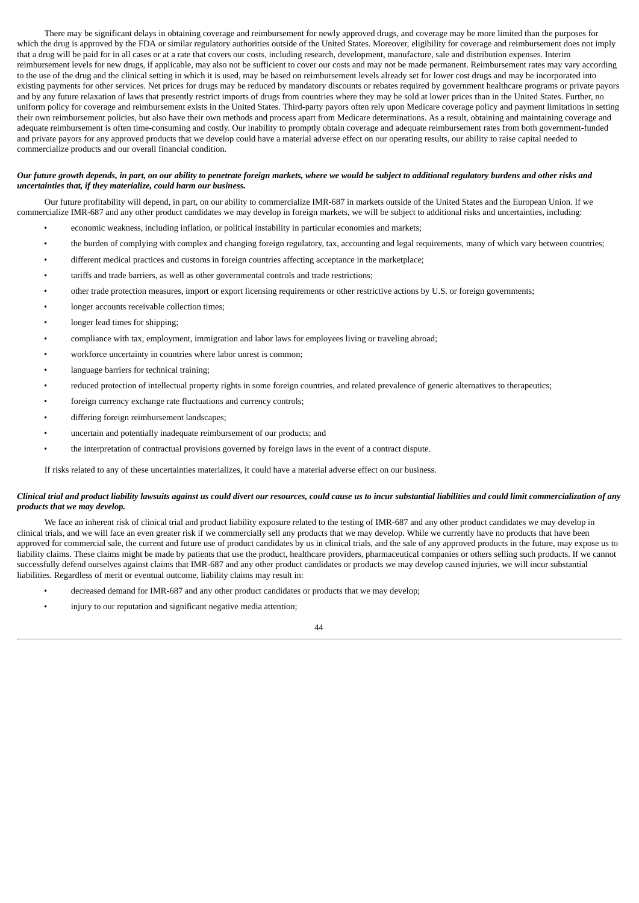There may be significant delays in obtaining coverage and reimbursement for newly approved drugs, and coverage may be more limited than the purposes for which the drug is approved by the FDA or similar regulatory authorities outside of the United States. Moreover, eligibility for coverage and reimbursement does not imply that a drug will be paid for in all cases or at a rate that covers our costs, including research, development, manufacture, sale and distribution expenses. Interim reimbursement levels for new drugs, if applicable, may also not be sufficient to cover our costs and may not be made permanent. Reimbursement rates may vary according to the use of the drug and the clinical setting in which it is used, may be based on reimbursement levels already set for lower cost drugs and may be incorporated into existing payments for other services. Net prices for drugs may be reduced by mandatory discounts or rebates required by government healthcare programs or private payors and by any future relaxation of laws that presently restrict imports of drugs from countries where they may be sold at lower prices than in the United States. Further, no uniform policy for coverage and reimbursement exists in the United States. Third-party payors often rely upon Medicare coverage policy and payment limitations in setting their own reimbursement policies, but also have their own methods and process apart from Medicare determinations. As a result, obtaining and maintaining coverage and adequate reimbursement is often time-consuming and costly. Our inability to promptly obtain coverage and adequate reimbursement rates from both government-funded and private payors for any approved products that we develop could have a material adverse effect on our operating results, our ability to raise capital needed to commercialize products and our overall financial condition.

***Our future growth depends, in part, on our ability to penetrate foreign markets, where we would be subject to additional regulatory burdens and other risks and uncertainties that, if they materialize, could harm our business.***

Our future profitability will depend, in part, on our ability to commercialize IMR-687 in markets outside of the United States and the European Union. If we commercialize IMR-687 and any other product candidates we may develop in foreign markets, we will be subject to additional risks and uncertainties, including:

- economic weakness, including inflation, or political instability in particular economies and markets;
- the burden of complying with complex and changing foreign regulatory, tax, accounting and legal requirements, many of which vary between countries;
- different medical practices and customs in foreign countries affecting acceptance in the marketplace;
- tariffs and trade barriers, as well as other governmental controls and trade restrictions;
- other trade protection measures, import or export licensing requirements or other restrictive actions by U.S. or foreign governments;
- longer accounts receivable collection times;
- longer lead times for shipping;
- compliance with tax, employment, immigration and labor laws for employees living or traveling abroad;
- workforce uncertainty in countries where labor unrest is common;
- language barriers for technical training;
- reduced protection of intellectual property rights in some foreign countries, and related prevalence of generic alternatives to therapeutics;
- foreign currency exchange rate fluctuations and currency controls;
- differing foreign reimbursement landscapes;
- uncertain and potentially inadequate reimbursement of our products; and
- the interpretation of contractual provisions governed by foreign laws in the event of a contract dispute.

If risks related to any of these uncertainties materializes, it could have a material adverse effect on our business.

***Clinical trial and product liability lawsuits against us could divert our resources, could cause us to incur substantial liabilities and could limit commercialization of any products that we may develop.***

We face an inherent risk of clinical trial and product liability exposure related to the testing of IMR-687 and any other product candidates we may develop in clinical trials, and we will face an even greater risk if we commercially sell any products that we may develop. While we currently have no products that have been approved for commercial sale, the current and future use of product candidates by us in clinical trials, and the sale of any approved products in the future, may expose us to liability claims. These claims might be made by patients that use the product, healthcare providers, pharmaceutical companies or others selling such products. If we cannot successfully defend ourselves against claims that IMR-687 and any other product candidates or products we may develop caused injuries, we will incur substantial liabilities. Regardless of merit or eventual outcome, liability claims may result in:

- decreased demand for IMR-687 and any other product candidates or products that we may develop;
- injury to our reputation and significant negative media attention;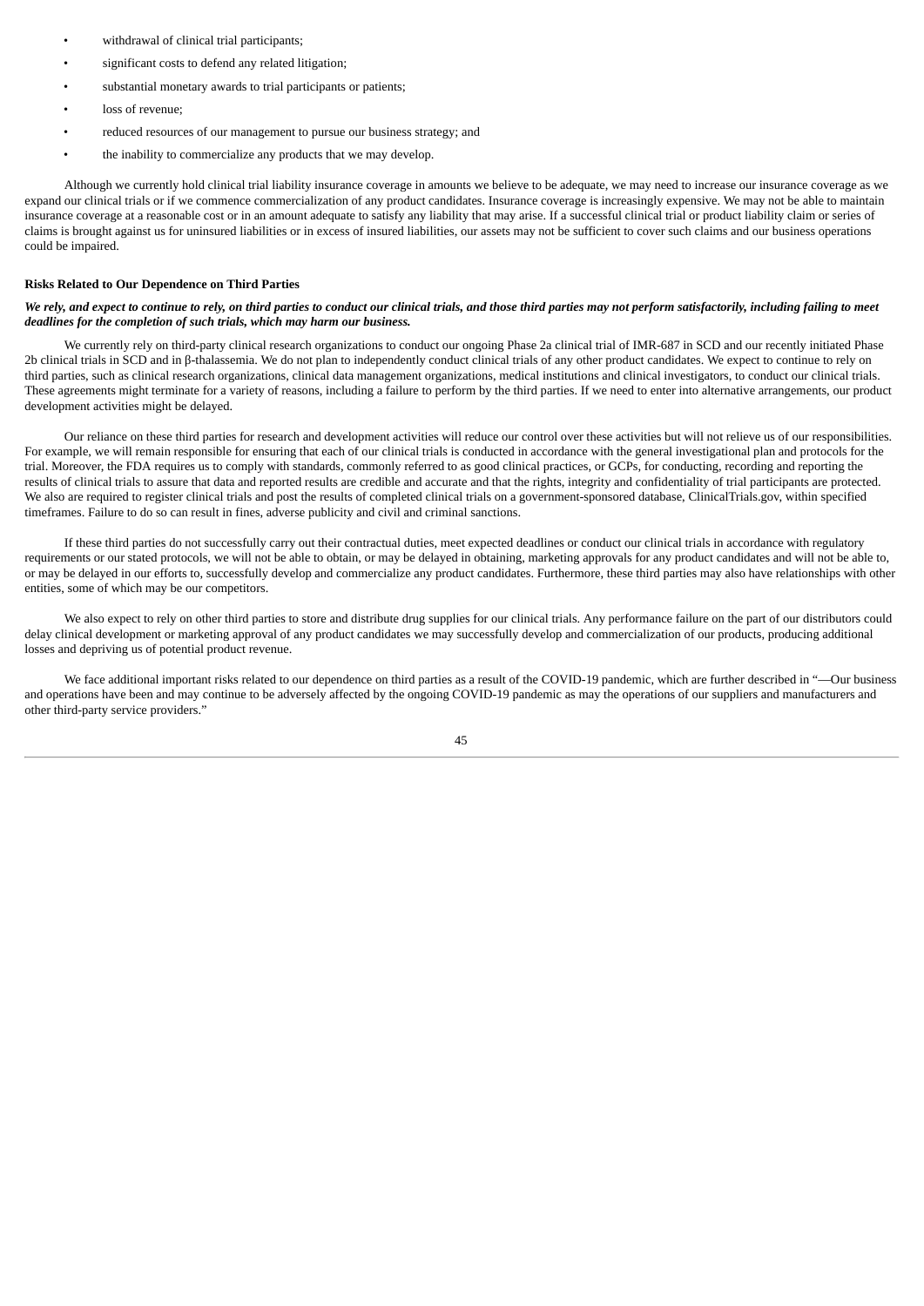- withdrawal of clinical trial participants;
- significant costs to defend any related litigation;
- substantial monetary awards to trial participants or patients;
- loss of revenue;
- reduced resources of our management to pursue our business strategy; and
- the inability to commercialize any products that we may develop.

Although we currently hold clinical trial liability insurance coverage in amounts we believe to be adequate, we may need to increase our insurance coverage as we expand our clinical trials or if we commence commercialization of any product candidates. Insurance coverage is increasingly expensive. We may not be able to maintain insurance coverage at a reasonable cost or in an amount adequate to satisfy any liability that may arise. If a successful clinical trial or product liability claim or series of claims is brought against us for uninsured liabilities or in excess of insured liabilities, our assets may not be sufficient to cover such claims and our business operations could be impaired.

**Risks Related to Our Dependence on Third Parties**

***We rely, and expect to continue to rely, on third parties to conduct our clinical trials, and those third parties may not perform satisfactorily, including failing to meet deadlines for the completion of such trials, which may harm our business.***

We currently rely on third-party clinical research organizations to conduct our ongoing Phase 2a clinical trial of IMR-687 in SCD and our recently initiated Phase 2b clinical trials in SCD and in β-thalassemia. We do not plan to independently conduct clinical trials of any other product candidates. We expect to continue to rely on third parties, such as clinical research organizations, clinical data management organizations, medical institutions and clinical investigators, to conduct our clinical trials. These agreements might terminate for a variety of reasons, including a failure to perform by the third parties. If we need to enter into alternative arrangements, our product development activities might be delayed.

Our reliance on these third parties for research and development activities will reduce our control over these activities but will not relieve us of our responsibilities. For example, we will remain responsible for ensuring that each of our clinical trials is conducted in accordance with the general investigational plan and protocols for the trial. Moreover, the FDA requires us to comply with standards, commonly referred to as good clinical practices, or GCPs, for conducting, recording and reporting the results of clinical trials to assure that data and reported results are credible and accurate and that the rights, integrity and confidentiality of trial participants are protected. We also are required to register clinical trials and post the results of completed clinical trials on a government-sponsored database, ClinicalTrials.gov, within specified timeframes. Failure to do so can result in fines, adverse publicity and civil and criminal sanctions.

If these third parties do not successfully carry out their contractual duties, meet expected deadlines or conduct our clinical trials in accordance with regulatory requirements or our stated protocols, we will not be able to obtain, or may be delayed in obtaining, marketing approvals for any product candidates and will not be able to, or may be delayed in our efforts to, successfully develop and commercialize any product candidates. Furthermore, these third parties may also have relationships with other entities, some of which may be our competitors.

We also expect to rely on other third parties to store and distribute drug supplies for our clinical trials. Any performance failure on the part of our distributors could delay clinical development or marketing approval of any product candidates we may successfully develop and commercialization of our products, producing additional losses and depriving us of potential product revenue.

We face additional important risks related to our dependence on third parties as a result of the COVID-19 pandemic, which are further described in "—Our business and operations have been and may continue to be adversely affected by the ongoing COVID-19 pandemic as may the operations of our suppliers and manufacturers and other third-party service providers."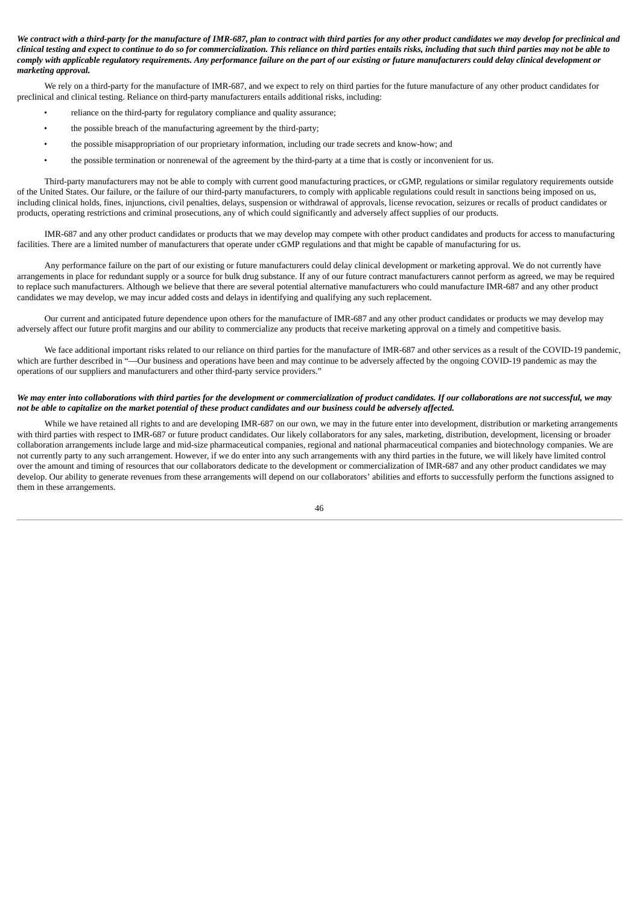***We contract with a third-party for the manufacture of IMR-687, plan to contract with third parties for any other product candidates we may develop for preclinical and clinical testing and expect to continue to do so for commercialization. This reliance on third parties entails risks, including that such third parties may not be able to comply with applicable regulatory requirements. Any performance failure on the part of our existing or future manufacturers could delay clinical development or marketing approval.***

We rely on a third-party for the manufacture of IMR-687, and we expect to rely on third parties for the future manufacture of any other product candidates for preclinical and clinical testing. Reliance on third-party manufacturers entails additional risks, including:

- reliance on the third-party for regulatory compliance and quality assurance;
- the possible breach of the manufacturing agreement by the third-party;
- the possible misappropriation of our proprietary information, including our trade secrets and know-how; and
- the possible termination or nonrenewal of the agreement by the third-party at a time that is costly or inconvenient for us.

Third-party manufacturers may not be able to comply with current good manufacturing practices, or cGMP, regulations or similar regulatory requirements outside of the United States. Our failure, or the failure of our third-party manufacturers, to comply with applicable regulations could result in sanctions being imposed on us, including clinical holds, fines, injunctions, civil penalties, delays, suspension or withdrawal of approvals, license revocation, seizures or recalls of product candidates or products, operating restrictions and criminal prosecutions, any of which could significantly and adversely affect supplies of our products.

IMR-687 and any other product candidates or products that we may develop may compete with other product candidates and products for access to manufacturing facilities. There are a limited number of manufacturers that operate under cGMP regulations and that might be capable of manufacturing for us.

Any performance failure on the part of our existing or future manufacturers could delay clinical development or marketing approval. We do not currently have arrangements in place for redundant supply or a source for bulk drug substance. If any of our future contract manufacturers cannot perform as agreed, we may be required to replace such manufacturers. Although we believe that there are several potential alternative manufacturers who could manufacture IMR-687 and any other product candidates we may develop, we may incur added costs and delays in identifying and qualifying any such replacement.

Our current and anticipated future dependence upon others for the manufacture of IMR-687 and any other product candidates or products we may develop may adversely affect our future profit margins and our ability to commercialize any products that receive marketing approval on a timely and competitive basis.

We face additional important risks related to our reliance on third parties for the manufacture of IMR-687 and other services as a result of the COVID-19 pandemic, which are further described in "—Our business and operations have been and may continue to be adversely affected by the ongoing COVID-19 pandemic as may the operations of our suppliers and manufacturers and other third-party service providers."

***We may enter into collaborations with third parties for the development or commercialization of product candidates. If our collaborations are not successful, we may not be able to capitalize on the market potential of these product candidates and our business could be adversely affected.***

While we have retained all rights to and are developing IMR-687 on our own, we may in the future enter into development, distribution or marketing arrangements with third parties with respect to IMR-687 or future product candidates. Our likely collaborators for any sales, marketing, distribution, development, licensing or broader collaboration arrangements include large and mid-size pharmaceutical companies, regional and national pharmaceutical companies and biotechnology companies. We are not currently party to any such arrangement. However, if we do enter into any such arrangements with any third parties in the future, we will likely have limited control over the amount and timing of resources that our collaborators dedicate to the development or commercialization of IMR-687 and any other product candidates we may develop. Our ability to generate revenues from these arrangements will depend on our collaborators' abilities and efforts to successfully perform the functions assigned to them in these arrangements.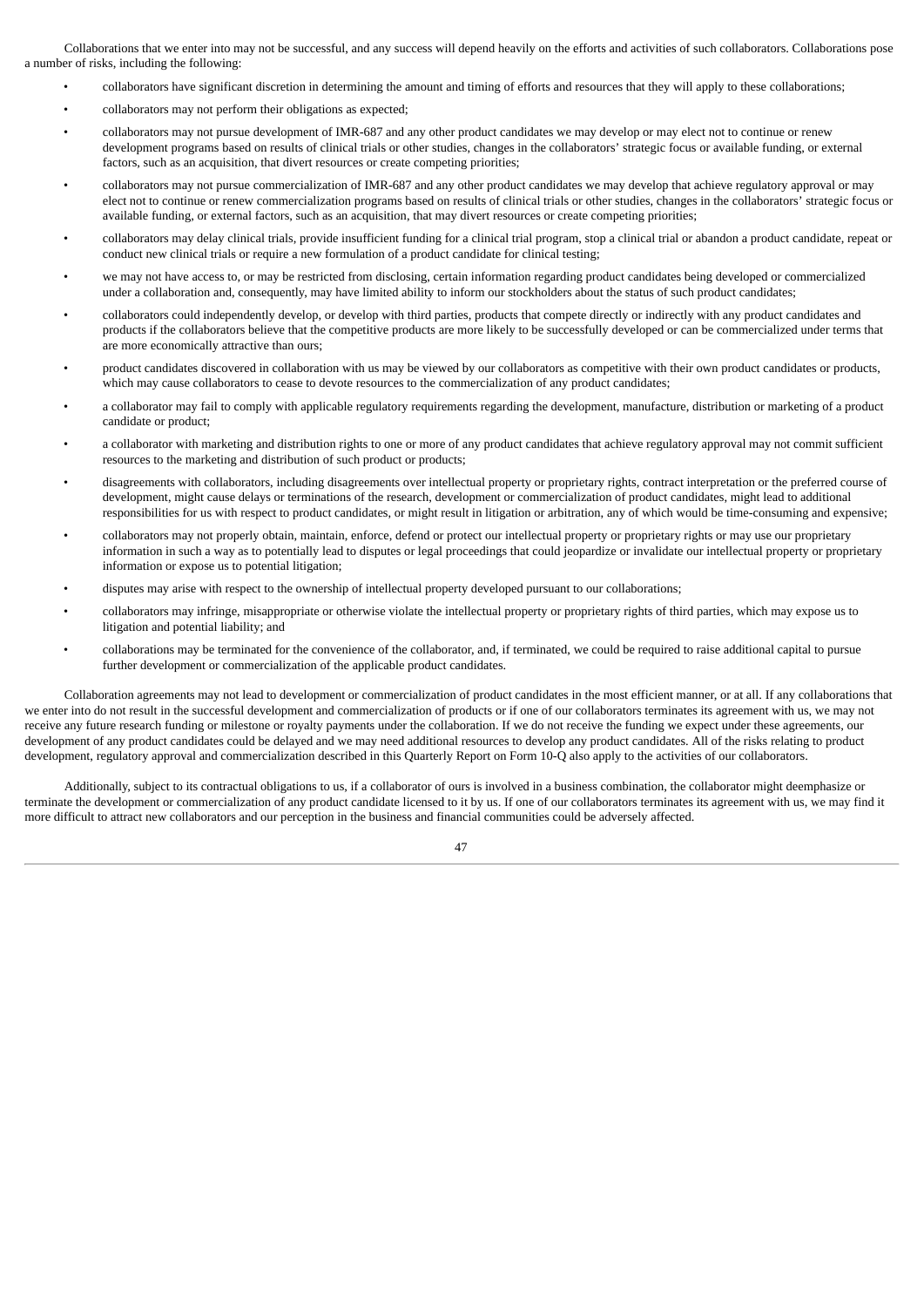Collaborations that we enter into may not be successful, and any success will depend heavily on the efforts and activities of such collaborators. Collaborations pose a number of risks, including the following:

- collaborators have significant discretion in determining the amount and timing of efforts and resources that they will apply to these collaborations;
- collaborators may not perform their obligations as expected;
- collaborators may not pursue development of IMR-687 and any other product candidates we may develop or may elect not to continue or renew development programs based on results of clinical trials or other studies, changes in the collaborators' strategic focus or available funding, or external factors, such as an acquisition, that divert resources or create competing priorities;
- collaborators may not pursue commercialization of IMR-687 and any other product candidates we may develop that achieve regulatory approval or may elect not to continue or renew commercialization programs based on results of clinical trials or other studies, changes in the collaborators' strategic focus or available funding, or external factors, such as an acquisition, that may divert resources or create competing priorities;
- collaborators may delay clinical trials, provide insufficient funding for a clinical trial program, stop a clinical trial or abandon a product candidate, repeat or conduct new clinical trials or require a new formulation of a product candidate for clinical testing;
- we may not have access to, or may be restricted from disclosing, certain information regarding product candidates being developed or commercialized under a collaboration and, consequently, may have limited ability to inform our stockholders about the status of such product candidates;
- collaborators could independently develop, or develop with third parties, products that compete directly or indirectly with any product candidates and products if the collaborators believe that the competitive products are more likely to be successfully developed or can be commercialized under terms that are more economically attractive than ours;
- product candidates discovered in collaboration with us may be viewed by our collaborators as competitive with their own product candidates or products, which may cause collaborators to cease to devote resources to the commercialization of any product candidates;
- a collaborator may fail to comply with applicable regulatory requirements regarding the development, manufacture, distribution or marketing of a product candidate or product;
- a collaborator with marketing and distribution rights to one or more of any product candidates that achieve regulatory approval may not commit sufficient resources to the marketing and distribution of such product or products;
- disagreements with collaborators, including disagreements over intellectual property or proprietary rights, contract interpretation or the preferred course of development, might cause delays or terminations of the research, development or commercialization of product candidates, might lead to additional responsibilities for us with respect to product candidates, or might result in litigation or arbitration, any of which would be time-consuming and expensive;
- collaborators may not properly obtain, maintain, enforce, defend or protect our intellectual property or proprietary rights or may use our proprietary information in such a way as to potentially lead to disputes or legal proceedings that could jeopardize or invalidate our intellectual property or proprietary information or expose us to potential litigation;
- disputes may arise with respect to the ownership of intellectual property developed pursuant to our collaborations;
- collaborators may infringe, misappropriate or otherwise violate the intellectual property or proprietary rights of third parties, which may expose us to litigation and potential liability; and
- collaborations may be terminated for the convenience of the collaborator, and, if terminated, we could be required to raise additional capital to pursue further development or commercialization of the applicable product candidates.

Collaboration agreements may not lead to development or commercialization of product candidates in the most efficient manner, or at all. If any collaborations that we enter into do not result in the successful development and commercialization of products or if one of our collaborators terminates its agreement with us, we may not receive any future research funding or milestone or royalty payments under the collaboration. If we do not receive the funding we expect under these agreements, our development of any product candidates could be delayed and we may need additional resources to develop any product candidates. All of the risks relating to product development, regulatory approval and commercialization described in this Quarterly Report on Form 10-Q also apply to the activities of our collaborators.

Additionally, subject to its contractual obligations to us, if a collaborator of ours is involved in a business combination, the collaborator might deemphasize or terminate the development or commercialization of any product candidate licensed to it by us. If one of our collaborators terminates its agreement with us, we may find it more difficult to attract new collaborators and our perception in the business and financial communities could be adversely affected.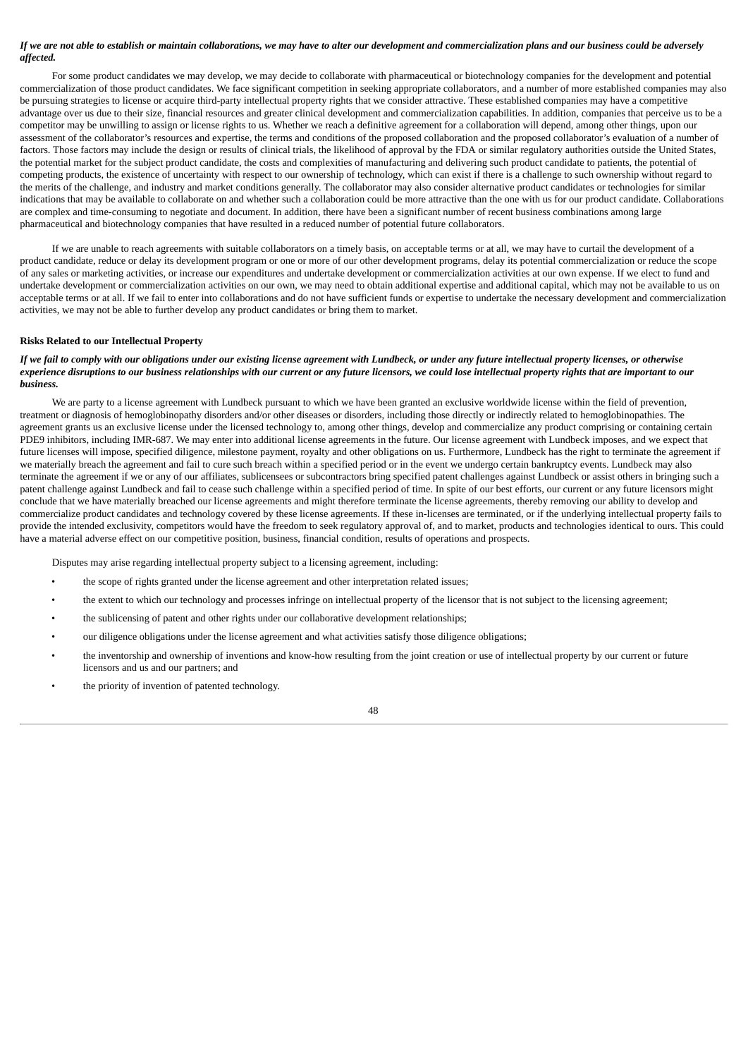*If we are not able to establish or maintain collaborations, we may have to alter our development and commercialization plans and our business could be adversely affected.*

For some product candidates we may develop, we may decide to collaborate with pharmaceutical or biotechnology companies for the development and potential commercialization of those product candidates. We face significant competition in seeking appropriate collaborators, and a number of more established companies may also be pursuing strategies to license or acquire third-party intellectual property rights that we consider attractive. These established companies may have a competitive advantage over us due to their size, financial resources and greater clinical development and commercialization capabilities. In addition, companies that perceive us to be a competitor may be unwilling to assign or license rights to us. Whether we reach a definitive agreement for a collaboration will depend, among other things, upon our assessment of the collaborator's resources and expertise, the terms and conditions of the proposed collaboration and the proposed collaborator's evaluation of a number of factors. Those factors may include the design or results of clinical trials, the likelihood of approval by the FDA or similar regulatory authorities outside the United States, the potential market for the subject product candidate, the costs and complexities of manufacturing and delivering such product candidate to patients, the potential of competing products, the existence of uncertainty with respect to our ownership of technology, which can exist if there is a challenge to such ownership without regard to the merits of the challenge, and industry and market conditions generally. The collaborator may also consider alternative product candidates or technologies for similar indications that may be available to collaborate on and whether such a collaboration could be more attractive than the one with us for our product candidate. Collaborations are complex and time-consuming to negotiate and document. In addition, there have been a significant number of recent business combinations among large pharmaceutical and biotechnology companies that have resulted in a reduced number of potential future collaborators.

If we are unable to reach agreements with suitable collaborators on a timely basis, on acceptable terms or at all, we may have to curtail the development of a product candidate, reduce or delay its development program or one or more of our other development programs, delay its potential commercialization or reduce the scope of any sales or marketing activities, or increase our expenditures and undertake development or commercialization activities at our own expense. If we elect to fund and undertake development or commercialization activities on our own, we may need to obtain additional expertise and additional capital, which may not be available to us on acceptable terms or at all. If we fail to enter into collaborations and do not have sufficient funds or expertise to undertake the necessary development and commercialization activities, we may not be able to further develop any product candidates or bring them to market.

**Risks Related to our Intellectual Property**

*If we fail to comply with our obligations under our existing license agreement with Lundbeck, or under any future intellectual property licenses, or otherwise experience disruptions to our business relationships with our current or any future licensors, we could lose intellectual property rights that are important to our business.*

We are party to a license agreement with Lundbeck pursuant to which we have been granted an exclusive worldwide license within the field of prevention, treatment or diagnosis of hemoglobinopathy disorders and/or other diseases or disorders, including those directly or indirectly related to hemoglobinopathies. The agreement grants us an exclusive license under the licensed technology to, among other things, develop and commercialize any product comprising or containing certain PDE9 inhibitors, including IMR-687. We may enter into additional license agreements in the future. Our license agreement with Lundbeck imposes, and we expect that future licenses will impose, specified diligence, milestone payment, royalty and other obligations on us. Furthermore, Lundbeck has the right to terminate the agreement if we materially breach the agreement and fail to cure such breach within a specified period or in the event we undergo certain bankruptcy events. Lundbeck may also terminate the agreement if we or any of our affiliates, sublicensees or subcontractors bring specified patent challenges against Lundbeck or assist others in bringing such a patent challenge against Lundbeck and fail to cease such challenge within a specified period of time. In spite of our best efforts, our current or any future licensors might conclude that we have materially breached our license agreements and might therefore terminate the license agreements, thereby removing our ability to develop and commercialize product candidates and technology covered by these license agreements. If these in-licenses are terminated, or if the underlying intellectual property fails to provide the intended exclusivity, competitors would have the freedom to seek regulatory approval of, and to market, products and technologies identical to ours. This could have a material adverse effect on our competitive position, business, financial condition, results of operations and prospects.

Disputes may arise regarding intellectual property subject to a licensing agreement, including:

- the scope of rights granted under the license agreement and other interpretation related issues;
- the extent to which our technology and processes infringe on intellectual property of the licensor that is not subject to the licensing agreement;
- the sublicensing of patent and other rights under our collaborative development relationships;
- our diligence obligations under the license agreement and what activities satisfy those diligence obligations;
- the inventorship and ownership of inventions and know-how resulting from the joint creation or use of intellectual property by our current or future licensors and us and our partners; and
- the priority of invention of patented technology.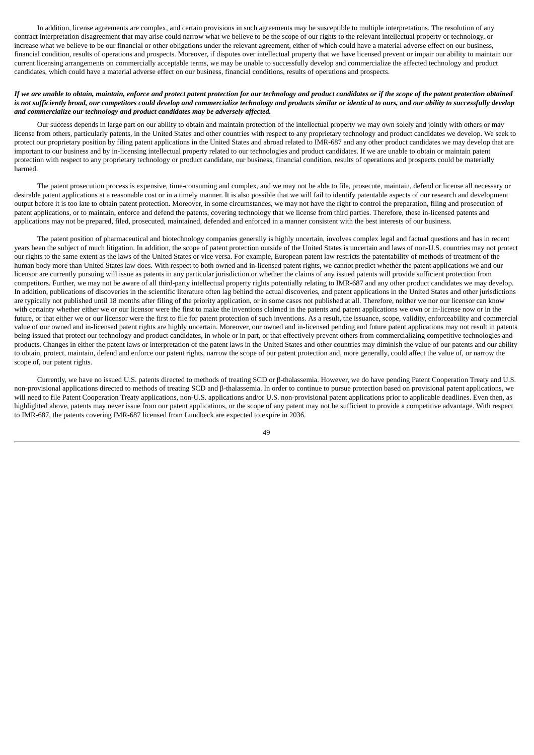In addition, license agreements are complex, and certain provisions in such agreements may be susceptible to multiple interpretations. The resolution of any contract interpretation disagreement that may arise could narrow what we believe to be the scope of our rights to the relevant intellectual property or technology, or increase what we believe to be our financial or other obligations under the relevant agreement, either of which could have a material adverse effect on our business, financial condition, results of operations and prospects. Moreover, if disputes over intellectual property that we have licensed prevent or impair our ability to maintain our current licensing arrangements on commercially acceptable terms, we may be unable to successfully develop and commercialize the affected technology and product candidates, which could have a material adverse effect on our business, financial conditions, results of operations and prospects.

***If we are unable to obtain, maintain, enforce and protect patent protection for our technology and product candidates or if the scope of the patent protection obtained is not sufficiently broad, our competitors could develop and commercialize technology and products similar or identical to ours, and our ability to successfully develop and commercialize our technology and product candidates may be adversely affected.***

Our success depends in large part on our ability to obtain and maintain protection of the intellectual property we may own solely and jointly with others or may license from others, particularly patents, in the United States and other countries with respect to any proprietary technology and product candidates we develop. We seek to protect our proprietary position by filing patent applications in the United States and abroad related to IMR-687 and any other product candidates we may develop that are important to our business and by in-licensing intellectual property related to our technologies and product candidates. If we are unable to obtain or maintain patent protection with respect to any proprietary technology or product candidate, our business, financial condition, results of operations and prospects could be materially harmed.

The patent prosecution process is expensive, time-consuming and complex, and we may not be able to file, prosecute, maintain, defend or license all necessary or desirable patent applications at a reasonable cost or in a timely manner. It is also possible that we will fail to identify patentable aspects of our research and development output before it is too late to obtain patent protection. Moreover, in some circumstances, we may not have the right to control the preparation, filing and prosecution of patent applications, or to maintain, enforce and defend the patents, covering technology that we license from third parties. Therefore, these in-licensed patents and applications may not be prepared, filed, prosecuted, maintained, defended and enforced in a manner consistent with the best interests of our business.

The patent position of pharmaceutical and biotechnology companies generally is highly uncertain, involves complex legal and factual questions and has in recent years been the subject of much litigation. In addition, the scope of patent protection outside of the United States is uncertain and laws of non-U.S. countries may not protect our rights to the same extent as the laws of the United States or vice versa. For example, European patent law restricts the patentability of methods of treatment of the human body more than United States law does. With respect to both owned and in-licensed patent rights, we cannot predict whether the patent applications we and our licensor are currently pursuing will issue as patents in any particular jurisdiction or whether the claims of any issued patents will provide sufficient protection from competitors. Further, we may not be aware of all third-party intellectual property rights potentially relating to IMR-687 and any other product candidates we may develop. In addition, publications of discoveries in the scientific literature often lag behind the actual discoveries, and patent applications in the United States and other jurisdictions are typically not published until 18 months after filing of the priority application, or in some cases not published at all. Therefore, neither we nor our licensor can know with certainty whether either we or our licensor were the first to make the inventions claimed in the patents and patent applications we own or in-license now or in the future, or that either we or our licensor were the first to file for patent protection of such inventions. As a result, the issuance, scope, validity, enforceability and commercial value of our owned and in-licensed patent rights are highly uncertain. Moreover, our owned and in-licensed pending and future patent applications may not result in patents being issued that protect our technology and product candidates, in whole or in part, or that effectively prevent others from commercializing competitive technologies and products. Changes in either the patent laws or interpretation of the patent laws in the United States and other countries may diminish the value of our patents and our ability to obtain, protect, maintain, defend and enforce our patent rights, narrow the scope of our patent protection and, more generally, could affect the value of, or narrow the scope of, our patent rights.

Currently, we have no issued U.S. patents directed to methods of treating SCD or β-thalassemia. However, we do have pending Patent Cooperation Treaty and U.S. non-provisional applications directed to methods of treating SCD and β-thalassemia. In order to continue to pursue protection based on provisional patent applications, we will need to file Patent Cooperation Treaty applications, non-U.S. applications and/or U.S. non-provisional patent applications prior to applicable deadlines. Even then, as highlighted above, patents may never issue from our patent applications, or the scope of any patent may not be sufficient to provide a competitive advantage. With respect to IMR-687, the patents covering IMR-687 licensed from Lundbeck are expected to expire in 2036.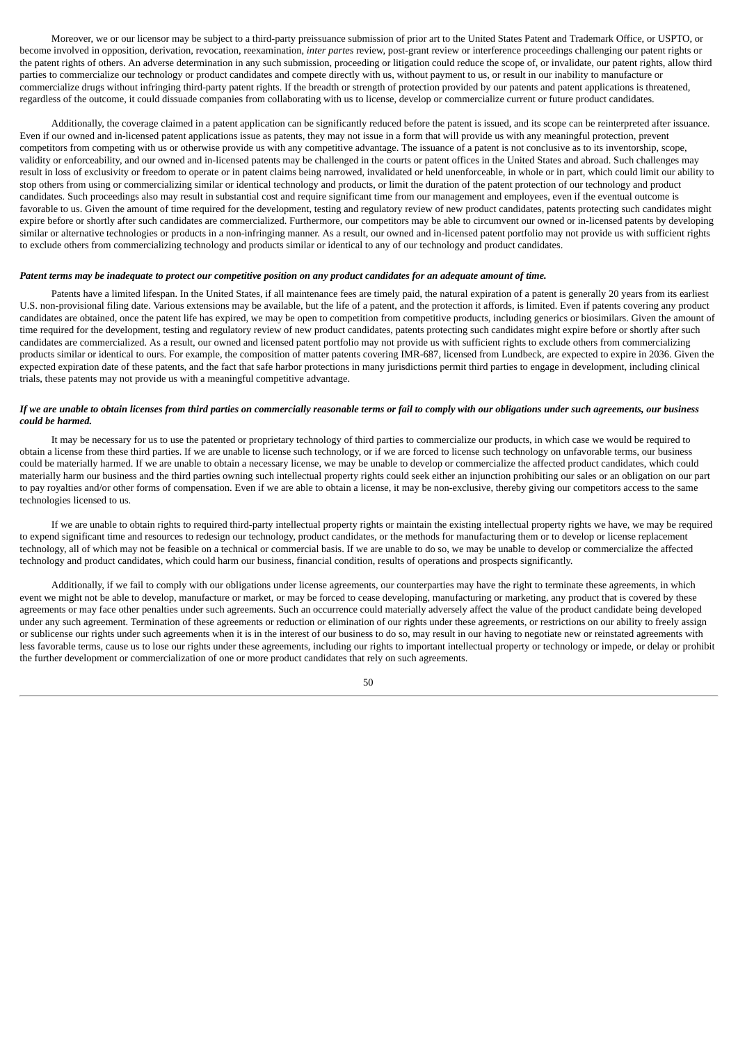Moreover, we or our licensor may be subject to a third-party preissuance submission of prior art to the United States Patent and Trademark Office, or USPTO, or become involved in opposition, derivation, revocation, reexamination, *inter partes* review, post-grant review or interference proceedings challenging our patent rights or the patent rights of others. An adverse determination in any such submission, proceeding or litigation could reduce the scope of, or invalidate, our patent rights, allow third parties to commercialize our technology or product candidates and compete directly with us, without payment to us, or result in our inability to manufacture or commercialize drugs without infringing third-party patent rights. If the breadth or strength of protection provided by our patents and patent applications is threatened, regardless of the outcome, it could dissuade companies from collaborating with us to license, develop or commercialize current or future product candidates.

Additionally, the coverage claimed in a patent application can be significantly reduced before the patent is issued, and its scope can be reinterpreted after issuance. Even if our owned and in-licensed patent applications issue as patents, they may not issue in a form that will provide us with any meaningful protection, prevent competitors from competing with us or otherwise provide us with any competitive advantage. The issuance of a patent is not conclusive as to its inventorship, scope, validity or enforceability, and our owned and in-licensed patents may be challenged in the courts or patent offices in the United States and abroad. Such challenges may result in loss of exclusivity or freedom to operate or in patent claims being narrowed, invalidated or held unenforceable, in whole or in part, which could limit our ability to stop others from using or commercializing similar or identical technology and products, or limit the duration of the patent protection of our technology and product candidates. Such proceedings also may result in substantial cost and require significant time from our management and employees, even if the eventual outcome is favorable to us. Given the amount of time required for the development, testing and regulatory review of new product candidates, patents protecting such candidates might expire before or shortly after such candidates are commercialized. Furthermore, our competitors may be able to circumvent our owned or in-licensed patents by developing similar or alternative technologies or products in a non-infringing manner. As a result, our owned and in-licensed patent portfolio may not provide us with sufficient rights to exclude others from commercializing technology and products similar or identical to any of our technology and product candidates.

***Patent terms may be inadequate to protect our competitive position on any product candidates for an adequate amount of time.***

Patents have a limited lifespan. In the United States, if all maintenance fees are timely paid, the natural expiration of a patent is generally 20 years from its earliest U.S. non-provisional filing date. Various extensions may be available, but the life of a patent, and the protection it affords, is limited. Even if patents covering any product candidates are obtained, once the patent life has expired, we may be open to competition from competitive products, including generics or biosimilars. Given the amount of time required for the development, testing and regulatory review of new product candidates, patents protecting such candidates might expire before or shortly after such candidates are commercialized. As a result, our owned and licensed patent portfolio may not provide us with sufficient rights to exclude others from commercializing products similar or identical to ours. For example, the composition of matter patents covering IMR-687, licensed from Lundbeck, are expected to expire in 2036. Given the expected expiration date of these patents, and the fact that safe harbor protections in many jurisdictions permit third parties to engage in development, including clinical trials, these patents may not provide us with a meaningful competitive advantage.

***If we are unable to obtain licenses from third parties on commercially reasonable terms or fail to comply with our obligations under such agreements, our business could be harmed.***

It may be necessary for us to use the patented or proprietary technology of third parties to commercialize our products, in which case we would be required to obtain a license from these third parties. If we are unable to license such technology, or if we are forced to license such technology on unfavorable terms, our business could be materially harmed. If we are unable to obtain a necessary license, we may be unable to develop or commercialize the affected product candidates, which could materially harm our business and the third parties owning such intellectual property rights could seek either an injunction prohibiting our sales or an obligation on our part to pay royalties and/or other forms of compensation. Even if we are able to obtain a license, it may be non-exclusive, thereby giving our competitors access to the same technologies licensed to us.

If we are unable to obtain rights to required third-party intellectual property rights or maintain the existing intellectual property rights we have, we may be required to expend significant time and resources to redesign our technology, product candidates, or the methods for manufacturing them or to develop or license replacement technology, all of which may not be feasible on a technical or commercial basis. If we are unable to do so, we may be unable to develop or commercialize the affected technology and product candidates, which could harm our business, financial condition, results of operations and prospects significantly.

Additionally, if we fail to comply with our obligations under license agreements, our counterparties may have the right to terminate these agreements, in which event we might not be able to develop, manufacture or market, or may be forced to cease developing, manufacturing or marketing, any product that is covered by these agreements or may face other penalties under such agreements. Such an occurrence could materially adversely affect the value of the product candidate being developed under any such agreement. Termination of these agreements or reduction or elimination of our rights under these agreements, or restrictions on our ability to freely assign or sublicense our rights under such agreements when it is in the interest of our business to do so, may result in our having to negotiate new or reinstated agreements with less favorable terms, cause us to lose our rights under these agreements, including our rights to important intellectual property or technology or impede, or delay or prohibit the further development or commercialization of one or more product candidates that rely on such agreements.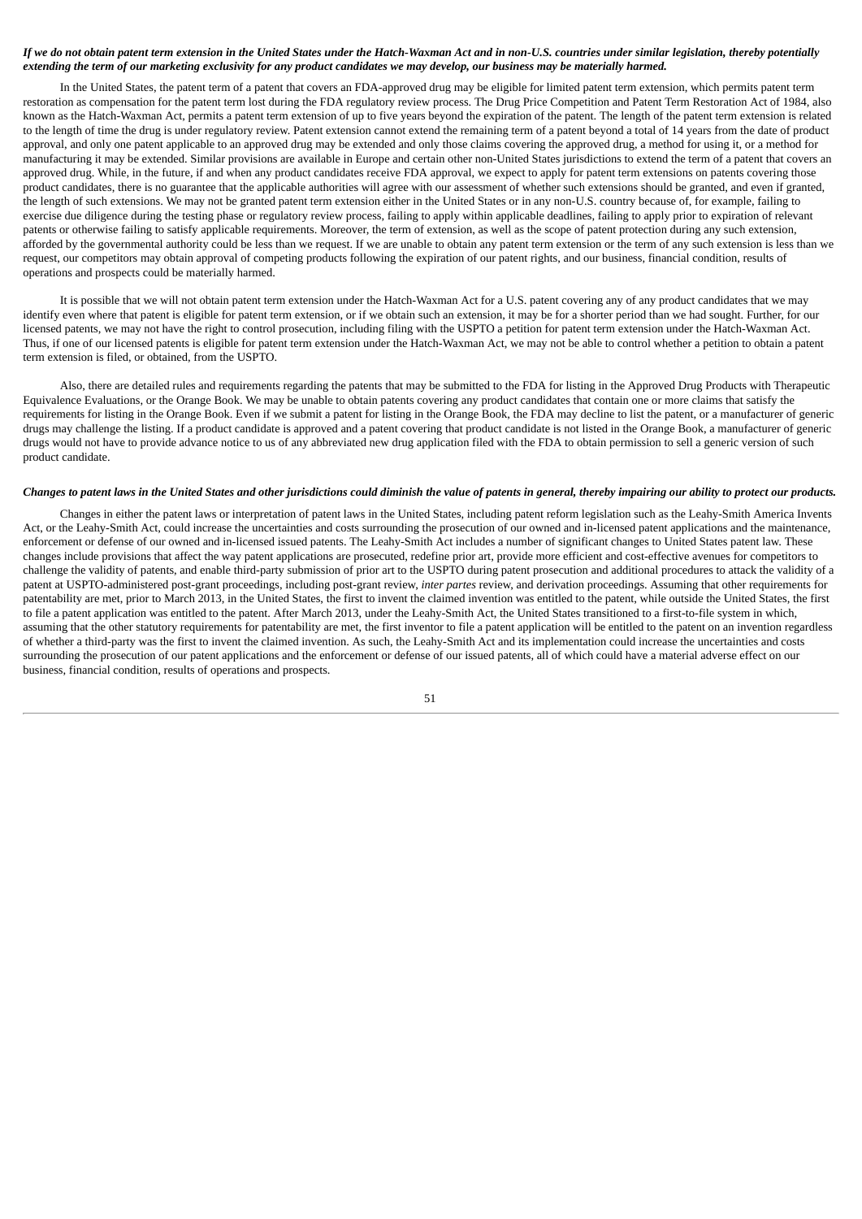***If we do not obtain patent term extension in the United States under the Hatch-Waxman Act and in non-U.S. countries under similar legislation, thereby potentially extending the term of our marketing exclusivity for any product candidates we may develop, our business may be materially harmed.***

In the United States, the patent term of a patent that covers an FDA-approved drug may be eligible for limited patent term extension, which permits patent term restoration as compensation for the patent term lost during the FDA regulatory review process. The Drug Price Competition and Patent Term Restoration Act of 1984, also known as the Hatch-Waxman Act, permits a patent term extension of up to five years beyond the expiration of the patent. The length of the patent term extension is related to the length of time the drug is under regulatory review. Patent extension cannot extend the remaining term of a patent beyond a total of 14 years from the date of product approval, and only one patent applicable to an approved drug may be extended and only those claims covering the approved drug, a method for using it, or a method for manufacturing it may be extended. Similar provisions are available in Europe and certain other non-United States jurisdictions to extend the term of a patent that covers an approved drug. While, in the future, if and when any product candidates receive FDA approval, we expect to apply for patent term extensions on patents covering those product candidates, there is no guarantee that the applicable authorities will agree with our assessment of whether such extensions should be granted, and even if granted, the length of such extensions. We may not be granted patent term extension either in the United States or in any non-U.S. country because of, for example, failing to exercise due diligence during the testing phase or regulatory review process, failing to apply within applicable deadlines, failing to apply prior to expiration of relevant patents or otherwise failing to satisfy applicable requirements. Moreover, the term of extension, as well as the scope of patent protection during any such extension, afforded by the governmental authority could be less than we request. If we are unable to obtain any patent term extension or the term of any such extension is less than we request, our competitors may obtain approval of competing products following the expiration of our patent rights, and our business, financial condition, results of operations and prospects could be materially harmed.

It is possible that we will not obtain patent term extension under the Hatch-Waxman Act for a U.S. patent covering any of any product candidates that we may identify even where that patent is eligible for patent term extension, or if we obtain such an extension, it may be for a shorter period than we had sought. Further, for our licensed patents, we may not have the right to control prosecution, including filing with the USPTO a petition for patent term extension under the Hatch-Waxman Act. Thus, if one of our licensed patents is eligible for patent term extension under the Hatch-Waxman Act, we may not be able to control whether a petition to obtain a patent term extension is filed, or obtained, from the USPTO.

Also, there are detailed rules and requirements regarding the patents that may be submitted to the FDA for listing in the Approved Drug Products with Therapeutic Equivalence Evaluations, or the Orange Book. We may be unable to obtain patents covering any product candidates that contain one or more claims that satisfy the requirements for listing in the Orange Book. Even if we submit a patent for listing in the Orange Book, the FDA may decline to list the patent, or a manufacturer of generic drugs may challenge the listing. If a product candidate is approved and a patent covering that product candidate is not listed in the Orange Book, a manufacturer of generic drugs would not have to provide advance notice to us of any abbreviated new drug application filed with the FDA to obtain permission to sell a generic version of such product candidate.

***Changes to patent laws in the United States and other jurisdictions could diminish the value of patents in general, thereby impairing our ability to protect our products.***

Changes in either the patent laws or interpretation of patent laws in the United States, including patent reform legislation such as the Leahy-Smith America Invents Act, or the Leahy-Smith Act, could increase the uncertainties and costs surrounding the prosecution of our owned and in-licensed patent applications and the maintenance, enforcement or defense of our owned and in-licensed issued patents. The Leahy-Smith Act includes a number of significant changes to United States patent law. These changes include provisions that affect the way patent applications are prosecuted, redefine prior art, provide more efficient and cost-effective avenues for competitors to challenge the validity of patents, and enable third-party submission of prior art to the USPTO during patent prosecution and additional procedures to attack the validity of a patent at USPTO-administered post-grant proceedings, including post-grant review, *inter partes* review, and derivation proceedings. Assuming that other requirements for patentability are met, prior to March 2013, in the United States, the first to invent the claimed invention was entitled to the patent, while outside the United States, the first to file a patent application was entitled to the patent. After March 2013, under the Leahy-Smith Act, the United States transitioned to a first-to-file system in which, assuming that the other statutory requirements for patentability are met, the first inventor to file a patent application will be entitled to the patent on an invention regardless of whether a third-party was the first to invent the claimed invention. As such, the Leahy-Smith Act and its implementation could increase the uncertainties and costs surrounding the prosecution of our patent applications and the enforcement or defense of our issued patents, all of which could have a material adverse effect on our business, financial condition, results of operations and prospects.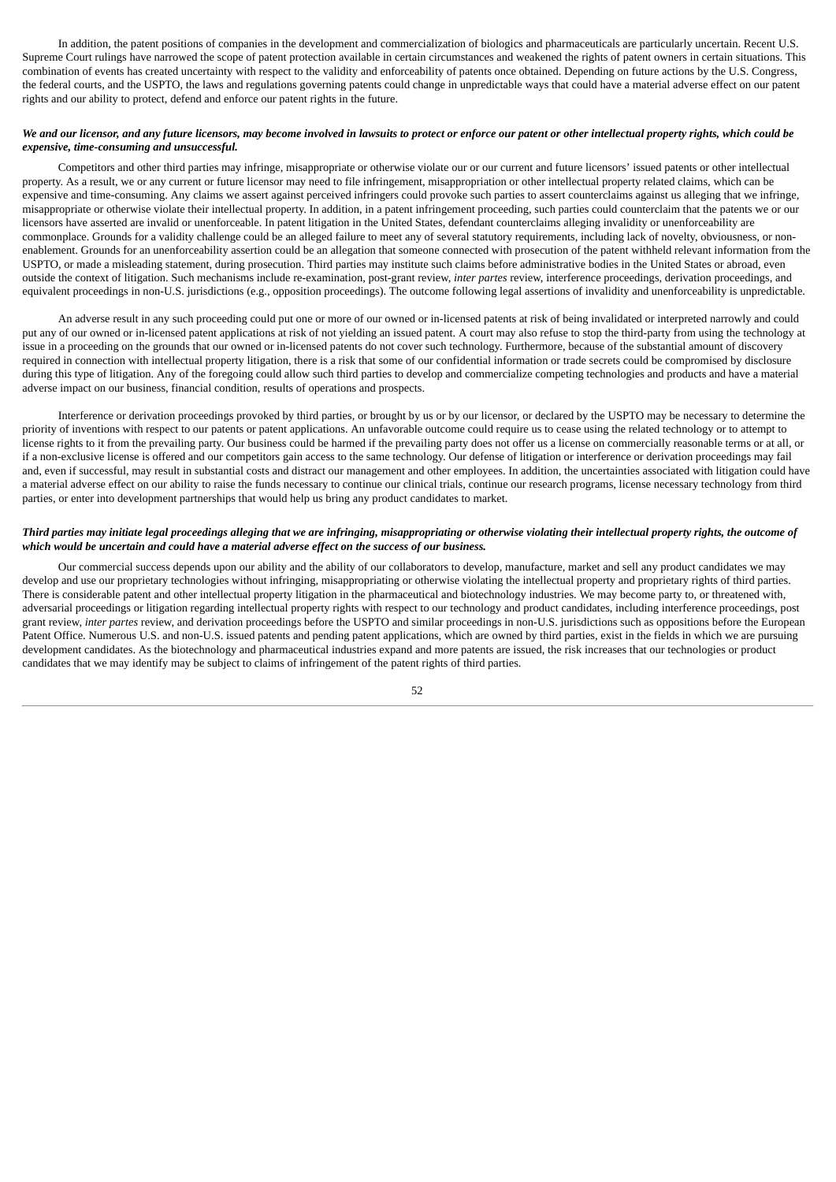In addition, the patent positions of companies in the development and commercialization of biologics and pharmaceuticals are particularly uncertain. Recent U.S. Supreme Court rulings have narrowed the scope of patent protection available in certain circumstances and weakened the rights of patent owners in certain situations. This combination of events has created uncertainty with respect to the validity and enforceability of patents once obtained. Depending on future actions by the U.S. Congress, the federal courts, and the USPTO, the laws and regulations governing patents could change in unpredictable ways that could have a material adverse effect on our patent rights and our ability to protect, defend and enforce our patent rights in the future.

***We and our licensor, and any future licensors, may become involved in lawsuits to protect or enforce our patent or other intellectual property rights, which could be expensive, time-consuming and unsuccessful.***

Competitors and other third parties may infringe, misappropriate or otherwise violate our or our current and future licensors' issued patents or other intellectual property. As a result, we or any current or future licensor may need to file infringement, misappropriation or other intellectual property related claims, which can be expensive and time-consuming. Any claims we assert against perceived infringers could provoke such parties to assert counterclaims against us alleging that we infringe, misappropriate or otherwise violate their intellectual property. In addition, in a patent infringement proceeding, such parties could counterclaim that the patents we or our licensors have asserted are invalid or unenforceable. In patent litigation in the United States, defendant counterclaims alleging invalidity or unenforceability are commonplace. Grounds for a validity challenge could be an alleged failure to meet any of several statutory requirements, including lack of novelty, obviousness, or non-enablement. Grounds for an unenforceability assertion could be an allegation that someone connected with prosecution of the patent withheld relevant information from the USPTO, or made a misleading statement, during prosecution. Third parties may institute such claims before administrative bodies in the United States or abroad, even outside the context of litigation. Such mechanisms include re-examination, post-grant review, *inter partes* review, interference proceedings, derivation proceedings, and equivalent proceedings in non-U.S. jurisdictions (e.g., opposition proceedings). The outcome following legal assertions of invalidity and unenforceability is unpredictable.

An adverse result in any such proceeding could put one or more of our owned or in-licensed patents at risk of being invalidated or interpreted narrowly and could put any of our owned or in-licensed patent applications at risk of not yielding an issued patent. A court may also refuse to stop the third-party from using the technology at issue in a proceeding on the grounds that our owned or in-licensed patents do not cover such technology. Furthermore, because of the substantial amount of discovery required in connection with intellectual property litigation, there is a risk that some of our confidential information or trade secrets could be compromised by disclosure during this type of litigation. Any of the foregoing could allow such third parties to develop and commercialize competing technologies and products and have a material adverse impact on our business, financial condition, results of operations and prospects.

Interference or derivation proceedings provoked by third parties, or brought by us or by our licensor, or declared by the USPTO may be necessary to determine the priority of inventions with respect to our patents or patent applications. An unfavorable outcome could require us to cease using the related technology or to attempt to license rights to it from the prevailing party. Our business could be harmed if the prevailing party does not offer us a license on commercially reasonable terms or at all, or if a non-exclusive license is offered and our competitors gain access to the same technology. Our defense of litigation or interference or derivation proceedings may fail and, even if successful, may result in substantial costs and distract our management and other employees. In addition, the uncertainties associated with litigation could have a material adverse effect on our ability to raise the funds necessary to continue our clinical trials, continue our research programs, license necessary technology from third parties, or enter into development partnerships that would help us bring any product candidates to market.

***Third parties may initiate legal proceedings alleging that we are infringing, misappropriating or otherwise violating their intellectual property rights, the outcome of which would be uncertain and could have a material adverse effect on the success of our business.***

Our commercial success depends upon our ability and the ability of our collaborators to develop, manufacture, market and sell any product candidates we may develop and use our proprietary technologies without infringing, misappropriating or otherwise violating the intellectual property and proprietary rights of third parties. There is considerable patent and other intellectual property litigation in the pharmaceutical and biotechnology industries. We may become party to, or threatened with, adversarial proceedings or litigation regarding intellectual property rights with respect to our technology and product candidates, including interference proceedings, post grant review, *inter partes* review, and derivation proceedings before the USPTO and similar proceedings in non-U.S. jurisdictions such as oppositions before the European Patent Office. Numerous U.S. and non-U.S. issued patents and pending patent applications, which are owned by third parties, exist in the fields in which we are pursuing development candidates. As the biotechnology and pharmaceutical industries expand and more patents are issued, the risk increases that our technologies or product candidates that we may identify may be subject to claims of infringement of the patent rights of third parties.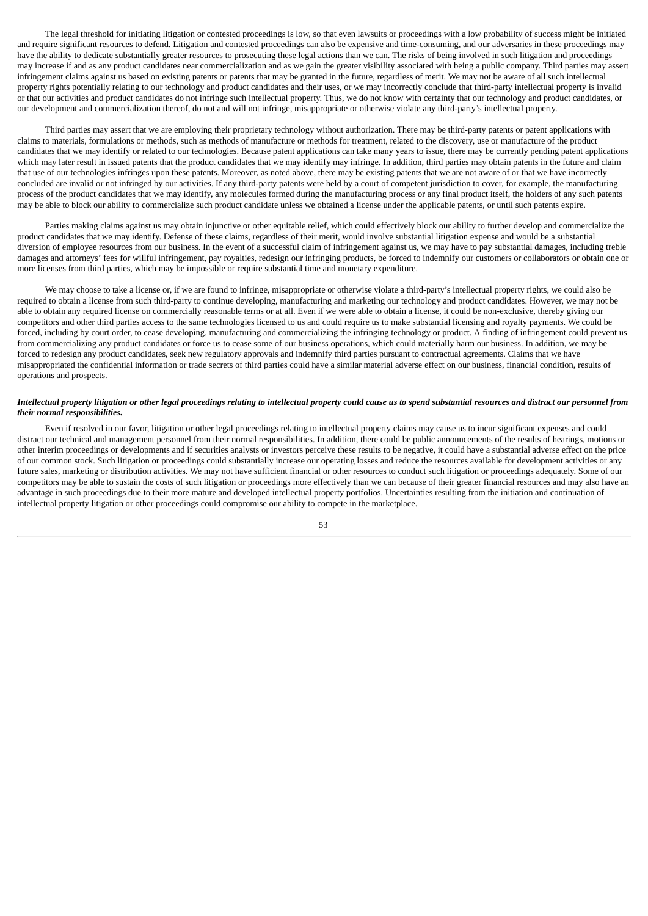The legal threshold for initiating litigation or contested proceedings is low, so that even lawsuits or proceedings with a low probability of success might be initiated and require significant resources to defend. Litigation and contested proceedings can also be expensive and time-consuming, and our adversaries in these proceedings may have the ability to dedicate substantially greater resources to prosecuting these legal actions than we can. The risks of being involved in such litigation and proceedings may increase if and as any product candidates near commercialization and as we gain the greater visibility associated with being a public company. Third parties may assert infringement claims against us based on existing patents or patents that may be granted in the future, regardless of merit. We may not be aware of all such intellectual property rights potentially relating to our technology and product candidates and their uses, or we may incorrectly conclude that third-party intellectual property is invalid or that our activities and product candidates do not infringe such intellectual property. Thus, we do not know with certainty that our technology and product candidates, or our development and commercialization thereof, do not and will not infringe, misappropriate or otherwise violate any third-party's intellectual property.

Third parties may assert that we are employing their proprietary technology without authorization. There may be third-party patents or patent applications with claims to materials, formulations or methods, such as methods of manufacture or methods for treatment, related to the discovery, use or manufacture of the product candidates that we may identify or related to our technologies. Because patent applications can take many years to issue, there may be currently pending patent applications which may later result in issued patents that the product candidates that we may identify may infringe. In addition, third parties may obtain patents in the future and claim that use of our technologies infringes upon these patents. Moreover, as noted above, there may be existing patents that we are not aware of or that we have incorrectly concluded are invalid or not infringed by our activities. If any third-party patents were held by a court of competent jurisdiction to cover, for example, the manufacturing process of the product candidates that we may identify, any molecules formed during the manufacturing process or any final product itself, the holders of any such patents may be able to block our ability to commercialize such product candidate unless we obtained a license under the applicable patents, or until such patents expire.

Parties making claims against us may obtain injunctive or other equitable relief, which could effectively block our ability to further develop and commercialize the product candidates that we may identify. Defense of these claims, regardless of their merit, would involve substantial litigation expense and would be a substantial diversion of employee resources from our business. In the event of a successful claim of infringement against us, we may have to pay substantial damages, including treble damages and attorneys' fees for willful infringement, pay royalties, redesign our infringing products, be forced to indemnify our customers or collaborators or obtain one or more licenses from third parties, which may be impossible or require substantial time and monetary expenditure.

We may choose to take a license or, if we are found to infringe, misappropriate or otherwise violate a third-party's intellectual property rights, we could also be required to obtain a license from such third-party to continue developing, manufacturing and marketing our technology and product candidates. However, we may not be able to obtain any required license on commercially reasonable terms or at all. Even if we were able to obtain a license, it could be non-exclusive, thereby giving our competitors and other third parties access to the same technologies licensed to us and could require us to make substantial licensing and royalty payments. We could be forced, including by court order, to cease developing, manufacturing and commercializing the infringing technology or product. A finding of infringement could prevent us from commercializing any product candidates or force us to cease some of our business operations, which could materially harm our business. In addition, we may be forced to redesign any product candidates, seek new regulatory approvals and indemnify third parties pursuant to contractual agreements. Claims that we have misappropriated the confidential information or trade secrets of third parties could have a similar material adverse effect on our business, financial condition, results of operations and prospects.

***Intellectual property litigation or other legal proceedings relating to intellectual property could cause us to spend substantial resources and distract our personnel from their normal responsibilities.***

Even if resolved in our favor, litigation or other legal proceedings relating to intellectual property claims may cause us to incur significant expenses and could distract our technical and management personnel from their normal responsibilities. In addition, there could be public announcements of the results of hearings, motions or other interim proceedings or developments and if securities analysts or investors perceive these results to be negative, it could have a substantial adverse effect on the price of our common stock. Such litigation or proceedings could substantially increase our operating losses and reduce the resources available for development activities or any future sales, marketing or distribution activities. We may not have sufficient financial or other resources to conduct such litigation or proceedings adequately. Some of our competitors may be able to sustain the costs of such litigation or proceedings more effectively than we can because of their greater financial resources and may also have an advantage in such proceedings due to their more mature and developed intellectual property portfolios. Uncertainties resulting from the initiation and continuation of intellectual property litigation or other proceedings could compromise our ability to compete in the marketplace.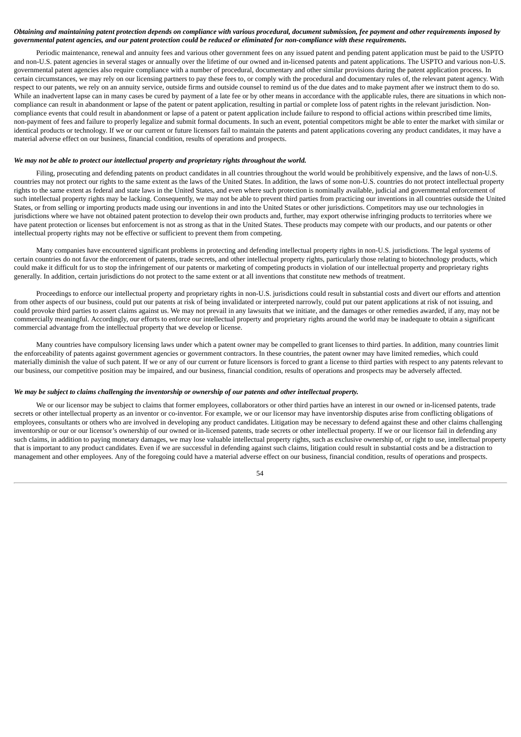***Obtaining and maintaining patent protection depends on compliance with various procedural, document submission, fee payment and other requirements imposed by governmental patent agencies, and our patent protection could be reduced or eliminated for non-compliance with these requirements.***

Periodic maintenance, renewal and annuity fees and various other government fees on any issued patent and pending patent application must be paid to the USPTO and non-U.S. patent agencies in several stages or annually over the lifetime of our owned and in-licensed patents and patent applications. The USPTO and various non-U.S. governmental patent agencies also require compliance with a number of procedural, documentary and other similar provisions during the patent application process. In certain circumstances, we may rely on our licensing partners to pay these fees to, or comply with the procedural and documentary rules of, the relevant patent agency. With respect to our patents, we rely on an annuity service, outside firms and outside counsel to remind us of the due dates and to make payment after we instruct them to do so. While an inadvertent lapse can in many cases be cured by payment of a late fee or by other means in accordance with the applicable rules, there are situations in which non-compliance can result in abandonment or lapse of the patent or patent application, resulting in partial or complete loss of patent rights in the relevant jurisdiction. Non-compliance events that could result in abandonment or lapse of a patent or patent application include failure to respond to official actions within prescribed time limits, non-payment of fees and failure to properly legalize and submit formal documents. In such an event, potential competitors might be able to enter the market with similar or identical products or technology. If we or our current or future licensors fail to maintain the patents and patent applications covering any product candidates, it may have a material adverse effect on our business, financial condition, results of operations and prospects.

***We may not be able to protect our intellectual property and proprietary rights throughout the world.***

Filing, prosecuting and defending patents on product candidates in all countries throughout the world would be prohibitively expensive, and the laws of non-U.S. countries may not protect our rights to the same extent as the laws of the United States. In addition, the laws of some non-U.S. countries do not protect intellectual property rights to the same extent as federal and state laws in the United States, and even where such protection is nominally available, judicial and governmental enforcement of such intellectual property rights may be lacking. Consequently, we may not be able to prevent third parties from practicing our inventions in all countries outside the United States, or from selling or importing products made using our inventions in and into the United States or other jurisdictions. Competitors may use our technologies in jurisdictions where we have not obtained patent protection to develop their own products and, further, may export otherwise infringing products to territories where we have patent protection or licenses but enforcement is not as strong as that in the United States. These products may compete with our products, and our patents or other intellectual property rights may not be effective or sufficient to prevent them from competing.

Many companies have encountered significant problems in protecting and defending intellectual property rights in non-U.S. jurisdictions. The legal systems of certain countries do not favor the enforcement of patents, trade secrets, and other intellectual property rights, particularly those relating to biotechnology products, which could make it difficult for us to stop the infringement of our patents or marketing of competing products in violation of our intellectual property and proprietary rights generally. In addition, certain jurisdictions do not protect to the same extent or at all inventions that constitute new methods of treatment.

Proceedings to enforce our intellectual property and proprietary rights in non-U.S. jurisdictions could result in substantial costs and divert our efforts and attention from other aspects of our business, could put our patents at risk of being invalidated or interpreted narrowly, could put our patent applications at risk of not issuing, and could provoke third parties to assert claims against us. We may not prevail in any lawsuits that we initiate, and the damages or other remedies awarded, if any, may not be commercially meaningful. Accordingly, our efforts to enforce our intellectual property and proprietary rights around the world may be inadequate to obtain a significant commercial advantage from the intellectual property that we develop or license.

Many countries have compulsory licensing laws under which a patent owner may be compelled to grant licenses to third parties. In addition, many countries limit the enforceability of patents against government agencies or government contractors. In these countries, the patent owner may have limited remedies, which could materially diminish the value of such patent. If we or any of our current or future licensors is forced to grant a license to third parties with respect to any patents relevant to our business, our competitive position may be impaired, and our business, financial condition, results of operations and prospects may be adversely affected.

***We may be subject to claims challenging the inventorship or ownership of our patents and other intellectual property.***

We or our licensor may be subject to claims that former employees, collaborators or other third parties have an interest in our owned or in-licensed patents, trade secrets or other intellectual property as an inventor or co-inventor. For example, we or our licensor may have inventorship disputes arise from conflicting obligations of employees, consultants or others who are involved in developing any product candidates. Litigation may be necessary to defend against these and other claims challenging inventorship or our or our licensor's ownership of our owned or in-licensed patents, trade secrets or other intellectual property. If we or our licensor fail in defending any such claims, in addition to paying monetary damages, we may lose valuable intellectual property rights, such as exclusive ownership of, or right to use, intellectual property that is important to any product candidates. Even if we are successful in defending against such claims, litigation could result in substantial costs and be a distraction to management and other employees. Any of the foregoing could have a material adverse effect on our business, financial condition, results of operations and prospects.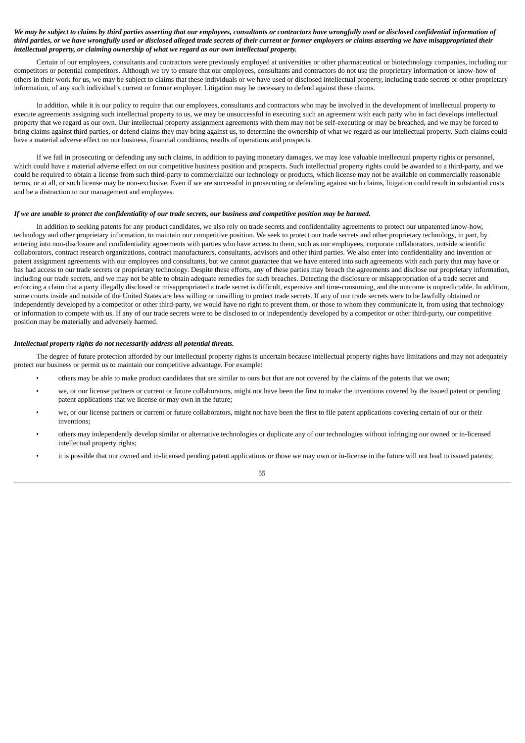***We may be subject to claims by third parties asserting that our employees, consultants or contractors have wrongfully used or disclosed confidential information of third parties, or we have wrongfully used or disclosed alleged trade secrets of their current or former employers or claims asserting we have misappropriated their intellectual property, or claiming ownership of what we regard as our own intellectual property.***

Certain of our employees, consultants and contractors were previously employed at universities or other pharmaceutical or biotechnology companies, including our competitors or potential competitors. Although we try to ensure that our employees, consultants and contractors do not use the proprietary information or know-how of others in their work for us, we may be subject to claims that these individuals or we have used or disclosed intellectual property, including trade secrets or other proprietary information, of any such individual's current or former employer. Litigation may be necessary to defend against these claims.

In addition, while it is our policy to require that our employees, consultants and contractors who may be involved in the development of intellectual property to execute agreements assigning such intellectual property to us, we may be unsuccessful in executing such an agreement with each party who in fact develops intellectual property that we regard as our own. Our intellectual property assignment agreements with them may not be self-executing or may be breached, and we may be forced to bring claims against third parties, or defend claims they may bring against us, to determine the ownership of what we regard as our intellectual property. Such claims could have a material adverse effect on our business, financial conditions, results of operations and prospects.

If we fail in prosecuting or defending any such claims, in addition to paying monetary damages, we may lose valuable intellectual property rights or personnel, which could have a material adverse effect on our competitive business position and prospects. Such intellectual property rights could be awarded to a third-party, and we could be required to obtain a license from such third-party to commercialize our technology or products, which license may not be available on commercially reasonable terms, or at all, or such license may be non-exclusive. Even if we are successful in prosecuting or defending against such claims, litigation could result in substantial costs and be a distraction to our management and employees.

***If we are unable to protect the confidentiality of our trade secrets, our business and competitive position may be harmed.***

In addition to seeking patents for any product candidates, we also rely on trade secrets and confidentiality agreements to protect our unpatented know-how, technology and other proprietary information, to maintain our competitive position. We seek to protect our trade secrets and other proprietary technology, in part, by entering into non-disclosure and confidentiality agreements with parties who have access to them, such as our employees, corporate collaborators, outside scientific collaborators, contract research organizations, contract manufacturers, consultants, advisors and other third parties. We also enter into confidentiality and invention or patent assignment agreements with our employees and consultants, but we cannot guarantee that we have entered into such agreements with each party that may have or has had access to our trade secrets or proprietary technology. Despite these efforts, any of these parties may breach the agreements and disclose our proprietary information, including our trade secrets, and we may not be able to obtain adequate remedies for such breaches. Detecting the disclosure or misappropriation of a trade secret and enforcing a claim that a party illegally disclosed or misappropriated a trade secret is difficult, expensive and time-consuming, and the outcome is unpredictable. In addition, some courts inside and outside of the United States are less willing or unwilling to protect trade secrets. If any of our trade secrets were to be lawfully obtained or independently developed by a competitor or other third-party, we would have no right to prevent them, or those to whom they communicate it, from using that technology or information to compete with us. If any of our trade secrets were to be disclosed to or independently developed by a competitor or other third-party, our competitive position may be materially and adversely harmed.

***Intellectual property rights do not necessarily address all potential threats.***

The degree of future protection afforded by our intellectual property rights is uncertain because intellectual property rights have limitations and may not adequately protect our business or permit us to maintain our competitive advantage. For example:

- others may be able to make product candidates that are similar to ours but that are not covered by the claims of the patents that we own;
- we, or our license partners or current or future collaborators, might not have been the first to make the inventions covered by the issued patent or pending patent applications that we license or may own in the future;
- we, or our license partners or current or future collaborators, might not have been the first to file patent applications covering certain of our or their inventions;
- others may independently develop similar or alternative technologies or duplicate any of our technologies without infringing our owned or in-licensed intellectual property rights;
- it is possible that our owned and in-licensed pending patent applications or those we may own or in-license in the future will not lead to issued patents;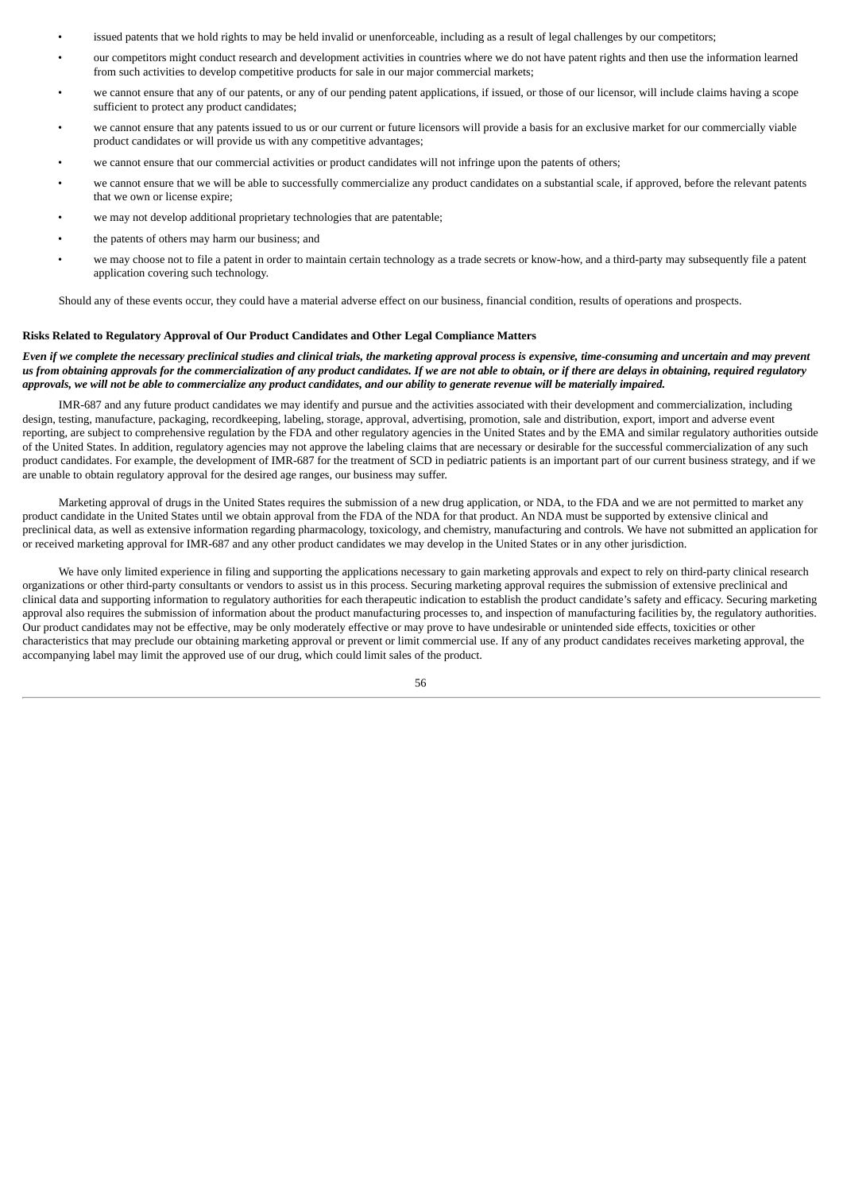- issued patents that we hold rights to may be held invalid or unenforceable, including as a result of legal challenges by our competitors;
- our competitors might conduct research and development activities in countries where we do not have patent rights and then use the information learned from such activities to develop competitive products for sale in our major commercial markets;
- we cannot ensure that any of our patents, or any of our pending patent applications, if issued, or those of our licensor, will include claims having a scope sufficient to protect any product candidates;
- we cannot ensure that any patents issued to us or our current or future licensors will provide a basis for an exclusive market for our commercially viable product candidates or will provide us with any competitive advantages;
- we cannot ensure that our commercial activities or product candidates will not infringe upon the patents of others;
- we cannot ensure that we will be able to successfully commercialize any product candidates on a substantial scale, if approved, before the relevant patents that we own or license expire;
- we may not develop additional proprietary technologies that are patentable;
- the patents of others may harm our business; and
- we may choose not to file a patent in order to maintain certain technology as a trade secrets or know-how, and a third-party may subsequently file a patent application covering such technology.

Should any of these events occur, they could have a material adverse effect on our business, financial condition, results of operations and prospects.

**Risks Related to Regulatory Approval of Our Product Candidates and Other Legal Compliance Matters**

***Even if we complete the necessary preclinical studies and clinical trials, the marketing approval process is expensive, time-consuming and uncertain and may prevent us from obtaining approvals for the commercialization of any product candidates. If we are not able to obtain, or if there are delays in obtaining, required regulatory approvals, we will not be able to commercialize any product candidates, and our ability to generate revenue will be materially impaired.***

IMR-687 and any future product candidates we may identify and pursue and the activities associated with their development and commercialization, including design, testing, manufacture, packaging, recordkeeping, labeling, storage, approval, advertising, promotion, sale and distribution, export, import and adverse event reporting, are subject to comprehensive regulation by the FDA and other regulatory agencies in the United States and by the EMA and similar regulatory authorities outside of the United States. In addition, regulatory agencies may not approve the labeling claims that are necessary or desirable for the successful commercialization of any such product candidates. For example, the development of IMR-687 for the treatment of SCD in pediatric patients is an important part of our current business strategy, and if we are unable to obtain regulatory approval for the desired age ranges, our business may suffer.

Marketing approval of drugs in the United States requires the submission of a new drug application, or NDA, to the FDA and we are not permitted to market any product candidate in the United States until we obtain approval from the FDA of the NDA for that product. An NDA must be supported by extensive clinical and preclinical data, as well as extensive information regarding pharmacology, toxicology, and chemistry, manufacturing and controls. We have not submitted an application for or received marketing approval for IMR-687 and any other product candidates we may develop in the United States or in any other jurisdiction.

We have only limited experience in filing and supporting the applications necessary to gain marketing approvals and expect to rely on third-party clinical research organizations or other third-party consultants or vendors to assist us in this process. Securing marketing approval requires the submission of extensive preclinical and clinical data and supporting information to regulatory authorities for each therapeutic indication to establish the product candidate's safety and efficacy. Securing marketing approval also requires the submission of information about the product manufacturing processes to, and inspection of manufacturing facilities by, the regulatory authorities. Our product candidates may not be effective, may be only moderately effective or may prove to have undesirable or unintended side effects, toxicities or other characteristics that may preclude our obtaining marketing approval or prevent or limit commercial use. If any of any product candidates receives marketing approval, the accompanying label may limit the approved use of our drug, which could limit sales of the product.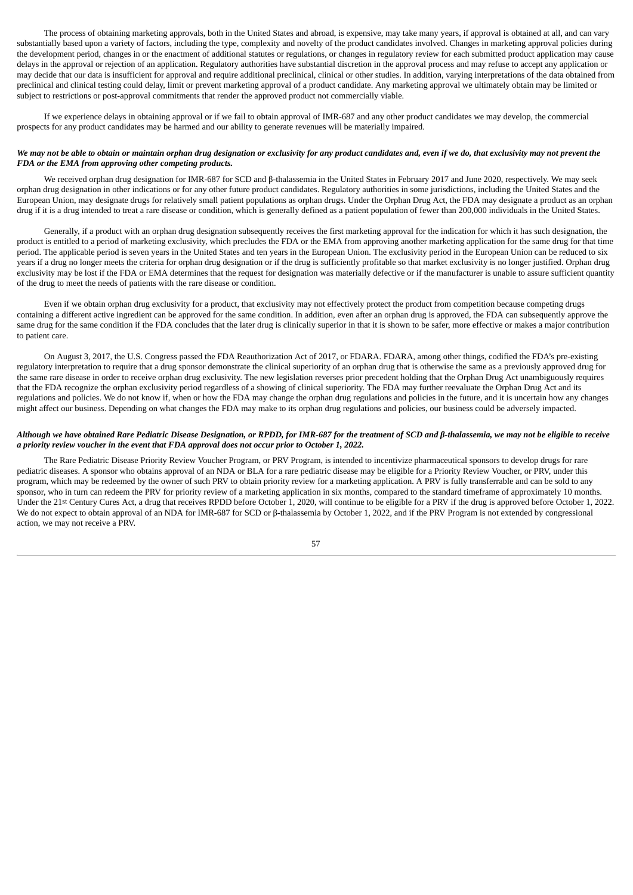The process of obtaining marketing approvals, both in the United States and abroad, is expensive, may take many years, if approval is obtained at all, and can vary substantially based upon a variety of factors, including the type, complexity and novelty of the product candidates involved. Changes in marketing approval policies during the development period, changes in or the enactment of additional statutes or regulations, or changes in regulatory review for each submitted product application may cause delays in the approval or rejection of an application. Regulatory authorities have substantial discretion in the approval process and may refuse to accept any application or may decide that our data is insufficient for approval and require additional preclinical, clinical or other studies. In addition, varying interpretations of the data obtained from preclinical and clinical testing could delay, limit or prevent marketing approval of a product candidate. Any marketing approval we ultimately obtain may be limited or subject to restrictions or post-approval commitments that render the approved product not commercially viable.

If we experience delays in obtaining approval or if we fail to obtain approval of IMR-687 and any other product candidates we may develop, the commercial prospects for any product candidates may be harmed and our ability to generate revenues will be materially impaired.

***We may not be able to obtain or maintain orphan drug designation or exclusivity for any product candidates and, even if we do, that exclusivity may not prevent the FDA or the EMA from approving other competing products.***

We received orphan drug designation for IMR-687 for SCD and β-thalassemia in the United States in February 2017 and June 2020, respectively. We may seek orphan drug designation in other indications or for any other future product candidates. Regulatory authorities in some jurisdictions, including the United States and the European Union, may designate drugs for relatively small patient populations as orphan drugs. Under the Orphan Drug Act, the FDA may designate a product as an orphan drug if it is a drug intended to treat a rare disease or condition, which is generally defined as a patient population of fewer than 200,000 individuals in the United States.

Generally, if a product with an orphan drug designation subsequently receives the first marketing approval for the indication for which it has such designation, the product is entitled to a period of marketing exclusivity, which precludes the FDA or the EMA from approving another marketing application for the same drug for that time period. The applicable period is seven years in the United States and ten years in the European Union. The exclusivity period in the European Union can be reduced to six years if a drug no longer meets the criteria for orphan drug designation or if the drug is sufficiently profitable so that market exclusivity is no longer justified. Orphan drug exclusivity may be lost if the FDA or EMA determines that the request for designation was materially defective or if the manufacturer is unable to assure sufficient quantity of the drug to meet the needs of patients with the rare disease or condition.

Even if we obtain orphan drug exclusivity for a product, that exclusivity may not effectively protect the product from competition because competing drugs containing a different active ingredient can be approved for the same condition. In addition, even after an orphan drug is approved, the FDA can subsequently approve the same drug for the same condition if the FDA concludes that the later drug is clinically superior in that it is shown to be safer, more effective or makes a major contribution to patient care.

On August 3, 2017, the U.S. Congress passed the FDA Reauthorization Act of 2017, or FDARA. FDARA, among other things, codified the FDA's pre-existing regulatory interpretation to require that a drug sponsor demonstrate the clinical superiority of an orphan drug that is otherwise the same as a previously approved drug for the same rare disease in order to receive orphan drug exclusivity. The new legislation reverses prior precedent holding that the Orphan Drug Act unambiguously requires that the FDA recognize the orphan exclusivity period regardless of a showing of clinical superiority. The FDA may further reevaluate the Orphan Drug Act and its regulations and policies. We do not know if, when or how the FDA may change the orphan drug regulations and policies in the future, and it is uncertain how any changes might affect our business. Depending on what changes the FDA may make to its orphan drug regulations and policies, our business could be adversely impacted.

***Although we have obtained Rare Pediatric Disease Designation, or RPDD, for IMR-687 for the treatment of SCD and β-thalassemia, we may not be eligible to receive a priority review voucher in the event that FDA approval does not occur prior to October 1, 2022.***

The Rare Pediatric Disease Priority Review Voucher Program, or PRV Program, is intended to incentivize pharmaceutical sponsors to develop drugs for rare pediatric diseases. A sponsor who obtains approval of an NDA or BLA for a rare pediatric disease may be eligible for a Priority Review Voucher, or PRV, under this program, which may be redeemed by the owner of such PRV to obtain priority review for a marketing application. A PRV is fully transferrable and can be sold to any sponsor, who in turn can redeem the PRV for priority review of a marketing application in six months, compared to the standard timeframe of approximately 10 months. Under the 21st Century Cures Act, a drug that receives RPDD before October 1, 2020, will continue to be eligible for a PRV if the drug is approved before October 1, 2022. We do not expect to obtain approval of an NDA for IMR-687 for SCD or β-thalassemia by October 1, 2022, and if the PRV Program is not extended by congressional action, we may not receive a PRV.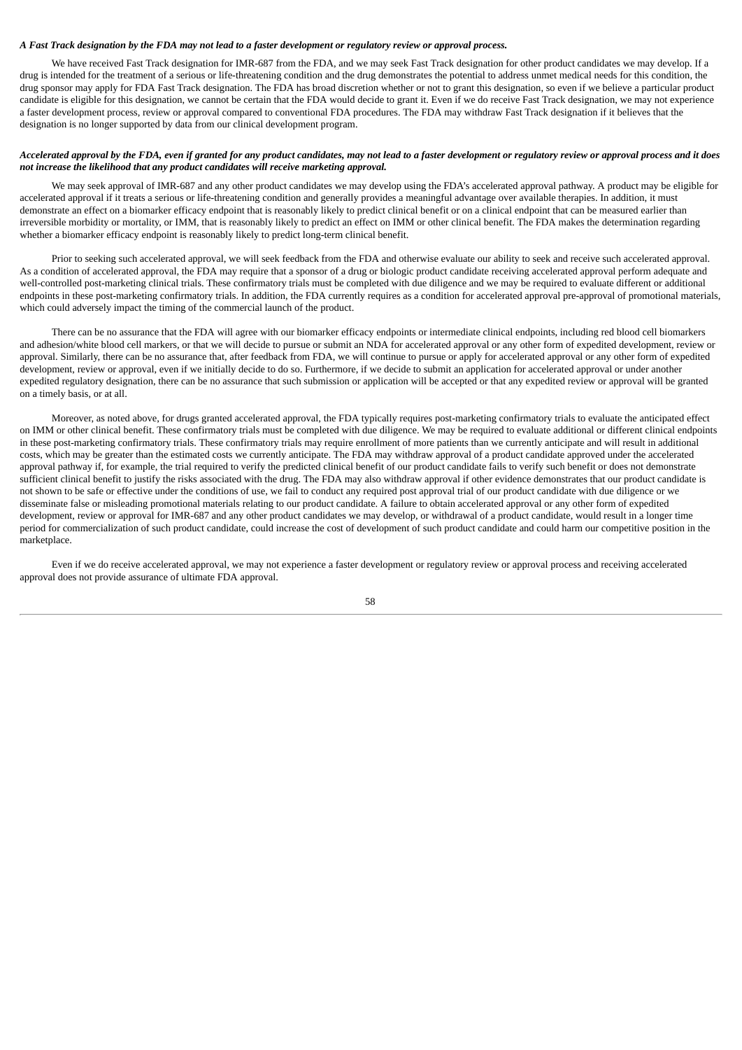***A Fast Track designation by the FDA may not lead to a faster development or regulatory review or approval process.***

We have received Fast Track designation for IMR-687 from the FDA, and we may seek Fast Track designation for other product candidates we may develop. If a drug is intended for the treatment of a serious or life-threatening condition and the drug demonstrates the potential to address unmet medical needs for this condition, the drug sponsor may apply for FDA Fast Track designation. The FDA has broad discretion whether or not to grant this designation, so even if we believe a particular product candidate is eligible for this designation, we cannot be certain that the FDA would decide to grant it. Even if we do receive Fast Track designation, we may not experience a faster development process, review or approval compared to conventional FDA procedures. The FDA may withdraw Fast Track designation if it believes that the designation is no longer supported by data from our clinical development program.

***Accelerated approval by the FDA, even if granted for any product candidates, may not lead to a faster development or regulatory review or approval process and it does not increase the likelihood that any product candidates will receive marketing approval.***

We may seek approval of IMR-687 and any other product candidates we may develop using the FDA's accelerated approval pathway. A product may be eligible for accelerated approval if it treats a serious or life-threatening condition and generally provides a meaningful advantage over available therapies. In addition, it must demonstrate an effect on a biomarker efficacy endpoint that is reasonably likely to predict clinical benefit or on a clinical endpoint that can be measured earlier than irreversible morbidity or mortality, or IMM, that is reasonably likely to predict an effect on IMM or other clinical benefit. The FDA makes the determination regarding whether a biomarker efficacy endpoint is reasonably likely to predict long-term clinical benefit.

Prior to seeking such accelerated approval, we will seek feedback from the FDA and otherwise evaluate our ability to seek and receive such accelerated approval. As a condition of accelerated approval, the FDA may require that a sponsor of a drug or biologic product candidate receiving accelerated approval perform adequate and well-controlled post-marketing clinical trials. These confirmatory trials must be completed with due diligence and we may be required to evaluate different or additional endpoints in these post-marketing confirmatory trials. In addition, the FDA currently requires as a condition for accelerated approval pre-approval of promotional materials, which could adversely impact the timing of the commercial launch of the product.

There can be no assurance that the FDA will agree with our biomarker efficacy endpoints or intermediate clinical endpoints, including red blood cell biomarkers and adhesion/white blood cell markers, or that we will decide to pursue or submit an NDA for accelerated approval or any other form of expedited development, review or approval. Similarly, there can be no assurance that, after feedback from FDA, we will continue to pursue or apply for accelerated approval or any other form of expedited development, review or approval, even if we initially decide to do so. Furthermore, if we decide to submit an application for accelerated approval or under another expedited regulatory designation, there can be no assurance that such submission or application will be accepted or that any expedited review or approval will be granted on a timely basis, or at all.

Moreover, as noted above, for drugs granted accelerated approval, the FDA typically requires post-marketing confirmatory trials to evaluate the anticipated effect on IMM or other clinical benefit. These confirmatory trials must be completed with due diligence. We may be required to evaluate additional or different clinical endpoints in these post-marketing confirmatory trials. These confirmatory trials may require enrollment of more patients than we currently anticipate and will result in additional costs, which may be greater than the estimated costs we currently anticipate. The FDA may withdraw approval of a product candidate approved under the accelerated approval pathway if, for example, the trial required to verify the predicted clinical benefit of our product candidate fails to verify such benefit or does not demonstrate sufficient clinical benefit to justify the risks associated with the drug. The FDA may also withdraw approval if other evidence demonstrates that our product candidate is not shown to be safe or effective under the conditions of use, we fail to conduct any required post approval trial of our product candidate with due diligence or we disseminate false or misleading promotional materials relating to our product candidate. A failure to obtain accelerated approval or any other form of expedited development, review or approval for IMR-687 and any other product candidates we may develop, or withdrawal of a product candidate, would result in a longer time period for commercialization of such product candidate, could increase the cost of development of such product candidate and could harm our competitive position in the marketplace.

Even if we do receive accelerated approval, we may not experience a faster development or regulatory review or approval process and receiving accelerated approval does not provide assurance of ultimate FDA approval.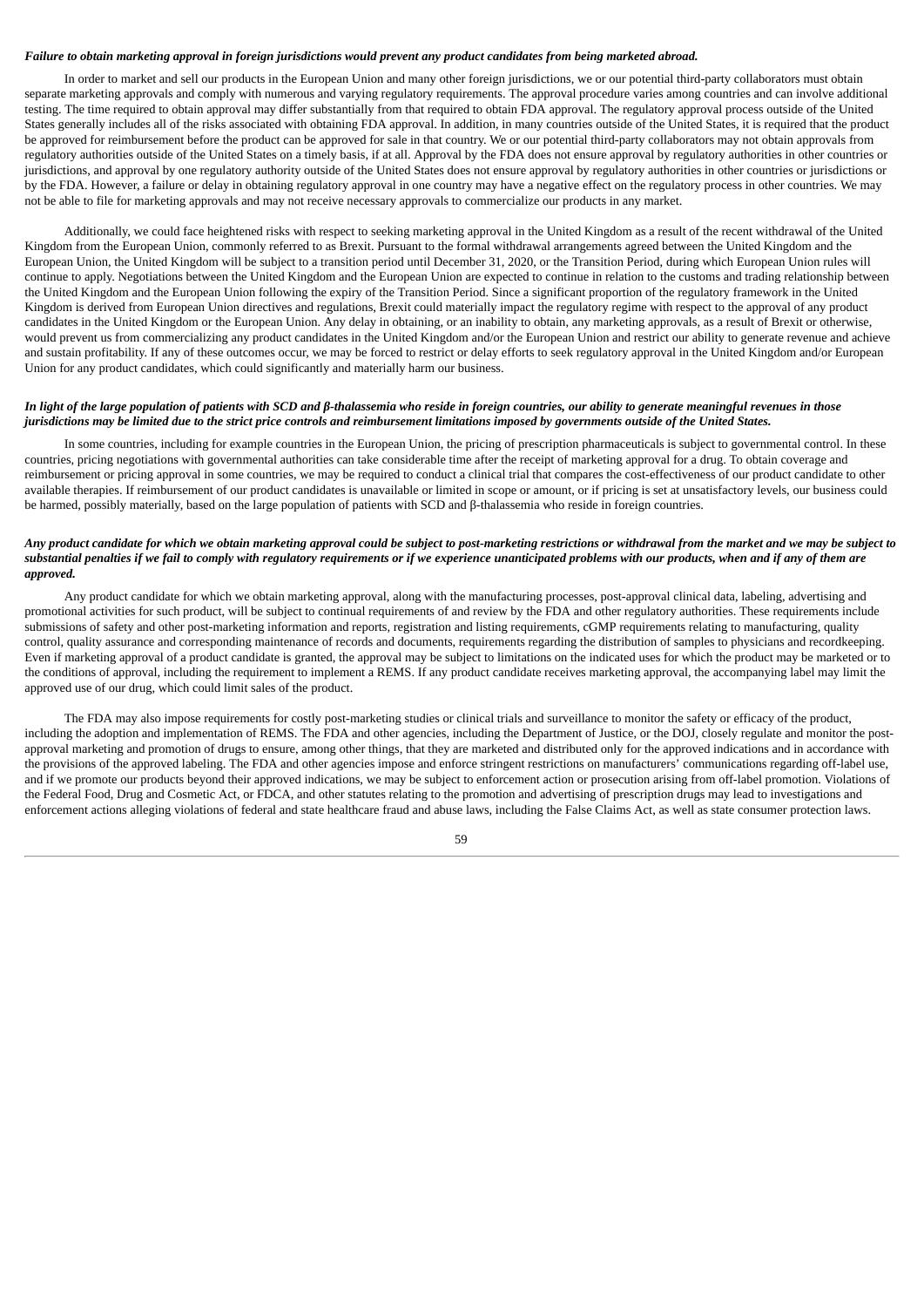***Failure to obtain marketing approval in foreign jurisdictions would prevent any product candidates from being marketed abroad.***

In order to market and sell our products in the European Union and many other foreign jurisdictions, we or our potential third-party collaborators must obtain separate marketing approvals and comply with numerous and varying regulatory requirements. The approval procedure varies among countries and can involve additional testing. The time required to obtain approval may differ substantially from that required to obtain FDA approval. The regulatory approval process outside of the United States generally includes all of the risks associated with obtaining FDA approval. In addition, in many countries outside of the United States, it is required that the product be approved for reimbursement before the product can be approved for sale in that country. We or our potential third-party collaborators may not obtain approvals from regulatory authorities outside of the United States on a timely basis, if at all. Approval by the FDA does not ensure approval by regulatory authorities in other countries or jurisdictions, and approval by one regulatory authority outside of the United States does not ensure approval by regulatory authorities in other countries or jurisdictions or by the FDA. However, a failure or delay in obtaining regulatory approval in one country may have a negative effect on the regulatory process in other countries. We may not be able to file for marketing approvals and may not receive necessary approvals to commercialize our products in any market.

Additionally, we could face heightened risks with respect to seeking marketing approval in the United Kingdom as a result of the recent withdrawal of the United Kingdom from the European Union, commonly referred to as Brexit. Pursuant to the formal withdrawal arrangements agreed between the United Kingdom and the European Union, the United Kingdom will be subject to a transition period until December 31, 2020, or the Transition Period, during which European Union rules will continue to apply. Negotiations between the United Kingdom and the European Union are expected to continue in relation to the customs and trading relationship between the United Kingdom and the European Union following the expiry of the Transition Period. Since a significant proportion of the regulatory framework in the United Kingdom is derived from European Union directives and regulations, Brexit could materially impact the regulatory regime with respect to the approval of any product candidates in the United Kingdom or the European Union. Any delay in obtaining, or an inability to obtain, any marketing approvals, as a result of Brexit or otherwise, would prevent us from commercializing any product candidates in the United Kingdom and/or the European Union and restrict our ability to generate revenue and achieve and sustain profitability. If any of these outcomes occur, we may be forced to restrict or delay efforts to seek regulatory approval in the United Kingdom and/or European Union for any product candidates, which could significantly and materially harm our business.

***In light of the large population of patients with SCD and β-thalassemia who reside in foreign countries, our ability to generate meaningful revenues in those jurisdictions may be limited due to the strict price controls and reimbursement limitations imposed by governments outside of the United States.***

In some countries, including for example countries in the European Union, the pricing of prescription pharmaceuticals is subject to governmental control. In these countries, pricing negotiations with governmental authorities can take considerable time after the receipt of marketing approval for a drug. To obtain coverage and reimbursement or pricing approval in some countries, we may be required to conduct a clinical trial that compares the cost-effectiveness of our product candidate to other available therapies. If reimbursement of our product candidates is unavailable or limited in scope or amount, or if pricing is set at unsatisfactory levels, our business could be harmed, possibly materially, based on the large population of patients with SCD and β-thalassemia who reside in foreign countries.

***Any product candidate for which we obtain marketing approval could be subject to post-marketing restrictions or withdrawal from the market and we may be subject to substantial penalties if we fail to comply with regulatory requirements or if we experience unanticipated problems with our products, when and if any of them are approved.***

Any product candidate for which we obtain marketing approval, along with the manufacturing processes, post-approval clinical data, labeling, advertising and promotional activities for such product, will be subject to continual requirements of and review by the FDA and other regulatory authorities. These requirements include submissions of safety and other post-marketing information and reports, registration and listing requirements, cGMP requirements relating to manufacturing, quality control, quality assurance and corresponding maintenance of records and documents, requirements regarding the distribution of samples to physicians and recordkeeping. Even if marketing approval of a product candidate is granted, the approval may be subject to limitations on the indicated uses for which the product may be marketed or to the conditions of approval, including the requirement to implement a REMS. If any product candidate receives marketing approval, the accompanying label may limit the approved use of our drug, which could limit sales of the product.

The FDA may also impose requirements for costly post-marketing studies or clinical trials and surveillance to monitor the safety or efficacy of the product, including the adoption and implementation of REMS. The FDA and other agencies, including the Department of Justice, or the DOJ, closely regulate and monitor the post-approval marketing and promotion of drugs to ensure, among other things, that they are marketed and distributed only for the approved indications and in accordance with the provisions of the approved labeling. The FDA and other agencies impose and enforce stringent restrictions on manufacturers' communications regarding off-label use, and if we promote our products beyond their approved indications, we may be subject to enforcement action or prosecution arising from off-label promotion. Violations of the Federal Food, Drug and Cosmetic Act, or FDCA, and other statutes relating to the promotion and advertising of prescription drugs may lead to investigations and enforcement actions alleging violations of federal and state healthcare fraud and abuse laws, including the False Claims Act, as well as state consumer protection laws.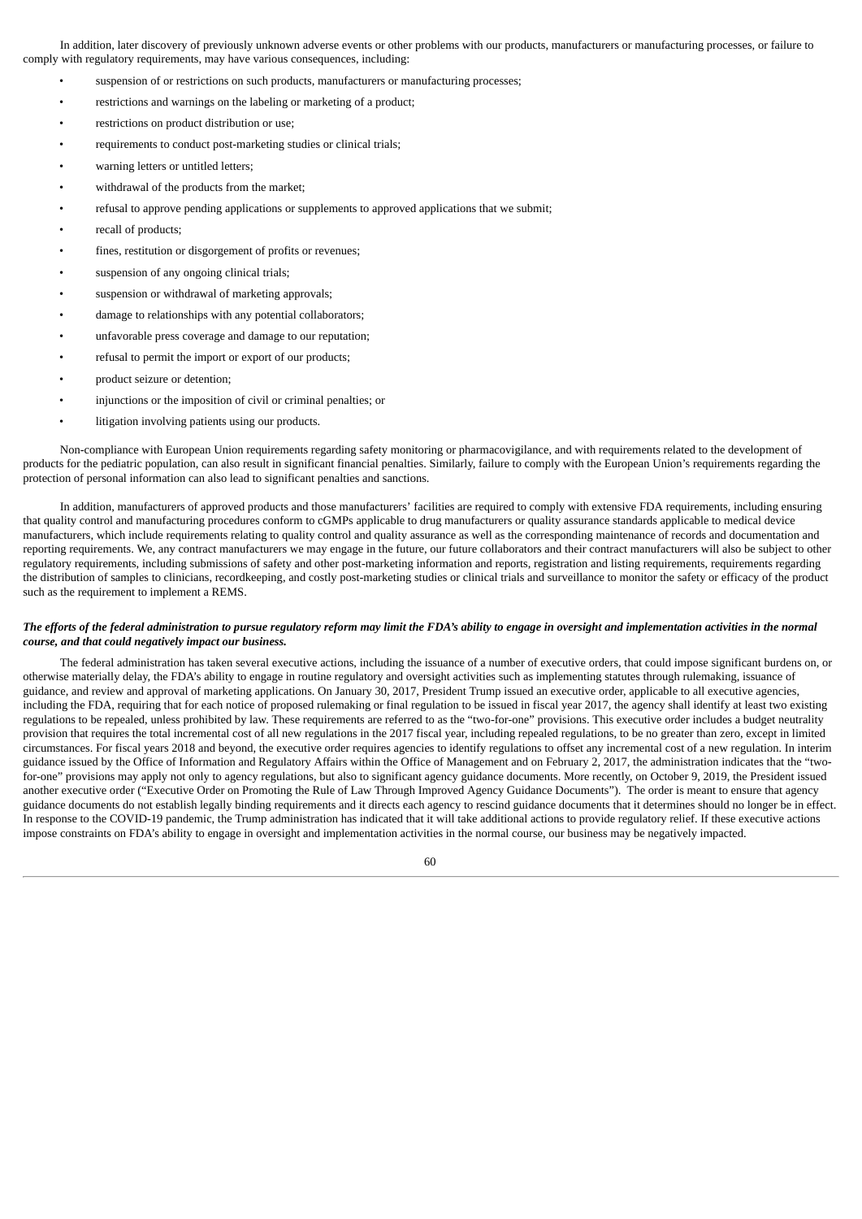In addition, later discovery of previously unknown adverse events or other problems with our products, manufacturers or manufacturing processes, or failure to comply with regulatory requirements, may have various consequences, including:

- suspension of or restrictions on such products, manufacturers or manufacturing processes;
- restrictions and warnings on the labeling or marketing of a product;
- restrictions on product distribution or use;
- requirements to conduct post-marketing studies or clinical trials;
- warning letters or untitled letters;
- withdrawal of the products from the market;
- refusal to approve pending applications or supplements to approved applications that we submit;
- recall of products;
- fines, restitution or disgorgement of profits or revenues;
- suspension of any ongoing clinical trials;
- suspension or withdrawal of marketing approvals;
- damage to relationships with any potential collaborators;
- unfavorable press coverage and damage to our reputation;
- refusal to permit the import or export of our products;
- product seizure or detention;
- injunctions or the imposition of civil or criminal penalties; or
- litigation involving patients using our products.

Non-compliance with European Union requirements regarding safety monitoring or pharmacovigilance, and with requirements related to the development of products for the pediatric population, can also result in significant financial penalties. Similarly, failure to comply with the European Union's requirements regarding the protection of personal information can also lead to significant penalties and sanctions.

In addition, manufacturers of approved products and those manufacturers' facilities are required to comply with extensive FDA requirements, including ensuring that quality control and manufacturing procedures conform to cGMPs applicable to drug manufacturers or quality assurance standards applicable to medical device manufacturers, which include requirements relating to quality control and quality assurance as well as the corresponding maintenance of records and documentation and reporting requirements. We, any contract manufacturers we may engage in the future, our future collaborators and their contract manufacturers will also be subject to other regulatory requirements, including submissions of safety and other post-marketing information and reports, registration and listing requirements, requirements regarding the distribution of samples to clinicians, recordkeeping, and costly post-marketing studies or clinical trials and surveillance to monitor the safety or efficacy of the product such as the requirement to implement a REMS.

***The efforts of the federal administration to pursue regulatory reform may limit the FDA's ability to engage in oversight and implementation activities in the normal course, and that could negatively impact our business.***

The federal administration has taken several executive actions, including the issuance of a number of executive orders, that could impose significant burdens on, or otherwise materially delay, the FDA's ability to engage in routine regulatory and oversight activities such as implementing statutes through rulemaking, issuance of guidance, and review and approval of marketing applications. On January 30, 2017, President Trump issued an executive order, applicable to all executive agencies, including the FDA, requiring that for each notice of proposed rulemaking or final regulation to be issued in fiscal year 2017, the agency shall identify at least two existing regulations to be repealed, unless prohibited by law. These requirements are referred to as the "two-for-one" provisions. This executive order includes a budget neutrality provision that requires the total incremental cost of all new regulations in the 2017 fiscal year, including repealed regulations, to be no greater than zero, except in limited circumstances. For fiscal years 2018 and beyond, the executive order requires agencies to identify regulations to offset any incremental cost of a new regulation. In interim guidance issued by the Office of Information and Regulatory Affairs within the Office of Management and on February 2, 2017, the administration indicates that the "two-for-one" provisions may apply not only to agency regulations, but also to significant agency guidance documents. More recently, on October 9, 2019, the President issued another executive order ("Executive Order on Promoting the Rule of Law Through Improved Agency Guidance Documents"). The order is meant to ensure that agency guidance documents do not establish legally binding requirements and it directs each agency to rescind guidance documents that it determines should no longer be in effect. In response to the COVID-19 pandemic, the Trump administration has indicated that it will take additional actions to provide regulatory relief. If these executive actions impose constraints on FDA's ability to engage in oversight and implementation activities in the normal course, our business may be negatively impacted.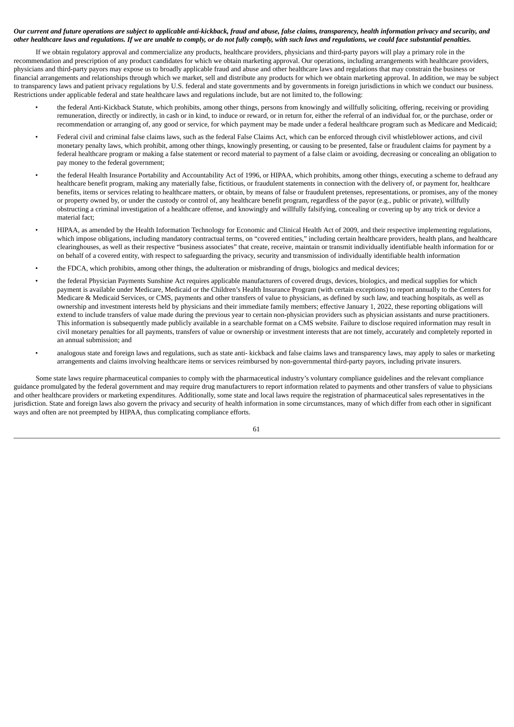***Our current and future operations are subject to applicable anti-kickback, fraud and abuse, false claims, transparency, health information privacy and security, and other healthcare laws and regulations. If we are unable to comply, or do not fully comply, with such laws and regulations, we could face substantial penalties.***

If we obtain regulatory approval and commercialize any products, healthcare providers, physicians and third-party payors will play a primary role in the recommendation and prescription of any product candidates for which we obtain marketing approval. Our operations, including arrangements with healthcare providers, physicians and third-party payors may expose us to broadly applicable fraud and abuse and other healthcare laws and regulations that may constrain the business or financial arrangements and relationships through which we market, sell and distribute any products for which we obtain marketing approval. In addition, we may be subject to transparency laws and patient privacy regulations by U.S. federal and state governments and by governments in foreign jurisdictions in which we conduct our business. Restrictions under applicable federal and state healthcare laws and regulations include, but are not limited to, the following:

- the federal Anti-Kickback Statute, which prohibits, among other things, persons from knowingly and willfully soliciting, offering, receiving or providing remuneration, directly or indirectly, in cash or in kind, to induce or reward, or in return for, either the referral of an individual for, or the purchase, order or recommendation or arranging of, any good or service, for which payment may be made under a federal healthcare program such as Medicare and Medicaid;
- Federal civil and criminal false claims laws, such as the federal False Claims Act, which can be enforced through civil whistleblower actions, and civil monetary penalty laws, which prohibit, among other things, knowingly presenting, or causing to be presented, false or fraudulent claims for payment by a federal healthcare program or making a false statement or record material to payment of a false claim or avoiding, decreasing or concealing an obligation to pay money to the federal government;
- the federal Health Insurance Portability and Accountability Act of 1996, or HIPAA, which prohibits, among other things, executing a scheme to defraud any healthcare benefit program, making any materially false, fictitious, or fraudulent statements in connection with the delivery of, or payment for, healthcare benefits, items or services relating to healthcare matters, or obtain, by means of false or fraudulent pretenses, representations, or promises, any of the money or property owned by, or under the custody or control of, any healthcare benefit program, regardless of the payor (e.g., public or private), willfully obstructing a criminal investigation of a healthcare offense, and knowingly and willfully falsifying, concealing or covering up by any trick or device a material fact;
- HIPAA, as amended by the Health Information Technology for Economic and Clinical Health Act of 2009, and their respective implementing regulations, which impose obligations, including mandatory contractual terms, on "covered entities," including certain healthcare providers, health plans, and healthcare clearinghouses, as well as their respective "business associates" that create, receive, maintain or transmit individually identifiable health information for or on behalf of a covered entity, with respect to safeguarding the privacy, security and transmission of individually identifiable health information
- the FDCA, which prohibits, among other things, the adulteration or misbranding of drugs, biologics and medical devices;
- the federal Physician Payments Sunshine Act requires applicable manufacturers of covered drugs, devices, biologics, and medical supplies for which payment is available under Medicare, Medicaid or the Children's Health Insurance Program (with certain exceptions) to report annually to the Centers for Medicare & Medicaid Services, or CMS, payments and other transfers of value to physicians, as defined by such law, and teaching hospitals, as well as ownership and investment interests held by physicians and their immediate family members; effective January 1, 2022, these reporting obligations will extend to include transfers of value made during the previous year to certain non-physician providers such as physician assistants and nurse practitioners. This information is subsequently made publicly available in a searchable format on a CMS website. Failure to disclose required information may result in civil monetary penalties for all payments, transfers of value or ownership or investment interests that are not timely, accurately and completely reported in an annual submission; and
- analogous state and foreign laws and regulations, such as state anti- kickback and false claims laws and transparency laws, may apply to sales or marketing arrangements and claims involving healthcare items or services reimbursed by non-governmental third-party payors, including private insurers.

Some state laws require pharmaceutical companies to comply with the pharmaceutical industry's voluntary compliance guidelines and the relevant compliance guidance promulgated by the federal government and may require drug manufacturers to report information related to payments and other transfers of value to physicians and other healthcare providers or marketing expenditures. Additionally, some state and local laws require the registration of pharmaceutical sales representatives in the jurisdiction. State and foreign laws also govern the privacy and security of health information in some circumstances, many of which differ from each other in significant ways and often are not preempted by HIPAA, thus complicating compliance efforts.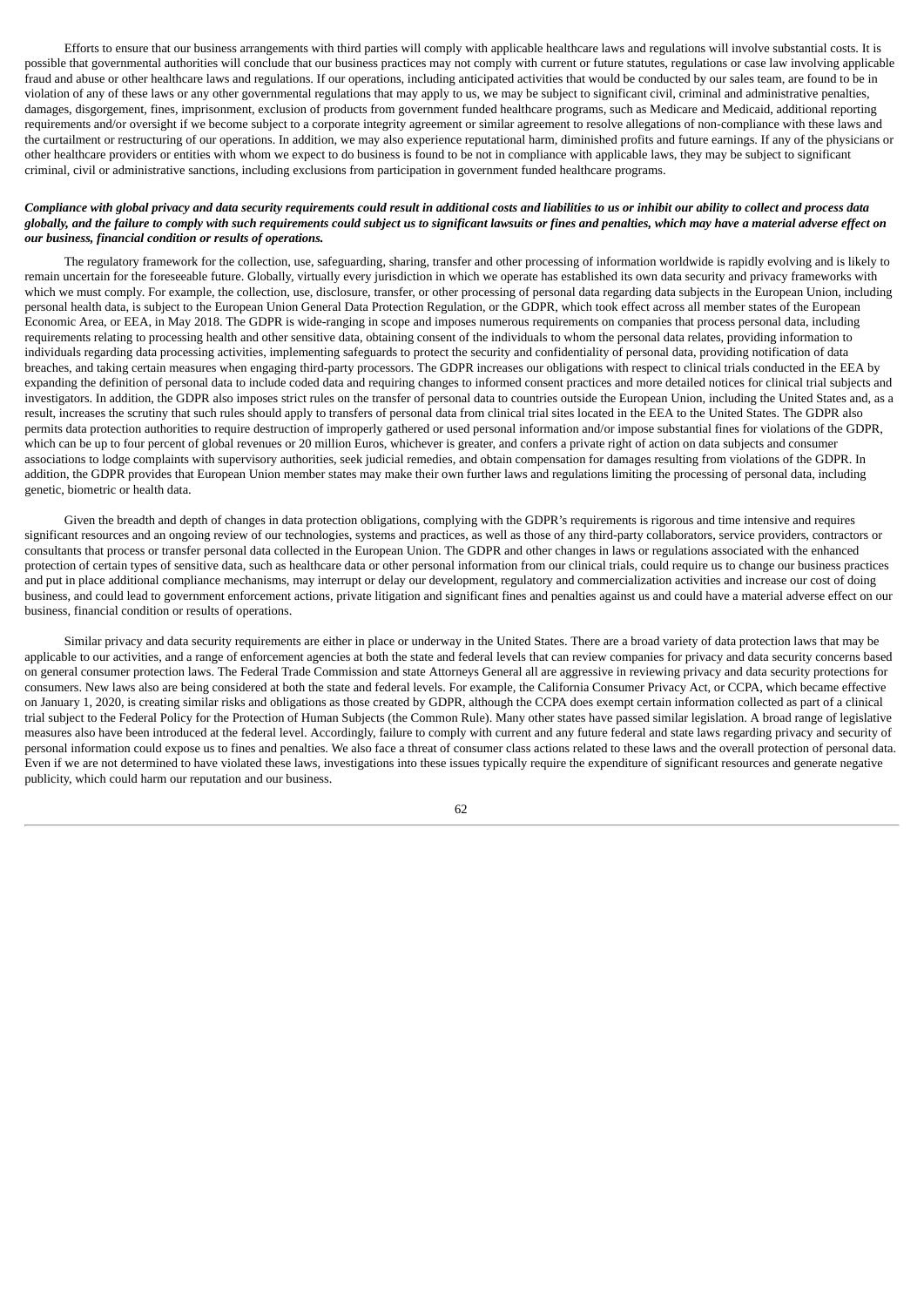Efforts to ensure that our business arrangements with third parties will comply with applicable healthcare laws and regulations will involve substantial costs. It is possible that governmental authorities will conclude that our business practices may not comply with current or future statutes, regulations or case law involving applicable fraud and abuse or other healthcare laws and regulations. If our operations, including anticipated activities that would be conducted by our sales team, are found to be in violation of any of these laws or any other governmental regulations that may apply to us, we may be subject to significant civil, criminal and administrative penalties, damages, disgorgement, fines, imprisonment, exclusion of products from government funded healthcare programs, such as Medicare and Medicaid, additional reporting requirements and/or oversight if we become subject to a corporate integrity agreement or similar agreement to resolve allegations of non-compliance with these laws and the curtailment or restructuring of our operations. In addition, we may also experience reputational harm, diminished profits and future earnings. If any of the physicians or other healthcare providers or entities with whom we expect to do business is found to be not in compliance with applicable laws, they may be subject to significant criminal, civil or administrative sanctions, including exclusions from participation in government funded healthcare programs.

***Compliance with global privacy and data security requirements could result in additional costs and liabilities to us or inhibit our ability to collect and process data globally, and the failure to comply with such requirements could subject us to significant lawsuits or fines and penalties, which may have a material adverse effect on our business, financial condition or results of operations.***

The regulatory framework for the collection, use, safeguarding, sharing, transfer and other processing of information worldwide is rapidly evolving and is likely to remain uncertain for the foreseeable future. Globally, virtually every jurisdiction in which we operate has established its own data security and privacy frameworks with which we must comply. For example, the collection, use, disclosure, transfer, or other processing of personal data regarding data subjects in the European Union, including personal health data, is subject to the European Union General Data Protection Regulation, or the GDPR, which took effect across all member states of the European Economic Area, or EEA, in May 2018. The GDPR is wide-ranging in scope and imposes numerous requirements on companies that process personal data, including requirements relating to processing health and other sensitive data, obtaining consent of the individuals to whom the personal data relates, providing information to individuals regarding data processing activities, implementing safeguards to protect the security and confidentiality of personal data, providing notification of data breaches, and taking certain measures when engaging third-party processors. The GDPR increases our obligations with respect to clinical trials conducted in the EEA by expanding the definition of personal data to include coded data and requiring changes to informed consent practices and more detailed notices for clinical trial subjects and investigators. In addition, the GDPR also imposes strict rules on the transfer of personal data to countries outside the European Union, including the United States and, as a result, increases the scrutiny that such rules should apply to transfers of personal data from clinical trial sites located in the EEA to the United States. The GDPR also permits data protection authorities to require destruction of improperly gathered or used personal information and/or impose substantial fines for violations of the GDPR, which can be up to four percent of global revenues or 20 million Euros, whichever is greater, and confers a private right of action on data subjects and consumer associations to lodge complaints with supervisory authorities, seek judicial remedies, and obtain compensation for damages resulting from violations of the GDPR. In addition, the GDPR provides that European Union member states may make their own further laws and regulations limiting the processing of personal data, including genetic, biometric or health data.

Given the breadth and depth of changes in data protection obligations, complying with the GDPR's requirements is rigorous and time intensive and requires significant resources and an ongoing review of our technologies, systems and practices, as well as those of any third-party collaborators, service providers, contractors or consultants that process or transfer personal data collected in the European Union. The GDPR and other changes in laws or regulations associated with the enhanced protection of certain types of sensitive data, such as healthcare data or other personal information from our clinical trials, could require us to change our business practices and put in place additional compliance mechanisms, may interrupt or delay our development, regulatory and commercialization activities and increase our cost of doing business, and could lead to government enforcement actions, private litigation and significant fines and penalties against us and could have a material adverse effect on our business, financial condition or results of operations.

Similar privacy and data security requirements are either in place or underway in the United States. There are a broad variety of data protection laws that may be applicable to our activities, and a range of enforcement agencies at both the state and federal levels that can review companies for privacy and data security concerns based on general consumer protection laws. The Federal Trade Commission and state Attorneys General all are aggressive in reviewing privacy and data security protections for consumers. New laws also are being considered at both the state and federal levels. For example, the California Consumer Privacy Act, or CCPA, which became effective on January 1, 2020, is creating similar risks and obligations as those created by GDPR, although the CCPA does exempt certain information collected as part of a clinical trial subject to the Federal Policy for the Protection of Human Subjects (the Common Rule). Many other states have passed similar legislation. A broad range of legislative measures also have been introduced at the federal level. Accordingly, failure to comply with current and any future federal and state laws regarding privacy and security of personal information could expose us to fines and penalties. We also face a threat of consumer class actions related to these laws and the overall protection of personal data. Even if we are not determined to have violated these laws, investigations into these issues typically require the expenditure of significant resources and generate negative publicity, which could harm our reputation and our business.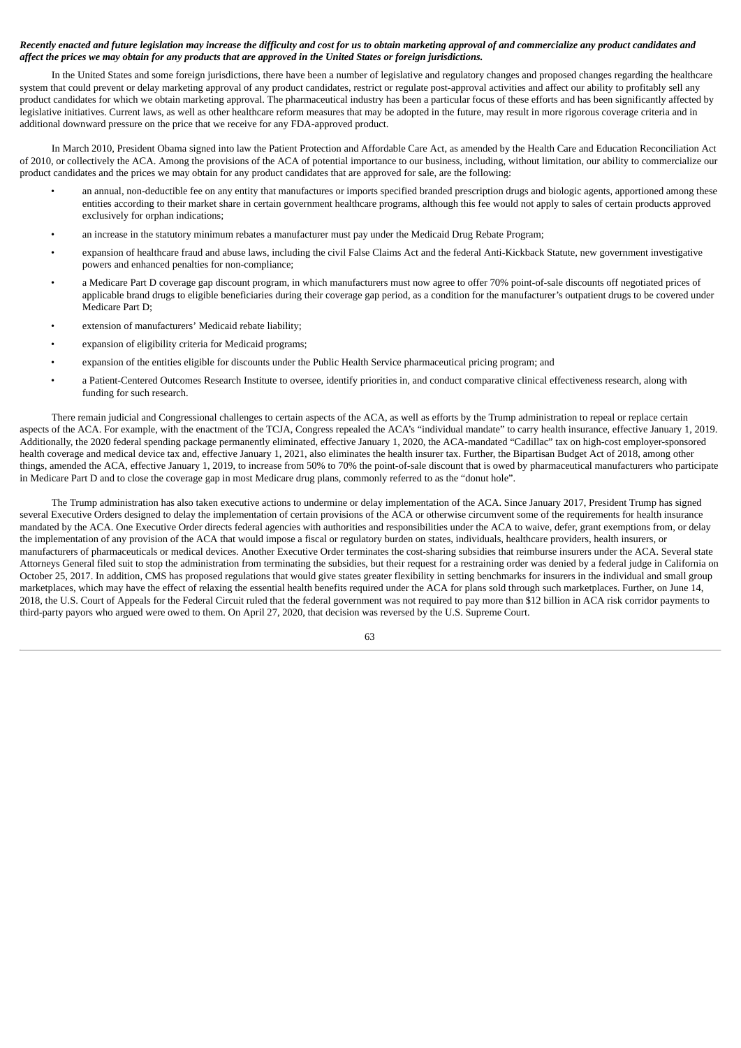***Recently enacted and future legislation may increase the difficulty and cost for us to obtain marketing approval of and commercialize any product candidates and affect the prices we may obtain for any products that are approved in the United States or foreign jurisdictions.***

In the United States and some foreign jurisdictions, there have been a number of legislative and regulatory changes and proposed changes regarding the healthcare system that could prevent or delay marketing approval of any product candidates, restrict or regulate post-approval activities and affect our ability to profitably sell any product candidates for which we obtain marketing approval. The pharmaceutical industry has been a particular focus of these efforts and has been significantly affected by legislative initiatives. Current laws, as well as other healthcare reform measures that may be adopted in the future, may result in more rigorous coverage criteria and in additional downward pressure on the price that we receive for any FDA-approved product.

In March 2010, President Obama signed into law the Patient Protection and Affordable Care Act, as amended by the Health Care and Education Reconciliation Act of 2010, or collectively the ACA. Among the provisions of the ACA of potential importance to our business, including, without limitation, our ability to commercialize our product candidates and the prices we may obtain for any product candidates that are approved for sale, are the following:

- an annual, non-deductible fee on any entity that manufactures or imports specified branded prescription drugs and biologic agents, apportioned among these entities according to their market share in certain government healthcare programs, although this fee would not apply to sales of certain products approved exclusively for orphan indications;
- an increase in the statutory minimum rebates a manufacturer must pay under the Medicaid Drug Rebate Program;
- expansion of healthcare fraud and abuse laws, including the civil False Claims Act and the federal Anti-Kickback Statute, new government investigative powers and enhanced penalties for non-compliance;
- a Medicare Part D coverage gap discount program, in which manufacturers must now agree to offer 70% point-of-sale discounts off negotiated prices of applicable brand drugs to eligible beneficiaries during their coverage gap period, as a condition for the manufacturer's outpatient drugs to be covered under Medicare Part D;
- extension of manufacturers' Medicaid rebate liability;
- expansion of eligibility criteria for Medicaid programs;
- expansion of the entities eligible for discounts under the Public Health Service pharmaceutical pricing program; and
- a Patient-Centered Outcomes Research Institute to oversee, identify priorities in, and conduct comparative clinical effectiveness research, along with funding for such research.

There remain judicial and Congressional challenges to certain aspects of the ACA, as well as efforts by the Trump administration to repeal or replace certain aspects of the ACA. For example, with the enactment of the TCJA, Congress repealed the ACA's "individual mandate" to carry health insurance, effective January 1, 2019. Additionally, the 2020 federal spending package permanently eliminated, effective January 1, 2020, the ACA-mandated "Cadillac" tax on high-cost employer-sponsored health coverage and medical device tax and, effective January 1, 2021, also eliminates the health insurer tax. Further, the Bipartisan Budget Act of 2018, among other things, amended the ACA, effective January 1, 2019, to increase from 50% to 70% the point-of-sale discount that is owed by pharmaceutical manufacturers who participate in Medicare Part D and to close the coverage gap in most Medicare drug plans, commonly referred to as the "donut hole".

The Trump administration has also taken executive actions to undermine or delay implementation of the ACA. Since January 2017, President Trump has signed several Executive Orders designed to delay the implementation of certain provisions of the ACA or otherwise circumvent some of the requirements for health insurance mandated by the ACA. One Executive Order directs federal agencies with authorities and responsibilities under the ACA to waive, defer, grant exemptions from, or delay the implementation of any provision of the ACA that would impose a fiscal or regulatory burden on states, individuals, healthcare providers, health insurers, or manufacturers of pharmaceuticals or medical devices. Another Executive Order terminates the cost-sharing subsidies that reimburse insurers under the ACA. Several state Attorneys General filed suit to stop the administration from terminating the subsidies, but their request for a restraining order was denied by a federal judge in California on October 25, 2017. In addition, CMS has proposed regulations that would give states greater flexibility in setting benchmarks for insurers in the individual and small group marketplaces, which may have the effect of relaxing the essential health benefits required under the ACA for plans sold through such marketplaces. Further, on June 14, 2018, the U.S. Court of Appeals for the Federal Circuit ruled that the federal government was not required to pay more than $12 billion in ACA risk corridor payments to third-party payors who argued were owed to them. On April 27, 2020, that decision was reversed by the U.S. Supreme Court.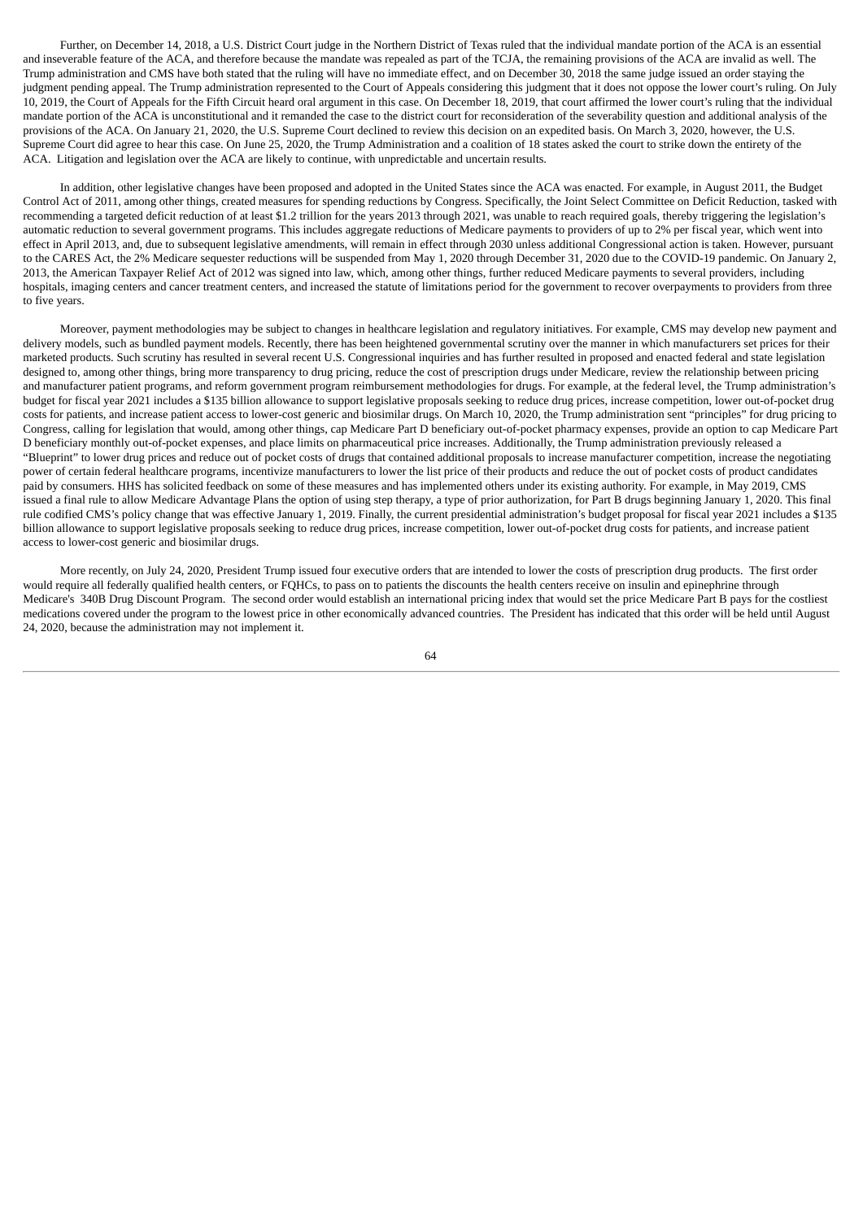Further, on December 14, 2018, a U.S. District Court judge in the Northern District of Texas ruled that the individual mandate portion of the ACA is an essential and inseverable feature of the ACA, and therefore because the mandate was repealed as part of the TCJA, the remaining provisions of the ACA are invalid as well. The Trump administration and CMS have both stated that the ruling will have no immediate effect, and on December 30, 2018 the same judge issued an order staying the judgment pending appeal. The Trump administration represented to the Court of Appeals considering this judgment that it does not oppose the lower court's ruling. On July 10, 2019, the Court of Appeals for the Fifth Circuit heard oral argument in this case. On December 18, 2019, that court affirmed the lower court's ruling that the individual mandate portion of the ACA is unconstitutional and it remanded the case to the district court for reconsideration of the severability question and additional analysis of the provisions of the ACA. On January 21, 2020, the U.S. Supreme Court declined to review this decision on an expedited basis. On March 3, 2020, however, the U.S. Supreme Court did agree to hear this case. On June 25, 2020, the Trump Administration and a coalition of 18 states asked the court to strike down the entirety of the ACA. Litigation and legislation over the ACA are likely to continue, with unpredictable and uncertain results.

In addition, other legislative changes have been proposed and adopted in the United States since the ACA was enacted. For example, in August 2011, the Budget Control Act of 2011, among other things, created measures for spending reductions by Congress. Specifically, the Joint Select Committee on Deficit Reduction, tasked with recommending a targeted deficit reduction of at least $1.2 trillion for the years 2013 through 2021, was unable to reach required goals, thereby triggering the legislation's automatic reduction to several government programs. This includes aggregate reductions of Medicare payments to providers of up to 2% per fiscal year, which went into effect in April 2013, and, due to subsequent legislative amendments, will remain in effect through 2030 unless additional Congressional action is taken. However, pursuant to the CARES Act, the 2% Medicare sequester reductions will be suspended from May 1, 2020 through December 31, 2020 due to the COVID-19 pandemic. On January 2, 2013, the American Taxpayer Relief Act of 2012 was signed into law, which, among other things, further reduced Medicare payments to several providers, including hospitals, imaging centers and cancer treatment centers, and increased the statute of limitations period for the government to recover overpayments to providers from three to five years.

Moreover, payment methodologies may be subject to changes in healthcare legislation and regulatory initiatives. For example, CMS may develop new payment and delivery models, such as bundled payment models. Recently, there has been heightened governmental scrutiny over the manner in which manufacturers set prices for their marketed products. Such scrutiny has resulted in several recent U.S. Congressional inquiries and has further resulted in proposed and enacted federal and state legislation designed to, among other things, bring more transparency to drug pricing, reduce the cost of prescription drugs under Medicare, review the relationship between pricing and manufacturer patient programs, and reform government program reimbursement methodologies for drugs. For example, at the federal level, the Trump administration's budget for fiscal year 2021 includes a $135 billion allowance to support legislative proposals seeking to reduce drug prices, increase competition, lower out-of-pocket drug costs for patients, and increase patient access to lower-cost generic and biosimilar drugs. On March 10, 2020, the Trump administration sent "principles" for drug pricing to Congress, calling for legislation that would, among other things, cap Medicare Part D beneficiary out-of-pocket pharmacy expenses, provide an option to cap Medicare Part D beneficiary monthly out-of-pocket expenses, and place limits on pharmaceutical price increases. Additionally, the Trump administration previously released a "Blueprint" to lower drug prices and reduce out of pocket costs of drugs that contained additional proposals to increase manufacturer competition, increase the negotiating power of certain federal healthcare programs, incentivize manufacturers to lower the list price of their products and reduce the out of pocket costs of product candidates paid by consumers. HHS has solicited feedback on some of these measures and has implemented others under its existing authority. For example, in May 2019, CMS issued a final rule to allow Medicare Advantage Plans the option of using step therapy, a type of prior authorization, for Part B drugs beginning January 1, 2020. This final rule codified CMS's policy change that was effective January 1, 2019. Finally, the current presidential administration's budget proposal for fiscal year 2021 includes a $135 billion allowance to support legislative proposals seeking to reduce drug prices, increase competition, lower out-of-pocket drug costs for patients, and increase patient access to lower-cost generic and biosimilar drugs.

More recently, on July 24, 2020, President Trump issued four executive orders that are intended to lower the costs of prescription drug products. The first order would require all federally qualified health centers, or FQHCs, to pass on to patients the discounts the health centers receive on insulin and epinephrine through Medicare's 340B Drug Discount Program. The second order would establish an international pricing index that would set the price Medicare Part B pays for the costliest medications covered under the program to the lowest price in other economically advanced countries. The President has indicated that this order will be held until August 24, 2020, because the administration may not implement it.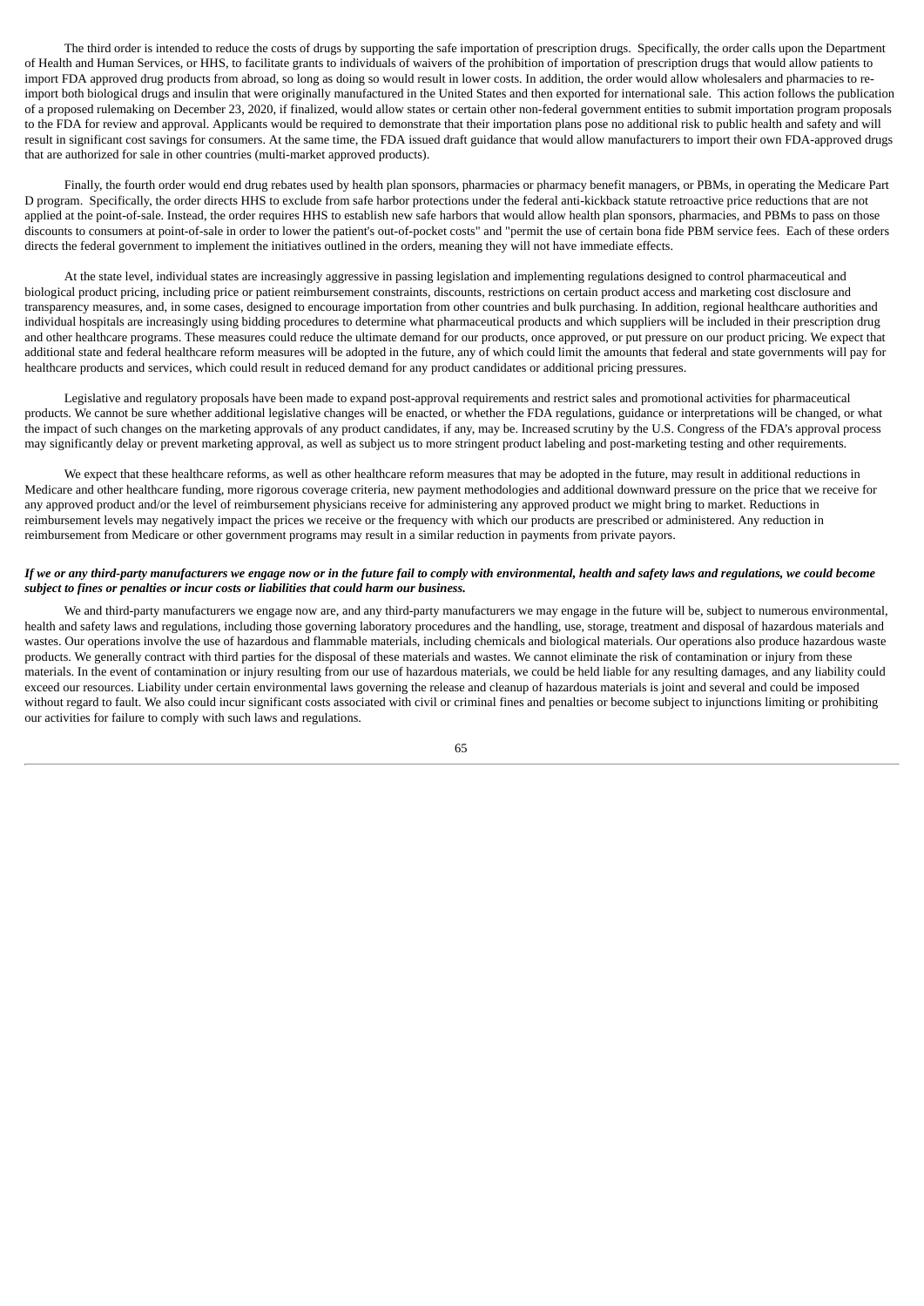The third order is intended to reduce the costs of drugs by supporting the safe importation of prescription drugs. Specifically, the order calls upon the Department of Health and Human Services, or HHS, to facilitate grants to individuals of waivers of the prohibition of importation of prescription drugs that would allow patients to import FDA approved drug products from abroad, so long as doing so would result in lower costs. In addition, the order would allow wholesalers and pharmacies to re-import both biological drugs and insulin that were originally manufactured in the United States and then exported for international sale. This action follows the publication of a proposed rulemaking on December 23, 2020, if finalized, would allow states or certain other non-federal government entities to submit importation program proposals to the FDA for review and approval. Applicants would be required to demonstrate that their importation plans pose no additional risk to public health and safety and will result in significant cost savings for consumers. At the same time, the FDA issued draft guidance that would allow manufacturers to import their own FDA-approved drugs that are authorized for sale in other countries (multi-market approved products).

Finally, the fourth order would end drug rebates used by health plan sponsors, pharmacies or pharmacy benefit managers, or PBMs, in operating the Medicare Part D program. Specifically, the order directs HHS to exclude from safe harbor protections under the federal anti-kickback statute retroactive price reductions that are not applied at the point-of-sale. Instead, the order requires HHS to establish new safe harbors that would allow health plan sponsors, pharmacies, and PBMs to pass on those discounts to consumers at point-of-sale in order to lower the patient's out-of-pocket costs" and "permit the use of certain bona fide PBM service fees. Each of these orders directs the federal government to implement the initiatives outlined in the orders, meaning they will not have immediate effects.

At the state level, individual states are increasingly aggressive in passing legislation and implementing regulations designed to control pharmaceutical and biological product pricing, including price or patient reimbursement constraints, discounts, restrictions on certain product access and marketing cost disclosure and transparency measures, and, in some cases, designed to encourage importation from other countries and bulk purchasing. In addition, regional healthcare authorities and individual hospitals are increasingly using bidding procedures to determine what pharmaceutical products and which suppliers will be included in their prescription drug and other healthcare programs. These measures could reduce the ultimate demand for our products, once approved, or put pressure on our product pricing. We expect that additional state and federal healthcare reform measures will be adopted in the future, any of which could limit the amounts that federal and state governments will pay for healthcare products and services, which could result in reduced demand for any product candidates or additional pricing pressures.

Legislative and regulatory proposals have been made to expand post-approval requirements and restrict sales and promotional activities for pharmaceutical products. We cannot be sure whether additional legislative changes will be enacted, or whether the FDA regulations, guidance or interpretations will be changed, or what the impact of such changes on the marketing approvals of any product candidates, if any, may be. Increased scrutiny by the U.S. Congress of the FDA's approval process may significantly delay or prevent marketing approval, as well as subject us to more stringent product labeling and post-marketing testing and other requirements.

We expect that these healthcare reforms, as well as other healthcare reform measures that may be adopted in the future, may result in additional reductions in Medicare and other healthcare funding, more rigorous coverage criteria, new payment methodologies and additional downward pressure on the price that we receive for any approved product and/or the level of reimbursement physicians receive for administering any approved product we might bring to market. Reductions in reimbursement levels may negatively impact the prices we receive or the frequency with which our products are prescribed or administered. Any reduction in reimbursement from Medicare or other government programs may result in a similar reduction in payments from private payors.

***If we or any third-party manufacturers we engage now or in the future fail to comply with environmental, health and safety laws and regulations, we could become subject to fines or penalties or incur costs or liabilities that could harm our business.***

We and third-party manufacturers we engage now are, and any third-party manufacturers we may engage in the future will be, subject to numerous environmental, health and safety laws and regulations, including those governing laboratory procedures and the handling, use, storage, treatment and disposal of hazardous materials and wastes. Our operations involve the use of hazardous and flammable materials, including chemicals and biological materials. Our operations also produce hazardous waste products. We generally contract with third parties for the disposal of these materials and wastes. We cannot eliminate the risk of contamination or injury from these materials. In the event of contamination or injury resulting from our use of hazardous materials, we could be held liable for any resulting damages, and any liability could exceed our resources. Liability under certain environmental laws governing the release and cleanup of hazardous materials is joint and several and could be imposed without regard to fault. We also could incur significant costs associated with civil or criminal fines and penalties or become subject to injunctions limiting or prohibiting our activities for failure to comply with such laws and regulations.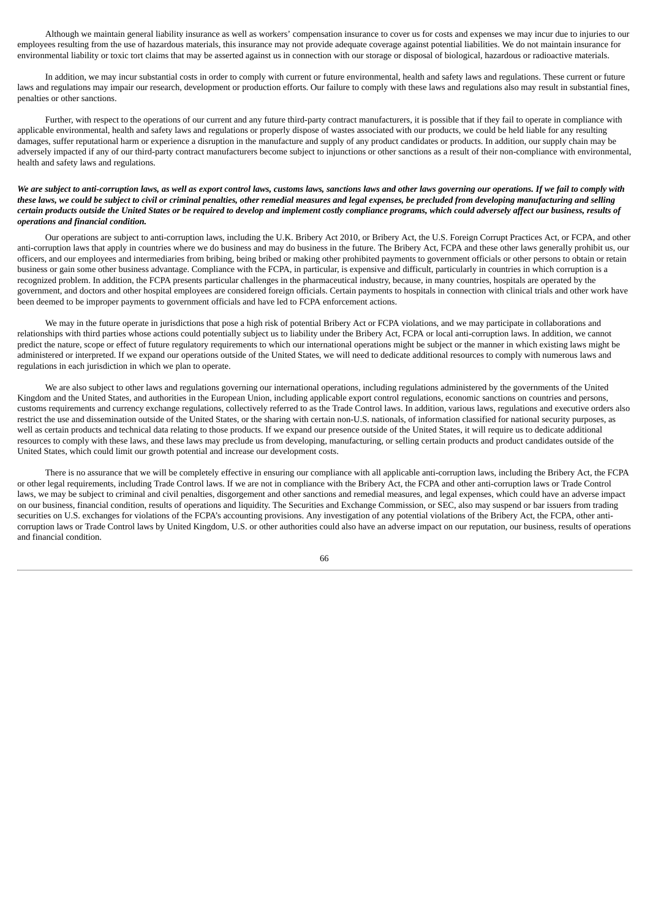Although we maintain general liability insurance as well as workers' compensation insurance to cover us for costs and expenses we may incur due to injuries to our employees resulting from the use of hazardous materials, this insurance may not provide adequate coverage against potential liabilities. We do not maintain insurance for environmental liability or toxic tort claims that may be asserted against us in connection with our storage or disposal of biological, hazardous or radioactive materials.

In addition, we may incur substantial costs in order to comply with current or future environmental, health and safety laws and regulations. These current or future laws and regulations may impair our research, development or production efforts. Our failure to comply with these laws and regulations also may result in substantial fines, penalties or other sanctions.

Further, with respect to the operations of our current and any future third-party contract manufacturers, it is possible that if they fail to operate in compliance with applicable environmental, health and safety laws and regulations or properly dispose of wastes associated with our products, we could be held liable for any resulting damages, suffer reputational harm or experience a disruption in the manufacture and supply of any product candidates or products. In addition, our supply chain may be adversely impacted if any of our third-party contract manufacturers become subject to injunctions or other sanctions as a result of their non-compliance with environmental, health and safety laws and regulations.

***We are subject to anti-corruption laws, as well as export control laws, customs laws, sanctions laws and other laws governing our operations. If we fail to comply with these laws, we could be subject to civil or criminal penalties, other remedial measures and legal expenses, be precluded from developing manufacturing and selling certain products outside the United States or be required to develop and implement costly compliance programs, which could adversely affect our business, results of operations and financial condition.***

Our operations are subject to anti-corruption laws, including the U.K. Bribery Act 2010, or Bribery Act, the U.S. Foreign Corrupt Practices Act, or FCPA, and other anti-corruption laws that apply in countries where we do business and may do business in the future. The Bribery Act, FCPA and these other laws generally prohibit us, our officers, and our employees and intermediaries from bribing, being bribed or making other prohibited payments to government officials or other persons to obtain or retain business or gain some other business advantage. Compliance with the FCPA, in particular, is expensive and difficult, particularly in countries in which corruption is a recognized problem. In addition, the FCPA presents particular challenges in the pharmaceutical industry, because, in many countries, hospitals are operated by the government, and doctors and other hospital employees are considered foreign officials. Certain payments to hospitals in connection with clinical trials and other work have been deemed to be improper payments to government officials and have led to FCPA enforcement actions.

We may in the future operate in jurisdictions that pose a high risk of potential Bribery Act or FCPA violations, and we may participate in collaborations and relationships with third parties whose actions could potentially subject us to liability under the Bribery Act, FCPA or local anti-corruption laws. In addition, we cannot predict the nature, scope or effect of future regulatory requirements to which our international operations might be subject or the manner in which existing laws might be administered or interpreted. If we expand our operations outside of the United States, we will need to dedicate additional resources to comply with numerous laws and regulations in each jurisdiction in which we plan to operate.

We are also subject to other laws and regulations governing our international operations, including regulations administered by the governments of the United Kingdom and the United States, and authorities in the European Union, including applicable export control regulations, economic sanctions on countries and persons, customs requirements and currency exchange regulations, collectively referred to as the Trade Control laws. In addition, various laws, regulations and executive orders also restrict the use and dissemination outside of the United States, or the sharing with certain non-U.S. nationals, of information classified for national security purposes, as well as certain products and technical data relating to those products. If we expand our presence outside of the United States, it will require us to dedicate additional resources to comply with these laws, and these laws may preclude us from developing, manufacturing, or selling certain products and product candidates outside of the United States, which could limit our growth potential and increase our development costs.

There is no assurance that we will be completely effective in ensuring our compliance with all applicable anti-corruption laws, including the Bribery Act, the FCPA or other legal requirements, including Trade Control laws. If we are not in compliance with the Bribery Act, the FCPA and other anti-corruption laws or Trade Control laws, we may be subject to criminal and civil penalties, disgorgement and other sanctions and remedial measures, and legal expenses, which could have an adverse impact on our business, financial condition, results of operations and liquidity. The Securities and Exchange Commission, or SEC, also may suspend or bar issuers from trading securities on U.S. exchanges for violations of the FCPA's accounting provisions. Any investigation of any potential violations of the Bribery Act, the FCPA, other anti-corruption laws or Trade Control laws by United Kingdom, U.S. or other authorities could also have an adverse impact on our reputation, our business, results of operations and financial condition.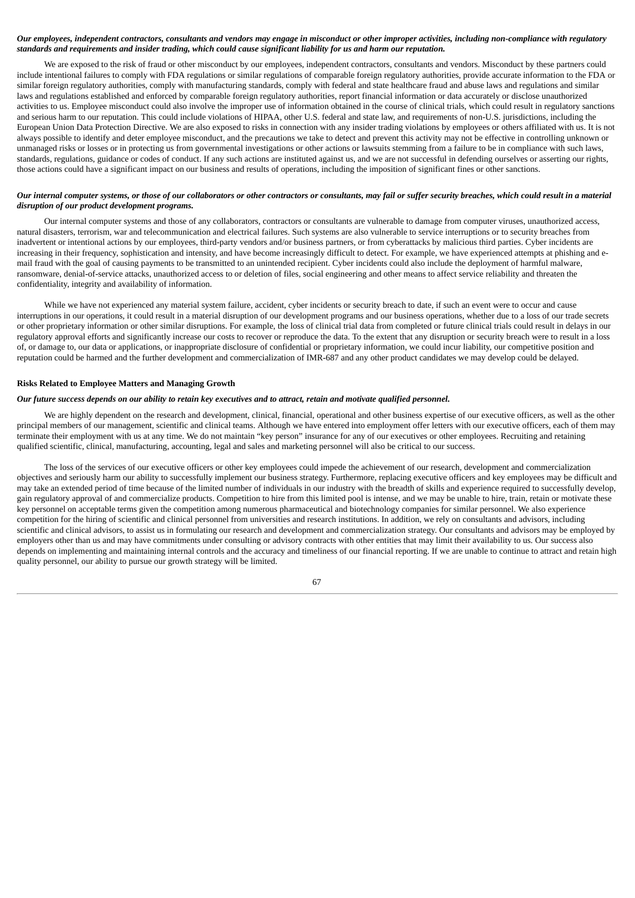***Our employees, independent contractors, consultants and vendors may engage in misconduct or other improper activities, including non-compliance with regulatory standards and requirements and insider trading, which could cause significant liability for us and harm our reputation.***

We are exposed to the risk of fraud or other misconduct by our employees, independent contractors, consultants and vendors. Misconduct by these partners could include intentional failures to comply with FDA regulations or similar regulations of comparable foreign regulatory authorities, provide accurate information to the FDA or similar foreign regulatory authorities, comply with manufacturing standards, comply with federal and state healthcare fraud and abuse laws and regulations and similar laws and regulations established and enforced by comparable foreign regulatory authorities, report financial information or data accurately or disclose unauthorized activities to us. Employee misconduct could also involve the improper use of information obtained in the course of clinical trials, which could result in regulatory sanctions and serious harm to our reputation. This could include violations of HIPAA, other U.S. federal and state law, and requirements of non-U.S. jurisdictions, including the European Union Data Protection Directive. We are also exposed to risks in connection with any insider trading violations by employees or others affiliated with us. It is not always possible to identify and deter employee misconduct, and the precautions we take to detect and prevent this activity may not be effective in controlling unknown or unmanaged risks or losses or in protecting us from governmental investigations or other actions or lawsuits stemming from a failure to be in compliance with such laws, standards, regulations, guidance or codes of conduct. If any such actions are instituted against us, and we are not successful in defending ourselves or asserting our rights, those actions could have a significant impact on our business and results of operations, including the imposition of significant fines or other sanctions.

***Our internal computer systems, or those of our collaborators or other contractors or consultants, may fail or suffer security breaches, which could result in a material disruption of our product development programs.***

Our internal computer systems and those of any collaborators, contractors or consultants are vulnerable to damage from computer viruses, unauthorized access, natural disasters, terrorism, war and telecommunication and electrical failures. Such systems are also vulnerable to service interruptions or to security breaches from inadvertent or intentional actions by our employees, third-party vendors and/or business partners, or from cyberattacks by malicious third parties. Cyber incidents are increasing in their frequency, sophistication and intensity, and have become increasingly difficult to detect. For example, we have experienced attempts at phishing and e-mail fraud with the goal of causing payments to be transmitted to an unintended recipient. Cyber incidents could also include the deployment of harmful malware, ransomware, denial-of-service attacks, unauthorized access to or deletion of files, social engineering and other means to affect service reliability and threaten the confidentiality, integrity and availability of information.

While we have not experienced any material system failure, accident, cyber incidents or security breach to date, if such an event were to occur and cause interruptions in our operations, it could result in a material disruption of our development programs and our business operations, whether due to a loss of our trade secrets or other proprietary information or other similar disruptions. For example, the loss of clinical trial data from completed or future clinical trials could result in delays in our regulatory approval efforts and significantly increase our costs to recover or reproduce the data. To the extent that any disruption or security breach were to result in a loss of, or damage to, our data or applications, or inappropriate disclosure of confidential or proprietary information, we could incur liability, our competitive position and reputation could be harmed and the further development and commercialization of IMR-687 and any other product candidates we may develop could be delayed.

**Risks Related to Employee Matters and Managing Growth**

***Our future success depends on our ability to retain key executives and to attract, retain and motivate qualified personnel.***

We are highly dependent on the research and development, clinical, financial, operational and other business expertise of our executive officers, as well as the other principal members of our management, scientific and clinical teams. Although we have entered into employment offer letters with our executive officers, each of them may terminate their employment with us at any time. We do not maintain "key person" insurance for any of our executives or other employees. Recruiting and retaining qualified scientific, clinical, manufacturing, accounting, legal and sales and marketing personnel will also be critical to our success.

The loss of the services of our executive officers or other key employees could impede the achievement of our research, development and commercialization objectives and seriously harm our ability to successfully implement our business strategy. Furthermore, replacing executive officers and key employees may be difficult and may take an extended period of time because of the limited number of individuals in our industry with the breadth of skills and experience required to successfully develop, gain regulatory approval of and commercialize products. Competition to hire from this limited pool is intense, and we may be unable to hire, train, retain or motivate these key personnel on acceptable terms given the competition among numerous pharmaceutical and biotechnology companies for similar personnel. We also experience competition for the hiring of scientific and clinical personnel from universities and research institutions. In addition, we rely on consultants and advisors, including scientific and clinical advisors, to assist us in formulating our research and development and commercialization strategy. Our consultants and advisors may be employed by employers other than us and may have commitments under consulting or advisory contracts with other entities that may limit their availability to us. Our success also depends on implementing and maintaining internal controls and the accuracy and timeliness of our financial reporting. If we are unable to continue to attract and retain high quality personnel, our ability to pursue our growth strategy will be limited.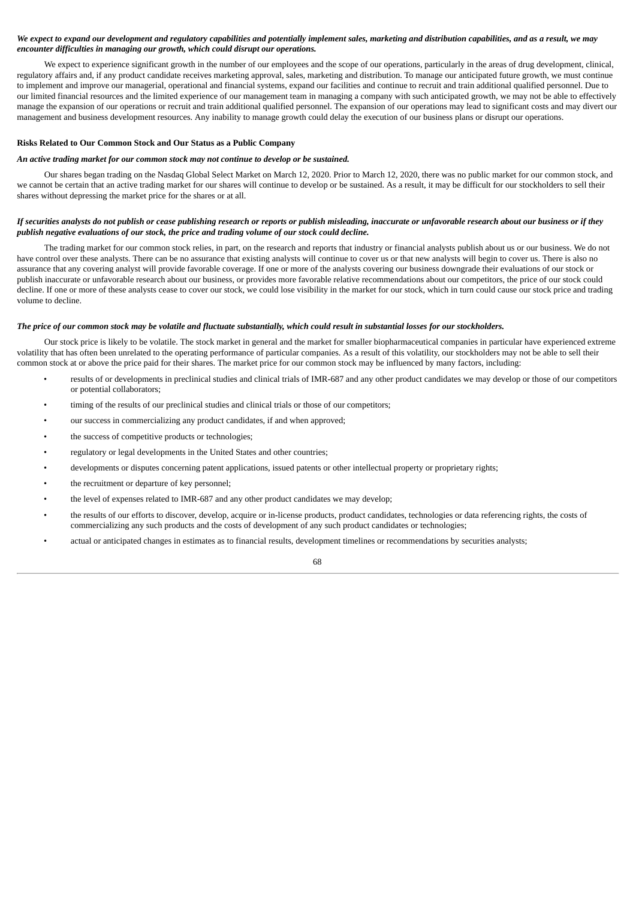***We expect to expand our development and regulatory capabilities and potentially implement sales, marketing and distribution capabilities, and as a result, we may encounter difficulties in managing our growth, which could disrupt our operations.***

We expect to experience significant growth in the number of our employees and the scope of our operations, particularly in the areas of drug development, clinical, regulatory affairs and, if any product candidate receives marketing approval, sales, marketing and distribution. To manage our anticipated future growth, we must continue to implement and improve our managerial, operational and financial systems, expand our facilities and continue to recruit and train additional qualified personnel. Due to our limited financial resources and the limited experience of our management team in managing a company with such anticipated growth, we may not be able to effectively manage the expansion of our operations or recruit and train additional qualified personnel. The expansion of our operations may lead to significant costs and may divert our management and business development resources. Any inability to manage growth could delay the execution of our business plans or disrupt our operations.

**Risks Related to Our Common Stock and Our Status as a Public Company**

***An active trading market for our common stock may not continue to develop or be sustained.***

Our shares began trading on the Nasdaq Global Select Market on March 12, 2020. Prior to March 12, 2020, there was no public market for our common stock, and we cannot be certain that an active trading market for our shares will continue to develop or be sustained. As a result, it may be difficult for our stockholders to sell their shares without depressing the market price for the shares or at all.

***If securities analysts do not publish or cease publishing research or reports or publish misleading, inaccurate or unfavorable research about our business or if they publish negative evaluations of our stock, the price and trading volume of our stock could decline.***

The trading market for our common stock relies, in part, on the research and reports that industry or financial analysts publish about us or our business. We do not have control over these analysts. There can be no assurance that existing analysts will continue to cover us or that new analysts will begin to cover us. There is also no assurance that any covering analyst will provide favorable coverage. If one or more of the analysts covering our business downgrade their evaluations of our stock or publish inaccurate or unfavorable research about our business, or provides more favorable relative recommendations about our competitors, the price of our stock could decline. If one or more of these analysts cease to cover our stock, we could lose visibility in the market for our stock, which in turn could cause our stock price and trading volume to decline.

***The price of our common stock may be volatile and fluctuate substantially, which could result in substantial losses for our stockholders.***

Our stock price is likely to be volatile. The stock market in general and the market for smaller biopharmaceutical companies in particular have experienced extreme volatility that has often been unrelated to the operating performance of particular companies. As a result of this volatility, our stockholders may not be able to sell their common stock at or above the price paid for their shares. The market price for our common stock may be influenced by many factors, including:

- results of or developments in preclinical studies and clinical trials of IMR-687 and any other product candidates we may develop or those of our competitors or potential collaborators;
- timing of the results of our preclinical studies and clinical trials or those of our competitors;
- our success in commercializing any product candidates, if and when approved;
- the success of competitive products or technologies;
- regulatory or legal developments in the United States and other countries;
- developments or disputes concerning patent applications, issued patents or other intellectual property or proprietary rights;
- the recruitment or departure of key personnel;
- the level of expenses related to IMR-687 and any other product candidates we may develop;
- the results of our efforts to discover, develop, acquire or in-license products, product candidates, technologies or data referencing rights, the costs of commercializing any such products and the costs of development of any such product candidates or technologies;
- actual or anticipated changes in estimates as to financial results, development timelines or recommendations by securities analysts;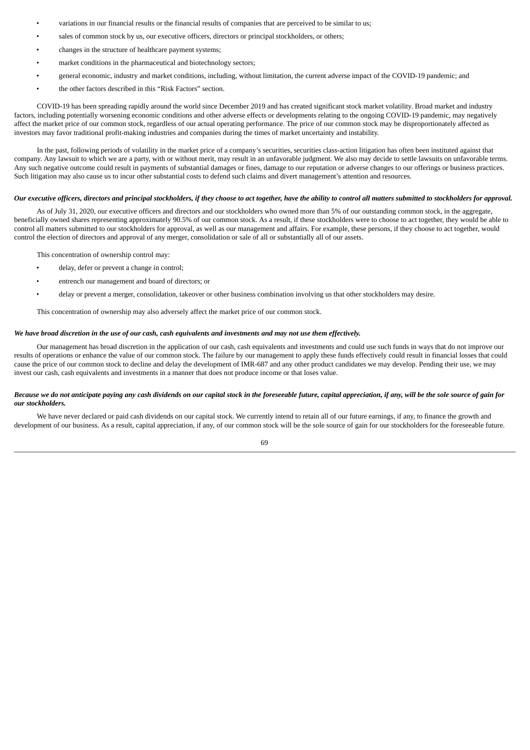- variations in our financial results or the financial results of companies that are perceived to be similar to us;
- sales of common stock by us, our executive officers, directors or principal stockholders, or others;
- changes in the structure of healthcare payment systems;
- market conditions in the pharmaceutical and biotechnology sectors;
- general economic, industry and market conditions, including, without limitation, the current adverse impact of the COVID-19 pandemic; and
- the other factors described in this "Risk Factors" section.

COVID-19 has been spreading rapidly around the world since December 2019 and has created significant stock market volatility. Broad market and industry factors, including potentially worsening economic conditions and other adverse effects or developments relating to the ongoing COVID-19 pandemic, may negatively affect the market price of our common stock, regardless of our actual operating performance. The price of our common stock may be disproportionately affected as investors may favor traditional profit-making industries and companies during the times of market uncertainty and instability.

In the past, following periods of volatility in the market price of a company's securities, securities class-action litigation has often been instituted against that company. Any lawsuit to which we are a party, with or without merit, may result in an unfavorable judgment. We also may decide to settle lawsuits on unfavorable terms. Any such negative outcome could result in payments of substantial damages or fines, damage to our reputation or adverse changes to our offerings or business practices. Such litigation may also cause us to incur other substantial costs to defend such claims and divert management's attention and resources.

***Our executive officers, directors and principal stockholders, if they choose to act together, have the ability to control all matters submitted to stockholders for approval.***

As of July 31, 2020, our executive officers and directors and our stockholders who owned more than 5% of our outstanding common stock, in the aggregate, beneficially owned shares representing approximately 90.5% of our common stock. As a result, if these stockholders were to choose to act together, they would be able to control all matters submitted to our stockholders for approval, as well as our management and affairs. For example, these persons, if they choose to act together, would control the election of directors and approval of any merger, consolidation or sale of all or substantially all of our assets.

This concentration of ownership control may:

- delay, defer or prevent a change in control;
- entrench our management and board of directors; or
- delay or prevent a merger, consolidation, takeover or other business combination involving us that other stockholders may desire.

This concentration of ownership may also adversely affect the market price of our common stock.

***We have broad discretion in the use of our cash, cash equivalents and investments and may not use them effectively.***

Our management has broad discretion in the application of our cash, cash equivalents and investments and could use such funds in ways that do not improve our results of operations or enhance the value of our common stock. The failure by our management to apply these funds effectively could result in financial losses that could cause the price of our common stock to decline and delay the development of IMR-687 and any other product candidates we may develop. Pending their use, we may invest our cash, cash equivalents and investments in a manner that does not produce income or that loses value.

***Because we do not anticipate paying any cash dividends on our capital stock in the foreseeable future, capital appreciation, if any, will be the sole source of gain for our stockholders.***

We have never declared or paid cash dividends on our capital stock. We currently intend to retain all of our future earnings, if any, to finance the growth and development of our business. As a result, capital appreciation, if any, of our common stock will be the sole source of gain for our stockholders for the foreseeable future.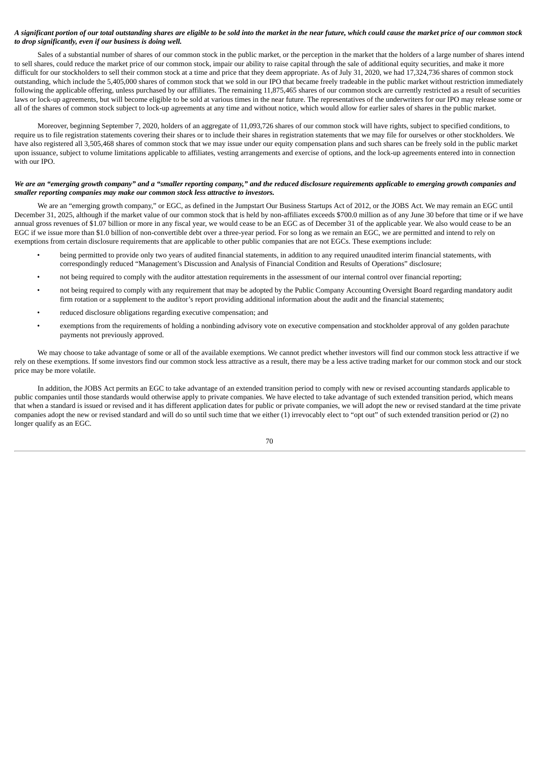***A significant portion of our total outstanding shares are eligible to be sold into the market in the near future, which could cause the market price of our common stock to drop significantly, even if our business is doing well.***

Sales of a substantial number of shares of our common stock in the public market, or the perception in the market that the holders of a large number of shares intend to sell shares, could reduce the market price of our common stock, impair our ability to raise capital through the sale of additional equity securities, and make it more difficult for our stockholders to sell their common stock at a time and price that they deem appropriate. As of July 31, 2020, we had 17,324,736 shares of common stock outstanding, which include the 5,405,000 shares of common stock that we sold in our IPO that became freely tradeable in the public market without restriction immediately following the applicable offering, unless purchased by our affiliates. The remaining 11,875,465 shares of our common stock are currently restricted as a result of securities laws or lock-up agreements, but will become eligible to be sold at various times in the near future. The representatives of the underwriters for our IPO may release some or all of the shares of common stock subject to lock-up agreements at any time and without notice, which would allow for earlier sales of shares in the public market.

Moreover, beginning September 7, 2020, holders of an aggregate of 11,093,726 shares of our common stock will have rights, subject to specified conditions, to require us to file registration statements covering their shares or to include their shares in registration statements that we may file for ourselves or other stockholders. We have also registered all 3,505,468 shares of common stock that we may issue under our equity compensation plans and such shares can be freely sold in the public market upon issuance, subject to volume limitations applicable to affiliates, vesting arrangements and exercise of options, and the lock-up agreements entered into in connection with our IPO.

***We are an "emerging growth company" and a "smaller reporting company," and the reduced disclosure requirements applicable to emerging growth companies and smaller reporting companies may make our common stock less attractive to investors.***

We are an "emerging growth company," or EGC, as defined in the Jumpstart Our Business Startups Act of 2012, or the JOBS Act. We may remain an EGC until December 31, 2025, although if the market value of our common stock that is held by non-affiliates exceeds $700.0 million as of any June 30 before that time or if we have annual gross revenues of $1.07 billion or more in any fiscal year, we would cease to be an EGC as of December 31 of the applicable year. We also would cease to be an EGC if we issue more than $1.0 billion of non-convertible debt over a three-year period. For so long as we remain an EGC, we are permitted and intend to rely on exemptions from certain disclosure requirements that are applicable to other public companies that are not EGCs. These exemptions include:

- being permitted to provide only two years of audited financial statements, in addition to any required unaudited interim financial statements, with correspondingly reduced "Management's Discussion and Analysis of Financial Condition and Results of Operations" disclosure;
- not being required to comply with the auditor attestation requirements in the assessment of our internal control over financial reporting;
- not being required to comply with any requirement that may be adopted by the Public Company Accounting Oversight Board regarding mandatory audit firm rotation or a supplement to the auditor's report providing additional information about the audit and the financial statements;
- reduced disclosure obligations regarding executive compensation; and
- exemptions from the requirements of holding a nonbinding advisory vote on executive compensation and stockholder approval of any golden parachute payments not previously approved.

We may choose to take advantage of some or all of the available exemptions. We cannot predict whether investors will find our common stock less attractive if we rely on these exemptions. If some investors find our common stock less attractive as a result, there may be a less active trading market for our common stock and our stock price may be more volatile.

In addition, the JOBS Act permits an EGC to take advantage of an extended transition period to comply with new or revised accounting standards applicable to public companies until those standards would otherwise apply to private companies. We have elected to take advantage of such extended transition period, which means that when a standard is issued or revised and it has different application dates for public or private companies, we will adopt the new or revised standard at the time private companies adopt the new or revised standard and will do so until such time that we either (1) irrevocably elect to "opt out" of such extended transition period or (2) no longer qualify as an EGC.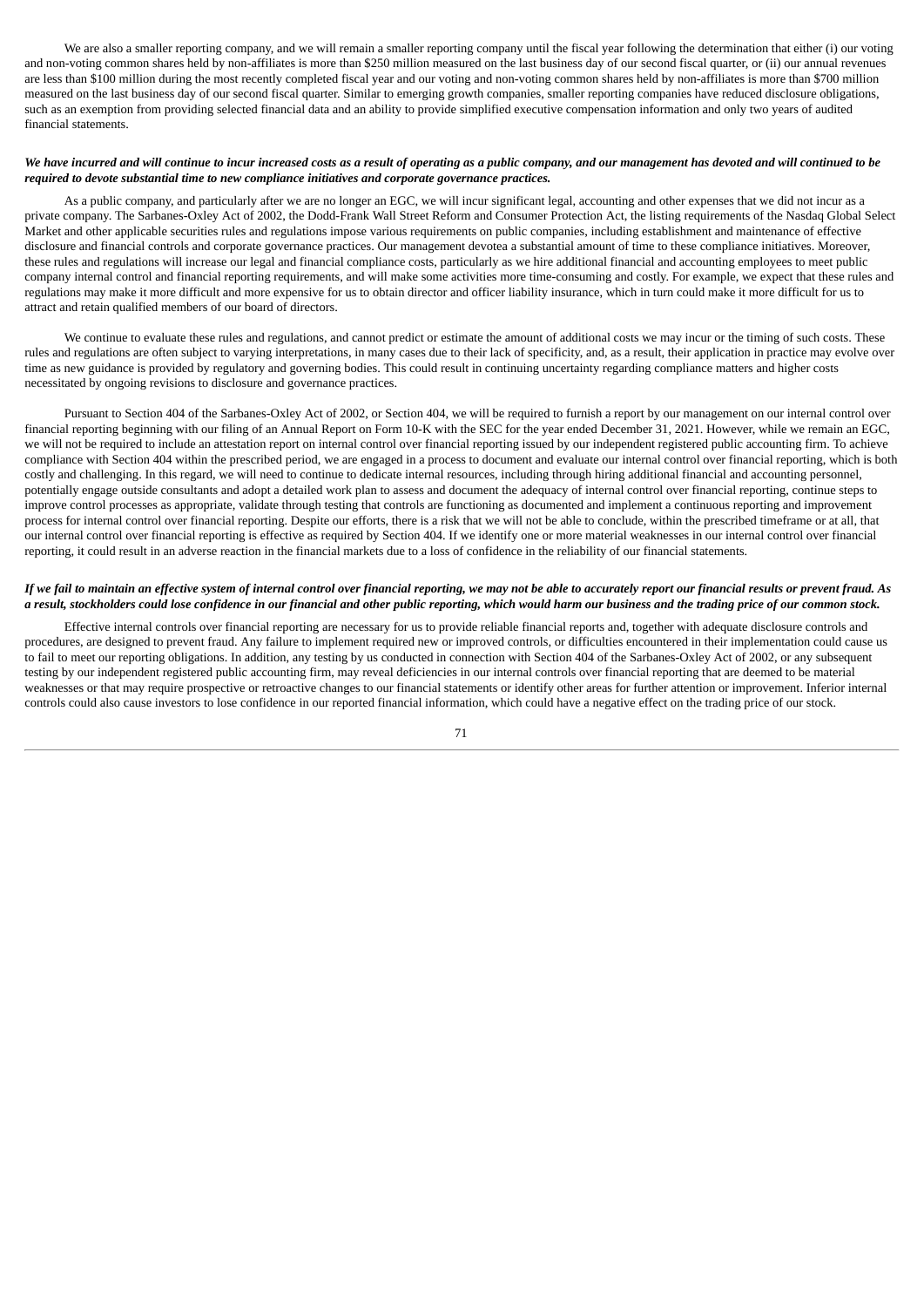We are also a smaller reporting company, and we will remain a smaller reporting company until the fiscal year following the determination that either (i) our voting and non-voting common shares held by non-affiliates is more than $250 million measured on the last business day of our second fiscal quarter, or (ii) our annual revenues are less than $100 million during the most recently completed fiscal year and our voting and non-voting common shares held by non-affiliates is more than $700 million measured on the last business day of our second fiscal quarter. Similar to emerging growth companies, smaller reporting companies have reduced disclosure obligations, such as an exemption from providing selected financial data and an ability to provide simplified executive compensation information and only two years of audited financial statements.

***We have incurred and will continue to incur increased costs as a result of operating as a public company, and our management has devoted and will continued to be required to devote substantial time to new compliance initiatives and corporate governance practices.***

As a public company, and particularly after we are no longer an EGC, we will incur significant legal, accounting and other expenses that we did not incur as a private company. The Sarbanes-Oxley Act of 2002, the Dodd-Frank Wall Street Reform and Consumer Protection Act, the listing requirements of the Nasdaq Global Select Market and other applicable securities rules and regulations impose various requirements on public companies, including establishment and maintenance of effective disclosure and financial controls and corporate governance practices. Our management devotea a substantial amount of time to these compliance initiatives. Moreover, these rules and regulations will increase our legal and financial compliance costs, particularly as we hire additional financial and accounting employees to meet public company internal control and financial reporting requirements, and will make some activities more time-consuming and costly. For example, we expect that these rules and regulations may make it more difficult and more expensive for us to obtain director and officer liability insurance, which in turn could make it more difficult for us to attract and retain qualified members of our board of directors.

We continue to evaluate these rules and regulations, and cannot predict or estimate the amount of additional costs we may incur or the timing of such costs. These rules and regulations are often subject to varying interpretations, in many cases due to their lack of specificity, and, as a result, their application in practice may evolve over time as new guidance is provided by regulatory and governing bodies. This could result in continuing uncertainty regarding compliance matters and higher costs necessitated by ongoing revisions to disclosure and governance practices.

Pursuant to Section 404 of the Sarbanes-Oxley Act of 2002, or Section 404, we will be required to furnish a report by our management on our internal control over financial reporting beginning with our filing of an Annual Report on Form 10-K with the SEC for the year ended December 31, 2021. However, while we remain an EGC, we will not be required to include an attestation report on internal control over financial reporting issued by our independent registered public accounting firm. To achieve compliance with Section 404 within the prescribed period, we are engaged in a process to document and evaluate our internal control over financial reporting, which is both costly and challenging. In this regard, we will need to continue to dedicate internal resources, including through hiring additional financial and accounting personnel, potentially engage outside consultants and adopt a detailed work plan to assess and document the adequacy of internal control over financial reporting, continue steps to improve control processes as appropriate, validate through testing that controls are functioning as documented and implement a continuous reporting and improvement process for internal control over financial reporting. Despite our efforts, there is a risk that we will not be able to conclude, within the prescribed timeframe or at all, that our internal control over financial reporting is effective as required by Section 404. If we identify one or more material weaknesses in our internal control over financial reporting, it could result in an adverse reaction in the financial markets due to a loss of confidence in the reliability of our financial statements.

***If we fail to maintain an effective system of internal control over financial reporting, we may not be able to accurately report our financial results or prevent fraud. As a result, stockholders could lose confidence in our financial and other public reporting, which would harm our business and the trading price of our common stock.***

Effective internal controls over financial reporting are necessary for us to provide reliable financial reports and, together with adequate disclosure controls and procedures, are designed to prevent fraud. Any failure to implement required new or improved controls, or difficulties encountered in their implementation could cause us to fail to meet our reporting obligations. In addition, any testing by us conducted in connection with Section 404 of the Sarbanes-Oxley Act of 2002, or any subsequent testing by our independent registered public accounting firm, may reveal deficiencies in our internal controls over financial reporting that are deemed to be material weaknesses or that may require prospective or retroactive changes to our financial statements or identify other areas for further attention or improvement. Inferior internal controls could also cause investors to lose confidence in our reported financial information, which could have a negative effect on the trading price of our stock.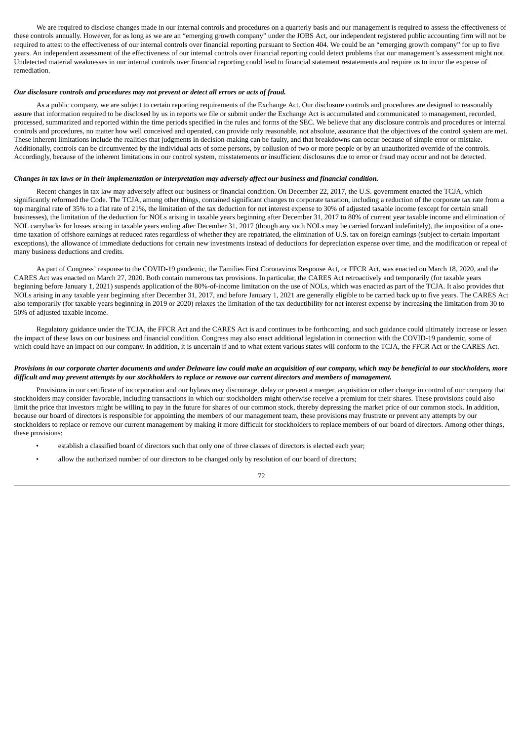We are required to disclose changes made in our internal controls and procedures on a quarterly basis and our management is required to assess the effectiveness of these controls annually. However, for as long as we are an "emerging growth company" under the JOBS Act, our independent registered public accounting firm will not be required to attest to the effectiveness of our internal controls over financial reporting pursuant to Section 404. We could be an "emerging growth company" for up to five years. An independent assessment of the effectiveness of our internal controls over financial reporting could detect problems that our management's assessment might not. Undetected material weaknesses in our internal controls over financial reporting could lead to financial statement restatements and require us to incur the expense of remediation.

***Our disclosure controls and procedures may not prevent or detect all errors or acts of fraud.***

As a public company, we are subject to certain reporting requirements of the Exchange Act. Our disclosure controls and procedures are designed to reasonably assure that information required to be disclosed by us in reports we file or submit under the Exchange Act is accumulated and communicated to management, recorded, processed, summarized and reported within the time periods specified in the rules and forms of the SEC. We believe that any disclosure controls and procedures or internal controls and procedures, no matter how well conceived and operated, can provide only reasonable, not absolute, assurance that the objectives of the control system are met. These inherent limitations include the realities that judgments in decision-making can be faulty, and that breakdowns can occur because of simple error or mistake. Additionally, controls can be circumvented by the individual acts of some persons, by collusion of two or more people or by an unauthorized override of the controls. Accordingly, because of the inherent limitations in our control system, misstatements or insufficient disclosures due to error or fraud may occur and not be detected.

***Changes in tax laws or in their implementation or interpretation may adversely affect our business and financial condition.***

Recent changes in tax law may adversely affect our business or financial condition. On December 22, 2017, the U.S. government enacted the TCJA, which significantly reformed the Code. The TCJA, among other things, contained significant changes to corporate taxation, including a reduction of the corporate tax rate from a top marginal rate of 35% to a flat rate of 21%, the limitation of the tax deduction for net interest expense to 30% of adjusted taxable income (except for certain small businesses), the limitation of the deduction for NOLs arising in taxable years beginning after December 31, 2017 to 80% of current year taxable income and elimination of NOL carrybacks for losses arising in taxable years ending after December 31, 2017 (though any such NOLs may be carried forward indefinitely), the imposition of a one-time taxation of offshore earnings at reduced rates regardless of whether they are repatriated, the elimination of U.S. tax on foreign earnings (subject to certain important exceptions), the allowance of immediate deductions for certain new investments instead of deductions for depreciation expense over time, and the modification or repeal of many business deductions and credits.

As part of Congress' response to the COVID-19 pandemic, the Families First Coronavirus Response Act, or FFCR Act, was enacted on March 18, 2020, and the CARES Act was enacted on March 27, 2020. Both contain numerous tax provisions. In particular, the CARES Act retroactively and temporarily (for taxable years beginning before January 1, 2021) suspends application of the 80%-of-income limitation on the use of NOLs, which was enacted as part of the TCJA. It also provides that NOLs arising in any taxable year beginning after December 31, 2017, and before January 1, 2021 are generally eligible to be carried back up to five years. The CARES Act also temporarily (for taxable years beginning in 2019 or 2020) relaxes the limitation of the tax deductibility for net interest expense by increasing the limitation from 30 to 50% of adjusted taxable income.

Regulatory guidance under the TCJA, the FFCR Act and the CARES Act is and continues to be forthcoming, and such guidance could ultimately increase or lessen the impact of these laws on our business and financial condition. Congress may also enact additional legislation in connection with the COVID-19 pandemic, some of which could have an impact on our company. In addition, it is uncertain if and to what extent various states will conform to the TCJA, the FFCR Act or the CARES Act.

***Provisions in our corporate charter documents and under Delaware law could make an acquisition of our company, which may be beneficial to our stockholders, more difficult and may prevent attempts by our stockholders to replace or remove our current directors and members of management.***

Provisions in our certificate of incorporation and our bylaws may discourage, delay or prevent a merger, acquisition or other change in control of our company that stockholders may consider favorable, including transactions in which our stockholders might otherwise receive a premium for their shares. These provisions could also limit the price that investors might be willing to pay in the future for shares of our common stock, thereby depressing the market price of our common stock. In addition, because our board of directors is responsible for appointing the members of our management team, these provisions may frustrate or prevent any attempts by our stockholders to replace or remove our current management by making it more difficult for stockholders to replace members of our board of directors. Among other things, these provisions:

- establish a classified board of directors such that only one of three classes of directors is elected each year;
- allow the authorized number of our directors to be changed only by resolution of our board of directors;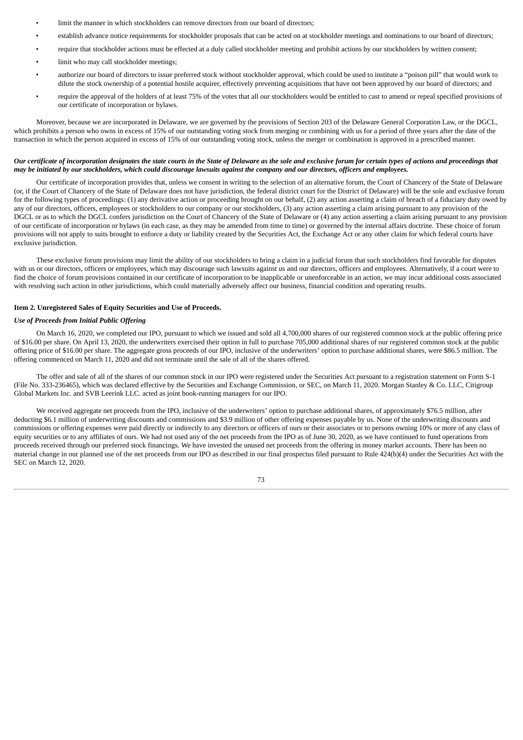- limit the manner in which stockholders can remove directors from our board of directors;
- establish advance notice requirements for stockholder proposals that can be acted on at stockholder meetings and nominations to our board of directors;
- require that stockholder actions must be effected at a duly called stockholder meeting and prohibit actions by our stockholders by written consent;
- limit who may call stockholder meetings;
- authorize our board of directors to issue preferred stock without stockholder approval, which could be used to institute a "poison pill" that would work to dilute the stock ownership of a potential hostile acquirer, effectively preventing acquisitions that have not been approved by our board of directors; and
- require the approval of the holders of at least 75% of the votes that all our stockholders would be entitled to cast to amend or repeal specified provisions of our certificate of incorporation or bylaws.

Moreover, because we are incorporated in Delaware, we are governed by the provisions of Section 203 of the Delaware General Corporation Law, or the DGCL, which prohibits a person who owns in excess of 15% of our outstanding voting stock from merging or combining with us for a period of three years after the date of the transaction in which the person acquired in excess of 15% of our outstanding voting stock, unless the merger or combination is approved in a prescribed manner.

***Our certificate of incorporation designates the state courts in the State of Delaware as the sole and exclusive forum for certain types of actions and proceedings that may be initiated by our stockholders, which could discourage lawsuits against the company and our directors, officers and employees.***

Our certificate of incorporation provides that, unless we consent in writing to the selection of an alternative forum, the Court of Chancery of the State of Delaware (or, if the Court of Chancery of the State of Delaware does not have jurisdiction, the federal district court for the District of Delaware) will be the sole and exclusive forum for the following types of proceedings: (1) any derivative action or proceeding brought on our behalf, (2) any action asserting a claim of breach of a fiduciary duty owed by any of our directors, officers, employees or stockholders to our company or our stockholders, (3) any action asserting a claim arising pursuant to any provision of the DGCL or as to which the DGCL confers jurisdiction on the Court of Chancery of the State of Delaware or (4) any action asserting a claim arising pursuant to any provision of our certificate of incorporation or bylaws (in each case, as they may be amended from time to time) or governed by the internal affairs doctrine. These choice of forum provisions will not apply to suits brought to enforce a duty or liability created by the Securities Act, the Exchange Act or any other claim for which federal courts have exclusive jurisdiction.

These exclusive forum provisions may limit the ability of our stockholders to bring a claim in a judicial forum that such stockholders find favorable for disputes with us or our directors, officers or employees, which may discourage such lawsuits against us and our directors, officers and employees. Alternatively, if a court were to find the choice of forum provisions contained in our certificate of incorporation to be inapplicable or unenforceable in an action, we may incur additional costs associated with resolving such action in other jurisdictions, which could materially adversely affect our business, financial condition and operating results.

**Item 2. Unregistered Sales of Equity Securities and Use of Proceeds.**

***Use of Proceeds from Initial Public Offering***

On March 16, 2020, we completed our IPO, pursuant to which we issued and sold all 4,700,000 shares of our registered common stock at the public offering price of $16.00 per share. On April 13, 2020, the underwriters exercised their option in full to purchase 705,000 additional shares of our registered common stock at the public offering price of $16.00 per share. The aggregate gross proceeds of our IPO, inclusive of the underwriters' option to purchase additional shares, were $86.5 million. The offering commenced on March 11, 2020 and did not terminate until the sale of all of the shares offered.

The offer and sale of all of the shares of our common stock in our IPO were registered under the Securities Act pursuant to a registration statement on Form S-1 (File No. 333-236465), which was declared effective by the Securities and Exchange Commission, or SEC, on March 11, 2020. Morgan Stanley & Co. LLC, Citigroup Global Markets Inc. and SVB Leerink LLC. acted as joint book-running managers for our IPO.

We received aggregate net proceeds from the IPO, inclusive of the underwriters' option to purchase additional shares, of approximately $76.5 million, after deducting $6.1 million of underwriting discounts and commissions and $3.9 million of other offering expenses payable by us. None of the underwriting discounts and commissions or offering expenses were paid directly or indirectly to any directors or officers of ours or their associates or to persons owning 10% or more of any class of equity securities or to any affiliates of ours. We had not used any of the net proceeds from the IPO as of June 30, 2020, as we have continued to fund operations from proceeds received through our preferred stock financings. We have invested the unused net proceeds from the offering in money market accounts. There has been no material change in our planned use of the net proceeds from our IPO as described in our final prospectus filed pursuant to Rule 424(b)(4) under the Securities Act with the SEC on March 12, 2020.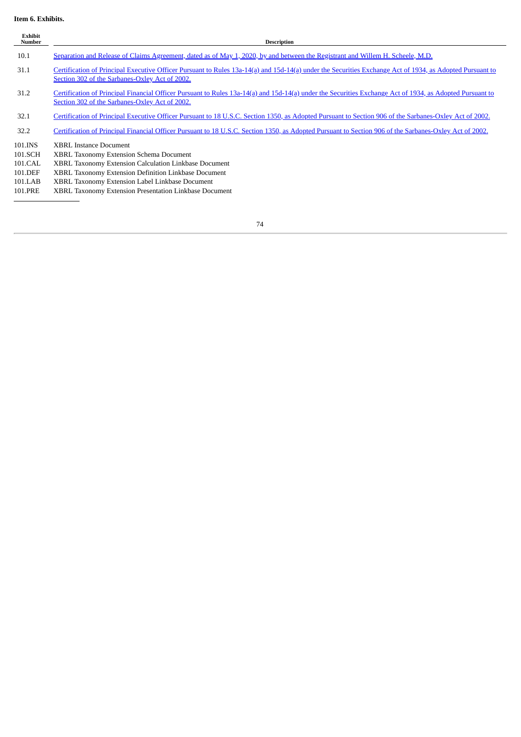**Item 6. Exhibits.**

| Exhibit Number | Description |
|---|---|
| 10.1 | Separation and Release of Claims Agreement, dated as of May 1, 2020, by and between the Registrant and Willem H. Scheele, M.D. |
| 31.1 | Certification of Principal Executive Officer Pursuant to Rules 13a-14(a) and 15d-14(a) under the Securities Exchange Act of 1934, as Adopted Pursuant to Section 302 of the Sarbanes-Oxley Act of 2002. |
| 31.2 | Certification of Principal Financial Officer Pursuant to Rules 13a-14(a) and 15d-14(a) under the Securities Exchange Act of 1934, as Adopted Pursuant to Section 302 of the Sarbanes-Oxley Act of 2002. |
| 32.1 | Certification of Principal Executive Officer Pursuant to 18 U.S.C. Section 1350, as Adopted Pursuant to Section 906 of the Sarbanes-Oxley Act of 2002. |
| 32.2 | Certification of Principal Financial Officer Pursuant to 18 U.S.C. Section 1350, as Adopted Pursuant to Section 906 of the Sarbanes-Oxley Act of 2002. |
| 101.INS | XBRL Instance Document |
| 101.SCH | XBRL Taxonomy Extension Schema Document |
| 101.CAL | XBRL Taxonomy Extension Calculation Linkbase Document |
| 101.DEF | XBRL Taxonomy Extension Definition Linkbase Document |
| 101.LAB | XBRL Taxonomy Extension Label Linkbase Document |
| 101.PRE | XBRL Taxonomy Extension Presentation Linkbase Document |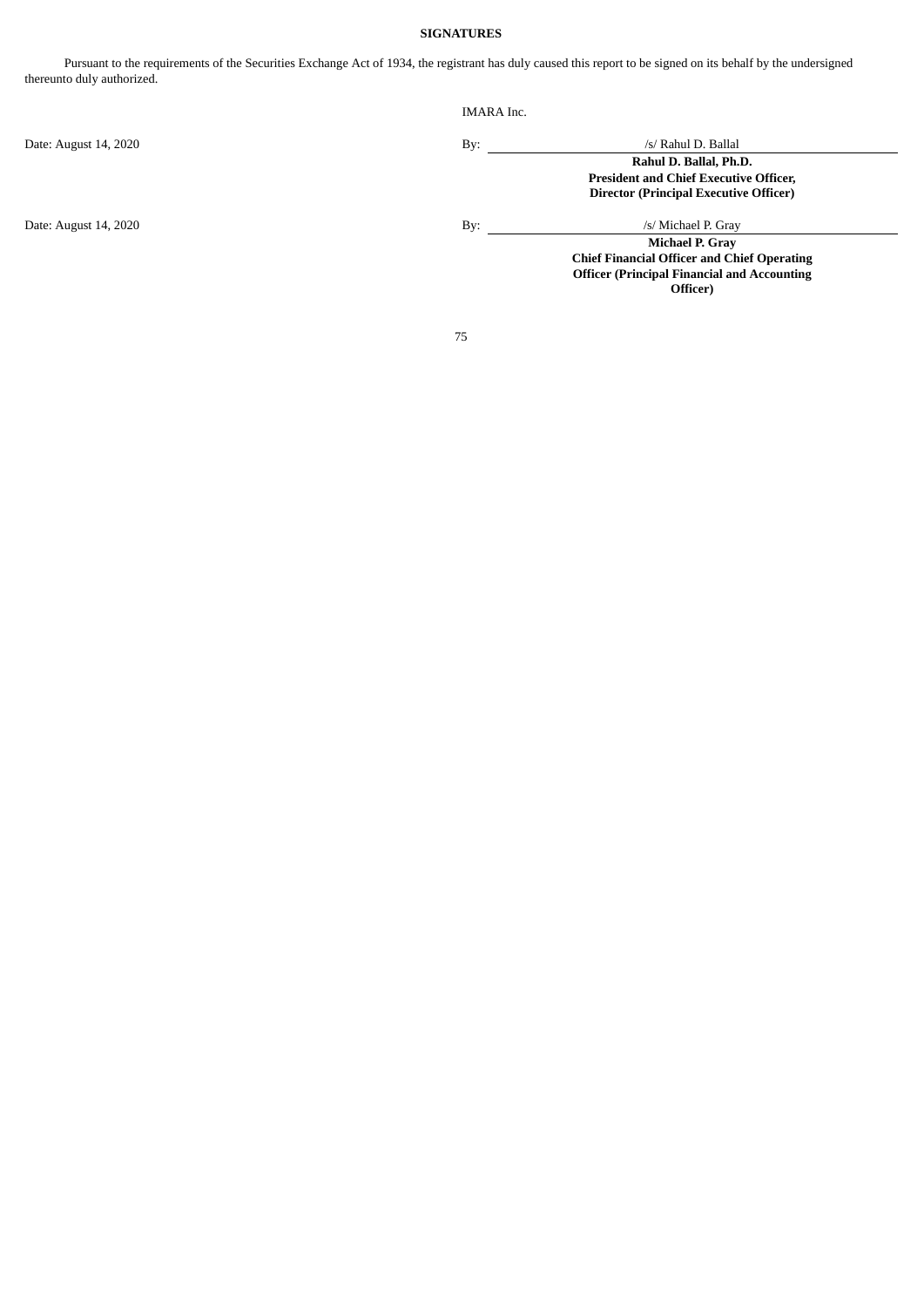**SIGNATURES**

Pursuant to the requirements of the Securities Exchange Act of 1934, the registrant has duly caused this report to be signed on its behalf by the undersigned thereunto duly authorized.

IMARA Inc.

| | | |
|---|---|---|
| Date: August 14, 2020 | By: | /s/ Rahul D. Ballal |
| | | **Rahul D. Ballal, Ph.D.** |
| | | **President and Chief Executive Officer, Director (Principal Executive Officer)** |
| Date: August 14, 2020 | By: | /s/ Michael P. Gray |
| | | **Michael P. Gray** |
| | | **Chief Financial Officer and Chief Operating Officer (Principal Financial and Accounting Officer)** |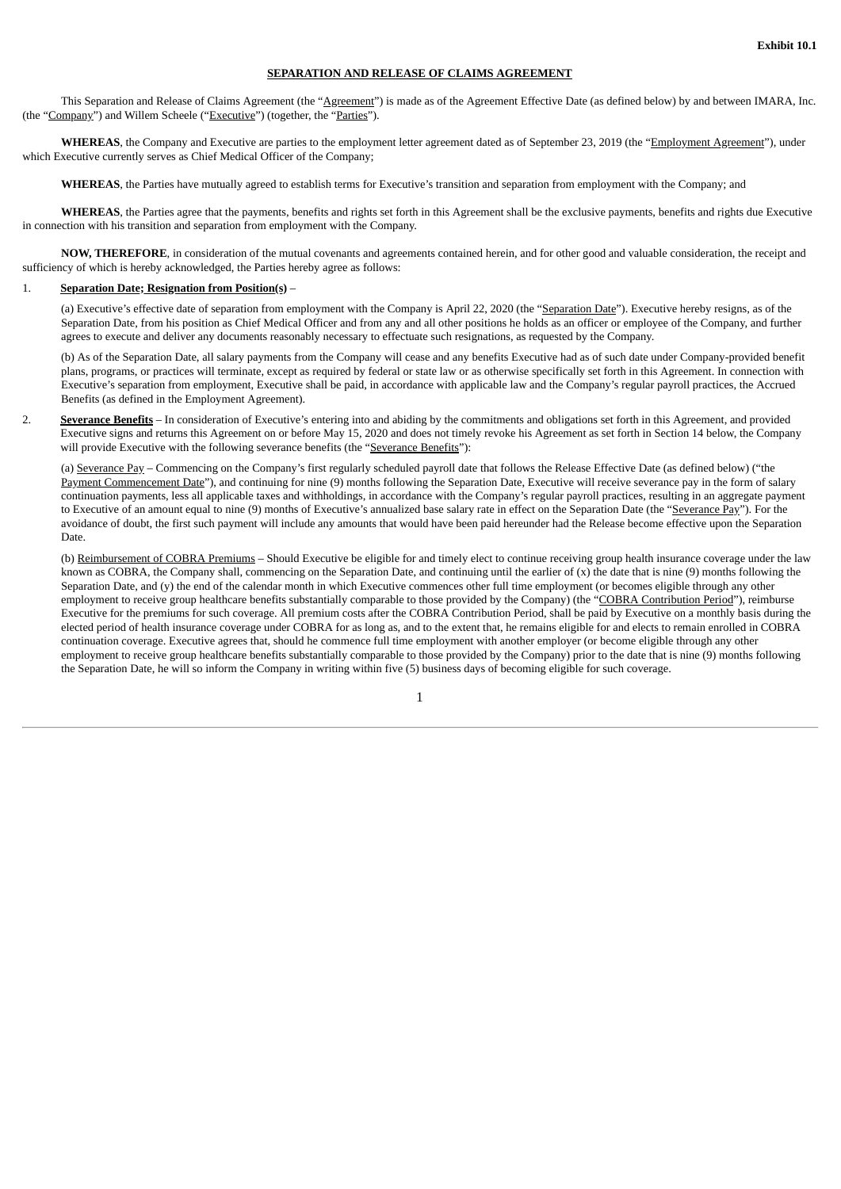**Exhibit 10.1**

**SEPARATION AND RELEASE OF CLAIMS AGREEMENT**

This Separation and Release of Claims Agreement (the "Agreement") is made as of the Agreement Effective Date (as defined below) by and between IMARA, Inc. (the "Company") and Willem Scheele ("Executive") (together, the "Parties").

**WHEREAS**, the Company and Executive are parties to the employment letter agreement dated as of September 23, 2019 (the "Employment Agreement"), under which Executive currently serves as Chief Medical Officer of the Company;

**WHEREAS**, the Parties have mutually agreed to establish terms for Executive's transition and separation from employment with the Company; and

**WHEREAS**, the Parties agree that the payments, benefits and rights set forth in this Agreement shall be the exclusive payments, benefits and rights due Executive in connection with his transition and separation from employment with the Company.

**NOW, THEREFORE**, in consideration of the mutual covenants and agreements contained herein, and for other good and valuable consideration, the receipt and sufficiency of which is hereby acknowledged, the Parties hereby agree as follows:

1. **Separation Date; Resignation from Position(s)** –

(a) Executive's effective date of separation from employment with the Company is April 22, 2020 (the "Separation Date"). Executive hereby resigns, as of the Separation Date, from his position as Chief Medical Officer and from any and all other positions he holds as an officer or employee of the Company, and further agrees to execute and deliver any documents reasonably necessary to effectuate such resignations, as requested by the Company.

(b) As of the Separation Date, all salary payments from the Company will cease and any benefits Executive had as of such date under Company-provided benefit plans, programs, or practices will terminate, except as required by federal or state law or as otherwise specifically set forth in this Agreement. In connection with Executive's separation from employment, Executive shall be paid, in accordance with applicable law and the Company's regular payroll practices, the Accrued Benefits (as defined in the Employment Agreement).

2. **Severance Benefits** – In consideration of Executive's entering into and abiding by the commitments and obligations set forth in this Agreement, and provided Executive signs and returns this Agreement on or before May 15, 2020 and does not timely revoke his Agreement as set forth in Section 14 below, the Company will provide Executive with the following severance benefits (the "Severance Benefits"):

(a) Severance Pay – Commencing on the Company's first regularly scheduled payroll date that follows the Release Effective Date (as defined below) ("the Payment Commencement Date"), and continuing for nine (9) months following the Separation Date, Executive will receive severance pay in the form of salary continuation payments, less all applicable taxes and withholdings, in accordance with the Company's regular payroll practices, resulting in an aggregate payment to Executive of an amount equal to nine (9) months of Executive's annualized base salary rate in effect on the Separation Date (the "Severance Pay"). For the avoidance of doubt, the first such payment will include any amounts that would have been paid hereunder had the Release become effective upon the Separation Date.

(b) Reimbursement of COBRA Premiums – Should Executive be eligible for and timely elect to continue receiving group health insurance coverage under the law known as COBRA, the Company shall, commencing on the Separation Date, and continuing until the earlier of (x) the date that is nine (9) months following the Separation Date, and (y) the end of the calendar month in which Executive commences other full time employment (or becomes eligible through any other employment to receive group healthcare benefits substantially comparable to those provided by the Company) (the "COBRA Contribution Period"), reimburse Executive for the premiums for such coverage. All premium costs after the COBRA Contribution Period, shall be paid by Executive on a monthly basis during the elected period of health insurance coverage under COBRA for as long as, and to the extent that, he remains eligible for and elects to remain enrolled in COBRA continuation coverage. Executive agrees that, should he commence full time employment with another employer (or become eligible through any other employment to receive group healthcare benefits substantially comparable to those provided by the Company) prior to the date that is nine (9) months following the Separation Date, he will so inform the Company in writing within five (5) business days of becoming eligible for such coverage.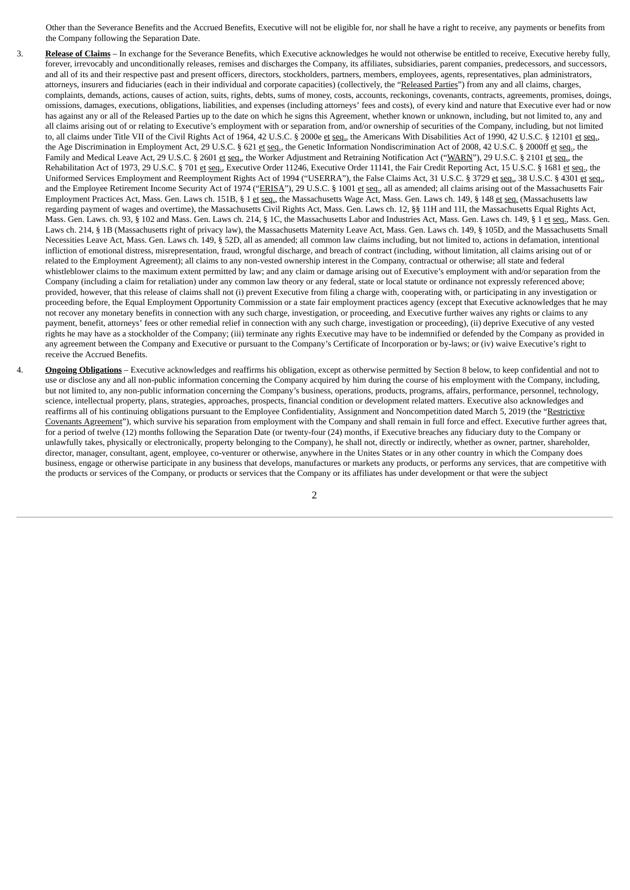Other than the Severance Benefits and the Accrued Benefits, Executive will not be eligible for, nor shall he have a right to receive, any payments or benefits from the Company following the Separation Date.

3. **Release of Claims** – In exchange for the Severance Benefits, which Executive acknowledges he would not otherwise be entitled to receive, Executive hereby fully, forever, irrevocably and unconditionally releases, remises and discharges the Company, its affiliates, subsidiaries, parent companies, predecessors, and successors, and all of its and their respective past and present officers, directors, stockholders, partners, members, employees, agents, representatives, plan administrators, attorneys, insurers and fiduciaries (each in their individual and corporate capacities) (collectively, the "Released Parties") from any and all claims, charges, complaints, demands, actions, causes of action, suits, rights, debts, sums of money, costs, accounts, reckonings, covenants, contracts, agreements, promises, doings, omissions, damages, executions, obligations, liabilities, and expenses (including attorneys' fees and costs), of every kind and nature that Executive ever had or now has against any or all of the Released Parties up to the date on which he signs this Agreement, whether known or unknown, including, but not limited to, any and all claims arising out of or relating to Executive's employment with or separation from, and/or ownership of securities of the Company, including, but not limited to, all claims under Title VII of the Civil Rights Act of 1964, 42 U.S.C. § 2000e et seq., the Americans With Disabilities Act of 1990, 42 U.S.C. § 12101 et seq., the Age Discrimination in Employment Act, 29 U.S.C. § 621 et seq., the Genetic Information Nondiscrimination Act of 2008, 42 U.S.C. § 2000ff et seq., the Family and Medical Leave Act, 29 U.S.C. § 2601 et seq., the Worker Adjustment and Retraining Notification Act ("WARN"), 29 U.S.C. § 2101 et seq., the Rehabilitation Act of 1973, 29 U.S.C. § 701 et seq., Executive Order 11246, Executive Order 11141, the Fair Credit Reporting Act, 15 U.S.C. § 1681 et seq., the Uniformed Services Employment and Reemployment Rights Act of 1994 ("USERRA"), the False Claims Act, 31 U.S.C. § 3729 et seq., 38 U.S.C. § 4301 et seq., and the Employee Retirement Income Security Act of 1974 ("ERISA"), 29 U.S.C. § 1001 et seq., all as amended; all claims arising out of the Massachusetts Fair Employment Practices Act, Mass. Gen. Laws ch. 151B, § 1 et seq., the Massachusetts Wage Act, Mass. Gen. Laws ch. 149, § 148 et seq. (Massachusetts law regarding payment of wages and overtime), the Massachusetts Civil Rights Act, Mass. Gen. Laws ch. 12, §§ 11H and 11I, the Massachusetts Equal Rights Act, Mass. Gen. Laws. ch. 93, § 102 and Mass. Gen. Laws ch. 214, § 1C, the Massachusetts Labor and Industries Act, Mass. Gen. Laws ch. 149, § 1 et seq., Mass. Gen. Laws ch. 214, § 1B (Massachusetts right of privacy law), the Massachusetts Maternity Leave Act, Mass. Gen. Laws ch. 149, § 105D, and the Massachusetts Small Necessities Leave Act, Mass. Gen. Laws ch. 149, § 52D, all as amended; all common law claims including, but not limited to, actions in defamation, intentional infliction of emotional distress, misrepresentation, fraud, wrongful discharge, and breach of contract (including, without limitation, all claims arising out of or related to the Employment Agreement); all claims to any non-vested ownership interest in the Company, contractual or otherwise; all state and federal whistleblower claims to the maximum extent permitted by law; and any claim or damage arising out of Executive's employment with and/or separation from the Company (including a claim for retaliation) under any common law theory or any federal, state or local statute or ordinance not expressly referenced above; provided, however, that this release of claims shall not (i) prevent Executive from filing a charge with, cooperating with, or participating in any investigation or proceeding before, the Equal Employment Opportunity Commission or a state fair employment practices agency (except that Executive acknowledges that he may not recover any monetary benefits in connection with any such charge, investigation, or proceeding, and Executive further waives any rights or claims to any payment, benefit, attorneys' fees or other remedial relief in connection with any such charge, investigation or proceeding), (ii) deprive Executive of any vested rights he may have as a stockholder of the Company; (iii) terminate any rights Executive may have to be indemnified or defended by the Company as provided in any agreement between the Company and Executive or pursuant to the Company's Certificate of Incorporation or by-laws; or (iv) waive Executive's right to receive the Accrued Benefits.

4. **Ongoing Obligations** – Executive acknowledges and reaffirms his obligation, except as otherwise permitted by Section 8 below, to keep confidential and not to use or disclose any and all non-public information concerning the Company acquired by him during the course of his employment with the Company, including, but not limited to, any non-public information concerning the Company's business, operations, products, programs, affairs, performance, personnel, technology, science, intellectual property, plans, strategies, approaches, prospects, financial condition or development related matters. Executive also acknowledges and reaffirms all of his continuing obligations pursuant to the Employee Confidentiality, Assignment and Noncompetition dated March 5, 2019 (the "Restrictive Covenants Agreement"), which survive his separation from employment with the Company and shall remain in full force and effect. Executive further agrees that, for a period of twelve (12) months following the Separation Date (or twenty-four (24) months, if Executive breaches any fiduciary duty to the Company or unlawfully takes, physically or electronically, property belonging to the Company), he shall not, directly or indirectly, whether as owner, partner, shareholder, director, manager, consultant, agent, employee, co-venturer or otherwise, anywhere in the Unites States or in any other country in which the Company does business, engage or otherwise participate in any business that develops, manufactures or markets any products, or performs any services, that are competitive with the products or services of the Company, or products or services that the Company or its affiliates has under development or that were the subject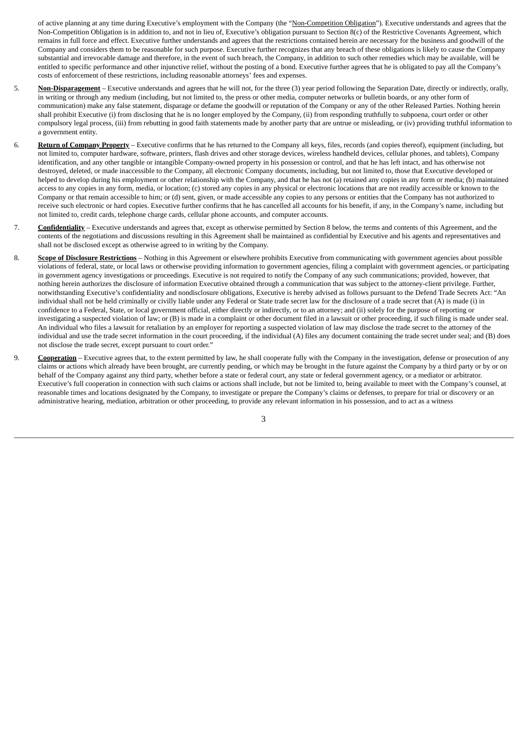of active planning at any time during Executive's employment with the Company (the "Non-Competition Obligation"). Executive understands and agrees that the Non-Competition Obligation is in addition to, and not in lieu of, Executive's obligation pursuant to Section 8(c) of the Restrictive Covenants Agreement, which remains in full force and effect. Executive further understands and agrees that the restrictions contained herein are necessary for the business and goodwill of the Company and considers them to be reasonable for such purpose. Executive further recognizes that any breach of these obligations is likely to cause the Company substantial and irrevocable damage and therefore, in the event of such breach, the Company, in addition to such other remedies which may be available, will be entitled to specific performance and other injunctive relief, without the posting of a bond. Executive further agrees that he is obligated to pay all the Company's costs of enforcement of these restrictions, including reasonable attorneys' fees and expenses.

5. **Non-Disparagement** – Executive understands and agrees that he will not, for the three (3) year period following the Separation Date, directly or indirectly, orally, in writing or through any medium (including, but not limited to, the press or other media, computer networks or bulletin boards, or any other form of communication) make any false statement, disparage or defame the goodwill or reputation of the Company or any of the other Released Parties. Nothing herein shall prohibit Executive (i) from disclosing that he is no longer employed by the Company, (ii) from responding truthfully to subpoena, court order or other compulsory legal process, (iii) from rebutting in good faith statements made by another party that are untrue or misleading, or (iv) providing truthful information to a government entity.

6. **Return of Company Property** – Executive confirms that he has returned to the Company all keys, files, records (and copies thereof), equipment (including, but not limited to, computer hardware, software, printers, flash drives and other storage devices, wireless handheld devices, cellular phones, and tablets), Company identification, and any other tangible or intangible Company-owned property in his possession or control, and that he has left intact, and has otherwise not destroyed, deleted, or made inaccessible to the Company, all electronic Company documents, including, but not limited to, those that Executive developed or helped to develop during his employment or other relationship with the Company, and that he has not (a) retained any copies in any form or media; (b) maintained access to any copies in any form, media, or location; (c) stored any copies in any physical or electronic locations that are not readily accessible or known to the Company or that remain accessible to him; or (d) sent, given, or made accessible any copies to any persons or entities that the Company has not authorized to receive such electronic or hard copies. Executive further confirms that he has cancelled all accounts for his benefit, if any, in the Company's name, including but not limited to, credit cards, telephone charge cards, cellular phone accounts, and computer accounts.

7. **Confidentiality** – Executive understands and agrees that, except as otherwise permitted by Section 8 below, the terms and contents of this Agreement, and the contents of the negotiations and discussions resulting in this Agreement shall be maintained as confidential by Executive and his agents and representatives and shall not be disclosed except as otherwise agreed to in writing by the Company.

8. **Scope of Disclosure Restrictions** – Nothing in this Agreement or elsewhere prohibits Executive from communicating with government agencies about possible violations of federal, state, or local laws or otherwise providing information to government agencies, filing a complaint with government agencies, or participating in government agency investigations or proceedings. Executive is not required to notify the Company of any such communications; provided, however, that nothing herein authorizes the disclosure of information Executive obtained through a communication that was subject to the attorney-client privilege. Further, notwithstanding Executive's confidentiality and nondisclosure obligations, Executive is hereby advised as follows pursuant to the Defend Trade Secrets Act: "An individual shall not be held criminally or civilly liable under any Federal or State trade secret law for the disclosure of a trade secret that (A) is made (i) in confidence to a Federal, State, or local government official, either directly or indirectly, or to an attorney; and (ii) solely for the purpose of reporting or investigating a suspected violation of law; or (B) is made in a complaint or other document filed in a lawsuit or other proceeding, if such filing is made under seal. An individual who files a lawsuit for retaliation by an employer for reporting a suspected violation of law may disclose the trade secret to the attorney of the individual and use the trade secret information in the court proceeding, if the individual (A) files any document containing the trade secret under seal; and (B) does not disclose the trade secret, except pursuant to court order."

9. **Cooperation** – Executive agrees that, to the extent permitted by law, he shall cooperate fully with the Company in the investigation, defense or prosecution of any claims or actions which already have been brought, are currently pending, or which may be brought in the future against the Company by a third party or by or on behalf of the Company against any third party, whether before a state or federal court, any state or federal government agency, or a mediator or arbitrator. Executive's full cooperation in connection with such claims or actions shall include, but not be limited to, being available to meet with the Company's counsel, at reasonable times and locations designated by the Company, to investigate or prepare the Company's claims or defenses, to prepare for trial or discovery or an administrative hearing, mediation, arbitration or other proceeding, to provide any relevant information in his possession, and to act as a witness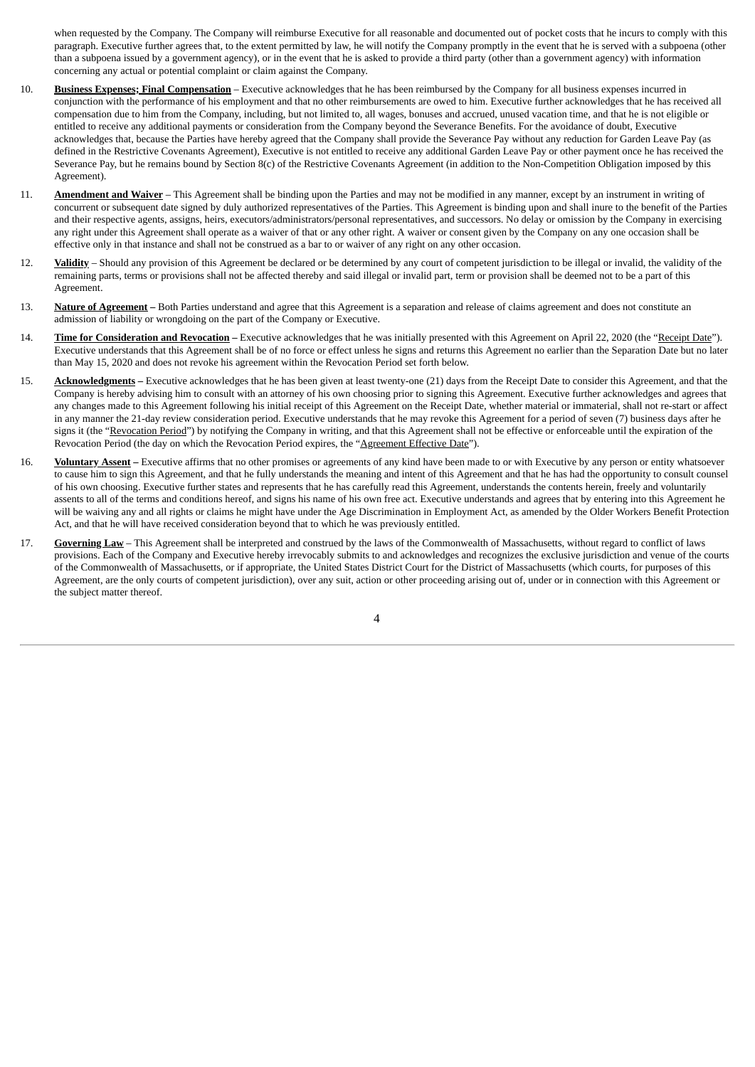when requested by the Company. The Company will reimburse Executive for all reasonable and documented out of pocket costs that he incurs to comply with this paragraph. Executive further agrees that, to the extent permitted by law, he will notify the Company promptly in the event that he is served with a subpoena (other than a subpoena issued by a government agency), or in the event that he is asked to provide a third party (other than a government agency) with information concerning any actual or potential complaint or claim against the Company.

10. **Business Expenses; Final Compensation** – Executive acknowledges that he has been reimbursed by the Company for all business expenses incurred in conjunction with the performance of his employment and that no other reimbursements are owed to him. Executive further acknowledges that he has received all compensation due to him from the Company, including, but not limited to, all wages, bonuses and accrued, unused vacation time, and that he is not eligible or entitled to receive any additional payments or consideration from the Company beyond the Severance Benefits. For the avoidance of doubt, Executive acknowledges that, because the Parties have hereby agreed that the Company shall provide the Severance Pay without any reduction for Garden Leave Pay (as defined in the Restrictive Covenants Agreement), Executive is not entitled to receive any additional Garden Leave Pay or other payment once he has received the Severance Pay, but he remains bound by Section 8(c) of the Restrictive Covenants Agreement (in addition to the Non-Competition Obligation imposed by this Agreement).

11. **Amendment and Waiver** – This Agreement shall be binding upon the Parties and may not be modified in any manner, except by an instrument in writing of concurrent or subsequent date signed by duly authorized representatives of the Parties. This Agreement is binding upon and shall inure to the benefit of the Parties and their respective agents, assigns, heirs, executors/administrators/personal representatives, and successors. No delay or omission by the Company in exercising any right under this Agreement shall operate as a waiver of that or any other right. A waiver or consent given by the Company on any one occasion shall be effective only in that instance and shall not be construed as a bar to or waiver of any right on any other occasion.

12. **Validity** – Should any provision of this Agreement be declared or be determined by any court of competent jurisdiction to be illegal or invalid, the validity of the remaining parts, terms or provisions shall not be affected thereby and said illegal or invalid part, term or provision shall be deemed not to be a part of this Agreement.

13. **Nature of Agreement –** Both Parties understand and agree that this Agreement is a separation and release of claims agreement and does not constitute an admission of liability or wrongdoing on the part of the Company or Executive.

14. **Time for Consideration and Revocation –** Executive acknowledges that he was initially presented with this Agreement on April 22, 2020 (the "Receipt Date"). Executive understands that this Agreement shall be of no force or effect unless he signs and returns this Agreement no earlier than the Separation Date but no later than May 15, 2020 and does not revoke his agreement within the Revocation Period set forth below.

15. **Acknowledgments –** Executive acknowledges that he has been given at least twenty-one (21) days from the Receipt Date to consider this Agreement, and that the Company is hereby advising him to consult with an attorney of his own choosing prior to signing this Agreement. Executive further acknowledges and agrees that any changes made to this Agreement following his initial receipt of this Agreement on the Receipt Date, whether material or immaterial, shall not re-start or affect in any manner the 21-day review consideration period. Executive understands that he may revoke this Agreement for a period of seven (7) business days after he signs it (the "Revocation Period") by notifying the Company in writing, and that this Agreement shall not be effective or enforceable until the expiration of the Revocation Period (the day on which the Revocation Period expires, the "Agreement Effective Date").

16. **Voluntary Assent –** Executive affirms that no other promises or agreements of any kind have been made to or with Executive by any person or entity whatsoever to cause him to sign this Agreement, and that he fully understands the meaning and intent of this Agreement and that he has had the opportunity to consult counsel of his own choosing. Executive further states and represents that he has carefully read this Agreement, understands the contents herein, freely and voluntarily assents to all of the terms and conditions hereof, and signs his name of his own free act. Executive understands and agrees that by entering into this Agreement he will be waiving any and all rights or claims he might have under the Age Discrimination in Employment Act, as amended by the Older Workers Benefit Protection Act, and that he will have received consideration beyond that to which he was previously entitled.

17. **Governing Law** – This Agreement shall be interpreted and construed by the laws of the Commonwealth of Massachusetts, without regard to conflict of laws provisions. Each of the Company and Executive hereby irrevocably submits to and acknowledges and recognizes the exclusive jurisdiction and venue of the courts of the Commonwealth of Massachusetts, or if appropriate, the United States District Court for the District of Massachusetts (which courts, for purposes of this Agreement, are the only courts of competent jurisdiction), over any suit, action or other proceeding arising out of, under or in connection with this Agreement or the subject matter thereof.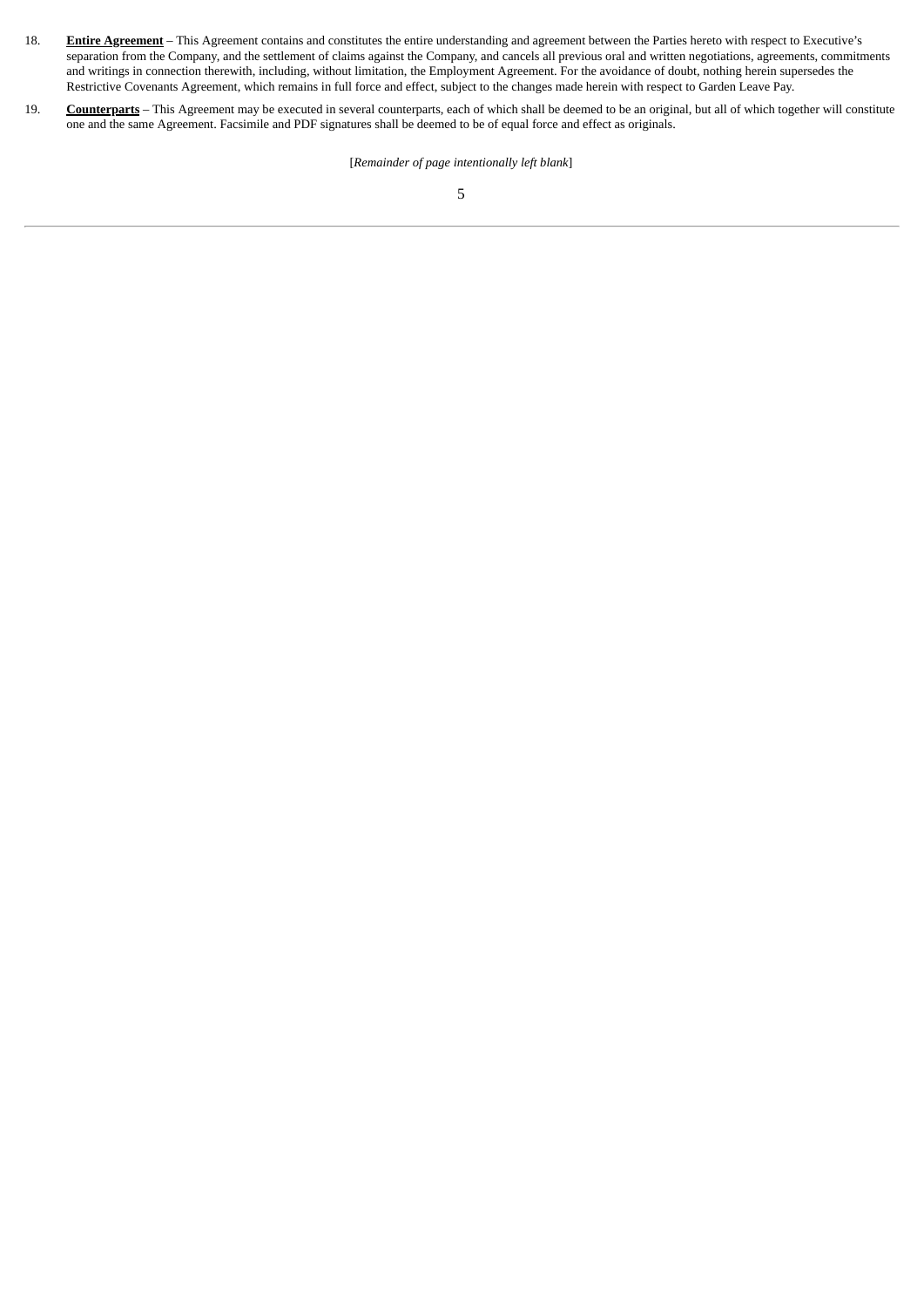18. **Entire Agreement** – This Agreement contains and constitutes the entire understanding and agreement between the Parties hereto with respect to Executive's separation from the Company, and the settlement of claims against the Company, and cancels all previous oral and written negotiations, agreements, commitments and writings in connection therewith, including, without limitation, the Employment Agreement. For the avoidance of doubt, nothing herein supersedes the Restrictive Covenants Agreement, which remains in full force and effect, subject to the changes made herein with respect to Garden Leave Pay.

19. **Counterparts** – This Agreement may be executed in several counterparts, each of which shall be deemed to be an original, but all of which together will constitute one and the same Agreement. Facsimile and PDF signatures shall be deemed to be of equal force and effect as originals.

[*Remainder of page intentionally left blank*]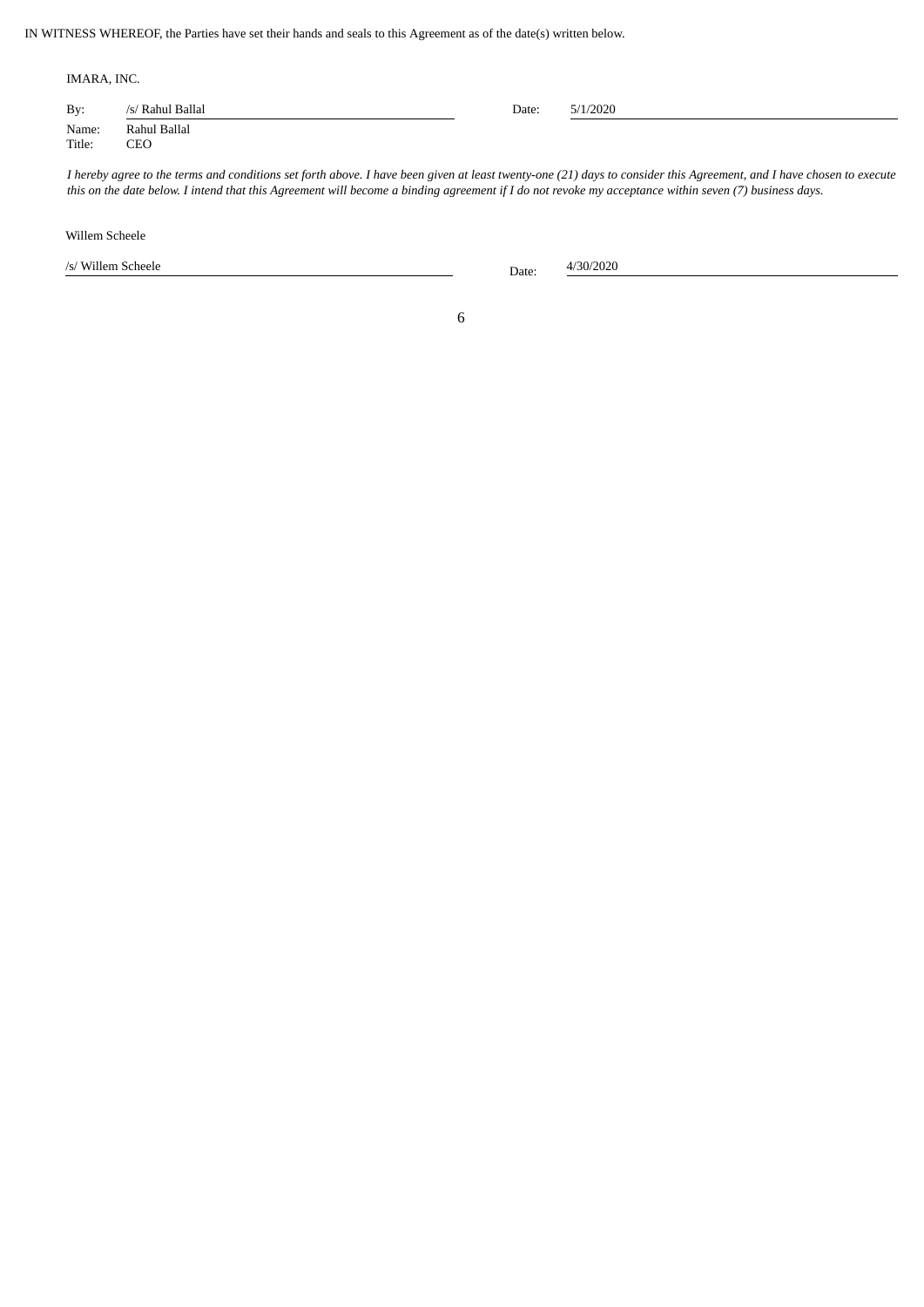IN WITNESS WHEREOF, the Parties have set their hands and seals to this Agreement as of the date(s) written below.

IMARA, INC.

| | | | |
|---|---|---|---|
| By: | /s/ Rahul Ballal | Date: | 5/1/2020 |
| Name: | Rahul Ballal | | |
| Title: | CEO | | |

*I hereby agree to the terms and conditions set forth above. I have been given at least twenty-one (21) days to consider this Agreement, and I have chosen to execute this on the date below. I intend that this Agreement will become a binding agreement if I do not revoke my acceptance within seven (7) business days.*

Willem Scheele

| | | |
|---|---|---|
| /s/ Willem Scheele | Date: | 4/30/2020 |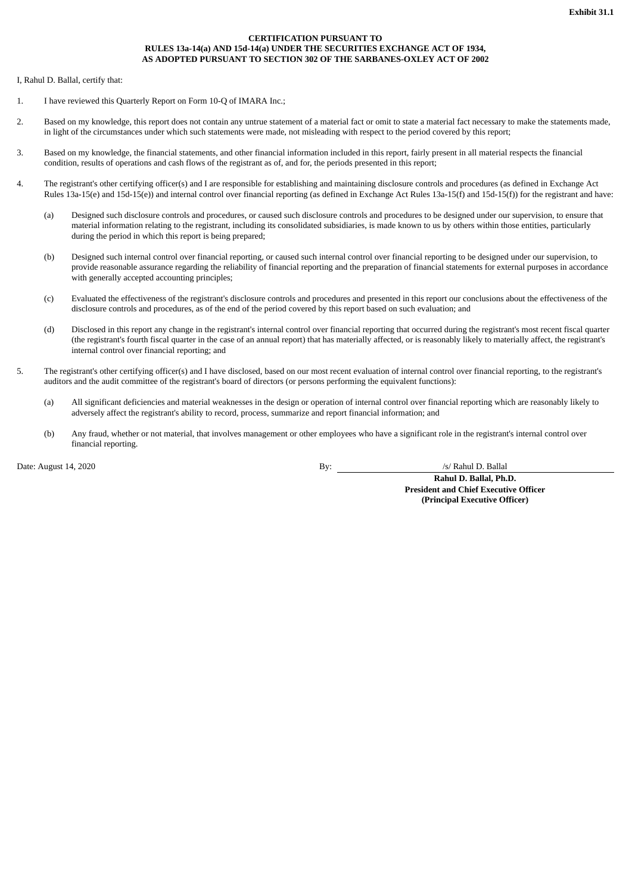**Exhibit 31.1**

**CERTIFICATION PURSUANT TO**
**RULES 13a-14(a) AND 15d-14(a) UNDER THE SECURITIES EXCHANGE ACT OF 1934,**
**AS ADOPTED PURSUANT TO SECTION 302 OF THE SARBANES-OXLEY ACT OF 2002**

I, Rahul D. Ballal, certify that:

1. I have reviewed this Quarterly Report on Form 10-Q of IMARA Inc.;

2. Based on my knowledge, this report does not contain any untrue statement of a material fact or omit to state a material fact necessary to make the statements made, in light of the circumstances under which such statements were made, not misleading with respect to the period covered by this report;

3. Based on my knowledge, the financial statements, and other financial information included in this report, fairly present in all material respects the financial condition, results of operations and cash flows of the registrant as of, and for, the periods presented in this report;

4. The registrant's other certifying officer(s) and I are responsible for establishing and maintaining disclosure controls and procedures (as defined in Exchange Act Rules 13a-15(e) and 15d-15(e)) and internal control over financial reporting (as defined in Exchange Act Rules 13a-15(f) and 15d-15(f)) for the registrant and have:

   (a) Designed such disclosure controls and procedures, or caused such disclosure controls and procedures to be designed under our supervision, to ensure that material information relating to the registrant, including its consolidated subsidiaries, is made known to us by others within those entities, particularly during the period in which this report is being prepared;

   (b) Designed such internal control over financial reporting, or caused such internal control over financial reporting to be designed under our supervision, to provide reasonable assurance regarding the reliability of financial reporting and the preparation of financial statements for external purposes in accordance with generally accepted accounting principles;

   (c) Evaluated the effectiveness of the registrant's disclosure controls and procedures and presented in this report our conclusions about the effectiveness of the disclosure controls and procedures, as of the end of the period covered by this report based on such evaluation; and

   (d) Disclosed in this report any change in the registrant's internal control over financial reporting that occurred during the registrant's most recent fiscal quarter (the registrant's fourth fiscal quarter in the case of an annual report) that has materially affected, or is reasonably likely to materially affect, the registrant's internal control over financial reporting; and

5. The registrant's other certifying officer(s) and I have disclosed, based on our most recent evaluation of internal control over financial reporting, to the registrant's auditors and the audit committee of the registrant's board of directors (or persons performing the equivalent functions):

   (a) All significant deficiencies and material weaknesses in the design or operation of internal control over financial reporting which are reasonably likely to adversely affect the registrant's ability to record, process, summarize and report financial information; and

   (b) Any fraud, whether or not material, that involves management or other employees who have a significant role in the registrant's internal control over financial reporting.

Date: August 14, 2020

By: /s/ Rahul D. Ballal
**Rahul D. Ballal, Ph.D.**
**President and Chief Executive Officer**
**(Principal Executive Officer)**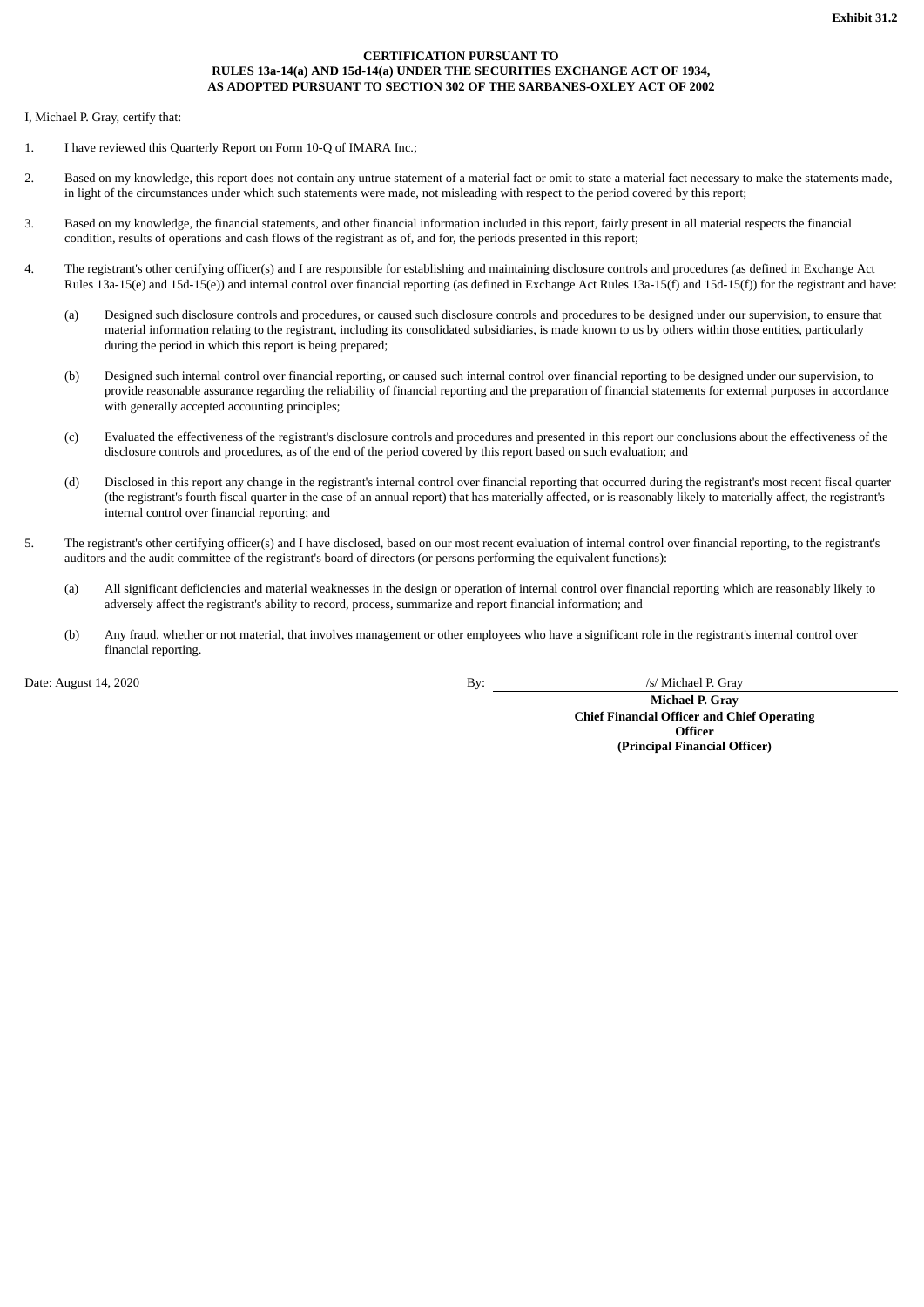**Exhibit 31.2**

**CERTIFICATION PURSUANT TO
RULES 13a-14(a) AND 15d-14(a) UNDER THE SECURITIES EXCHANGE ACT OF 1934,
AS ADOPTED PURSUANT TO SECTION 302 OF THE SARBANES-OXLEY ACT OF 2002**

I, Michael P. Gray, certify that:

1. I have reviewed this Quarterly Report on Form 10-Q of IMARA Inc.;

2. Based on my knowledge, this report does not contain any untrue statement of a material fact or omit to state a material fact necessary to make the statements made, in light of the circumstances under which such statements were made, not misleading with respect to the period covered by this report;

3. Based on my knowledge, the financial statements, and other financial information included in this report, fairly present in all material respects the financial condition, results of operations and cash flows of the registrant as of, and for, the periods presented in this report;

4. The registrant's other certifying officer(s) and I are responsible for establishing and maintaining disclosure controls and procedures (as defined in Exchange Act Rules 13a-15(e) and 15d-15(e)) and internal control over financial reporting (as defined in Exchange Act Rules 13a-15(f) and 15d-15(f)) for the registrant and have:

   (a) Designed such disclosure controls and procedures, or caused such disclosure controls and procedures to be designed under our supervision, to ensure that material information relating to the registrant, including its consolidated subsidiaries, is made known to us by others within those entities, particularly during the period in which this report is being prepared;

   (b) Designed such internal control over financial reporting, or caused such internal control over financial reporting to be designed under our supervision, to provide reasonable assurance regarding the reliability of financial reporting and the preparation of financial statements for external purposes in accordance with generally accepted accounting principles;

   (c) Evaluated the effectiveness of the registrant's disclosure controls and procedures and presented in this report our conclusions about the effectiveness of the disclosure controls and procedures, as of the end of the period covered by this report based on such evaluation; and

   (d) Disclosed in this report any change in the registrant's internal control over financial reporting that occurred during the registrant's most recent fiscal quarter (the registrant's fourth fiscal quarter in the case of an annual report) that has materially affected, or is reasonably likely to materially affect, the registrant's internal control over financial reporting; and

5. The registrant's other certifying officer(s) and I have disclosed, based on our most recent evaluation of internal control over financial reporting, to the registrant's auditors and the audit committee of the registrant's board of directors (or persons performing the equivalent functions):

   (a) All significant deficiencies and material weaknesses in the design or operation of internal control over financial reporting which are reasonably likely to adversely affect the registrant's ability to record, process, summarize and report financial information; and

   (b) Any fraud, whether or not material, that involves management or other employees who have a significant role in the registrant's internal control over financial reporting.

Date: August 14, 2020

By: /s/ Michael P. Gray

**Michael P. Gray**
**Chief Financial Officer and Chief Operating Officer**
**(Principal Financial Officer)**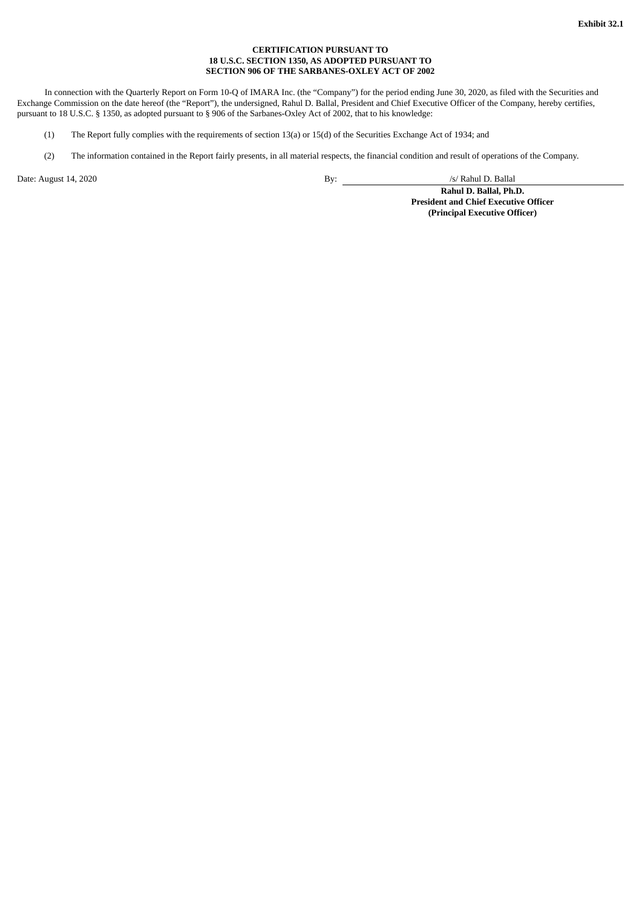**Exhibit 32.1**

**CERTIFICATION PURSUANT TO**
**18 U.S.C. SECTION 1350, AS ADOPTED PURSUANT TO**
**SECTION 906 OF THE SARBANES-OXLEY ACT OF 2002**

In connection with the Quarterly Report on Form 10-Q of IMARA Inc. (the "Company") for the period ending June 30, 2020, as filed with the Securities and Exchange Commission on the date hereof (the "Report"), the undersigned, Rahul D. Ballal, President and Chief Executive Officer of the Company, hereby certifies, pursuant to 18 U.S.C. § 1350, as adopted pursuant to § 906 of the Sarbanes-Oxley Act of 2002, that to his knowledge:

(1) The Report fully complies with the requirements of section 13(a) or 15(d) of the Securities Exchange Act of 1934; and

(2) The information contained in the Report fairly presents, in all material respects, the financial condition and result of operations of the Company.

Date: August 14, 2020

By: /s/ Rahul D. Ballal

**Rahul D. Ballal, Ph.D.**
**President and Chief Executive Officer**
**(Principal Executive Officer)**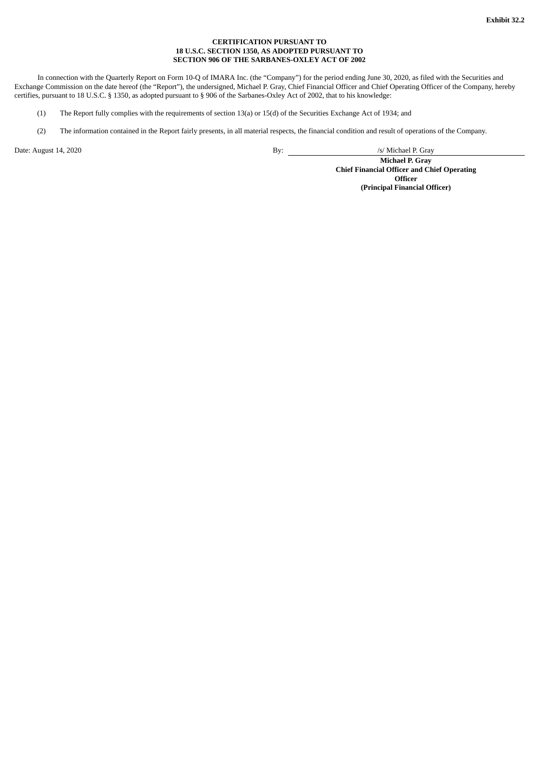**Exhibit 32.2**

**CERTIFICATION PURSUANT TO
18 U.S.C. SECTION 1350, AS ADOPTED PURSUANT TO
SECTION 906 OF THE SARBANES-OXLEY ACT OF 2002**

In connection with the Quarterly Report on Form 10-Q of IMARA Inc. (the "Company") for the period ending June 30, 2020, as filed with the Securities and Exchange Commission on the date hereof (the "Report"), the undersigned, Michael P. Gray, Chief Financial Officer and Chief Operating Officer of the Company, hereby certifies, pursuant to 18 U.S.C. § 1350, as adopted pursuant to § 906 of the Sarbanes-Oxley Act of 2002, that to his knowledge:

(1) The Report fully complies with the requirements of section 13(a) or 15(d) of the Securities Exchange Act of 1934; and

(2) The information contained in the Report fairly presents, in all material respects, the financial condition and result of operations of the Company.

Date: August 14, 2020

By: /s/ Michael P. Gray
**Michael P. Gray**
**Chief Financial Officer and Chief Operating Officer**
**(Principal Financial Officer)**